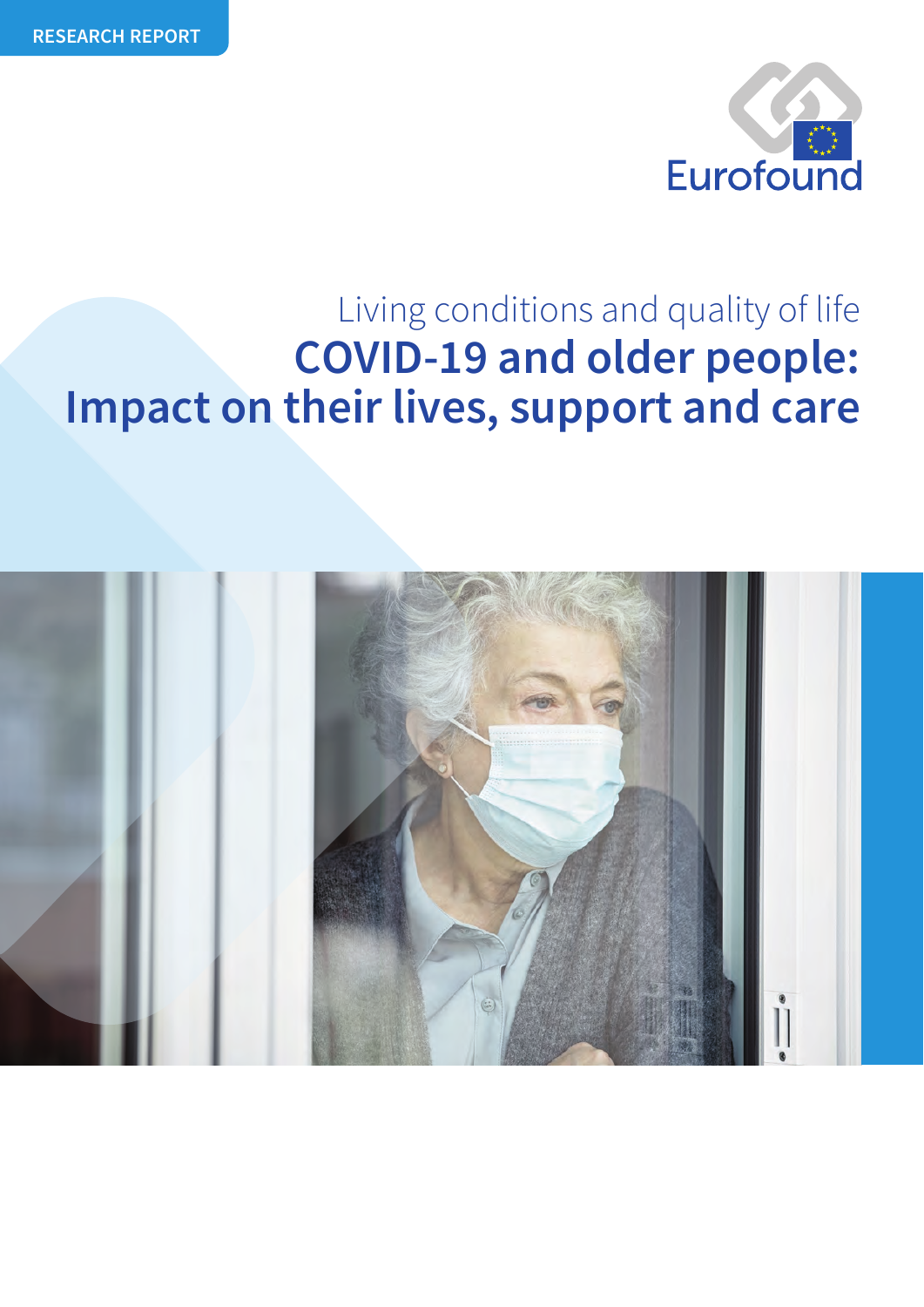RESEARCH REPORT

Eurofound

Living conditions and quality of life

# COVID-19 and older people: Impact on their lives, support and care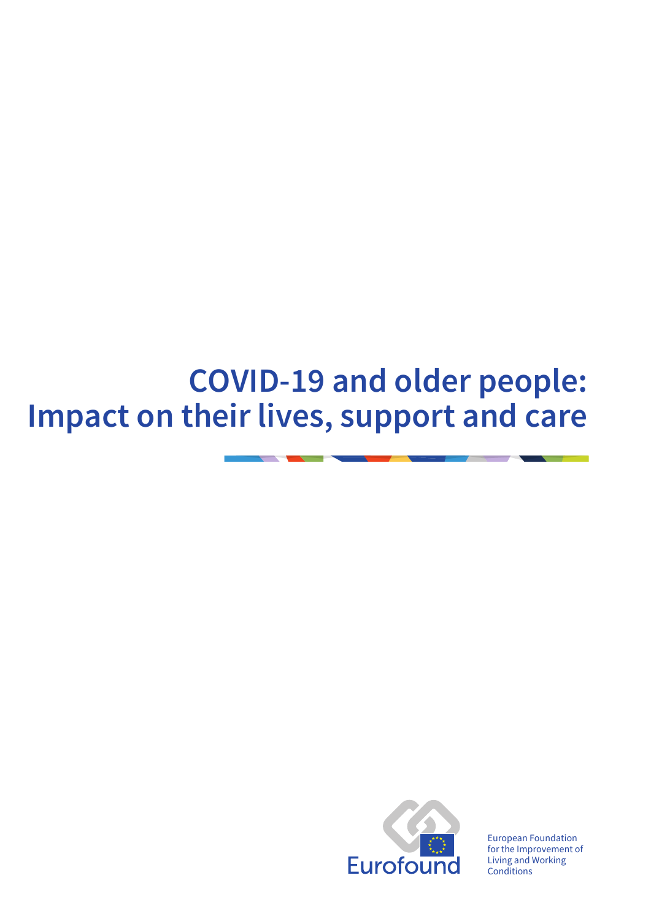# COVID-19 and older people: Impact on their lives, support and care

European Foundation for the Improvement of Living and Working Conditions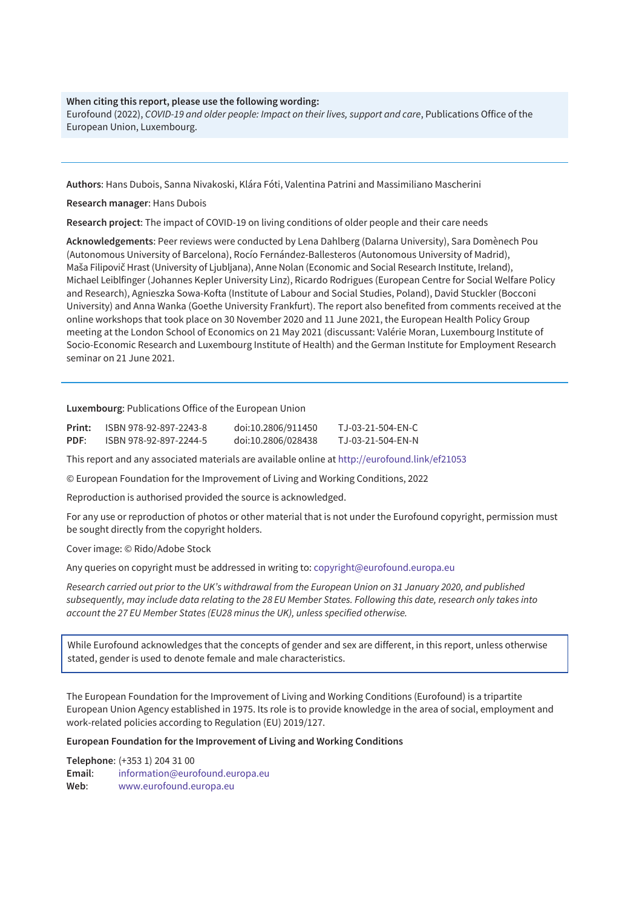**When citing this report, please use the following wording:**
Eurofound (2022), *COVID-19 and older people: Impact on their lives, support and care*, Publications Office of the European Union, Luxembourg.

---

**Authors**: Hans Dubois, Sanna Nivakoski, Klára Fóti, Valentina Patrini and Massimiliano Mascherini

**Research manager**: Hans Dubois

**Research project**: The impact of COVID-19 on living conditions of older people and their care needs

**Acknowledgements**: Peer reviews were conducted by Lena Dahlberg (Dalarna University), Sara Domènech Pou (Autonomous University of Barcelona), Rocío Fernández-Ballesteros (Autonomous University of Madrid), Maša Filipovič Hrast (University of Ljubljana), Anne Nolan (Economic and Social Research Institute, Ireland), Michael Leiblfinger (Johannes Kepler University Linz), Ricardo Rodrigues (European Centre for Social Welfare Policy and Research), Agnieszka Sowa-Kofta (Institute of Labour and Social Studies, Poland), David Stuckler (Bocconi University) and Anna Wanka (Goethe University Frankfurt). The report also benefited from comments received at the online workshops that took place on 30 November 2020 and 11 June 2021, the European Health Policy Group meeting at the London School of Economics on 21 May 2021 (discussant: Valérie Moran, Luxembourg Institute of Socio-Economic Research and Luxembourg Institute of Health) and the German Institute for Employment Research seminar on 21 June 2021.

---

**Luxembourg**: Publications Office of the European Union

| | | | |
|---|---|---|---|
| **Print:** | ISBN 978-92-897-2243-8 | doi:10.2806/911450 | TJ-03-21-504-EN-C |
| **PDF:** | ISBN 978-92-897-2244-5 | doi:10.2806/028438 | TJ-03-21-504-EN-N |

This report and any associated materials are available online at http://eurofound.link/ef21053

© European Foundation for the Improvement of Living and Working Conditions, 2022

Reproduction is authorised provided the source is acknowledged.

For any use or reproduction of photos or other material that is not under the Eurofound copyright, permission must be sought directly from the copyright holders.

Cover image: © Rido/Adobe Stock

Any queries on copyright must be addressed in writing to: copyright@eurofound.europa.eu

*Research carried out prior to the UK's withdrawal from the European Union on 31 January 2020, and published subsequently, may include data relating to the 28 EU Member States. Following this date, research only takes into account the 27 EU Member States (EU28 minus the UK), unless specified otherwise.*

While Eurofound acknowledges that the concepts of gender and sex are different, in this report, unless otherwise stated, gender is used to denote female and male characteristics.

The European Foundation for the Improvement of Living and Working Conditions (Eurofound) is a tripartite European Union Agency established in 1975. Its role is to provide knowledge in the area of social, employment and work-related policies according to Regulation (EU) 2019/127.

**European Foundation for the Improvement of Living and Working Conditions**

**Telephone**: (+353 1) 204 31 00
**Email**: information@eurofound.europa.eu
**Web**: www.eurofound.europa.eu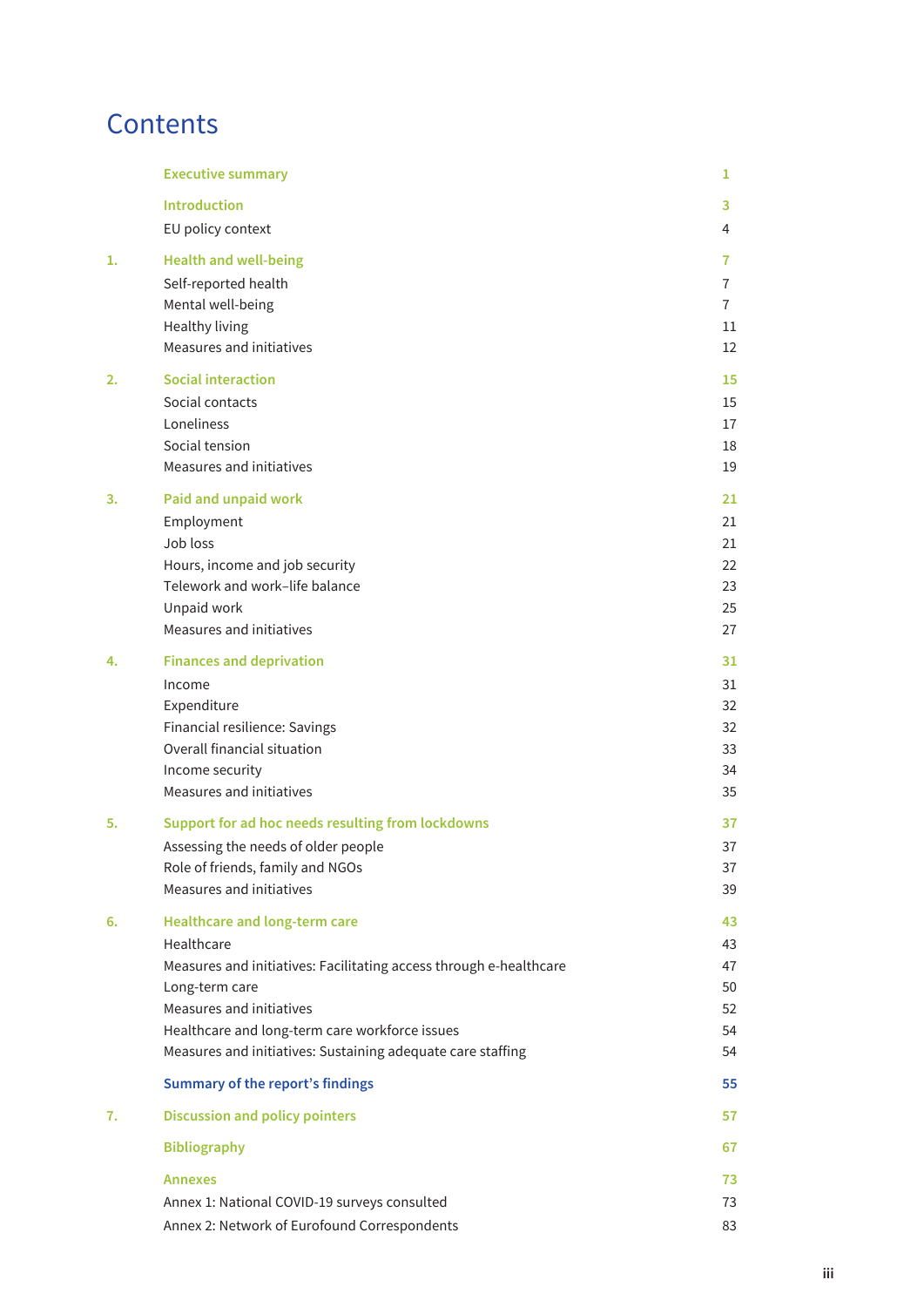# Contents

| | | |
|---|---|---|
| | **Executive summary** | **1** |
| | **Introduction** | **3** |
| | EU policy context | 4 |
| **1.** | **Health and well-being** | **7** |
| | Self-reported health | 7 |
| | Mental well-being | 7 |
| | Healthy living | 11 |
| | Measures and initiatives | 12 |
| **2.** | **Social interaction** | **15** |
| | Social contacts | 15 |
| | Loneliness | 17 |
| | Social tension | 18 |
| | Measures and initiatives | 19 |
| **3.** | **Paid and unpaid work** | **21** |
| | Employment | 21 |
| | Job loss | 21 |
| | Hours, income and job security | 22 |
| | Telework and work–life balance | 23 |
| | Unpaid work | 25 |
| | Measures and initiatives | 27 |
| **4.** | **Finances and deprivation** | **31** |
| | Income | 31 |
| | Expenditure | 32 |
| | Financial resilience: Savings | 32 |
| | Overall financial situation | 33 |
| | Income security | 34 |
| | Measures and initiatives | 35 |
| **5.** | **Support for ad hoc needs resulting from lockdowns** | **37** |
| | Assessing the needs of older people | 37 |
| | Role of friends, family and NGOs | 37 |
| | Measures and initiatives | 39 |
| **6.** | **Healthcare and long-term care** | **43** |
| | Healthcare | 43 |
| | Measures and initiatives: Facilitating access through e-healthcare | 47 |
| | Long-term care | 50 |
| | Measures and initiatives | 52 |
| | Healthcare and long-term care workforce issues | 54 |
| | Measures and initiatives: Sustaining adequate care staffing | 54 |
| | **Summary of the report's findings** | **55** |
| **7.** | **Discussion and policy pointers** | **57** |
| | **Bibliography** | **67** |
| | **Annexes** | **73** |
| | Annex 1: National COVID-19 surveys consulted | 73 |
| | Annex 2: Network of Eurofound Correspondents | 83 |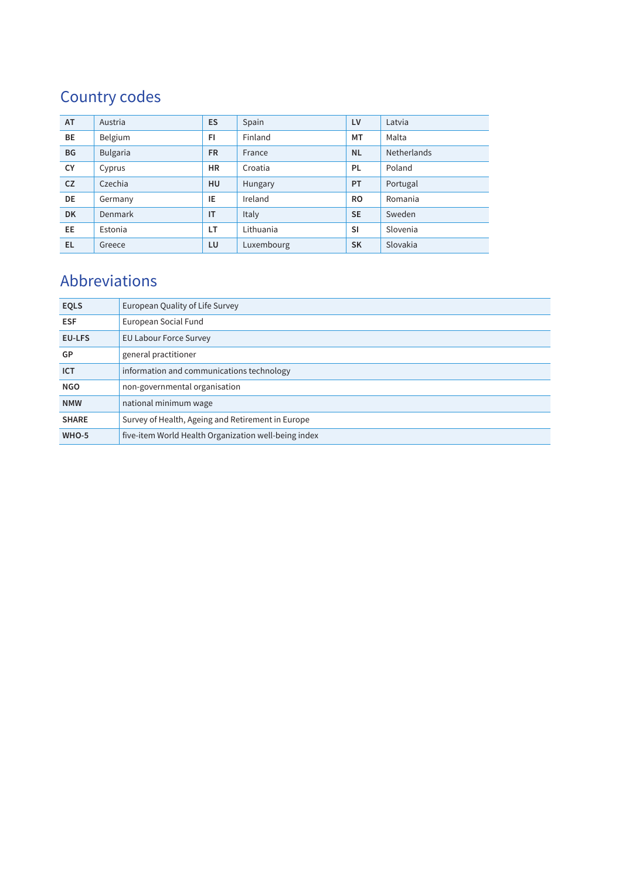## Country codes

| AT | Austria | ES | Spain | LV | Latvia |
|---|---|---|---|---|---|
| BE | Belgium | FI | Finland | MT | Malta |
| BG | Bulgaria | FR | France | NL | Netherlands |
| CY | Cyprus | HR | Croatia | PL | Poland |
| CZ | Czechia | HU | Hungary | PT | Portugal |
| DE | Germany | IE | Ireland | RO | Romania |
| DK | Denmark | IT | Italy | SE | Sweden |
| EE | Estonia | LT | Lithuania | SI | Slovenia |
| EL | Greece | LU | Luxembourg | SK | Slovakia |

## Abbreviations

| EQLS | European Quality of Life Survey |
|---|---|
| ESF | European Social Fund |
| EU-LFS | EU Labour Force Survey |
| GP | general practitioner |
| ICT | information and communications technology |
| NGO | non-governmental organisation |
| NMW | national minimum wage |
| SHARE | Survey of Health, Ageing and Retirement in Europe |
| WHO-5 | five-item World Health Organization well-being index |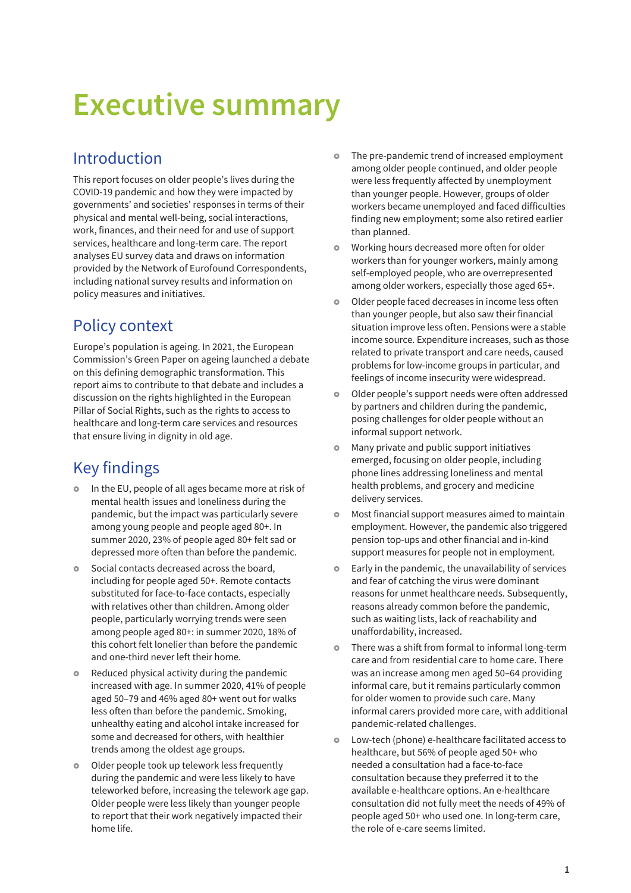# Executive summary

## Introduction

This report focuses on older people's lives during the COVID-19 pandemic and how they were impacted by governments' and societies' responses in terms of their physical and mental well-being, social interactions, work, finances, and their need for and use of support services, healthcare and long-term care. The report analyses EU survey data and draws on information provided by the Network of Eurofound Correspondents, including national survey results and information on policy measures and initiatives.

## Policy context

Europe's population is ageing. In 2021, the European Commission's Green Paper on ageing launched a debate on this defining demographic transformation. This report aims to contribute to that debate and includes a discussion on the rights highlighted in the European Pillar of Social Rights, such as the rights to access to healthcare and long-term care services and resources that ensure living in dignity in old age.

## Key findings

- In the EU, people of all ages became more at risk of mental health issues and loneliness during the pandemic, but the impact was particularly severe among young people and people aged 80+. In summer 2020, 23% of people aged 80+ felt sad or depressed more often than before the pandemic.
- Social contacts decreased across the board, including for people aged 50+. Remote contacts substituted for face-to-face contacts, especially with relatives other than children. Among older people, particularly worrying trends were seen among people aged 80+: in summer 2020, 18% of this cohort felt lonelier than before the pandemic and one-third never left their home.
- Reduced physical activity during the pandemic increased with age. In summer 2020, 41% of people aged 50–79 and 46% aged 80+ went out for walks less often than before the pandemic. Smoking, unhealthy eating and alcohol intake increased for some and decreased for others, with healthier trends among the oldest age groups.
- Older people took up telework less frequently during the pandemic and were less likely to have teleworked before, increasing the telework age gap. Older people were less likely than younger people to report that their work negatively impacted their home life.
- The pre-pandemic trend of increased employment among older people continued, and older people were less frequently affected by unemployment than younger people. However, groups of older workers became unemployed and faced difficulties finding new employment; some also retired earlier than planned.
- Working hours decreased more often for older workers than for younger workers, mainly among self-employed people, who are overrepresented among older workers, especially those aged 65+.
- Older people faced decreases in income less often than younger people, but also saw their financial situation improve less often. Pensions were a stable income source. Expenditure increases, such as those related to private transport and care needs, caused problems for low-income groups in particular, and feelings of income insecurity were widespread.
- Older people's support needs were often addressed by partners and children during the pandemic, posing challenges for older people without an informal support network.
- Many private and public support initiatives emerged, focusing on older people, including phone lines addressing loneliness and mental health problems, and grocery and medicine delivery services.
- Most financial support measures aimed to maintain employment. However, the pandemic also triggered pension top-ups and other financial and in-kind support measures for people not in employment.
- Early in the pandemic, the unavailability of services and fear of catching the virus were dominant reasons for unmet healthcare needs. Subsequently, reasons already common before the pandemic, such as waiting lists, lack of reachability and unaffordability, increased.
- There was a shift from formal to informal long-term care and from residential care to home care. There was an increase among men aged 50–64 providing informal care, but it remains particularly common for older women to provide such care. Many informal carers provided more care, with additional pandemic-related challenges.
- Low-tech (phone) e-healthcare facilitated access to healthcare, but 56% of people aged 50+ who needed a consultation had a face-to-face consultation because they preferred it to the available e-healthcare options. An e-healthcare consultation did not fully meet the needs of 49% of people aged 50+ who used one. In long-term care, the role of e-care seems limited.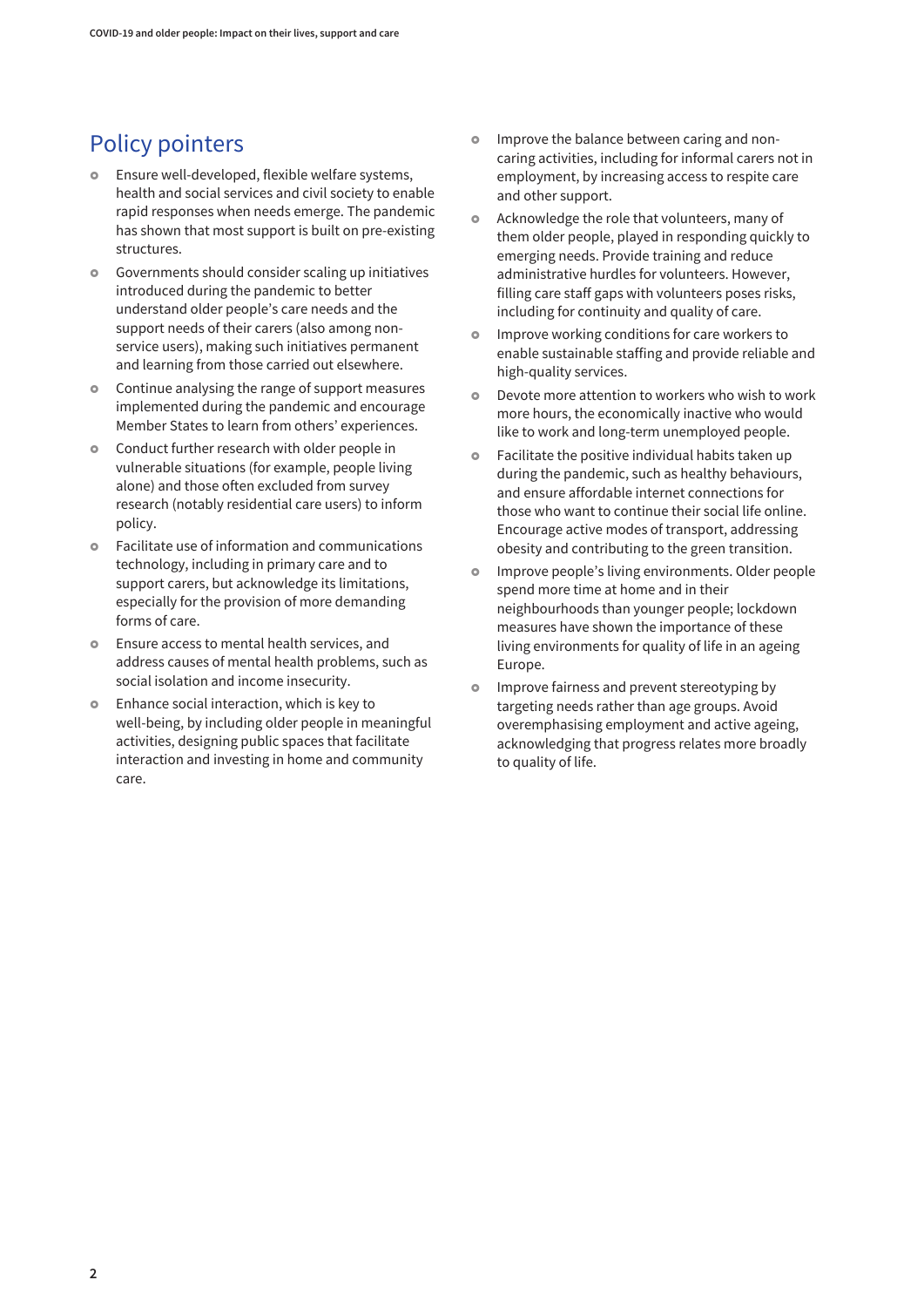## Policy pointers

- Ensure well-developed, flexible welfare systems, health and social services and civil society to enable rapid responses when needs emerge. The pandemic has shown that most support is built on pre-existing structures.
- Governments should consider scaling up initiatives introduced during the pandemic to better understand older people's care needs and the support needs of their carers (also among non-service users), making such initiatives permanent and learning from those carried out elsewhere.
- Continue analysing the range of support measures implemented during the pandemic and encourage Member States to learn from others' experiences.
- Conduct further research with older people in vulnerable situations (for example, people living alone) and those often excluded from survey research (notably residential care users) to inform policy.
- Facilitate use of information and communications technology, including in primary care and to support carers, but acknowledge its limitations, especially for the provision of more demanding forms of care.
- Ensure access to mental health services, and address causes of mental health problems, such as social isolation and income insecurity.
- Enhance social interaction, which is key to well-being, by including older people in meaningful activities, designing public spaces that facilitate interaction and investing in home and community care.
- Improve the balance between caring and non-caring activities, including for informal carers not in employment, by increasing access to respite care and other support.
- Acknowledge the role that volunteers, many of them older people, played in responding quickly to emerging needs. Provide training and reduce administrative hurdles for volunteers. However, filling care staff gaps with volunteers poses risks, including for continuity and quality of care.
- Improve working conditions for care workers to enable sustainable staffing and provide reliable and high-quality services.
- Devote more attention to workers who wish to work more hours, the economically inactive who would like to work and long-term unemployed people.
- Facilitate the positive individual habits taken up during the pandemic, such as healthy behaviours, and ensure affordable internet connections for those who want to continue their social life online. Encourage active modes of transport, addressing obesity and contributing to the green transition.
- Improve people's living environments. Older people spend more time at home and in their neighbourhoods than younger people; lockdown measures have shown the importance of these living environments for quality of life in an ageing Europe.
- Improve fairness and prevent stereotyping by targeting needs rather than age groups. Avoid overemphasising employment and active ageing, acknowledging that progress relates more broadly to quality of life.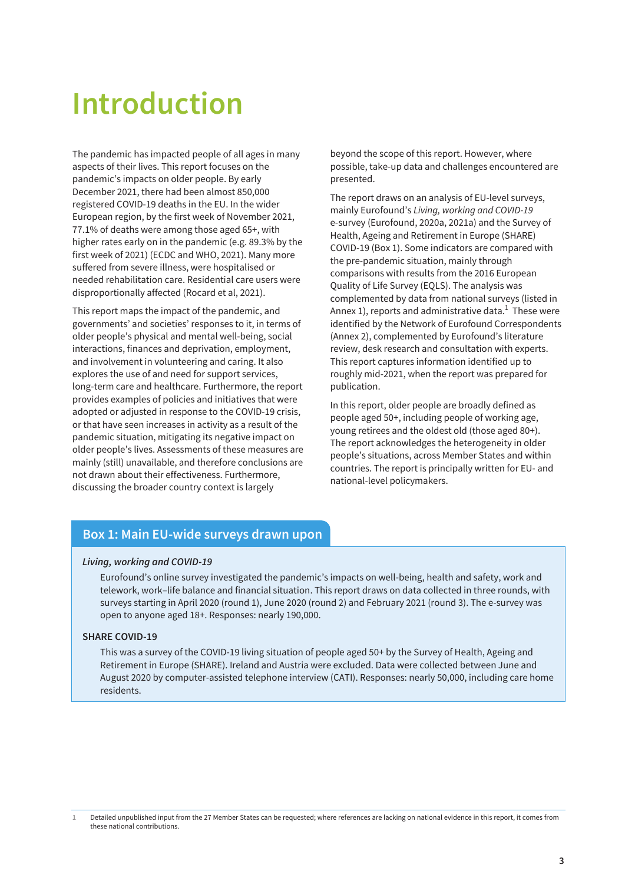# Introduction

The pandemic has impacted people of all ages in many aspects of their lives. This report focuses on the pandemic's impacts on older people. By early December 2021, there had been almost 850,000 registered COVID-19 deaths in the EU. In the wider European region, by the first week of November 2021, 77.1% of deaths were among those aged 65+, with higher rates early on in the pandemic (e.g. 89.3% by the first week of 2021) (ECDC and WHO, 2021). Many more suffered from severe illness, were hospitalised or needed rehabilitation care. Residential care users were disproportionally affected (Rocard et al, 2021).

This report maps the impact of the pandemic, and governments' and societies' responses to it, in terms of older people's physical and mental well-being, social interactions, finances and deprivation, employment, and involvement in volunteering and caring. It also explores the use of and need for support services, long-term care and healthcare. Furthermore, the report provides examples of policies and initiatives that were adopted or adjusted in response to the COVID-19 crisis, or that have seen increases in activity as a result of the pandemic situation, mitigating its negative impact on older people's lives. Assessments of these measures are mainly (still) unavailable, and therefore conclusions are not drawn about their effectiveness. Furthermore, discussing the broader country context is largely beyond the scope of this report. However, where possible, take-up data and challenges encountered are presented.

The report draws on an analysis of EU-level surveys, mainly Eurofound's *Living, working and COVID-19* e-survey (Eurofound, 2020a, 2021a) and the Survey of Health, Ageing and Retirement in Europe (SHARE) COVID-19 (Box 1). Some indicators are compared with the pre-pandemic situation, mainly through comparisons with results from the 2016 European Quality of Life Survey (EQLS). The analysis was complemented by data from national surveys (listed in Annex 1), reports and administrative data.[1] These were identified by the Network of Eurofound Correspondents (Annex 2), complemented by Eurofound's literature review, desk research and consultation with experts. This report captures information identified up to roughly mid-2021, when the report was prepared for publication.

In this report, older people are broadly defined as people aged 50+, including people of working age, young retirees and the oldest old (those aged 80+). The report acknowledges the heterogeneity in older people's situations, across Member States and within countries. The report is principally written for EU- and national-level policymakers.

## Box 1: Main EU-wide surveys drawn upon

***Living, working and COVID-19***

Eurofound's online survey investigated the pandemic's impacts on well-being, health and safety, work and telework, work–life balance and financial situation. This report draws on data collected in three rounds, with surveys starting in April 2020 (round 1), June 2020 (round 2) and February 2021 (round 3). The e-survey was open to anyone aged 18+. Responses: nearly 190,000.

**SHARE COVID-19**

This was a survey of the COVID-19 living situation of people aged 50+ by the Survey of Health, Ageing and Retirement in Europe (SHARE). Ireland and Austria were excluded. Data were collected between June and August 2020 by computer-assisted telephone interview (CATI). Responses: nearly 50,000, including care home residents.

---

1 Detailed unpublished input from the 27 Member States can be requested; where references are lacking on national evidence in this report, it comes from these national contributions.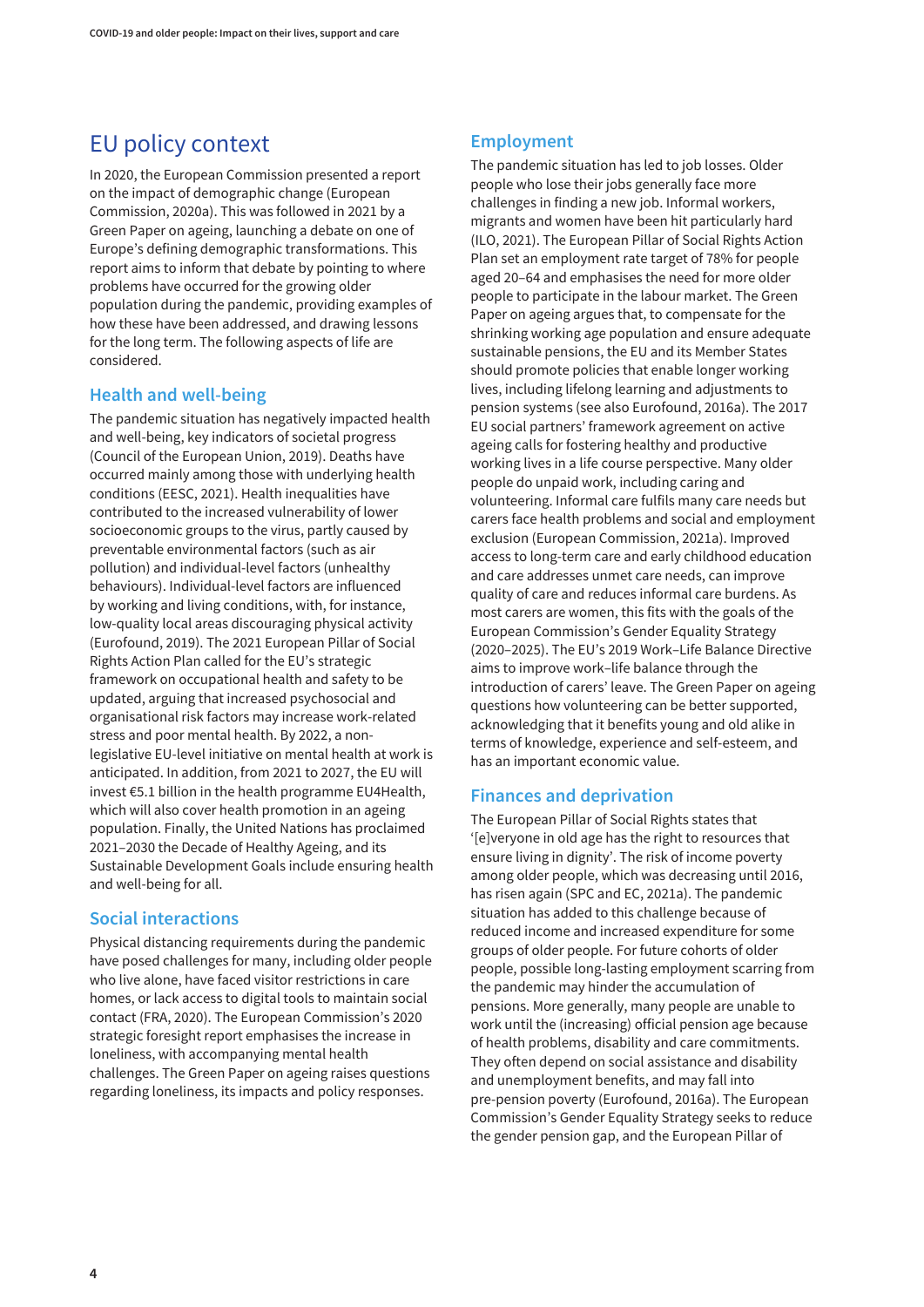# EU policy context

In 2020, the European Commission presented a report on the impact of demographic change (European Commission, 2020a). This was followed in 2021 by a Green Paper on ageing, launching a debate on one of Europe's defining demographic transformations. This report aims to inform that debate by pointing to where problems have occurred for the growing older population during the pandemic, providing examples of how these have been addressed, and drawing lessons for the long term. The following aspects of life are considered.

## Health and well-being

The pandemic situation has negatively impacted health and well-being, key indicators of societal progress (Council of the European Union, 2019). Deaths have occurred mainly among those with underlying health conditions (EESC, 2021). Health inequalities have contributed to the increased vulnerability of lower socioeconomic groups to the virus, partly caused by preventable environmental factors (such as air pollution) and individual-level factors (unhealthy behaviours). Individual-level factors are influenced by working and living conditions, with, for instance, low-quality local areas discouraging physical activity (Eurofound, 2019). The 2021 European Pillar of Social Rights Action Plan called for the EU's strategic framework on occupational health and safety to be updated, arguing that increased psychosocial and organisational risk factors may increase work-related stress and poor mental health. By 2022, a non-legislative EU-level initiative on mental health at work is anticipated. In addition, from 2021 to 2027, the EU will invest €5.1 billion in the health programme EU4Health, which will also cover health promotion in an ageing population. Finally, the United Nations has proclaimed 2021–2030 the Decade of Healthy Ageing, and its Sustainable Development Goals include ensuring health and well-being for all.

## Social interactions

Physical distancing requirements during the pandemic have posed challenges for many, including older people who live alone, have faced visitor restrictions in care homes, or lack access to digital tools to maintain social contact (FRA, 2020). The European Commission's 2020 strategic foresight report emphasises the increase in loneliness, with accompanying mental health challenges. The Green Paper on ageing raises questions regarding loneliness, its impacts and policy responses.

## Employment

The pandemic situation has led to job losses. Older people who lose their jobs generally face more challenges in finding a new job. Informal workers, migrants and women have been hit particularly hard (ILO, 2021). The European Pillar of Social Rights Action Plan set an employment rate target of 78% for people aged 20–64 and emphasises the need for more older people to participate in the labour market. The Green Paper on ageing argues that, to compensate for the shrinking working age population and ensure adequate sustainable pensions, the EU and its Member States should promote policies that enable longer working lives, including lifelong learning and adjustments to pension systems (see also Eurofound, 2016a). The 2017 EU social partners' framework agreement on active ageing calls for fostering healthy and productive working lives in a life course perspective. Many older people do unpaid work, including caring and volunteering. Informal care fulfils many care needs but carers face health problems and social and employment exclusion (European Commission, 2021a). Improved access to long-term care and early childhood education and care addresses unmet care needs, can improve quality of care and reduces informal care burdens. As most carers are women, this fits with the goals of the European Commission's Gender Equality Strategy (2020–2025). The EU's 2019 Work–Life Balance Directive aims to improve work–life balance through the introduction of carers' leave. The Green Paper on ageing questions how volunteering can be better supported, acknowledging that it benefits young and old alike in terms of knowledge, experience and self-esteem, and has an important economic value.

## Finances and deprivation

The European Pillar of Social Rights states that '[e]veryone in old age has the right to resources that ensure living in dignity'. The risk of income poverty among older people, which was decreasing until 2016, has risen again (SPC and EC, 2021a). The pandemic situation has added to this challenge because of reduced income and increased expenditure for some groups of older people. For future cohorts of older people, possible long-lasting employment scarring from the pandemic may hinder the accumulation of pensions. More generally, many people are unable to work until the (increasing) official pension age because of health problems, disability and care commitments. They often depend on social assistance and disability and unemployment benefits, and may fall into pre-pension poverty (Eurofound, 2016a). The European Commission's Gender Equality Strategy seeks to reduce the gender pension gap, and the European Pillar of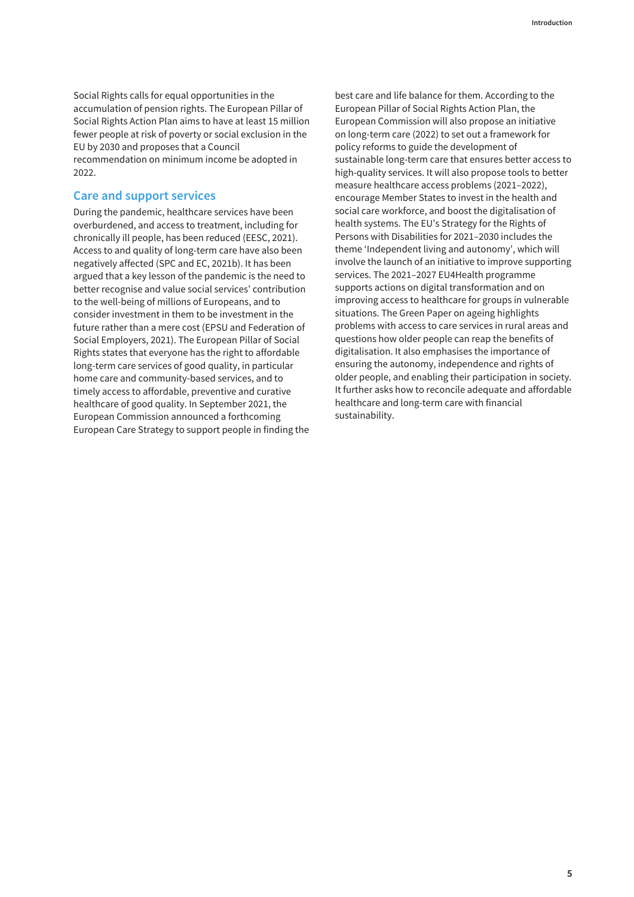Social Rights calls for equal opportunities in the accumulation of pension rights. The European Pillar of Social Rights Action Plan aims to have at least 15 million fewer people at risk of poverty or social exclusion in the EU by 2030 and proposes that a Council recommendation on minimum income be adopted in 2022.

## Care and support services

During the pandemic, healthcare services have been overburdened, and access to treatment, including for chronically ill people, has been reduced (EESC, 2021). Access to and quality of long-term care have also been negatively affected (SPC and EC, 2021b). It has been argued that a key lesson of the pandemic is the need to better recognise and value social services' contribution to the well-being of millions of Europeans, and to consider investment in them to be investment in the future rather than a mere cost (EPSU and Federation of Social Employers, 2021). The European Pillar of Social Rights states that everyone has the right to affordable long-term care services of good quality, in particular home care and community-based services, and to timely access to affordable, preventive and curative healthcare of good quality. In September 2021, the European Commission announced a forthcoming European Care Strategy to support people in finding the best care and life balance for them. According to the European Pillar of Social Rights Action Plan, the European Commission will also propose an initiative on long-term care (2022) to set out a framework for policy reforms to guide the development of sustainable long-term care that ensures better access to high-quality services. It will also propose tools to better measure healthcare access problems (2021–2022), encourage Member States to invest in the health and social care workforce, and boost the digitalisation of health systems. The EU's Strategy for the Rights of Persons with Disabilities for 2021–2030 includes the theme 'Independent living and autonomy', which will involve the launch of an initiative to improve supporting services. The 2021–2027 EU4Health programme supports actions on digital transformation and on improving access to healthcare for groups in vulnerable situations. The Green Paper on ageing highlights problems with access to care services in rural areas and questions how older people can reap the benefits of digitalisation. It also emphasises the importance of ensuring the autonomy, independence and rights of older people, and enabling their participation in society. It further asks how to reconcile adequate and affordable healthcare and long-term care with financial sustainability.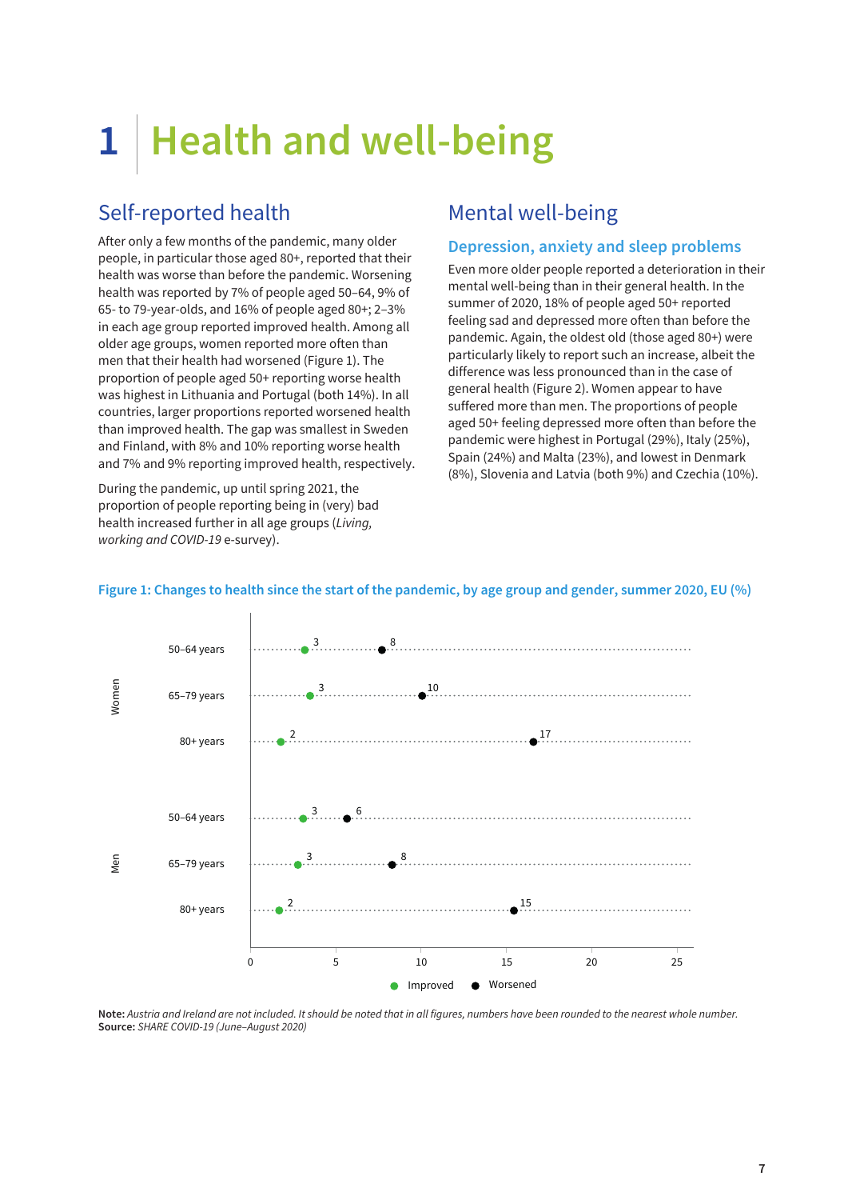# 1 Health and well-being

## Self-reported health

After only a few months of the pandemic, many older people, in particular those aged 80+, reported that their health was worse than before the pandemic. Worsening health was reported by 7% of people aged 50–64, 9% of 65- to 79-year-olds, and 16% of people aged 80+; 2–3% in each age group reported improved health. Among all older age groups, women reported more often than men that their health had worsened (Figure 1). The proportion of people aged 50+ reporting worse health was highest in Lithuania and Portugal (both 14%). In all countries, larger proportions reported worsened health than improved health. The gap was smallest in Sweden and Finland, with 8% and 10% reporting worse health and 7% and 9% reporting improved health, respectively.

During the pandemic, up until spring 2021, the proportion of people reporting being in (very) bad health increased further in all age groups (*Living, working and COVID-19* e-survey).

## Mental well-being

### Depression, anxiety and sleep problems

Even more older people reported a deterioration in their mental well-being than in their general health. In the summer of 2020, 18% of people aged 50+ reported feeling sad and depressed more often than before the pandemic. Again, the oldest old (those aged 80+) were particularly likely to report such an increase, albeit the difference was less pronounced than in the case of general health (Figure 2). Women appear to have suffered more than men. The proportions of people aged 50+ feeling depressed more often than before the pandemic were highest in Portugal (29%), Italy (25%), Spain (24%) and Malta (23%), and lowest in Denmark (8%), Slovenia and Latvia (both 9%) and Czechia (10%).

**Figure 1: Changes to health since the start of the pandemic, by age group and gender, summer 2020, EU (%)**

| Gender | Age group | Improved | Worsened |
|---|---|---|---|
| Women | 50–64 years | 3 | 8 |
| Women | 65–79 years | 3 | 10 |
| Women | 80+ years | 2 | 17 |
| Men | 50–64 years | 3 | 6 |
| Men | 65–79 years | 3 | 8 |
| Men | 80+ years | 2 | 15 |

**Note:** *Austria and Ireland are not included. It should be noted that in all figures, numbers have been rounded to the nearest whole number.*
**Source:** *SHARE COVID-19 (June–August 2020)*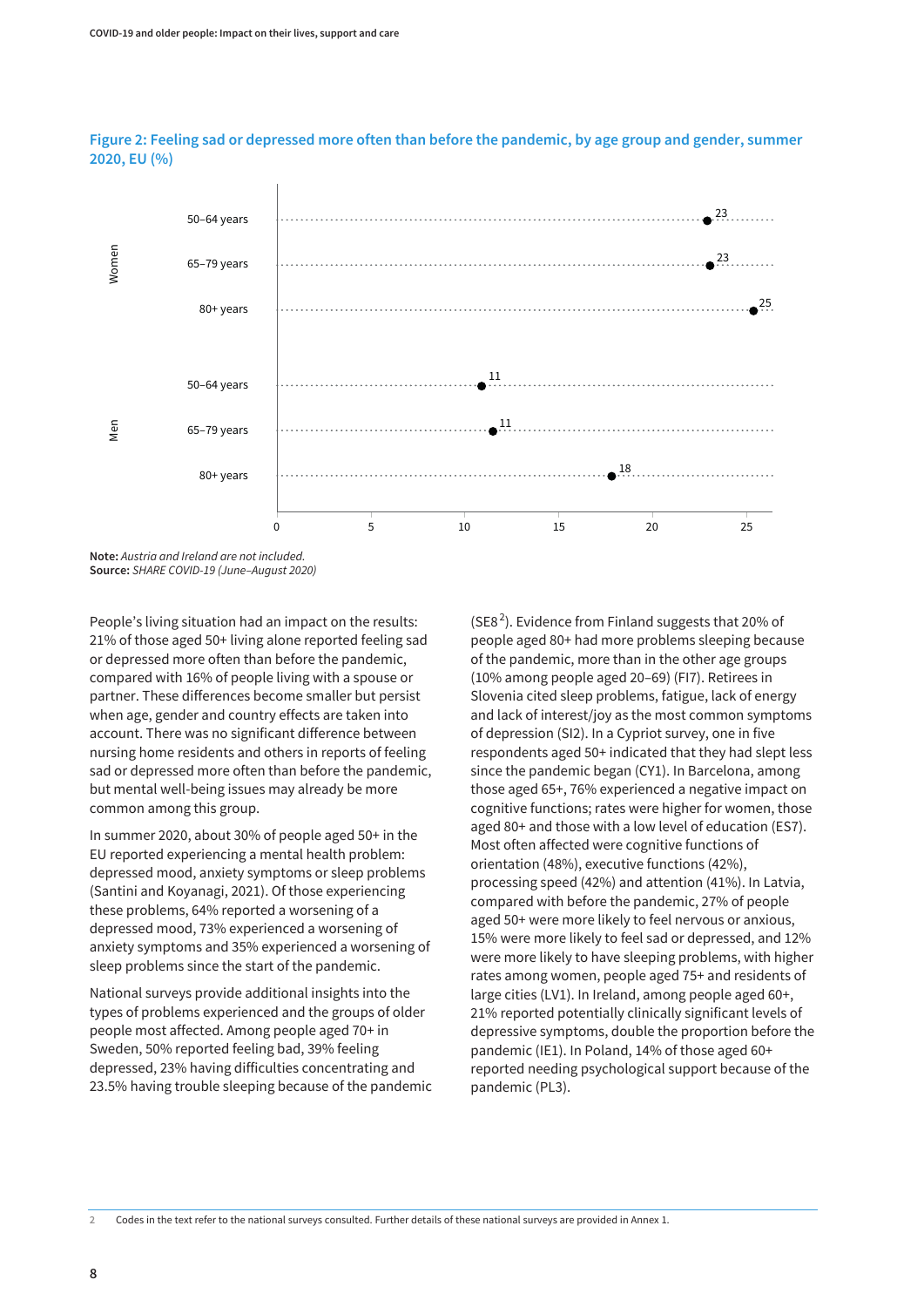**Figure 2: Feeling sad or depressed more often than before the pandemic, by age group and gender, summer 2020, EU (%)**

| Gender | Age group | % |
|---|---|---|
| Women | 50–64 years | 23 |
| Women | 65–79 years | 23 |
| Women | 80+ years | 25 |
| Men | 50–64 years | 11 |
| Men | 65–79 years | 11 |
| Men | 80+ years | 18 |

**Note:** *Austria and Ireland are not included.*
**Source:** *SHARE COVID-19 (June–August 2020)*

People's living situation had an impact on the results: 21% of those aged 50+ living alone reported feeling sad or depressed more often than before the pandemic, compared with 16% of people living with a spouse or partner. These differences become smaller but persist when age, gender and country effects are taken into account. There was no significant difference between nursing home residents and others in reports of feeling sad or depressed more often than before the pandemic, but mental well-being issues may already be more common among this group.

In summer 2020, about 30% of people aged 50+ in the EU reported experiencing a mental health problem: depressed mood, anxiety symptoms or sleep problems (Santini and Koyanagi, 2021). Of those experiencing these problems, 64% reported a worsening of a depressed mood, 73% experienced a worsening of anxiety symptoms and 35% experienced a worsening of sleep problems since the start of the pandemic.

National surveys provide additional insights into the types of problems experienced and the groups of older people most affected. Among people aged 70+ in Sweden, 50% reported feeling bad, 39% feeling depressed, 23% having difficulties concentrating and 23.5% having trouble sleeping because of the pandemic (SE8[2]). Evidence from Finland suggests that 20% of people aged 80+ had more problems sleeping because of the pandemic, more than in the other age groups (10% among people aged 20–69) (FI7). Retirees in Slovenia cited sleep problems, fatigue, lack of energy and lack of interest/joy as the most common symptoms of depression (SI2). In a Cypriot survey, one in five respondents aged 50+ indicated that they had slept less since the pandemic began (CY1). In Barcelona, among those aged 65+, 76% experienced a negative impact on cognitive functions; rates were higher for women, those aged 80+ and those with a low level of education (ES7). Most often affected were cognitive functions of orientation (48%), executive functions (42%), processing speed (42%) and attention (41%). In Latvia, compared with before the pandemic, 27% of people aged 50+ were more likely to feel nervous or anxious, 15% were more likely to feel sad or depressed, and 12% were more likely to have sleeping problems, with higher rates among women, people aged 75+ and residents of large cities (LV1). In Ireland, among people aged 60+, 21% reported potentially clinically significant levels of depressive symptoms, double the proportion before the pandemic (IE1). In Poland, 14% of those aged 60+ reported needing psychological support because of the pandemic (PL3).

2 Codes in the text refer to the national surveys consulted. Further details of these national surveys are provided in Annex 1.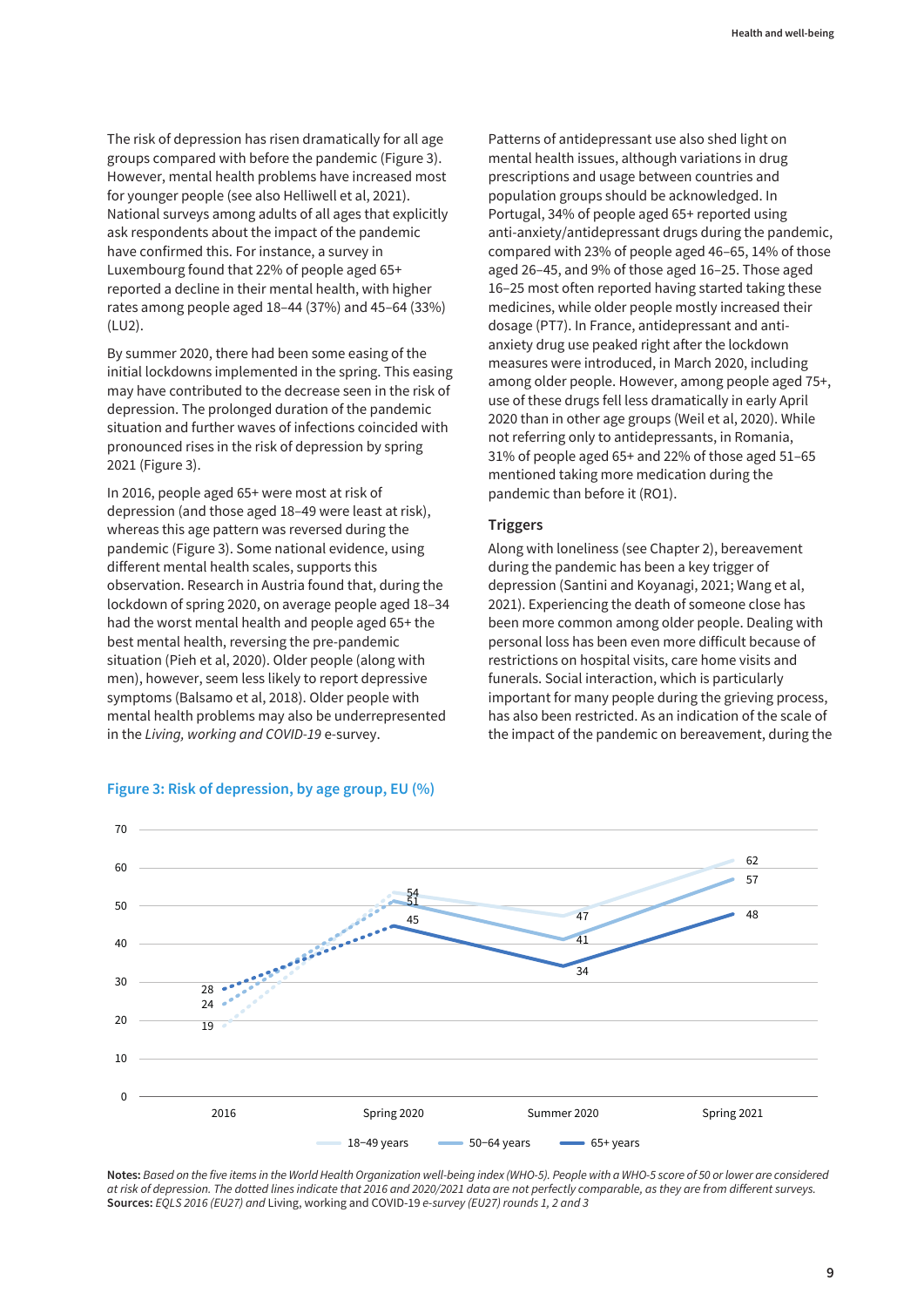The risk of depression has risen dramatically for all age groups compared with before the pandemic (Figure 3). However, mental health problems have increased most for younger people (see also Helliwell et al, 2021). National surveys among adults of all ages that explicitly ask respondents about the impact of the pandemic have confirmed this. For instance, a survey in Luxembourg found that 22% of people aged 65+ reported a decline in their mental health, with higher rates among people aged 18–44 (37%) and 45–64 (33%) (LU2).

By summer 2020, there had been some easing of the initial lockdowns implemented in the spring. This easing may have contributed to the decrease seen in the risk of depression. The prolonged duration of the pandemic situation and further waves of infections coincided with pronounced rises in the risk of depression by spring 2021 (Figure 3).

In 2016, people aged 65+ were most at risk of depression (and those aged 18–49 were least at risk), whereas this age pattern was reversed during the pandemic (Figure 3). Some national evidence, using different mental health scales, supports this observation. Research in Austria found that, during the lockdown of spring 2020, on average people aged 18–34 had the worst mental health and people aged 65+ the best mental health, reversing the pre-pandemic situation (Pieh et al, 2020). Older people (along with men), however, seem less likely to report depressive symptoms (Balsamo et al, 2018). Older people with mental health problems may also be underrepresented in the *Living, working and COVID-19* e-survey.

Patterns of antidepressant use also shed light on mental health issues, although variations in drug prescriptions and usage between countries and population groups should be acknowledged. In Portugal, 34% of people aged 65+ reported using anti-anxiety/antidepressant drugs during the pandemic, compared with 23% of people aged 46–65, 14% of those aged 26–45, and 9% of those aged 16–25. Those aged 16–25 most often reported having started taking these medicines, while older people mostly increased their dosage (PT7). In France, antidepressant and anti-anxiety drug use peaked right after the lockdown measures were introduced, in March 2020, including among older people. However, among people aged 75+, use of these drugs fell less dramatically in early April 2020 than in other age groups (Weil et al, 2020). While not referring only to antidepressants, in Romania, 31% of people aged 65+ and 22% of those aged 51–65 mentioned taking more medication during the pandemic than before it (RO1).

### Triggers

Along with loneliness (see Chapter 2), bereavement during the pandemic has been a key trigger of depression (Santini and Koyanagi, 2021; Wang et al, 2021). Experiencing the death of someone close has been more common among older people. Dealing with personal loss has been even more difficult because of restrictions on hospital visits, care home visits and funerals. Social interaction, which is particularly important for many people during the grieving process, has also been restricted. As an indication of the scale of the impact of the pandemic on bereavement, during the

**Figure 3: Risk of depression, by age group, EU (%)**

| | 2016 | Spring 2020 | Summer 2020 | Spring 2021 |
|---|---|---|---|---|
| 18–49 years | 19 | 54 | 47 | 62 |
| 50–64 years | 24 | 51 | 41 | 57 |
| 65+ years | 28 | 45 | 34 | 48 |

**Notes:** *Based on the five items in the World Health Organization well-being index (WHO-5). People with a WHO-5 score of 50 or lower are considered at risk of depression. The dotted lines indicate that 2016 and 2020/2021 data are not perfectly comparable, as they are from different surveys.*
**Sources:** *EQLS 2016 (EU27) and* Living, working and COVID-19 *e-survey (EU27) rounds 1, 2 and 3*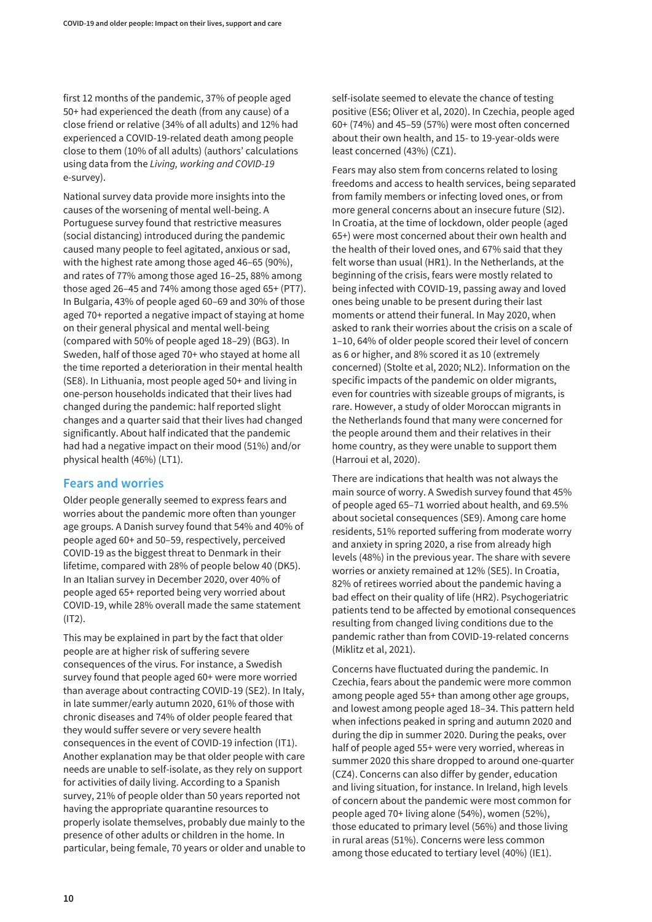first 12 months of the pandemic, 37% of people aged 50+ had experienced the death (from any cause) of a close friend or relative (34% of all adults) and 12% had experienced a COVID-19-related death among people close to them (10% of all adults) (authors' calculations using data from the *Living, working and COVID-19* e-survey).

National survey data provide more insights into the causes of the worsening of mental well-being. A Portuguese survey found that restrictive measures (social distancing) introduced during the pandemic caused many people to feel agitated, anxious or sad, with the highest rate among those aged 46–65 (90%), and rates of 77% among those aged 16–25, 88% among those aged 26–45 and 74% among those aged 65+ (PT7). In Bulgaria, 43% of people aged 60–69 and 30% of those aged 70+ reported a negative impact of staying at home on their general physical and mental well-being (compared with 50% of people aged 18–29) (BG3). In Sweden, half of those aged 70+ who stayed at home all the time reported a deterioration in their mental health (SE8). In Lithuania, most people aged 50+ and living in one-person households indicated that their lives had changed during the pandemic: half reported slight changes and a quarter said that their lives had changed significantly. About half indicated that the pandemic had had a negative impact on their mood (51%) and/or physical health (46%) (LT1).

## Fears and worries

Older people generally seemed to express fears and worries about the pandemic more often than younger age groups. A Danish survey found that 54% and 40% of people aged 60+ and 50–59, respectively, perceived COVID-19 as the biggest threat to Denmark in their lifetime, compared with 28% of people below 40 (DK5). In an Italian survey in December 2020, over 40% of people aged 65+ reported being very worried about COVID-19, while 28% overall made the same statement (IT2).

This may be explained in part by the fact that older people are at higher risk of suffering severe consequences of the virus. For instance, a Swedish survey found that people aged 60+ were more worried than average about contracting COVID-19 (SE2). In Italy, in late summer/early autumn 2020, 61% of those with chronic diseases and 74% of older people feared that they would suffer severe or very severe health consequences in the event of COVID-19 infection (IT1). Another explanation may be that older people with care needs are unable to self-isolate, as they rely on support for activities of daily living. According to a Spanish survey, 21% of people older than 50 years reported not having the appropriate quarantine resources to properly isolate themselves, probably due mainly to the presence of other adults or children in the home. In particular, being female, 70 years or older and unable to self-isolate seemed to elevate the chance of testing positive (ES6; Oliver et al, 2020). In Czechia, people aged 60+ (74%) and 45–59 (57%) were most often concerned about their own health, and 15- to 19-year-olds were least concerned (43%) (CZ1).

Fears may also stem from concerns related to losing freedoms and access to health services, being separated from family members or infecting loved ones, or from more general concerns about an insecure future (SI2). In Croatia, at the time of lockdown, older people (aged 65+) were most concerned about their own health and the health of their loved ones, and 67% said that they felt worse than usual (HR1). In the Netherlands, at the beginning of the crisis, fears were mostly related to being infected with COVID-19, passing away and loved ones being unable to be present during their last moments or attend their funeral. In May 2020, when asked to rank their worries about the crisis on a scale of 1–10, 64% of older people scored their level of concern as 6 or higher, and 8% scored it as 10 (extremely concerned) (Stolte et al, 2020; NL2). Information on the specific impacts of the pandemic on older migrants, even for countries with sizeable groups of migrants, is rare. However, a study of older Moroccan migrants in the Netherlands found that many were concerned for the people around them and their relatives in their home country, as they were unable to support them (Harroui et al, 2020).

There are indications that health was not always the main source of worry. A Swedish survey found that 45% of people aged 65–71 worried about health, and 69.5% about societal consequences (SE9). Among care home residents, 51% reported suffering from moderate worry and anxiety in spring 2020, a rise from already high levels (48%) in the previous year. The share with severe worries or anxiety remained at 12% (SE5). In Croatia, 82% of retirees worried about the pandemic having a bad effect on their quality of life (HR2). Psychogeriatric patients tend to be affected by emotional consequences resulting from changed living conditions due to the pandemic rather than from COVID-19-related concerns (Miklitz et al, 2021).

Concerns have fluctuated during the pandemic. In Czechia, fears about the pandemic were more common among people aged 55+ than among other age groups, and lowest among people aged 18–34. This pattern held when infections peaked in spring and autumn 2020 and during the dip in summer 2020. During the peaks, over half of people aged 55+ were very worried, whereas in summer 2020 this share dropped to around one-quarter (CZ4). Concerns can also differ by gender, education and living situation, for instance. In Ireland, high levels of concern about the pandemic were most common for people aged 70+ living alone (54%), women (52%), those educated to primary level (56%) and those living in rural areas (51%). Concerns were less common among those educated to tertiary level (40%) (IE1).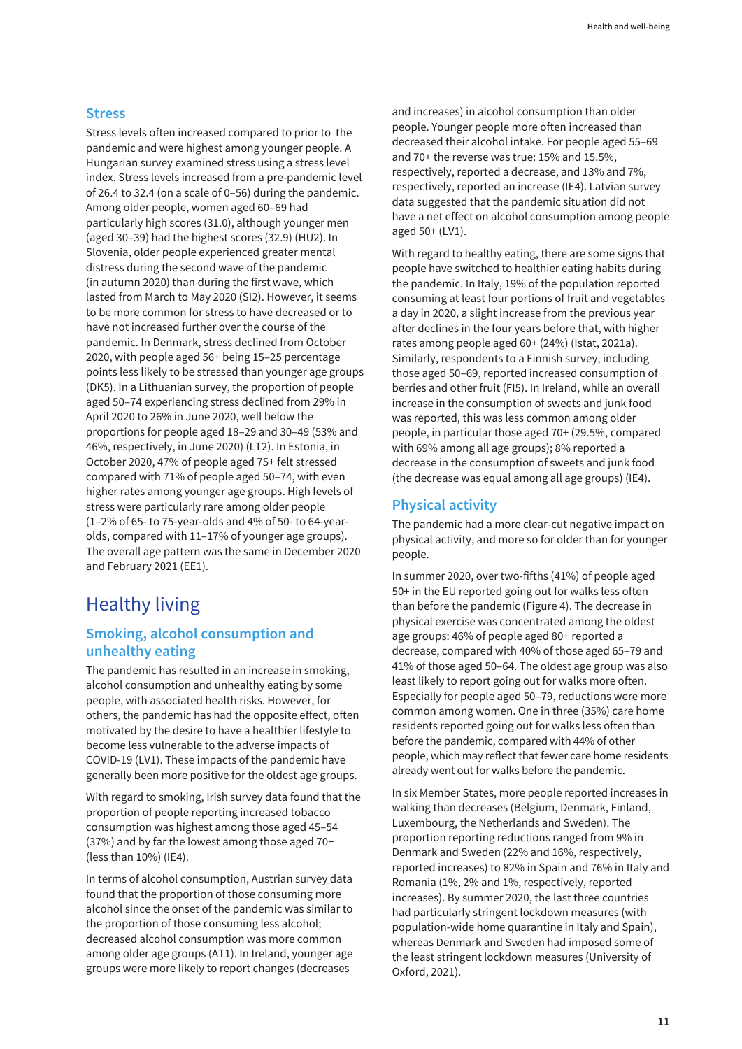### Stress

Stress levels often increased compared to prior to the pandemic and were highest among younger people. A Hungarian survey examined stress using a stress level index. Stress levels increased from a pre-pandemic level of 26.4 to 32.4 (on a scale of 0–56) during the pandemic. Among older people, women aged 60–69 had particularly high scores (31.0), although younger men (aged 30–39) had the highest scores (32.9) (HU2). In Slovenia, older people experienced greater mental distress during the second wave of the pandemic (in autumn 2020) than during the first wave, which lasted from March to May 2020 (SI2). However, it seems to be more common for stress to have decreased or to have not increased further over the course of the pandemic. In Denmark, stress declined from October 2020, with people aged 56+ being 15–25 percentage points less likely to be stressed than younger age groups (DK5). In a Lithuanian survey, the proportion of people aged 50–74 experiencing stress declined from 29% in April 2020 to 26% in June 2020, well below the proportions for people aged 18–29 and 30–49 (53% and 46%, respectively, in June 2020) (LT2). In Estonia, in October 2020, 47% of people aged 75+ felt stressed compared with 71% of people aged 50–74, with even higher rates among younger age groups. High levels of stress were particularly rare among older people (1–2% of 65- to 75-year-olds and 4% of 50- to 64-year-olds, compared with 11–17% of younger age groups). The overall age pattern was the same in December 2020 and February 2021 (EE1).

# Healthy living

### Smoking, alcohol consumption and unhealthy eating

The pandemic has resulted in an increase in smoking, alcohol consumption and unhealthy eating by some people, with associated health risks. However, for others, the pandemic has had the opposite effect, often motivated by the desire to have a healthier lifestyle to become less vulnerable to the adverse impacts of COVID-19 (LV1). These impacts of the pandemic have generally been more positive for the oldest age groups.

With regard to smoking, Irish survey data found that the proportion of people reporting increased tobacco consumption was highest among those aged 45–54 (37%) and by far the lowest among those aged 70+ (less than 10%) (IE4).

In terms of alcohol consumption, Austrian survey data found that the proportion of those consuming more alcohol since the onset of the pandemic was similar to the proportion of those consuming less alcohol; decreased alcohol consumption was more common among older age groups (AT1). In Ireland, younger age groups were more likely to report changes (decreases and increases) in alcohol consumption than older people. Younger people more often increased than decreased their alcohol intake. For people aged 55–69 and 70+ the reverse was true: 15% and 15.5%, respectively, reported a decrease, and 13% and 7%, respectively, reported an increase (IE4). Latvian survey data suggested that the pandemic situation did not have a net effect on alcohol consumption among people aged 50+ (LV1).

With regard to healthy eating, there are some signs that people have switched to healthier eating habits during the pandemic. In Italy, 19% of the population reported consuming at least four portions of fruit and vegetables a day in 2020, a slight increase from the previous year after declines in the four years before that, with higher rates among people aged 60+ (24%) (Istat, 2021a). Similarly, respondents to a Finnish survey, including those aged 50–69, reported increased consumption of berries and other fruit (FI5). In Ireland, while an overall increase in the consumption of sweets and junk food was reported, this was less common among older people, in particular those aged 70+ (29.5%, compared with 69% among all age groups); 8% reported a decrease in the consumption of sweets and junk food (the decrease was equal among all age groups) (IE4).

### Physical activity

The pandemic had a more clear-cut negative impact on physical activity, and more so for older than for younger people.

In summer 2020, over two-fifths (41%) of people aged 50+ in the EU reported going out for walks less often than before the pandemic (Figure 4). The decrease in physical exercise was concentrated among the oldest age groups: 46% of people aged 80+ reported a decrease, compared with 40% of those aged 65–79 and 41% of those aged 50–64. The oldest age group was also least likely to report going out for walks more often. Especially for people aged 50–79, reductions were more common among women. One in three (35%) care home residents reported going out for walks less often than before the pandemic, compared with 44% of other people, which may reflect that fewer care home residents already went out for walks before the pandemic.

In six Member States, more people reported increases in walking than decreases (Belgium, Denmark, Finland, Luxembourg, the Netherlands and Sweden). The proportion reporting reductions ranged from 9% in Denmark and Sweden (22% and 16%, respectively, reported increases) to 82% in Spain and 76% in Italy and Romania (1%, 2% and 1%, respectively, reported increases). By summer 2020, the last three countries had particularly stringent lockdown measures (with population-wide home quarantine in Italy and Spain), whereas Denmark and Sweden had imposed some of the least stringent lockdown measures (University of Oxford, 2021).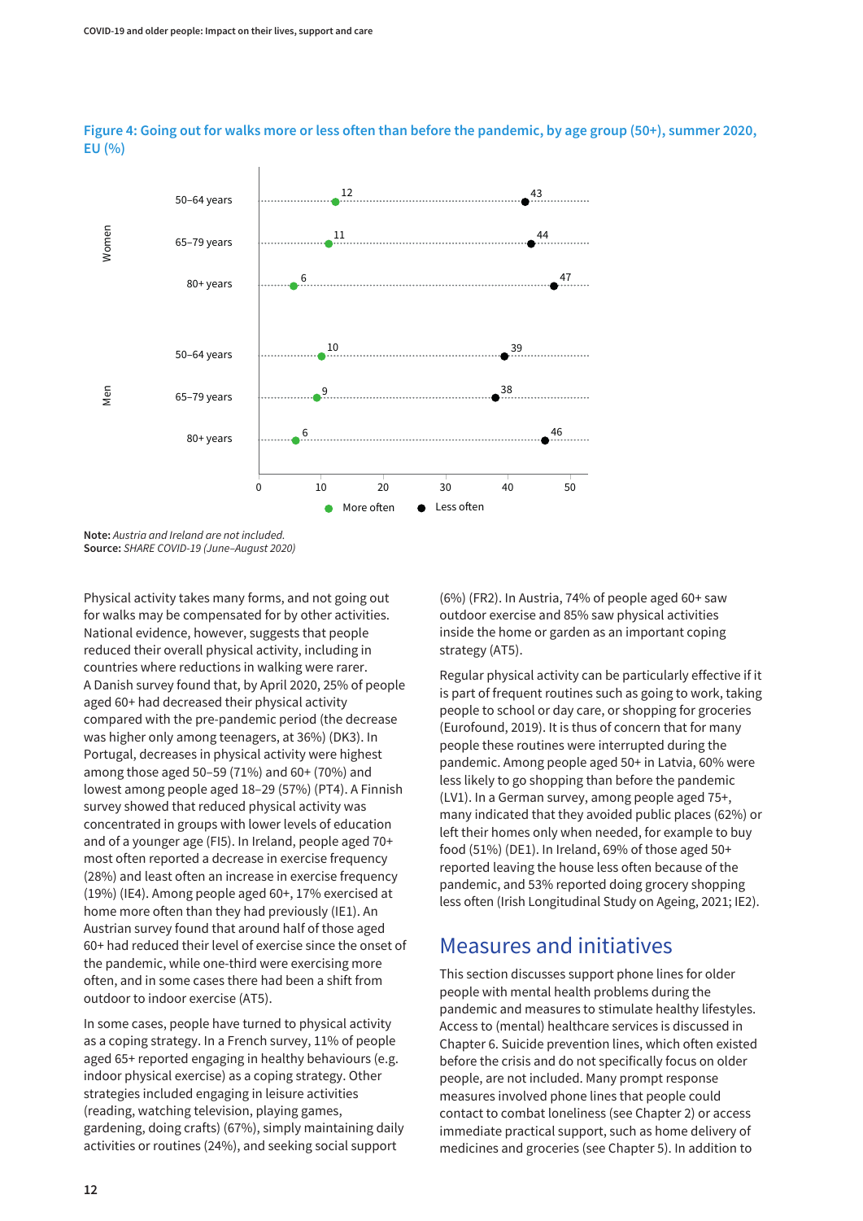**Figure 4: Going out for walks more or less often than before the pandemic, by age group (50+), summer 2020, EU (%)**

| | Age group | More often | Less often |
|---|---|---|---|
| Women | 50–64 years | 12 | 43 |
| | 65–79 years | 11 | 44 |
| | 80+ years | 6 | 47 |
| Men | 50–64 years | 10 | 39 |
| | 65–79 years | 9 | 38 |
| | 80+ years | 6 | 46 |

**Note:** *Austria and Ireland are not included.*
**Source:** *SHARE COVID-19 (June–August 2020)*

Physical activity takes many forms, and not going out for walks may be compensated for by other activities. National evidence, however, suggests that people reduced their overall physical activity, including in countries where reductions in walking were rarer. A Danish survey found that, by April 2020, 25% of people aged 60+ had decreased their physical activity compared with the pre-pandemic period (the decrease was higher only among teenagers, at 36%) (DK3). In Portugal, decreases in physical activity were highest among those aged 50–59 (71%) and 60+ (70%) and lowest among people aged 18–29 (57%) (PT4). A Finnish survey showed that reduced physical activity was concentrated in groups with lower levels of education and of a younger age (FI5). In Ireland, people aged 70+ most often reported a decrease in exercise frequency (28%) and least often an increase in exercise frequency (19%) (IE4). Among people aged 60+, 17% exercised at home more often than they had previously (IE1). An Austrian survey found that around half of those aged 60+ had reduced their level of exercise since the onset of the pandemic, while one-third were exercising more often, and in some cases there had been a shift from outdoor to indoor exercise (AT5).

In some cases, people have turned to physical activity as a coping strategy. In a French survey, 11% of people aged 65+ reported engaging in healthy behaviours (e.g. indoor physical exercise) as a coping strategy. Other strategies included engaging in leisure activities (reading, watching television, playing games, gardening, doing crafts) (67%), simply maintaining daily activities or routines (24%), and seeking social support (6%) (FR2). In Austria, 74% of people aged 60+ saw outdoor exercise and 85% saw physical activities inside the home or garden as an important coping strategy (AT5).

Regular physical activity can be particularly effective if it is part of frequent routines such as going to work, taking people to school or day care, or shopping for groceries (Eurofound, 2019). It is thus of concern that for many people these routines were interrupted during the pandemic. Among people aged 50+ in Latvia, 60% were less likely to go shopping than before the pandemic (LV1). In a German survey, among people aged 75+, many indicated that they avoided public places (62%) or left their homes only when needed, for example to buy food (51%) (DE1). In Ireland, 69% of those aged 50+ reported leaving the house less often because of the pandemic, and 53% reported doing grocery shopping less often (Irish Longitudinal Study on Ageing, 2021; IE2).

## Measures and initiatives

This section discusses support phone lines for older people with mental health problems during the pandemic and measures to stimulate healthy lifestyles. Access to (mental) healthcare services is discussed in Chapter 6. Suicide prevention lines, which often existed before the crisis and do not specifically focus on older people, are not included. Many prompt response measures involved phone lines that people could contact to combat loneliness (see Chapter 2) or access immediate practical support, such as home delivery of medicines and groceries (see Chapter 5). In addition to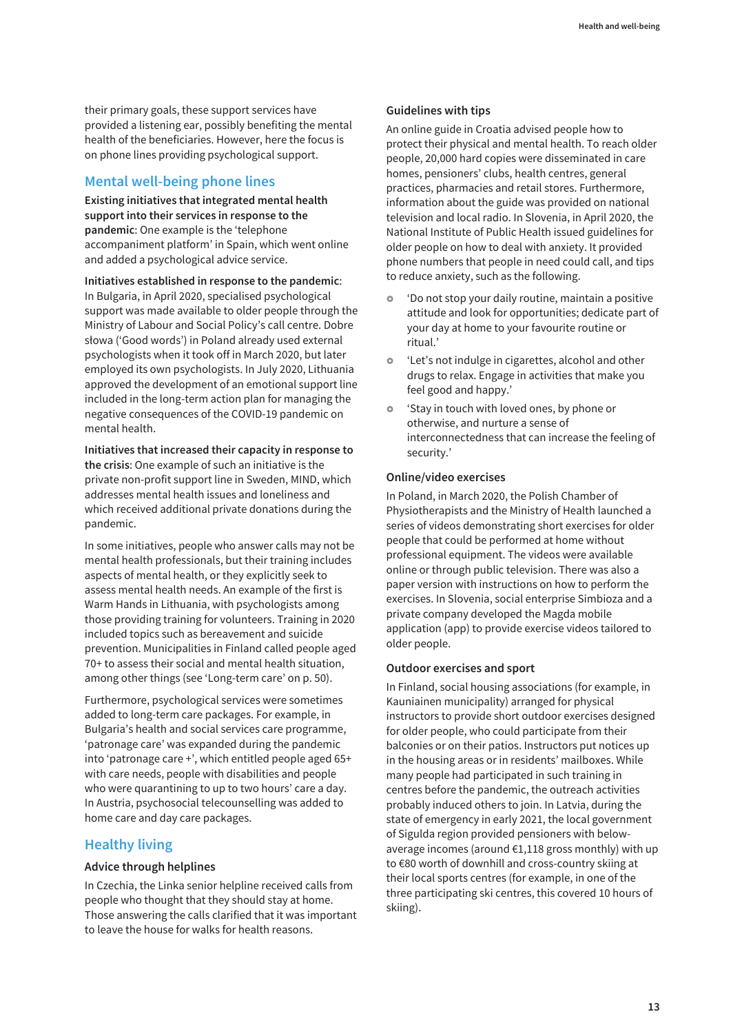their primary goals, these support services have provided a listening ear, possibly benefiting the mental health of the beneficiaries. However, here the focus is on phone lines providing psychological support.

## Mental well-being phone lines

**Existing initiatives that integrated mental health support into their services in response to the pandemic**: One example is the 'telephone accompaniment platform' in Spain, which went online and added a psychological advice service.

**Initiatives established in response to the pandemic**: In Bulgaria, in April 2020, specialised psychological support was made available to older people through the Ministry of Labour and Social Policy's call centre. Dobre słowa ('Good words') in Poland already used external psychologists when it took off in March 2020, but later employed its own psychologists. In July 2020, Lithuania approved the development of an emotional support line included in the long-term action plan for managing the negative consequences of the COVID-19 pandemic on mental health.

**Initiatives that increased their capacity in response to the crisis**: One example of such an initiative is the private non-profit support line in Sweden, MIND, which addresses mental health issues and loneliness and which received additional private donations during the pandemic.

In some initiatives, people who answer calls may not be mental health professionals, but their training includes aspects of mental health, or they explicitly seek to assess mental health needs. An example of the first is Warm Hands in Lithuania, with psychologists among those providing training for volunteers. Training in 2020 included topics such as bereavement and suicide prevention. Municipalities in Finland called people aged 70+ to assess their social and mental health situation, among other things (see 'Long-term care' on p. 50).

Furthermore, psychological services were sometimes added to long-term care packages. For example, in Bulgaria's health and social services care programme, 'patronage care' was expanded during the pandemic into 'patronage care +', which entitled people aged 65+ with care needs, people with disabilities and people who were quarantining to up to two hours' care a day. In Austria, psychosocial telecounselling was added to home care and day care packages.

## Healthy living

### Advice through helplines

In Czechia, the Linka senior helpline received calls from people who thought that they should stay at home. Those answering the calls clarified that it was important to leave the house for walks for health reasons.

### Guidelines with tips

An online guide in Croatia advised people how to protect their physical and mental health. To reach older people, 20,000 hard copies were disseminated in care homes, pensioners' clubs, health centres, general practices, pharmacies and retail stores. Furthermore, information about the guide was provided on national television and local radio. In Slovenia, in April 2020, the National Institute of Public Health issued guidelines for older people on how to deal with anxiety. It provided phone numbers that people in need could call, and tips to reduce anxiety, such as the following.

- 'Do not stop your daily routine, maintain a positive attitude and look for opportunities; dedicate part of your day at home to your favourite routine or ritual.'
- 'Let's not indulge in cigarettes, alcohol and other drugs to relax. Engage in activities that make you feel good and happy.'
- 'Stay in touch with loved ones, by phone or otherwise, and nurture a sense of interconnectedness that can increase the feeling of security.'

### Online/video exercises

In Poland, in March 2020, the Polish Chamber of Physiotherapists and the Ministry of Health launched a series of videos demonstrating short exercises for older people that could be performed at home without professional equipment. The videos were available online or through public television. There was also a paper version with instructions on how to perform the exercises. In Slovenia, social enterprise Simbioza and a private company developed the Magda mobile application (app) to provide exercise videos tailored to older people.

### Outdoor exercises and sport

In Finland, social housing associations (for example, in Kauniainen municipality) arranged for physical instructors to provide short outdoor exercises designed for older people, who could participate from their balconies or on their patios. Instructors put notices up in the housing areas or in residents' mailboxes. While many people had participated in such training in centres before the pandemic, the outreach activities probably induced others to join. In Latvia, during the state of emergency in early 2021, the local government of Sigulda region provided pensioners with below-average incomes (around €1,118 gross monthly) with up to €80 worth of downhill and cross-country skiing at their local sports centres (for example, in one of the three participating ski centres, this covered 10 hours of skiing).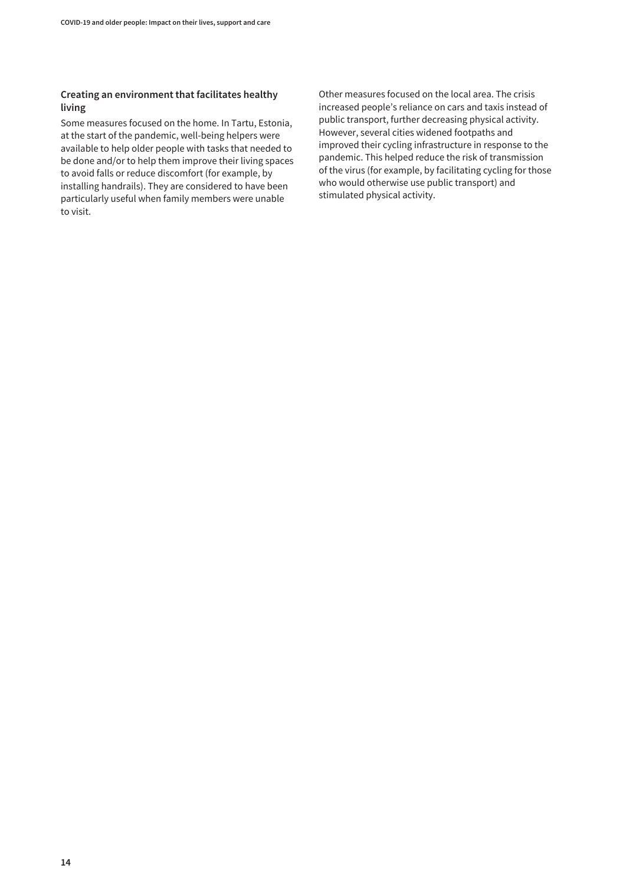### Creating an environment that facilitates healthy living

Some measures focused on the home. In Tartu, Estonia, at the start of the pandemic, well-being helpers were available to help older people with tasks that needed to be done and/or to help them improve their living spaces to avoid falls or reduce discomfort (for example, by installing handrails). They are considered to have been particularly useful when family members were unable to visit.

Other measures focused on the local area. The crisis increased people's reliance on cars and taxis instead of public transport, further decreasing physical activity. However, several cities widened footpaths and improved their cycling infrastructure in response to the pandemic. This helped reduce the risk of transmission of the virus (for example, by facilitating cycling for those who would otherwise use public transport) and stimulated physical activity.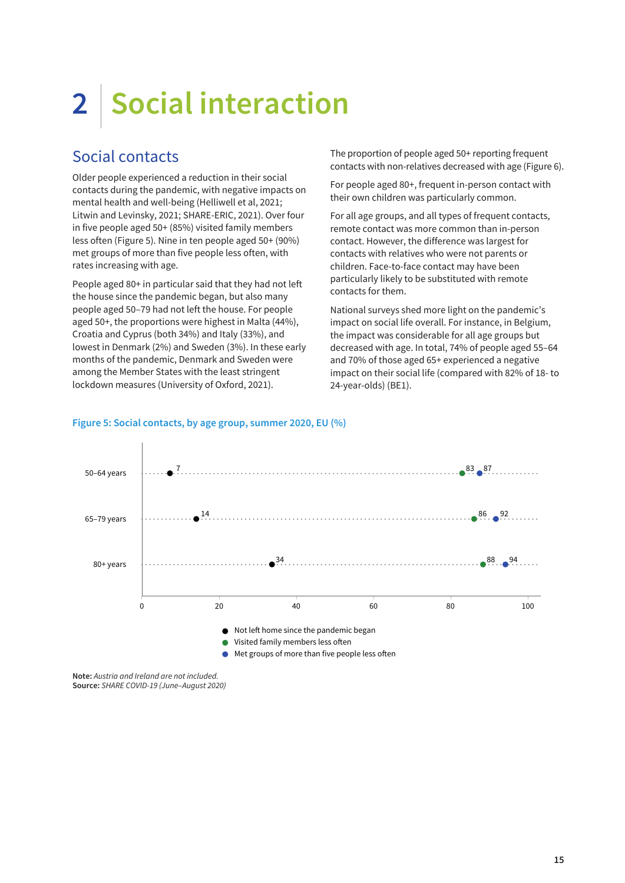# 2 Social interaction

## Social contacts

Older people experienced a reduction in their social contacts during the pandemic, with negative impacts on mental health and well-being (Helliwell et al, 2021; Litwin and Levinsky, 2021; SHARE-ERIC, 2021). Over four in five people aged 50+ (85%) visited family members less often (Figure 5). Nine in ten people aged 50+ (90%) met groups of more than five people less often, with rates increasing with age.

People aged 80+ in particular said that they had not left the house since the pandemic began, but also many people aged 50–79 had not left the house. For people aged 50+, the proportions were highest in Malta (44%), Croatia and Cyprus (both 34%) and Italy (33%), and lowest in Denmark (2%) and Sweden (3%). In these early months of the pandemic, Denmark and Sweden were among the Member States with the least stringent lockdown measures (University of Oxford, 2021).

The proportion of people aged 50+ reporting frequent contacts with non-relatives decreased with age (Figure 6).

For people aged 80+, frequent in-person contact with their own children was particularly common.

For all age groups, and all types of frequent contacts, remote contact was more common than in-person contact. However, the difference was largest for contacts with relatives who were not parents or children. Face-to-face contact may have been particularly likely to be substituted with remote contacts for them.

National surveys shed more light on the pandemic's impact on social life overall. For instance, in Belgium, the impact was considerable for all age groups but decreased with age. In total, 74% of people aged 55–64 and 70% of those aged 65+ experienced a negative impact on their social life (compared with 82% of 18- to 24-year-olds) (BE1).

**Figure 5: Social contacts, by age group, summer 2020, EU (%)**

| Age group | Not left home since the pandemic began | Visited family members less often | Met groups of more than five people less often |
|---|---|---|---|
| 50–64 years | 7 | 83 | 87 |
| 65–79 years | 14 | 86 | 92 |
| 80+ years | 34 | 88 | 94 |

**Note:** *Austria and Ireland are not included.*
**Source:** *SHARE COVID-19 (June–August 2020)*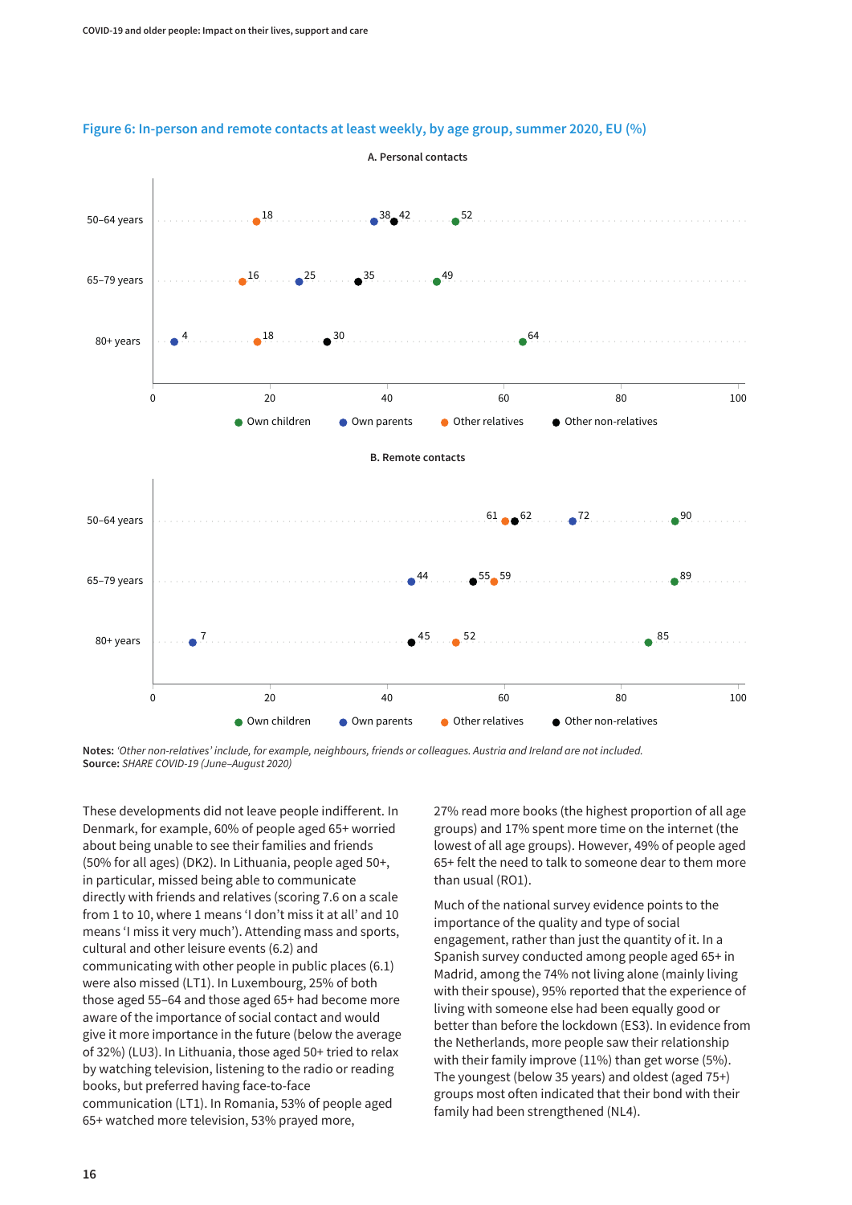**Figure 6: In-person and remote contacts at least weekly, by age group, summer 2020, EU (%)**

A. Personal contacts

| | Own children | Own parents | Other relatives | Other non-relatives |
|---|---|---|---|---|
| 50–64 years | 52 | 38 | 18 | 42 |
| 65–79 years | 49 | 25 | 16 | 35 |
| 80+ years | 64 | 4 | 18 | 30 |

B. Remote contacts

| | Own children | Own parents | Other relatives | Other non-relatives |
|---|---|---|---|---|
| 50–64 years | 90 | 72 | 61 | 62 |
| 65–79 years | 89 | 44 | 59 | 55 |
| 80+ years | 85 | 7 | 52 | 45 |

**Notes:** *'Other non-relatives' include, for example, neighbours, friends or colleagues. Austria and Ireland are not included.*
**Source:** *SHARE COVID-19 (June–August 2020)*

These developments did not leave people indifferent. In Denmark, for example, 60% of people aged 65+ worried about being unable to see their families and friends (50% for all ages) (DK2). In Lithuania, people aged 50+, in particular, missed being able to communicate directly with friends and relatives (scoring 7.6 on a scale from 1 to 10, where 1 means 'I don't miss it at all' and 10 means 'I miss it very much'). Attending mass and sports, cultural and other leisure events (6.2) and communicating with other people in public places (6.1) were also missed (LT1). In Luxembourg, 25% of both those aged 55–64 and those aged 65+ had become more aware of the importance of social contact and would give it more importance in the future (below the average of 32%) (LU3). In Lithuania, those aged 50+ tried to relax by watching television, listening to the radio or reading books, but preferred having face-to-face communication (LT1). In Romania, 53% of people aged 65+ watched more television, 53% prayed more, 27% read more books (the highest proportion of all age groups) and 17% spent more time on the internet (the lowest of all age groups). However, 49% of people aged 65+ felt the need to talk to someone dear to them more than usual (RO1).

Much of the national survey evidence points to the importance of the quality and type of social engagement, rather than just the quantity of it. In a Spanish survey conducted among people aged 65+ in Madrid, among the 74% not living alone (mainly living with their spouse), 95% reported that the experience of living with someone else had been equally good or better than before the lockdown (ES3). In evidence from the Netherlands, more people saw their relationship with their family improve (11%) than get worse (5%). The youngest (below 35 years) and oldest (aged 75+) groups most often indicated that their bond with their family had been strengthened (NL4).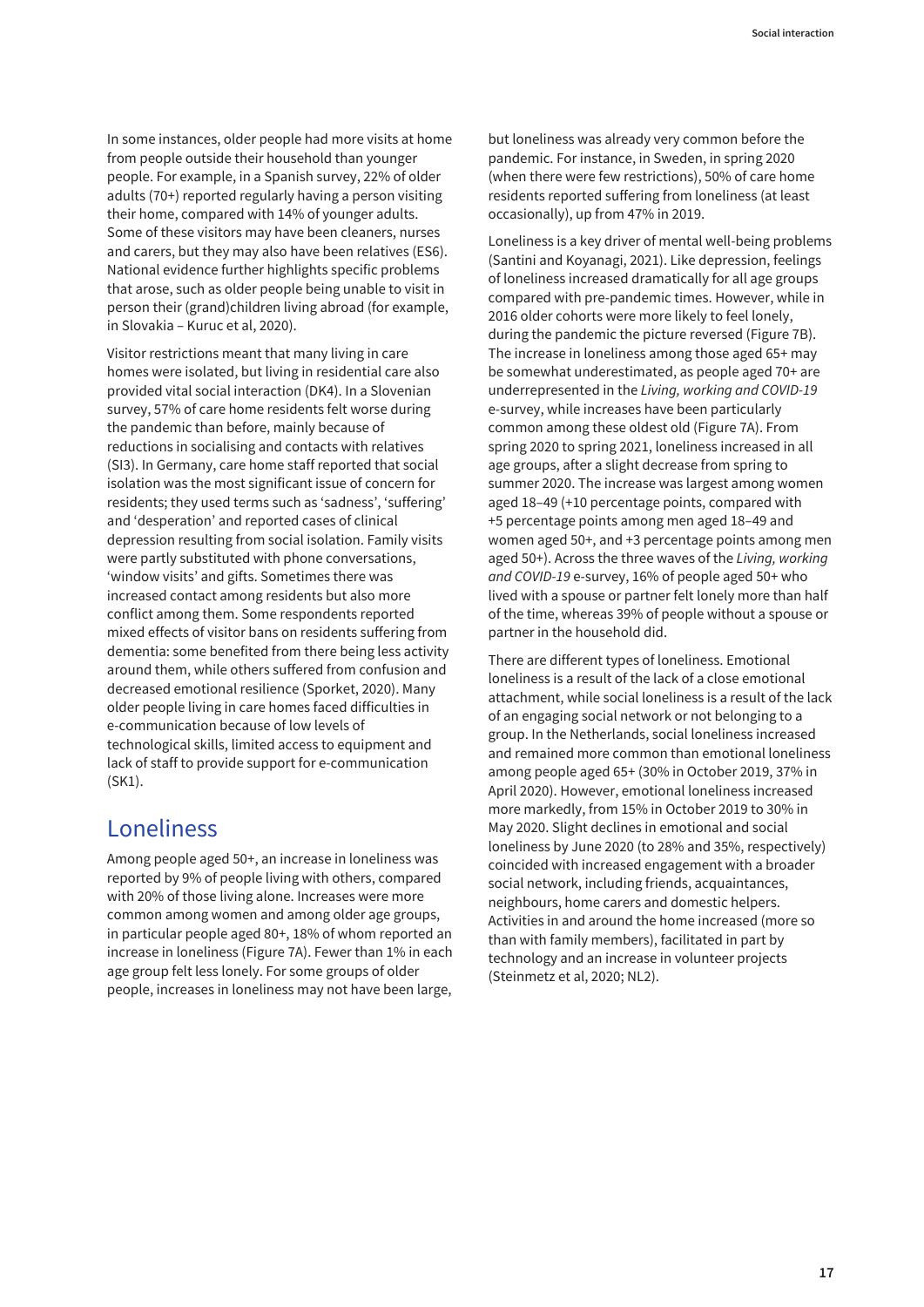In some instances, older people had more visits at home from people outside their household than younger people. For example, in a Spanish survey, 22% of older adults (70+) reported regularly having a person visiting their home, compared with 14% of younger adults. Some of these visitors may have been cleaners, nurses and carers, but they may also have been relatives (ES6). National evidence further highlights specific problems that arose, such as older people being unable to visit in person their (grand)children living abroad (for example, in Slovakia – Kuruc et al, 2020).

Visitor restrictions meant that many living in care homes were isolated, but living in residential care also provided vital social interaction (DK4). In a Slovenian survey, 57% of care home residents felt worse during the pandemic than before, mainly because of reductions in socialising and contacts with relatives (SI3). In Germany, care home staff reported that social isolation was the most significant issue of concern for residents; they used terms such as 'sadness', 'suffering' and 'desperation' and reported cases of clinical depression resulting from social isolation. Family visits were partly substituted with phone conversations, 'window visits' and gifts. Sometimes there was increased contact among residents but also more conflict among them. Some respondents reported mixed effects of visitor bans on residents suffering from dementia: some benefited from there being less activity around them, while others suffered from confusion and decreased emotional resilience (Sporket, 2020). Many older people living in care homes faced difficulties in e-communication because of low levels of technological skills, limited access to equipment and lack of staff to provide support for e-communication (SK1).

## Loneliness

Among people aged 50+, an increase in loneliness was reported by 9% of people living with others, compared with 20% of those living alone. Increases were more common among women and among older age groups, in particular people aged 80+, 18% of whom reported an increase in loneliness (Figure 7A). Fewer than 1% in each age group felt less lonely. For some groups of older people, increases in loneliness may not have been large, but loneliness was already very common before the pandemic. For instance, in Sweden, in spring 2020 (when there were few restrictions), 50% of care home residents reported suffering from loneliness (at least occasionally), up from 47% in 2019.

Loneliness is a key driver of mental well-being problems (Santini and Koyanagi, 2021). Like depression, feelings of loneliness increased dramatically for all age groups compared with pre-pandemic times. However, while in 2016 older cohorts were more likely to feel lonely, during the pandemic the picture reversed (Figure 7B). The increase in loneliness among those aged 65+ may be somewhat underestimated, as people aged 70+ are underrepresented in the *Living, working and COVID-19* e-survey, while increases have been particularly common among these oldest old (Figure 7A). From spring 2020 to spring 2021, loneliness increased in all age groups, after a slight decrease from spring to summer 2020. The increase was largest among women aged 18–49 (+10 percentage points, compared with +5 percentage points among men aged 18–49 and women aged 50+, and +3 percentage points among men aged 50+). Across the three waves of the *Living, working and COVID-19* e-survey, 16% of people aged 50+ who lived with a spouse or partner felt lonely more than half of the time, whereas 39% of people without a spouse or partner in the household did.

There are different types of loneliness. Emotional loneliness is a result of the lack of a close emotional attachment, while social loneliness is a result of the lack of an engaging social network or not belonging to a group. In the Netherlands, social loneliness increased and remained more common than emotional loneliness among people aged 65+ (30% in October 2019, 37% in April 2020). However, emotional loneliness increased more markedly, from 15% in October 2019 to 30% in May 2020. Slight declines in emotional and social loneliness by June 2020 (to 28% and 35%, respectively) coincided with increased engagement with a broader social network, including friends, acquaintances, neighbours, home carers and domestic helpers. Activities in and around the home increased (more so than with family members), facilitated in part by technology and an increase in volunteer projects (Steinmetz et al, 2020; NL2).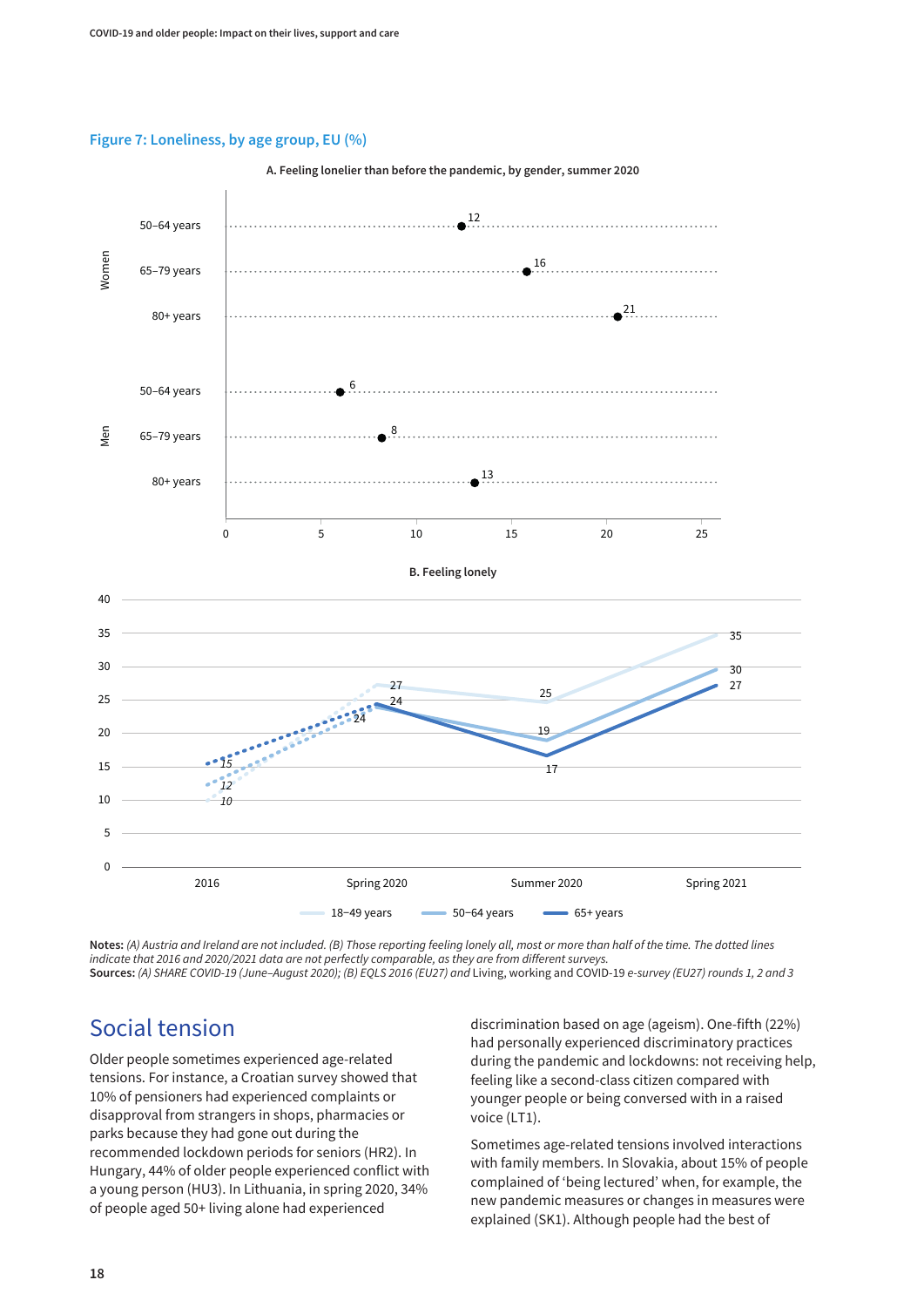**Figure 7: Loneliness, by age group, EU (%)**

A. Feeling lonelier than before the pandemic, by gender, summer 2020

| Gender | Age group | % |
|---|---|---|
| Women | 50–64 years | 12 |
| Women | 65–79 years | 16 |
| Women | 80+ years | 21 |
| Men | 50–64 years | 6 |
| Men | 65–79 years | 8 |
| Men | 80+ years | 13 |

B. Feeling lonely

| | 2016 | Spring 2020 | Summer 2020 | Spring 2021 |
|---|---|---|---|---|
| 18–49 years | 10 | 27 | 25 | 35 |
| 50–64 years | 12 | 24 | 19 | 30 |
| 65+ years | 15 | 24 | 17 | 27 |

**Notes:** *(A) Austria and Ireland are not included. (B) Those reporting feeling lonely all, most or more than half of the time. The dotted lines indicate that 2016 and 2020/2021 data are not perfectly comparable, as they are from different surveys.*
**Sources:** *(A) SHARE COVID-19 (June–August 2020); (B) EQLS 2016 (EU27) and* Living, working and COVID-19 *e-survey (EU27) rounds 1, 2 and 3*

## Social tension

Older people sometimes experienced age-related tensions. For instance, a Croatian survey showed that 10% of pensioners had experienced complaints or disapproval from strangers in shops, pharmacies or parks because they had gone out during the recommended lockdown periods for seniors (HR2). In Hungary, 44% of older people experienced conflict with a young person (HU3). In Lithuania, in spring 2020, 34% of people aged 50+ living alone had experienced discrimination based on age (ageism). One-fifth (22%) had personally experienced discriminatory practices during the pandemic and lockdowns: not receiving help, feeling like a second-class citizen compared with younger people or being conversed with in a raised voice (LT1).

Sometimes age-related tensions involved interactions with family members. In Slovakia, about 15% of people complained of 'being lectured' when, for example, the new pandemic measures or changes in measures were explained (SK1). Although people had the best of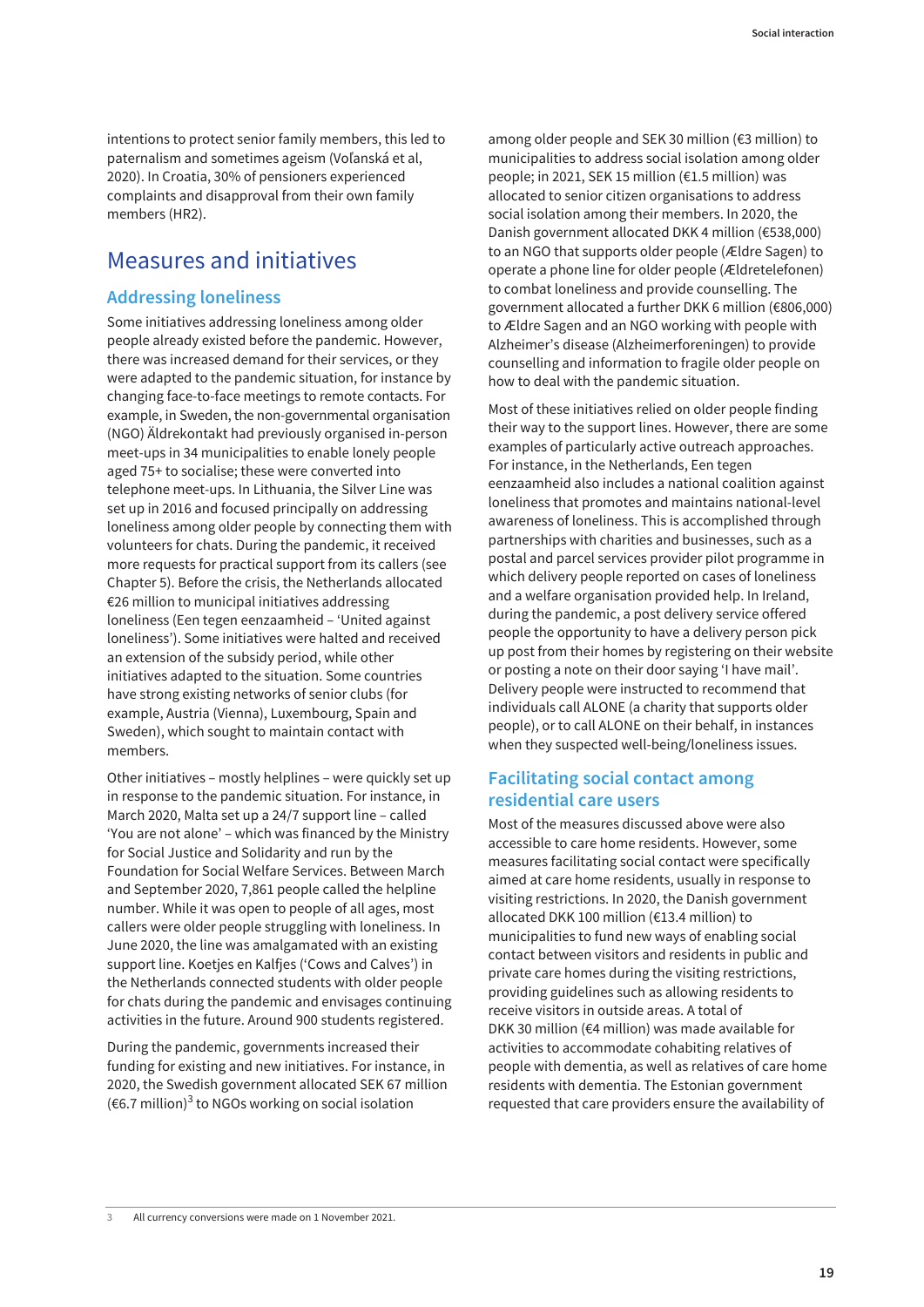intentions to protect senior family members, this led to paternalism and sometimes ageism (Voľanská et al, 2020). In Croatia, 30% of pensioners experienced complaints and disapproval from their own family members (HR2).

## Measures and initiatives

### Addressing loneliness

Some initiatives addressing loneliness among older people already existed before the pandemic. However, there was increased demand for their services, or they were adapted to the pandemic situation, for instance by changing face-to-face meetings to remote contacts. For example, in Sweden, the non-governmental organisation (NGO) Äldrekontakt had previously organised in-person meet-ups in 34 municipalities to enable lonely people aged 75+ to socialise; these were converted into telephone meet-ups. In Lithuania, the Silver Line was set up in 2016 and focused principally on addressing loneliness among older people by connecting them with volunteers for chats. During the pandemic, it received more requests for practical support from its callers (see Chapter 5). Before the crisis, the Netherlands allocated €26 million to municipal initiatives addressing loneliness (Een tegen eenzaamheid – 'United against loneliness'). Some initiatives were halted and received an extension of the subsidy period, while other initiatives adapted to the situation. Some countries have strong existing networks of senior clubs (for example, Austria (Vienna), Luxembourg, Spain and Sweden), which sought to maintain contact with members.

Other initiatives – mostly helplines – were quickly set up in response to the pandemic situation. For instance, in March 2020, Malta set up a 24/7 support line – called 'You are not alone' – which was financed by the Ministry for Social Justice and Solidarity and run by the Foundation for Social Welfare Services. Between March and September 2020, 7,861 people called the helpline number. While it was open to people of all ages, most callers were older people struggling with loneliness. In June 2020, the line was amalgamated with an existing support line. Koetjes en Kalfjes ('Cows and Calves') in the Netherlands connected students with older people for chats during the pandemic and envisages continuing activities in the future. Around 900 students registered.

During the pandemic, governments increased their funding for existing and new initiatives. For instance, in 2020, the Swedish government allocated SEK 67 million (€6.7 million)[3] to NGOs working on social isolation among older people and SEK 30 million (€3 million) to municipalities to address social isolation among older people; in 2021, SEK 15 million (€1.5 million) was allocated to senior citizen organisations to address social isolation among their members. In 2020, the Danish government allocated DKK 4 million (€538,000) to an NGO that supports older people (Ældre Sagen) to operate a phone line for older people (Ældretelefonen) to combat loneliness and provide counselling. The government allocated a further DKK 6 million (€806,000) to Ældre Sagen and an NGO working with people with Alzheimer's disease (Alzheimerforeningen) to provide counselling and information to fragile older people on how to deal with the pandemic situation.

Most of these initiatives relied on older people finding their way to the support lines. However, there are some examples of particularly active outreach approaches. For instance, in the Netherlands, Een tegen eenzaamheid also includes a national coalition against loneliness that promotes and maintains national-level awareness of loneliness. This is accomplished through partnerships with charities and businesses, such as a postal and parcel services provider pilot programme in which delivery people reported on cases of loneliness and a welfare organisation provided help. In Ireland, during the pandemic, a post delivery service offered people the opportunity to have a delivery person pick up post from their homes by registering on their website or posting a note on their door saying 'I have mail'. Delivery people were instructed to recommend that individuals call ALONE (a charity that supports older people), or to call ALONE on their behalf, in instances when they suspected well-being/loneliness issues.

### Facilitating social contact among residential care users

Most of the measures discussed above were also accessible to care home residents. However, some measures facilitating social contact were specifically aimed at care home residents, usually in response to visiting restrictions. In 2020, the Danish government allocated DKK 100 million (€13.4 million) to municipalities to fund new ways of enabling social contact between visitors and residents in public and private care homes during the visiting restrictions, providing guidelines such as allowing residents to receive visitors in outside areas. A total of DKK 30 million (€4 million) was made available for activities to accommodate cohabiting relatives of people with dementia, as well as relatives of care home residents with dementia. The Estonian government requested that care providers ensure the availability of

[3] All currency conversions were made on 1 November 2021.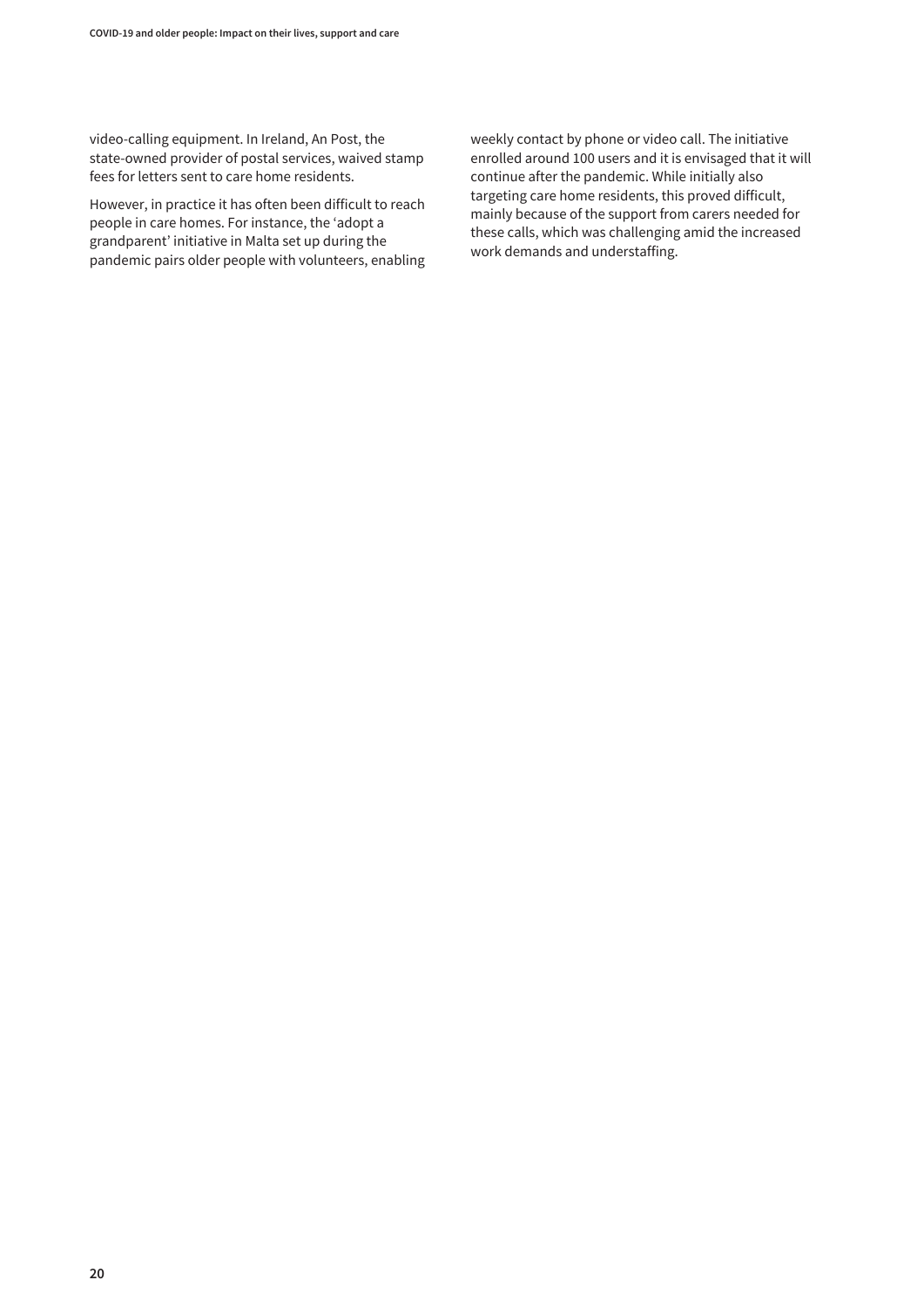video-calling equipment. In Ireland, An Post, the state-owned provider of postal services, waived stamp fees for letters sent to care home residents.

However, in practice it has often been difficult to reach people in care homes. For instance, the 'adopt a grandparent' initiative in Malta set up during the pandemic pairs older people with volunteers, enabling weekly contact by phone or video call. The initiative enrolled around 100 users and it is envisaged that it will continue after the pandemic. While initially also targeting care home residents, this proved difficult, mainly because of the support from carers needed for these calls, which was challenging amid the increased work demands and understaffing.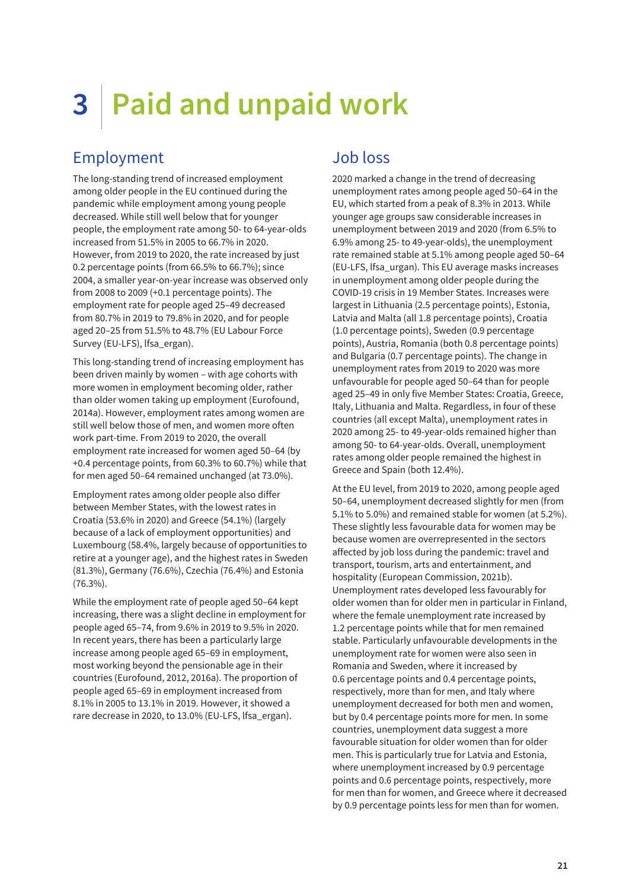# 3 Paid and unpaid work

## Employment

The long-standing trend of increased employment among older people in the EU continued during the pandemic while employment among young people decreased. While still well below that for younger people, the employment rate among 50- to 64-year-olds increased from 51.5% in 2005 to 66.7% in 2020. However, from 2019 to 2020, the rate increased by just 0.2 percentage points (from 66.5% to 66.7%); since 2004, a smaller year-on-year increase was observed only from 2008 to 2009 (+0.1 percentage points). The employment rate for people aged 25–49 decreased from 80.7% in 2019 to 79.8% in 2020, and for people aged 20–25 from 51.5% to 48.7% (EU Labour Force Survey (EU-LFS), lfsa_ergan).

This long-standing trend of increasing employment has been driven mainly by women – with age cohorts with more women in employment becoming older, rather than older women taking up employment (Eurofound, 2014a). However, employment rates among women are still well below those of men, and women more often work part-time. From 2019 to 2020, the overall employment rate increased for women aged 50–64 (by +0.4 percentage points, from 60.3% to 60.7%) while that for men aged 50–64 remained unchanged (at 73.0%).

Employment rates among older people also differ between Member States, with the lowest rates in Croatia (53.6% in 2020) and Greece (54.1%) (largely because of a lack of employment opportunities) and Luxembourg (58.4%, largely because of opportunities to retire at a younger age), and the highest rates in Sweden (81.3%), Germany (76.6%), Czechia (76.4%) and Estonia (76.3%).

While the employment rate of people aged 50–64 kept increasing, there was a slight decline in employment for people aged 65–74, from 9.6% in 2019 to 9.5% in 2020. In recent years, there has been a particularly large increase among people aged 65–69 in employment, most working beyond the pensionable age in their countries (Eurofound, 2012, 2016a). The proportion of people aged 65–69 in employment increased from 8.1% in 2005 to 13.1% in 2019. However, it showed a rare decrease in 2020, to 13.0% (EU-LFS, lfsa_ergan).

## Job loss

2020 marked a change in the trend of decreasing unemployment rates among people aged 50–64 in the EU, which started from a peak of 8.3% in 2013. While younger age groups saw considerable increases in unemployment between 2019 and 2020 (from 6.5% to 6.9% among 25- to 49-year-olds), the unemployment rate remained stable at 5.1% among people aged 50–64 (EU-LFS, lfsa_urgan). This EU average masks increases in unemployment among older people during the COVID-19 crisis in 19 Member States. Increases were largest in Lithuania (2.5 percentage points), Estonia, Latvia and Malta (all 1.8 percentage points), Croatia (1.0 percentage points), Sweden (0.9 percentage points), Austria, Romania (both 0.8 percentage points) and Bulgaria (0.7 percentage points). The change in unemployment rates from 2019 to 2020 was more unfavourable for people aged 50–64 than for people aged 25–49 in only five Member States: Croatia, Greece, Italy, Lithuania and Malta. Regardless, in four of these countries (all except Malta), unemployment rates in 2020 among 25- to 49-year-olds remained higher than among 50- to 64-year-olds. Overall, unemployment rates among older people remained the highest in Greece and Spain (both 12.4%).

At the EU level, from 2019 to 2020, among people aged 50–64, unemployment decreased slightly for men (from 5.1% to 5.0%) and remained stable for women (at 5.2%). These slightly less favourable data for women may be because women are overrepresented in the sectors affected by job loss during the pandemic: travel and transport, tourism, arts and entertainment, and hospitality (European Commission, 2021b). Unemployment rates developed less favourably for older women than for older men in particular in Finland, where the female unemployment rate increased by 1.2 percentage points while that for men remained stable. Particularly unfavourable developments in the unemployment rate for women were also seen in Romania and Sweden, where it increased by 0.6 percentage points and 0.4 percentage points, respectively, more than for men, and Italy where unemployment decreased for both men and women, but by 0.4 percentage points more for men. In some countries, unemployment data suggest a more favourable situation for older women than for older men. This is particularly true for Latvia and Estonia, where unemployment increased by 0.9 percentage points and 0.6 percentage points, respectively, more for men than for women, and Greece where it decreased by 0.9 percentage points less for men than for women.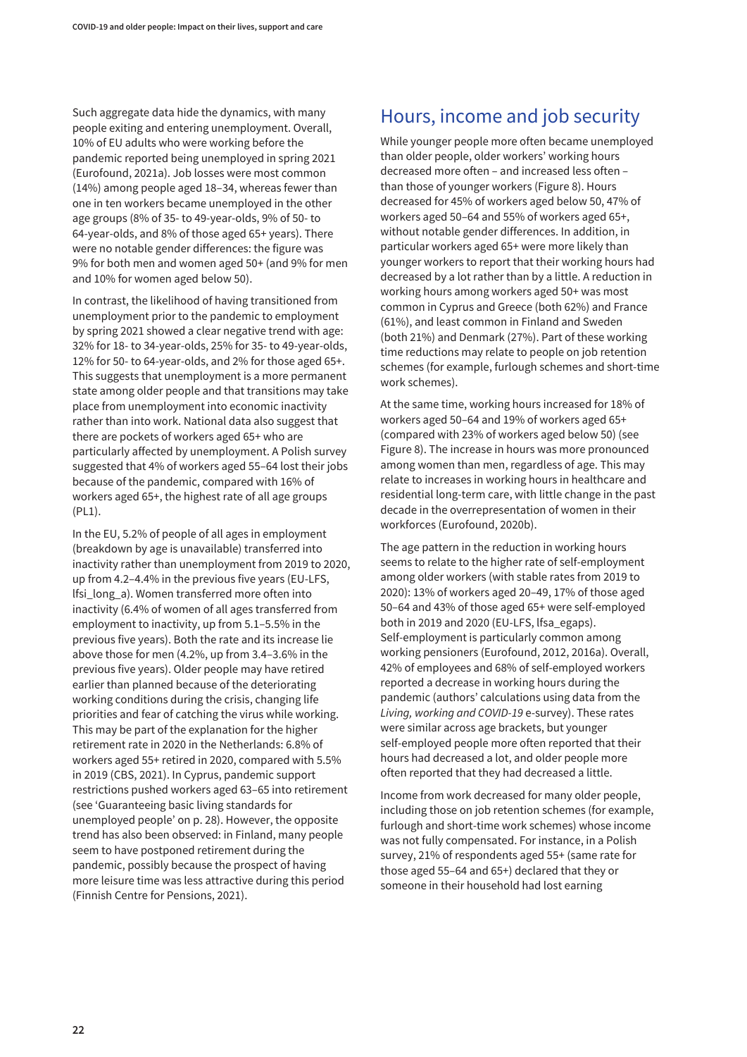Such aggregate data hide the dynamics, with many people exiting and entering unemployment. Overall, 10% of EU adults who were working before the pandemic reported being unemployed in spring 2021 (Eurofound, 2021a). Job losses were most common (14%) among people aged 18–34, whereas fewer than one in ten workers became unemployed in the other age groups (8% of 35- to 49-year-olds, 9% of 50- to 64-year-olds, and 8% of those aged 65+ years). There were no notable gender differences: the figure was 9% for both men and women aged 50+ (and 9% for men and 10% for women aged below 50).

In contrast, the likelihood of having transitioned from unemployment prior to the pandemic to employment by spring 2021 showed a clear negative trend with age: 32% for 18- to 34-year-olds, 25% for 35- to 49-year-olds, 12% for 50- to 64-year-olds, and 2% for those aged 65+. This suggests that unemployment is a more permanent state among older people and that transitions may take place from unemployment into economic inactivity rather than into work. National data also suggest that there are pockets of workers aged 65+ who are particularly affected by unemployment. A Polish survey suggested that 4% of workers aged 55–64 lost their jobs because of the pandemic, compared with 16% of workers aged 65+, the highest rate of all age groups (PL1).

In the EU, 5.2% of people of all ages in employment (breakdown by age is unavailable) transferred into inactivity rather than unemployment from 2019 to 2020, up from 4.2–4.4% in the previous five years (EU-LFS, lfsi_long_a). Women transferred more often into inactivity (6.4% of women of all ages transferred from employment to inactivity, up from 5.1–5.5% in the previous five years). Both the rate and its increase lie above those for men (4.2%, up from 3.4–3.6% in the previous five years). Older people may have retired earlier than planned because of the deteriorating working conditions during the crisis, changing life priorities and fear of catching the virus while working. This may be part of the explanation for the higher retirement rate in 2020 in the Netherlands: 6.8% of workers aged 55+ retired in 2020, compared with 5.5% in 2019 (CBS, 2021). In Cyprus, pandemic support restrictions pushed workers aged 63–65 into retirement (see 'Guaranteeing basic living standards for unemployed people' on p. 28). However, the opposite trend has also been observed: in Finland, many people seem to have postponed retirement during the pandemic, possibly because the prospect of having more leisure time was less attractive during this period (Finnish Centre for Pensions, 2021).

## Hours, income and job security

While younger people more often became unemployed than older people, older workers' working hours decreased more often – and increased less often – than those of younger workers (Figure 8). Hours decreased for 45% of workers aged below 50, 47% of workers aged 50–64 and 55% of workers aged 65+, without notable gender differences. In addition, in particular workers aged 65+ were more likely than younger workers to report that their working hours had decreased by a lot rather than by a little. A reduction in working hours among workers aged 50+ was most common in Cyprus and Greece (both 62%) and France (61%), and least common in Finland and Sweden (both 21%) and Denmark (27%). Part of these working time reductions may relate to people on job retention schemes (for example, furlough schemes and short-time work schemes).

At the same time, working hours increased for 18% of workers aged 50–64 and 19% of workers aged 65+ (compared with 23% of workers aged below 50) (see Figure 8). The increase in hours was more pronounced among women than men, regardless of age. This may relate to increases in working hours in healthcare and residential long-term care, with little change in the past decade in the overrepresentation of women in their workforces (Eurofound, 2020b).

The age pattern in the reduction in working hours seems to relate to the higher rate of self-employment among older workers (with stable rates from 2019 to 2020): 13% of workers aged 20–49, 17% of those aged 50–64 and 43% of those aged 65+ were self-employed both in 2019 and 2020 (EU-LFS, lfsa_egaps). Self-employment is particularly common among working pensioners (Eurofound, 2012, 2016a). Overall, 42% of employees and 68% of self-employed workers reported a decrease in working hours during the pandemic (authors' calculations using data from the *Living, working and COVID-19* e-survey). These rates were similar across age brackets, but younger self-employed people more often reported that their hours had decreased a lot, and older people more often reported that they had decreased a little.

Income from work decreased for many older people, including those on job retention schemes (for example, furlough and short-time work schemes) whose income was not fully compensated. For instance, in a Polish survey, 21% of respondents aged 55+ (same rate for those aged 55–64 and 65+) declared that they or someone in their household had lost earning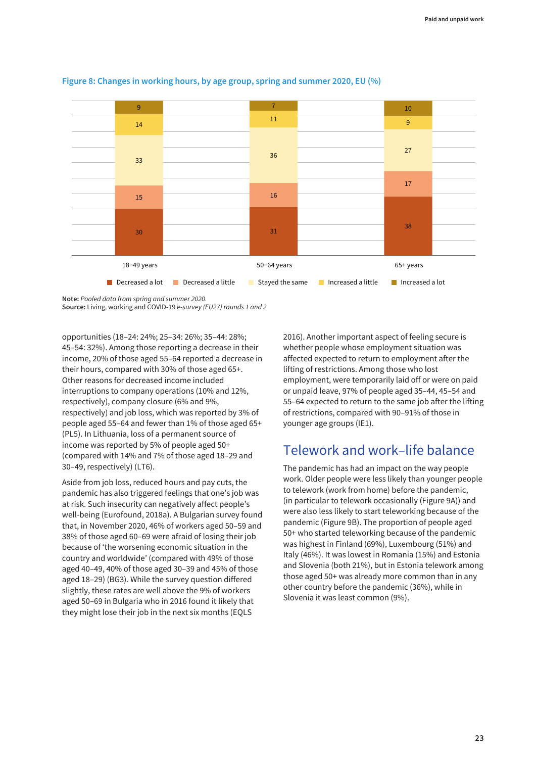**Figure 8: Changes in working hours, by age group, spring and summer 2020, EU (%)**

| | Decreased a lot | Decreased a little | Stayed the same | Increased a little | Increased a lot |
|---|---|---|---|---|---|
| 18–49 years | 30 | 15 | 33 | 14 | 9 |
| 50–64 years | 31 | 16 | 36 | 11 | 7 |
| 65+ years | 38 | 17 | 27 | 9 | 10 |

**Note:** *Pooled data from spring and summer 2020.*
**Source:** Living, working and COVID-19 *e-survey (EU27) rounds 1 and 2*

opportunities (18–24: 24%; 25–34: 26%; 35–44: 28%; 45–54: 32%). Among those reporting a decrease in their income, 20% of those aged 55–64 reported a decrease in their hours, compared with 30% of those aged 65+. Other reasons for decreased income included interruptions to company operations (10% and 12%, respectively), company closure (6% and 9%, respectively) and job loss, which was reported by 3% of people aged 55–64 and fewer than 1% of those aged 65+ (PL5). In Lithuania, loss of a permanent source of income was reported by 5% of people aged 50+ (compared with 14% and 7% of those aged 18–29 and 30–49, respectively) (LT6).

Aside from job loss, reduced hours and pay cuts, the pandemic has also triggered feelings that one's job was at risk. Such insecurity can negatively affect people's well-being (Eurofound, 2018a). A Bulgarian survey found that, in November 2020, 46% of workers aged 50–59 and 38% of those aged 60–69 were afraid of losing their job because of 'the worsening economic situation in the country and worldwide' (compared with 49% of those aged 40–49, 40% of those aged 30–39 and 45% of those aged 18–29) (BG3). While the survey question differed slightly, these rates are well above the 9% of workers aged 50–69 in Bulgaria who in 2016 found it likely that they might lose their job in the next six months (EQLS 2016). Another important aspect of feeling secure is whether people whose employment situation was affected expected to return to employment after the lifting of restrictions. Among those who lost employment, were temporarily laid off or were on paid or unpaid leave, 97% of people aged 35–44, 45–54 and 55–64 expected to return to the same job after the lifting of restrictions, compared with 90–91% of those in younger age groups (IE1).

## Telework and work–life balance

The pandemic has had an impact on the way people work. Older people were less likely than younger people to telework (work from home) before the pandemic, (in particular to telework occasionally (Figure 9A)) and were also less likely to start teleworking because of the pandemic (Figure 9B). The proportion of people aged 50+ who started teleworking because of the pandemic was highest in Finland (69%), Luxembourg (51%) and Italy (46%). It was lowest in Romania (15%) and Estonia and Slovenia (both 21%), but in Estonia telework among those aged 50+ was already more common than in any other country before the pandemic (36%), while in Slovenia it was least common (9%).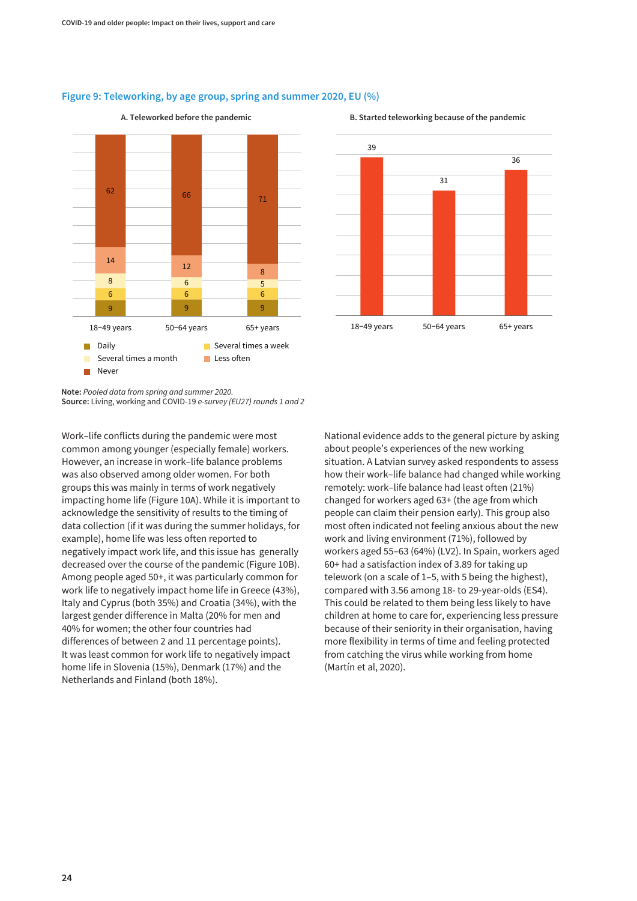**Figure 9: Teleworking, by age group, spring and summer 2020, EU (%)**

A. Teleworked before the pandemic

| | 18–49 years | 50–64 years | 65+ years |
|---|---|---|---|
| Daily | 9 | 9 | 9 |
| Several times a week | 6 | 6 | 6 |
| Several times a month | 8 | 6 | 5 |
| Less often | 14 | 12 | 8 |
| Never | 62 | 66 | 71 |

B. Started teleworking because of the pandemic

| 18–49 years | 50–64 years | 65+ years |
|---|---|---|
| 39 | 31 | 36 |

**Note:** *Pooled data from spring and summer 2020.*
**Source:** Living, working and COVID-19 *e-survey (EU27) rounds 1 and 2*

Work–life conflicts during the pandemic were most common among younger (especially female) workers. However, an increase in work–life balance problems was also observed among older women. For both groups this was mainly in terms of work negatively impacting home life (Figure 10A). While it is important to acknowledge the sensitivity of results to the timing of data collection (if it was during the summer holidays, for example), home life was less often reported to negatively impact work life, and this issue has generally decreased over the course of the pandemic (Figure 10B). Among people aged 50+, it was particularly common for work life to negatively impact home life in Greece (43%), Italy and Cyprus (both 35%) and Croatia (34%), with the largest gender difference in Malta (20% for men and 40% for women; the other four countries had differences of between 2 and 11 percentage points). It was least common for work life to negatively impact home life in Slovenia (15%), Denmark (17%) and the Netherlands and Finland (both 18%).

National evidence adds to the general picture by asking about people's experiences of the new working situation. A Latvian survey asked respondents to assess how their work–life balance had changed while working remotely: work–life balance had least often (21%) changed for workers aged 63+ (the age from which people can claim their pension early). This group also most often indicated not feeling anxious about the new work and living environment (71%), followed by workers aged 55–63 (64%) (LV2). In Spain, workers aged 60+ had a satisfaction index of 3.89 for taking up telework (on a scale of 1–5, with 5 being the highest), compared with 3.56 among 18- to 29-year-olds (ES4). This could be related to them being less likely to have children at home to care for, experiencing less pressure because of their seniority in their organisation, having more flexibility in terms of time and feeling protected from catching the virus while working from home (Martín et al, 2020).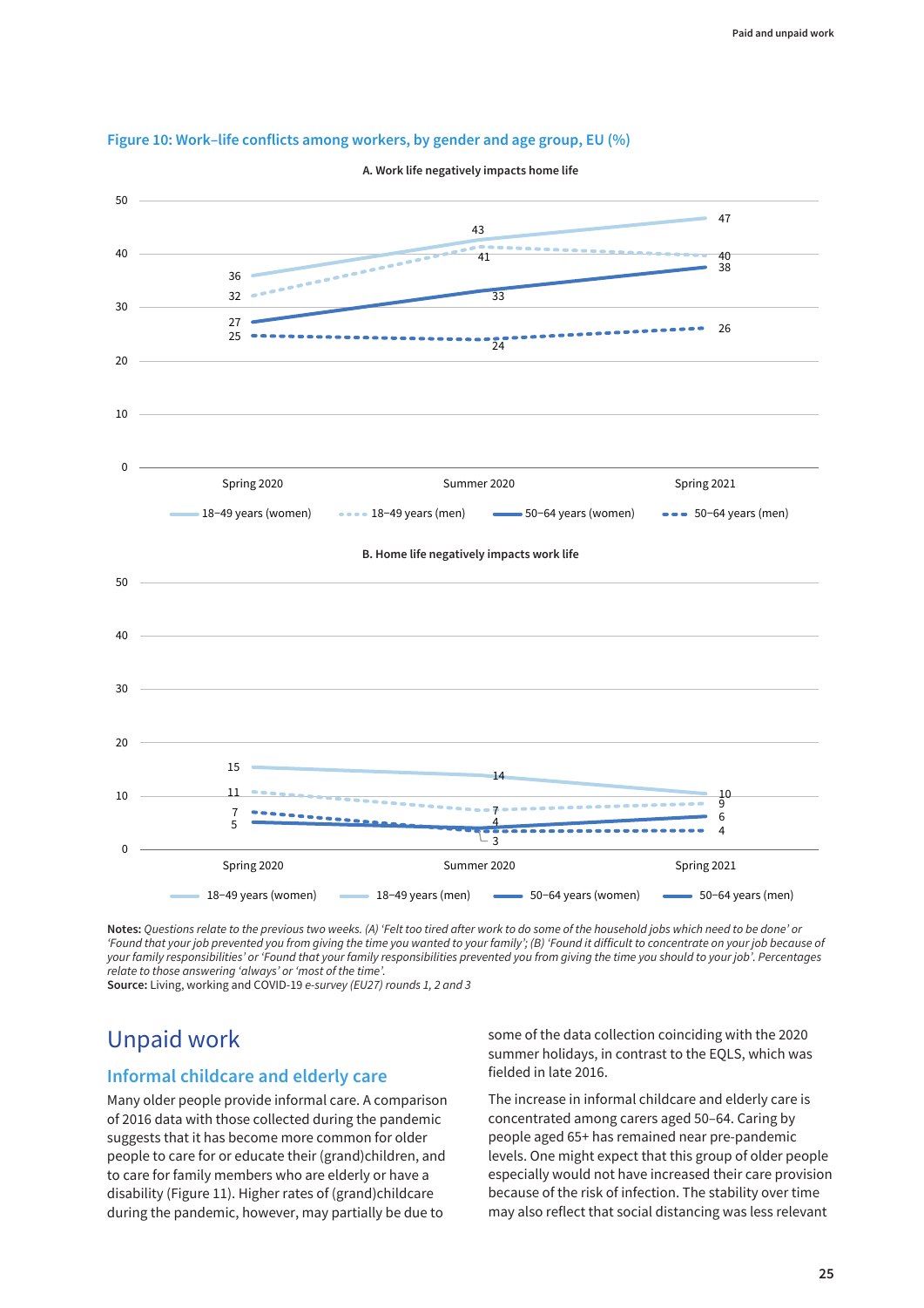**Figure 10: Work–life conflicts among workers, by gender and age group, EU (%)**

**A. Work life negatively impacts home life**

| | Spring 2020 | Summer 2020 | Spring 2021 |
|---|---|---|---|
| 18–49 years (women) | 36 | 43 | 47 |
| 18–49 years (men) | 32 | 41 | 40 |
| 50–64 years (women) | 27 | 33 | 38 |
| 50–64 years (men) | 25 | 24 | 26 |

**B. Home life negatively impacts work life**

| | Spring 2020 | Summer 2020 | Spring 2021 |
|---|---|---|---|
| 18–49 years (women) | 15 | 14 | 10 |
| 18–49 years (men) | 11 | 7 | 9 |
| 50–64 years (women) | 5 | 4 | 6 |
| 50–64 years (men) | 7 | 3 | 4 |

**Notes:** *Questions relate to the previous two weeks. (A) 'Felt too tired after work to do some of the household jobs which need to be done' or 'Found that your job prevented you from giving the time you wanted to your family'; (B) 'Found it difficult to concentrate on your job because of your family responsibilities' or 'Found that your family responsibilities prevented you from giving the time you should to your job'. Percentages relate to those answering 'always' or 'most of the time'.*
**Source:** Living, working and COVID-19 *e-survey (EU27) rounds 1, 2 and 3*

# Unpaid work

## Informal childcare and elderly care

Many older people provide informal care. A comparison of 2016 data with those collected during the pandemic suggests that it has become more common for older people to care for or educate their (grand)children, and to care for family members who are elderly or have a disability (Figure 11). Higher rates of (grand)childcare during the pandemic, however, may partially be due to some of the data collection coinciding with the 2020 summer holidays, in contrast to the EQLS, which was fielded in late 2016.

The increase in informal childcare and elderly care is concentrated among carers aged 50–64. Caring by people aged 65+ has remained near pre-pandemic levels. One might expect that this group of older people especially would not have increased their care provision because of the risk of infection. The stability over time may also reflect that social distancing was less relevant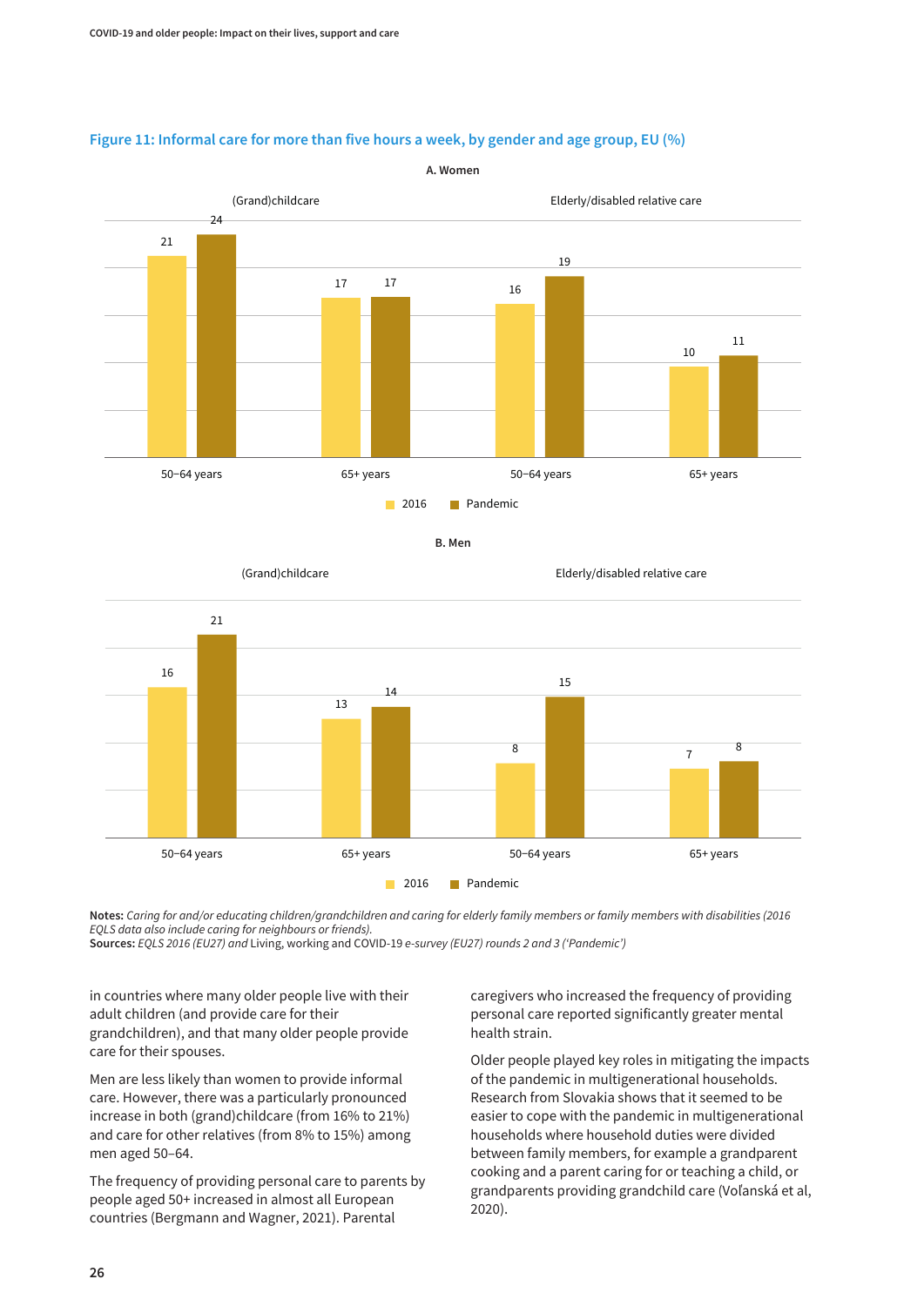**Figure 11: Informal care for more than five hours a week, by gender and age group, EU (%)**

**A. Women**

| | (Grand)childcare 50–64 years | (Grand)childcare 65+ years | Elderly/disabled relative care 50–64 years | Elderly/disabled relative care 65+ years |
|---|---|---|---|---|
| 2016 | 21 | 17 | 16 | 10 |
| Pandemic | 24 | 17 | 19 | 11 |

**B. Men**

| | (Grand)childcare 50–64 years | (Grand)childcare 65+ years | Elderly/disabled relative care 50–64 years | Elderly/disabled relative care 65+ years |
|---|---|---|---|---|
| 2016 | 16 | 13 | 8 | 7 |
| Pandemic | 21 | 14 | 15 | 8 |

**Notes:** *Caring for and/or educating children/grandchildren and caring for elderly family members or family members with disabilities (2016 EQLS data also include caring for neighbours or friends).*
**Sources:** *EQLS 2016 (EU27) and* Living, working and COVID-19 *e-survey (EU27) rounds 2 and 3 ('Pandemic')*

in countries where many older people live with their adult children (and provide care for their grandchildren), and that many older people provide care for their spouses.

Men are less likely than women to provide informal care. However, there was a particularly pronounced increase in both (grand)childcare (from 16% to 21%) and care for other relatives (from 8% to 15%) among men aged 50–64.

The frequency of providing personal care to parents by people aged 50+ increased in almost all European countries (Bergmann and Wagner, 2021). Parental caregivers who increased the frequency of providing personal care reported significantly greater mental health strain.

Older people played key roles in mitigating the impacts of the pandemic in multigenerational households. Research from Slovakia shows that it seemed to be easier to cope with the pandemic in multigenerational households where household duties were divided between family members, for example a grandparent cooking and a parent caring for or teaching a child, or grandparents providing grandchild care (Voľanská et al, 2020).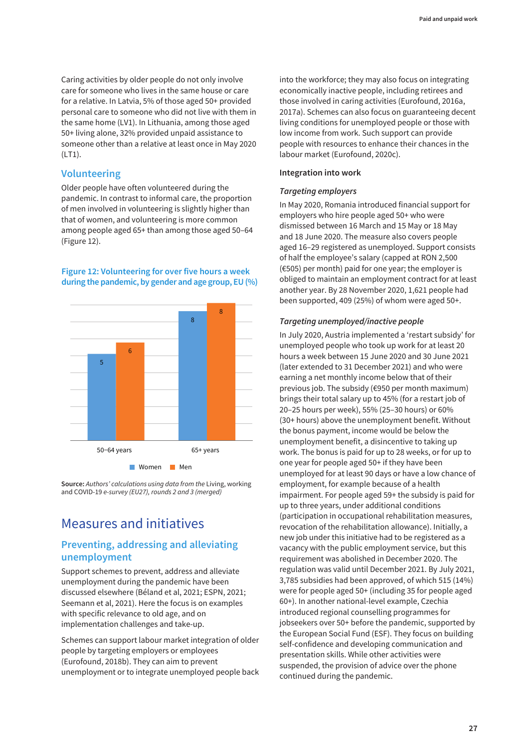Caring activities by older people do not only involve care for someone who lives in the same house or care for a relative. In Latvia, 5% of those aged 50+ provided personal care to someone who did not live with them in the same home (LV1). In Lithuania, among those aged 50+ living alone, 32% provided unpaid assistance to someone other than a relative at least once in May 2020 (LT1).

### Volunteering

Older people have often volunteered during the pandemic. In contrast to informal care, the proportion of men involved in volunteering is slightly higher than that of women, and volunteering is more common among people aged 65+ than among those aged 50–64 (Figure 12).

**Figure 12: Volunteering for over five hours a week during the pandemic, by gender and age group, EU (%)**

| | Women | Men |
|---|---|---|
| 50–64 years | 5 | 6 |
| 65+ years | 8 | 8 |

**Source:** *Authors' calculations using data from the* Living, working and COVID-19 *e-survey (EU27), rounds 2 and 3 (merged)*

## Measures and initiatives

### Preventing, addressing and alleviating unemployment

Support schemes to prevent, address and alleviate unemployment during the pandemic have been discussed elsewhere (Béland et al, 2021; ESPN, 2021; Seemann et al, 2021). Here the focus is on examples with specific relevance to old age, and on implementation challenges and take-up.

Schemes can support labour market integration of older people by targeting employers or employees (Eurofound, 2018b). They can aim to prevent unemployment or to integrate unemployed people back into the workforce; they may also focus on integrating economically inactive people, including retirees and those involved in caring activities (Eurofound, 2016a, 2017a). Schemes can also focus on guaranteeing decent living conditions for unemployed people or those with low income from work. Such support can provide people with resources to enhance their chances in the labour market (Eurofound, 2020c).

#### Integration into work

*Targeting employers*

In May 2020, Romania introduced financial support for employers who hire people aged 50+ who were dismissed between 16 March and 15 May or 18 May and 18 June 2020. The measure also covers people aged 16–29 registered as unemployed. Support consists of half the employee's salary (capped at RON 2,500 (€505) per month) paid for one year; the employer is obliged to maintain an employment contract for at least another year. By 28 November 2020, 1,621 people had been supported, 409 (25%) of whom were aged 50+.

*Targeting unemployed/inactive people*

In July 2020, Austria implemented a 'restart subsidy' for unemployed people who took up work for at least 20 hours a week between 15 June 2020 and 30 June 2021 (later extended to 31 December 2021) and who were earning a net monthly income below that of their previous job. The subsidy (€950 per month maximum) brings their total salary up to 45% (for a restart job of 20–25 hours per week), 55% (25–30 hours) or 60% (30+ hours) above the unemployment benefit. Without the bonus payment, income would be below the unemployment benefit, a disincentive to taking up work. The bonus is paid for up to 28 weeks, or for up to one year for people aged 50+ if they have been unemployed for at least 90 days or have a low chance of employment, for example because of a health impairment. For people aged 59+ the subsidy is paid for up to three years, under additional conditions (participation in occupational rehabilitation measures, revocation of the rehabilitation allowance). Initially, a new job under this initiative had to be registered as a vacancy with the public employment service, but this requirement was abolished in December 2020. The regulation was valid until December 2021. By July 2021, 3,785 subsidies had been approved, of which 515 (14%) were for people aged 50+ (including 35 for people aged 60+). In another national-level example, Czechia introduced regional counselling programmes for jobseekers over 50+ before the pandemic, supported by the European Social Fund (ESF). They focus on building self-confidence and developing communication and presentation skills. While other activities were suspended, the provision of advice over the phone continued during the pandemic.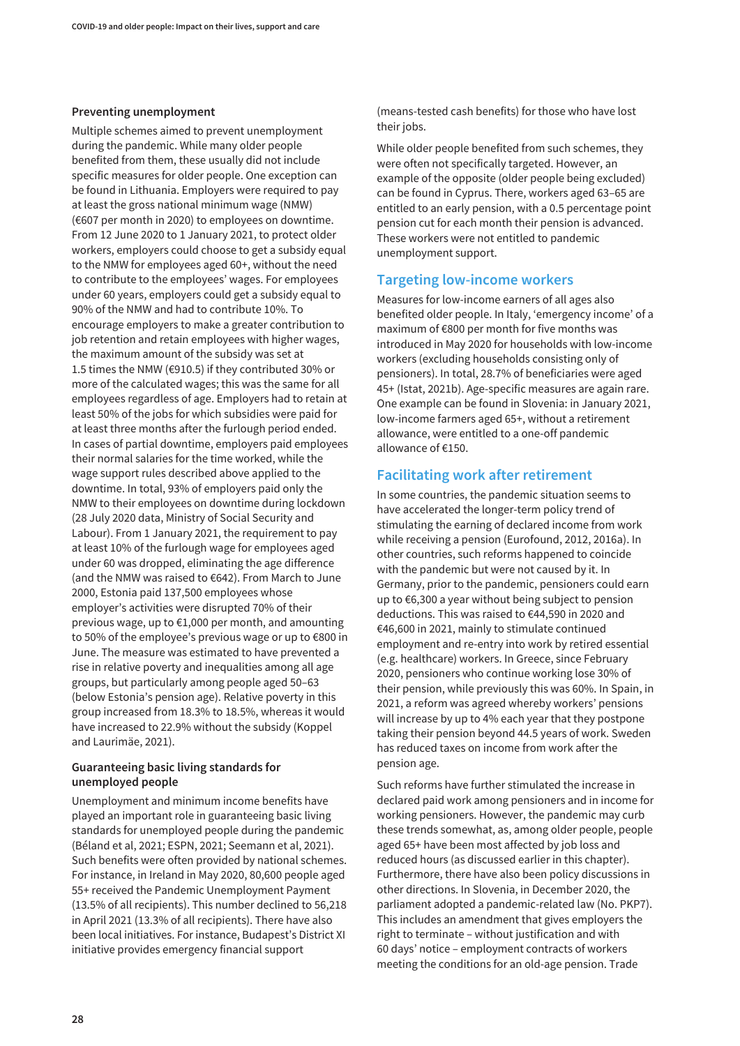#### Preventing unemployment

Multiple schemes aimed to prevent unemployment during the pandemic. While many older people benefited from them, these usually did not include specific measures for older people. One exception can be found in Lithuania. Employers were required to pay at least the gross national minimum wage (NMW) (€607 per month in 2020) to employees on downtime. From 12 June 2020 to 1 January 2021, to protect older workers, employers could choose to get a subsidy equal to the NMW for employees aged 60+, without the need to contribute to the employees' wages. For employees under 60 years, employers could get a subsidy equal to 90% of the NMW and had to contribute 10%. To encourage employers to make a greater contribution to job retention and retain employees with higher wages, the maximum amount of the subsidy was set at 1.5 times the NMW (€910.5) if they contributed 30% or more of the calculated wages; this was the same for all employees regardless of age. Employers had to retain at least 50% of the jobs for which subsidies were paid for at least three months after the furlough period ended. In cases of partial downtime, employers paid employees their normal salaries for the time worked, while the wage support rules described above applied to the downtime. In total, 93% of employers paid only the NMW to their employees on downtime during lockdown (28 July 2020 data, Ministry of Social Security and Labour). From 1 January 2021, the requirement to pay at least 10% of the furlough wage for employees aged under 60 was dropped, eliminating the age difference (and the NMW was raised to €642). From March to June 2000, Estonia paid 137,500 employees whose employer's activities were disrupted 70% of their previous wage, up to €1,000 per month, and amounting to 50% of the employee's previous wage or up to €800 in June. The measure was estimated to have prevented a rise in relative poverty and inequalities among all age groups, but particularly among people aged 50–63 (below Estonia's pension age). Relative poverty in this group increased from 18.3% to 18.5%, whereas it would have increased to 22.9% without the subsidy (Koppel and Laurimäe, 2021).

#### Guaranteeing basic living standards for unemployed people

Unemployment and minimum income benefits have played an important role in guaranteeing basic living standards for unemployed people during the pandemic (Béland et al, 2021; ESPN, 2021; Seemann et al, 2021). Such benefits were often provided by national schemes. For instance, in Ireland in May 2020, 80,600 people aged 55+ received the Pandemic Unemployment Payment (13.5% of all recipients). This number declined to 56,218 in April 2021 (13.3% of all recipients). There have also been local initiatives. For instance, Budapest's District XI initiative provides emergency financial support (means-tested cash benefits) for those who have lost their jobs.

While older people benefited from such schemes, they were often not specifically targeted. However, an example of the opposite (older people being excluded) can be found in Cyprus. There, workers aged 63–65 are entitled to an early pension, with a 0.5 percentage point pension cut for each month their pension is advanced. These workers were not entitled to pandemic unemployment support.

### Targeting low-income workers

Measures for low-income earners of all ages also benefited older people. In Italy, 'emergency income' of a maximum of €800 per month for five months was introduced in May 2020 for households with low-income workers (excluding households consisting only of pensioners). In total, 28.7% of beneficiaries were aged 45+ (Istat, 2021b). Age-specific measures are again rare. One example can be found in Slovenia: in January 2021, low-income farmers aged 65+, without a retirement allowance, were entitled to a one-off pandemic allowance of €150.

### Facilitating work after retirement

In some countries, the pandemic situation seems to have accelerated the longer-term policy trend of stimulating the earning of declared income from work while receiving a pension (Eurofound, 2012, 2016a). In other countries, such reforms happened to coincide with the pandemic but were not caused by it. In Germany, prior to the pandemic, pensioners could earn up to €6,300 a year without being subject to pension deductions. This was raised to €44,590 in 2020 and €46,600 in 2021, mainly to stimulate continued employment and re-entry into work by retired essential (e.g. healthcare) workers. In Greece, since February 2020, pensioners who continue working lose 30% of their pension, while previously this was 60%. In Spain, in 2021, a reform was agreed whereby workers' pensions will increase by up to 4% each year that they postpone taking their pension beyond 44.5 years of work. Sweden has reduced taxes on income from work after the pension age.

Such reforms have further stimulated the increase in declared paid work among pensioners and in income for working pensioners. However, the pandemic may curb these trends somewhat, as, among older people, people aged 65+ have been most affected by job loss and reduced hours (as discussed earlier in this chapter). Furthermore, there have also been policy discussions in other directions. In Slovenia, in December 2020, the parliament adopted a pandemic-related law (No. PKP7). This includes an amendment that gives employers the right to terminate – without justification and with 60 days' notice – employment contracts of workers meeting the conditions for an old-age pension. Trade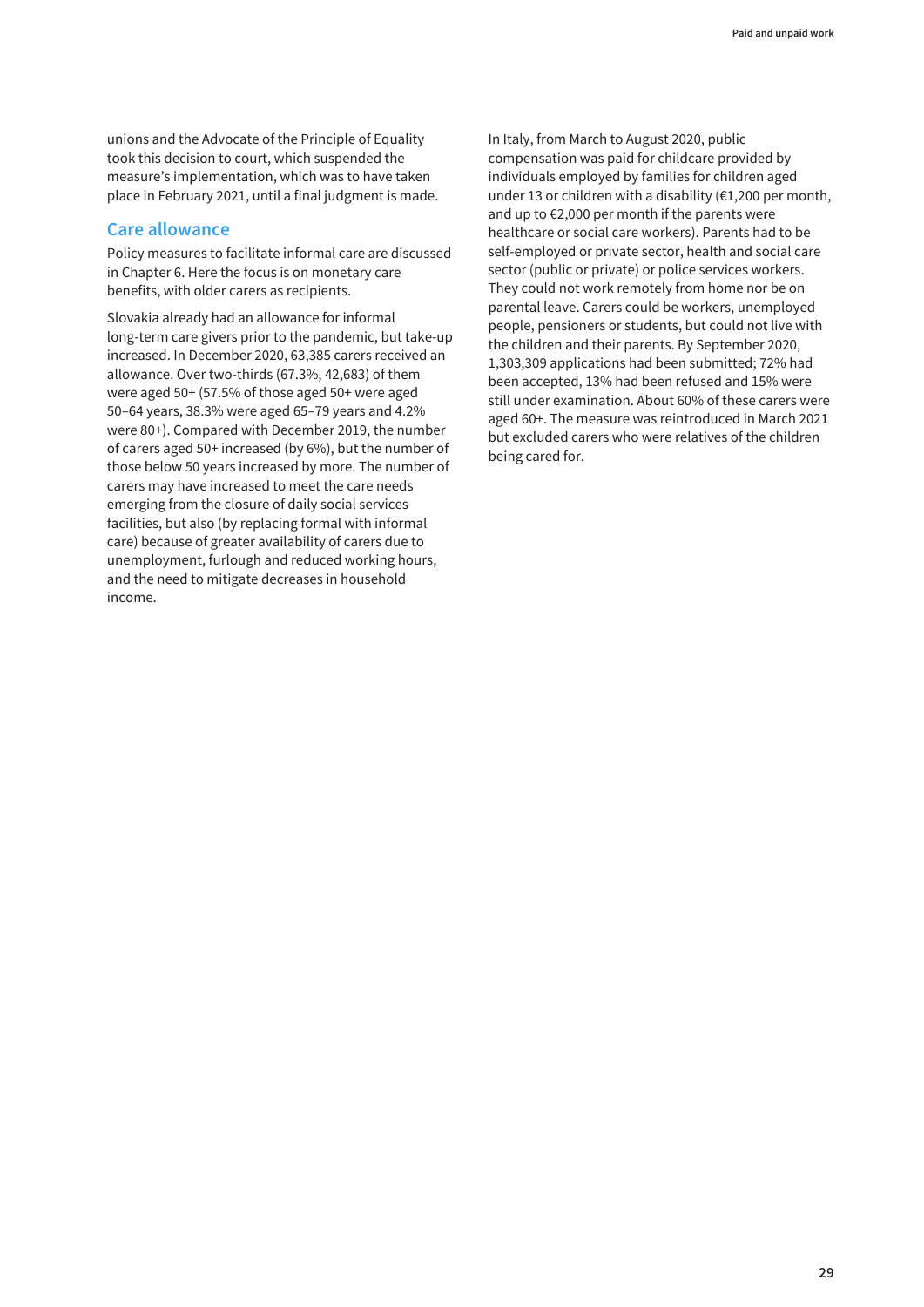unions and the Advocate of the Principle of Equality took this decision to court, which suspended the measure's implementation, which was to have taken place in February 2021, until a final judgment is made.

## Care allowance

Policy measures to facilitate informal care are discussed in Chapter 6. Here the focus is on monetary care benefits, with older carers as recipients.

Slovakia already had an allowance for informal long-term care givers prior to the pandemic, but take-up increased. In December 2020, 63,385 carers received an allowance. Over two-thirds (67.3%, 42,683) of them were aged 50+ (57.5% of those aged 50+ were aged 50–64 years, 38.3% were aged 65–79 years and 4.2% were 80+). Compared with December 2019, the number of carers aged 50+ increased (by 6%), but the number of those below 50 years increased by more. The number of carers may have increased to meet the care needs emerging from the closure of daily social services facilities, but also (by replacing formal with informal care) because of greater availability of carers due to unemployment, furlough and reduced working hours, and the need to mitigate decreases in household income.

In Italy, from March to August 2020, public compensation was paid for childcare provided by individuals employed by families for children aged under 13 or children with a disability (€1,200 per month, and up to €2,000 per month if the parents were healthcare or social care workers). Parents had to be self-employed or private sector, health and social care sector (public or private) or police services workers. They could not work remotely from home nor be on parental leave. Carers could be workers, unemployed people, pensioners or students, but could not live with the children and their parents. By September 2020, 1,303,309 applications had been submitted; 72% had been accepted, 13% had been refused and 15% were still under examination. About 60% of these carers were aged 60+. The measure was reintroduced in March 2021 but excluded carers who were relatives of the children being cared for.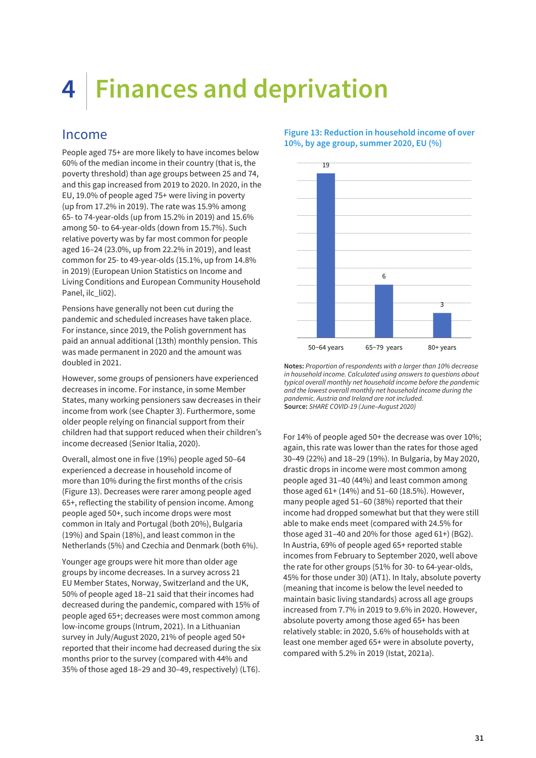# 4 Finances and deprivation

## Income

People aged 75+ are more likely to have incomes below 60% of the median income in their country (that is, the poverty threshold) than age groups between 25 and 74, and this gap increased from 2019 to 2020. In 2020, in the EU, 19.0% of people aged 75+ were living in poverty (up from 17.2% in 2019). The rate was 15.9% among 65- to 74-year-olds (up from 15.2% in 2019) and 15.6% among 50- to 64-year-olds (down from 15.7%). Such relative poverty was by far most common for people aged 16–24 (23.0%, up from 22.2% in 2019), and least common for 25- to 49-year-olds (15.1%, up from 14.8% in 2019) (European Union Statistics on Income and Living Conditions and European Community Household Panel, ilc_li02).

Pensions have generally not been cut during the pandemic and scheduled increases have taken place. For instance, since 2019, the Polish government has paid an annual additional (13th) monthly pension. This was made permanent in 2020 and the amount was doubled in 2021.

However, some groups of pensioners have experienced decreases in income. For instance, in some Member States, many working pensioners saw decreases in their income from work (see Chapter 3). Furthermore, some older people relying on financial support from their children had that support reduced when their children's income decreased (Senior Italia, 2020).

Overall, almost one in five (19%) people aged 50–64 experienced a decrease in household income of more than 10% during the first months of the crisis (Figure 13). Decreases were rarer among people aged 65+, reflecting the stability of pension income. Among people aged 50+, such income drops were most common in Italy and Portugal (both 20%), Bulgaria (19%) and Spain (18%), and least common in the Netherlands (5%) and Czechia and Denmark (both 6%).

Younger age groups were hit more than older age groups by income decreases. In a survey across 21 EU Member States, Norway, Switzerland and the UK, 50% of people aged 18–21 said that their incomes had decreased during the pandemic, compared with 15% of people aged 65+; decreases were most common among low-income groups (Intrum, 2021). In a Lithuanian survey in July/August 2020, 21% of people aged 50+ reported that their income had decreased during the six months prior to the survey (compared with 44% and 35% of those aged 18–29 and 30–49, respectively) (LT6).

**Figure 13: Reduction in household income of over 10%, by age group, summer 2020, EU (%)**

| Age group | % |
|---|---|
| 50–64 years | 19 |
| 65–79 years | 6 |
| 80+ years | 3 |

**Notes:** *Proportion of respondents with a larger than 10% decrease in household income. Calculated using answers to questions about typical overall monthly net household income before the pandemic and the lowest overall monthly net household income during the pandemic. Austria and Ireland are not included.*
**Source:** *SHARE COVID-19 (June–August 2020)*

For 14% of people aged 50+ the decrease was over 10%; again, this rate was lower than the rates for those aged 30–49 (22%) and 18–29 (19%). In Bulgaria, by May 2020, drastic drops in income were most common among people aged 31–40 (44%) and least common among those aged 61+ (14%) and 51–60 (18.5%). However, many people aged 51–60 (38%) reported that their income had dropped somewhat but that they were still able to make ends meet (compared with 24.5% for those aged 31–40 and 20% for those aged 61+) (BG2). In Austria, 69% of people aged 65+ reported stable incomes from February to September 2020, well above the rate for other groups (51% for 30- to 64-year-olds, 45% for those under 30) (AT1). In Italy, absolute poverty (meaning that income is below the level needed to maintain basic living standards) across all age groups increased from 7.7% in 2019 to 9.6% in 2020. However, absolute poverty among those aged 65+ has been relatively stable: in 2020, 5.6% of households with at least one member aged 65+ were in absolute poverty, compared with 5.2% in 2019 (Istat, 2021a).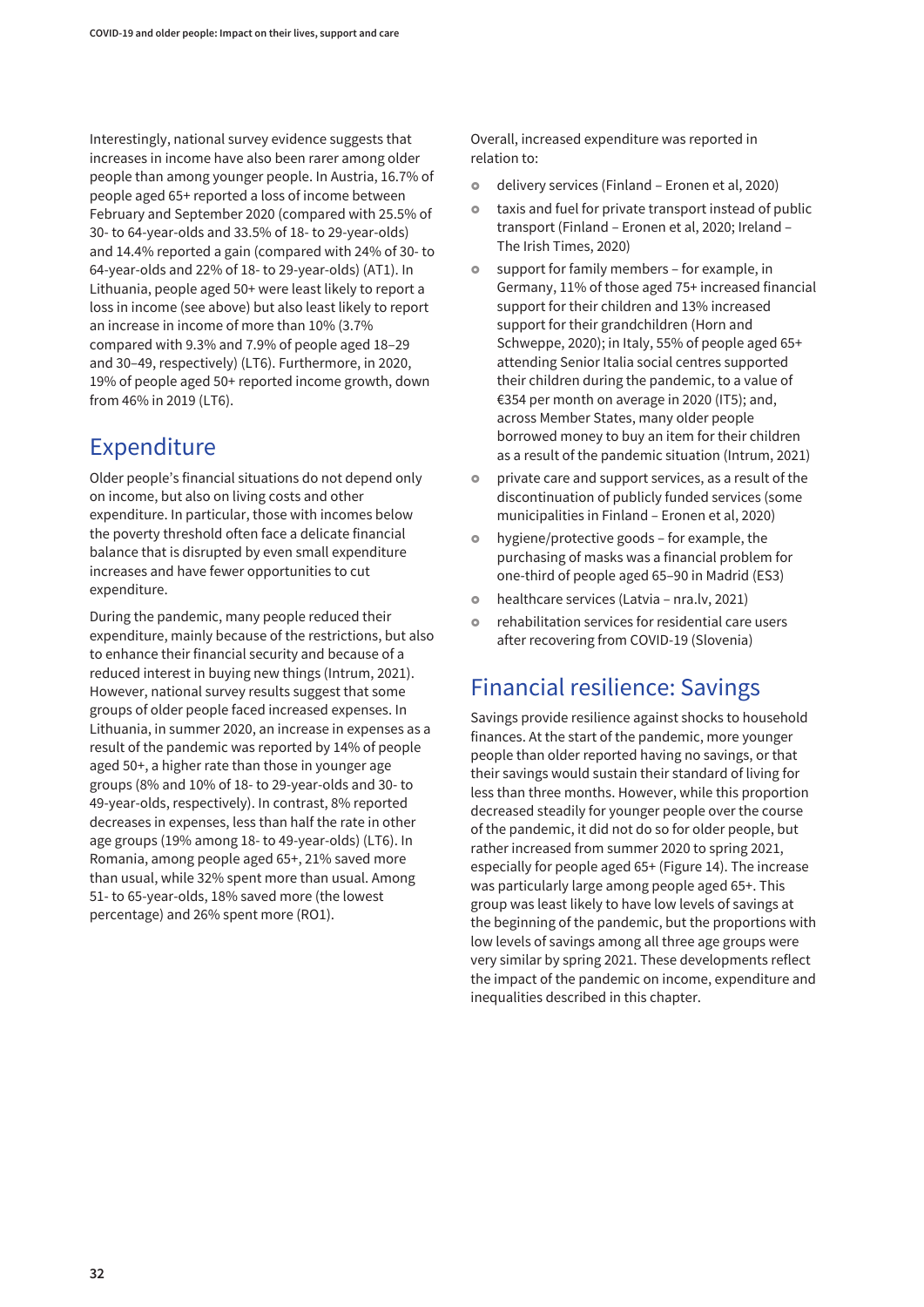Interestingly, national survey evidence suggests that increases in income have also been rarer among older people than among younger people. In Austria, 16.7% of people aged 65+ reported a loss of income between February and September 2020 (compared with 25.5% of 30- to 64-year-olds and 33.5% of 18- to 29-year-olds) and 14.4% reported a gain (compared with 24% of 30- to 64-year-olds and 22% of 18- to 29-year-olds) (AT1). In Lithuania, people aged 50+ were least likely to report a loss in income (see above) but also least likely to report an increase in income of more than 10% (3.7% compared with 9.3% and 7.9% of people aged 18–29 and 30–49, respectively) (LT6). Furthermore, in 2020, 19% of people aged 50+ reported income growth, down from 46% in 2019 (LT6).

## Expenditure

Older people's financial situations do not depend only on income, but also on living costs and other expenditure. In particular, those with incomes below the poverty threshold often face a delicate financial balance that is disrupted by even small expenditure increases and have fewer opportunities to cut expenditure.

During the pandemic, many people reduced their expenditure, mainly because of the restrictions, but also to enhance their financial security and because of a reduced interest in buying new things (Intrum, 2021). However, national survey results suggest that some groups of older people faced increased expenses. In Lithuania, in summer 2020, an increase in expenses as a result of the pandemic was reported by 14% of people aged 50+, a higher rate than those in younger age groups (8% and 10% of 18- to 29-year-olds and 30- to 49-year-olds, respectively). In contrast, 8% reported decreases in expenses, less than half the rate in other age groups (19% among 18- to 49-year-olds) (LT6). In Romania, among people aged 65+, 21% saved more than usual, while 32% spent more than usual. Among 51- to 65-year-olds, 18% saved more (the lowest percentage) and 26% spent more (RO1).

Overall, increased expenditure was reported in relation to:

- delivery services (Finland – Eronen et al, 2020)
- taxis and fuel for private transport instead of public transport (Finland – Eronen et al, 2020; Ireland – The Irish Times, 2020)
- support for family members – for example, in Germany, 11% of those aged 75+ increased financial support for their children and 13% increased support for their grandchildren (Horn and Schweppe, 2020); in Italy, 55% of people aged 65+ attending Senior Italia social centres supported their children during the pandemic, to a value of €354 per month on average in 2020 (IT5); and, across Member States, many older people borrowed money to buy an item for their children as a result of the pandemic situation (Intrum, 2021)
- private care and support services, as a result of the discontinuation of publicly funded services (some municipalities in Finland – Eronen et al, 2020)
- hygiene/protective goods – for example, the purchasing of masks was a financial problem for one-third of people aged 65–90 in Madrid (ES3)
- healthcare services (Latvia – nra.lv, 2021)
- rehabilitation services for residential care users after recovering from COVID-19 (Slovenia)

## Financial resilience: Savings

Savings provide resilience against shocks to household finances. At the start of the pandemic, more younger people than older reported having no savings, or that their savings would sustain their standard of living for less than three months. However, while this proportion decreased steadily for younger people over the course of the pandemic, it did not do so for older people, but rather increased from summer 2020 to spring 2021, especially for people aged 65+ (Figure 14). The increase was particularly large among people aged 65+. This group was least likely to have low levels of savings at the beginning of the pandemic, but the proportions with low levels of savings among all three age groups were very similar by spring 2021. These developments reflect the impact of the pandemic on income, expenditure and inequalities described in this chapter.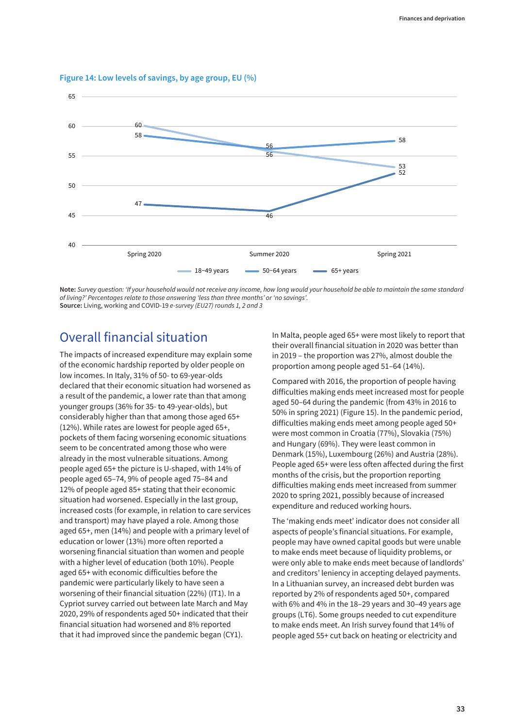**Figure 14: Low levels of savings, by age group, EU (%)**

| | Spring 2020 | Summer 2020 | Spring 2021 |
|---|---|---|---|
| 18–49 years | 60 | 56 | 53 |
| 50–64 years | 58 | 56 | 58 |
| 65+ years | 47 | 46 | 52 |

**Note:** *Survey question: 'If your household would not receive any income, how long would your household be able to maintain the same standard of living?' Percentages relate to those answering 'less than three months' or 'no savings'.*
**Source:** Living, working and COVID-19 *e-survey (EU27) rounds 1, 2 and 3*

## Overall financial situation

The impacts of increased expenditure may explain some of the economic hardship reported by older people on low incomes. In Italy, 31% of 50- to 69-year-olds declared that their economic situation had worsened as a result of the pandemic, a lower rate than that among younger groups (36% for 35- to 49-year-olds), but considerably higher than that among those aged 65+ (12%). While rates are lowest for people aged 65+, pockets of them facing worsening economic situations seem to be concentrated among those who were already in the most vulnerable situations. Among people aged 65+ the picture is U-shaped, with 14% of people aged 65–74, 9% of people aged 75–84 and 12% of people aged 85+ stating that their economic situation had worsened. Especially in the last group, increased costs (for example, in relation to care services and transport) may have played a role. Among those aged 65+, men (14%) and people with a primary level of education or lower (13%) more often reported a worsening financial situation than women and people with a higher level of education (both 10%). People aged 65+ with economic difficulties before the pandemic were particularly likely to have seen a worsening of their financial situation (22%) (IT1). In a Cypriot survey carried out between late March and May 2020, 29% of respondents aged 50+ indicated that their financial situation had worsened and 8% reported that it had improved since the pandemic began (CY1).

In Malta, people aged 65+ were most likely to report that their overall financial situation in 2020 was better than in 2019 – the proportion was 27%, almost double the proportion among people aged 51–64 (14%).

Compared with 2016, the proportion of people having difficulties making ends meet increased most for people aged 50–64 during the pandemic (from 43% in 2016 to 50% in spring 2021) (Figure 15). In the pandemic period, difficulties making ends meet among people aged 50+ were most common in Croatia (77%), Slovakia (75%) and Hungary (69%). They were least common in Denmark (15%), Luxembourg (26%) and Austria (28%). People aged 65+ were less often affected during the first months of the crisis, but the proportion reporting difficulties making ends meet increased from summer 2020 to spring 2021, possibly because of increased expenditure and reduced working hours.

The 'making ends meet' indicator does not consider all aspects of people's financial situations. For example, people may have owned capital goods but were unable to make ends meet because of liquidity problems, or were only able to make ends meet because of landlords' and creditors' leniency in accepting delayed payments. In a Lithuanian survey, an increased debt burden was reported by 2% of respondents aged 50+, compared with 6% and 4% in the 18–29 years and 30–49 years age groups (LT6). Some groups needed to cut expenditure to make ends meet. An Irish survey found that 14% of people aged 55+ cut back on heating or electricity and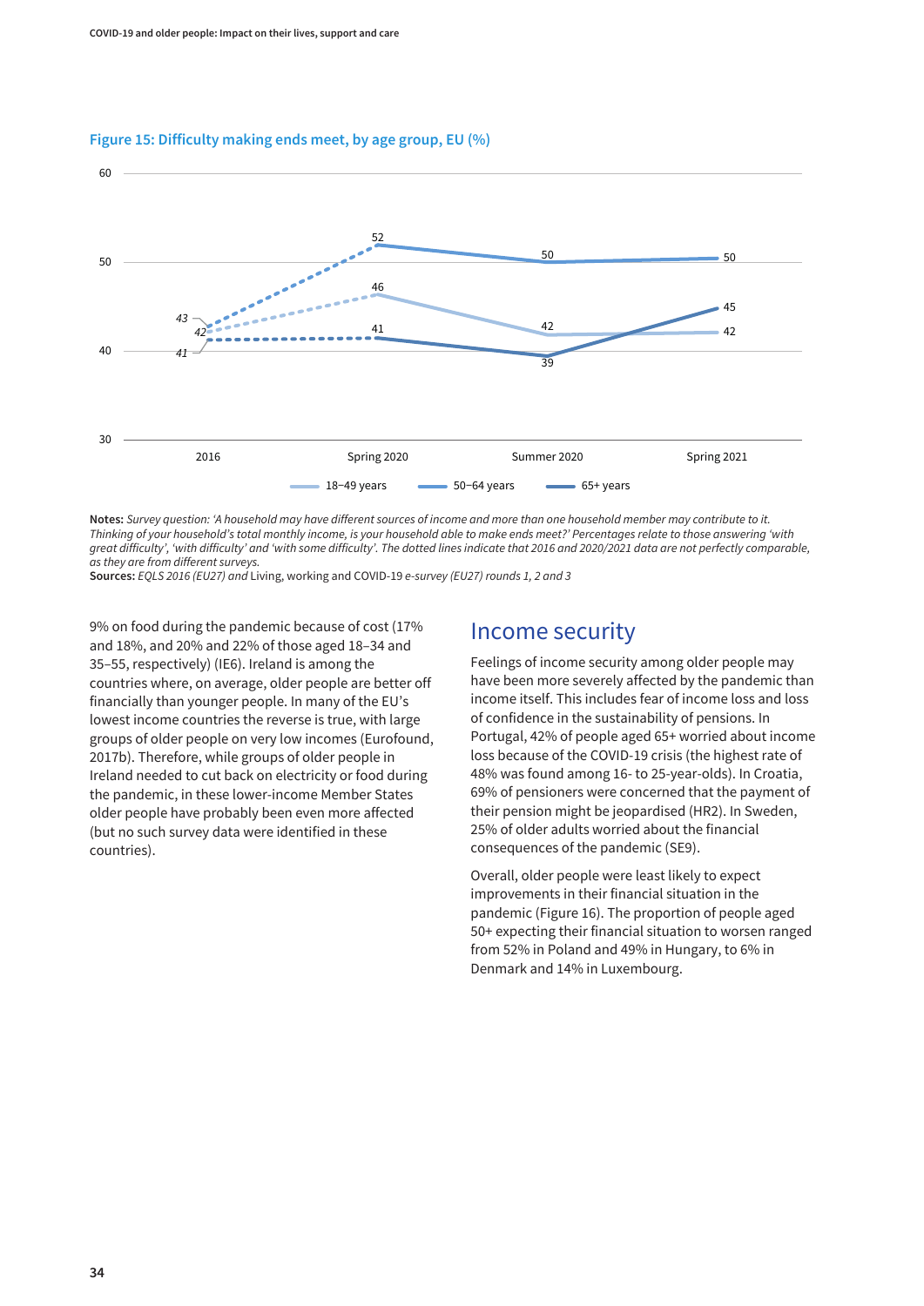**Figure 15: Difficulty making ends meet, by age group, EU (%)**

| | 2016 | Spring 2020 | Summer 2020 | Spring 2021 |
|---|---|---|---|---|
| 18–49 years | 42 | 46 | 42 | 42 |
| 50–64 years | 43 | 52 | 50 | 50 |
| 65+ years | 41 | 41 | 39 | 45 |

**Notes:** *Survey question: 'A household may have different sources of income and more than one household member may contribute to it. Thinking of your household's total monthly income, is your household able to make ends meet?' Percentages relate to those answering 'with great difficulty', 'with difficulty' and 'with some difficulty'. The dotted lines indicate that 2016 and 2020/2021 data are not perfectly comparable, as they are from different surveys.*

**Sources:** *EQLS 2016 (EU27) and* Living, working and COVID-19 *e-survey (EU27) rounds 1, 2 and 3*

9% on food during the pandemic because of cost (17% and 18%, and 20% and 22% of those aged 18–34 and 35–55, respectively) (IE6). Ireland is among the countries where, on average, older people are better off financially than younger people. In many of the EU's lowest income countries the reverse is true, with large groups of older people on very low incomes (Eurofound, 2017b). Therefore, while groups of older people in Ireland needed to cut back on electricity or food during the pandemic, in these lower-income Member States older people have probably been even more affected (but no such survey data were identified in these countries).

## Income security

Feelings of income security among older people may have been more severely affected by the pandemic than income itself. This includes fear of income loss and loss of confidence in the sustainability of pensions. In Portugal, 42% of people aged 65+ worried about income loss because of the COVID-19 crisis (the highest rate of 48% was found among 16- to 25-year-olds). In Croatia, 69% of pensioners were concerned that the payment of their pension might be jeopardised (HR2). In Sweden, 25% of older adults worried about the financial consequences of the pandemic (SE9).

Overall, older people were least likely to expect improvements in their financial situation in the pandemic (Figure 16). The proportion of people aged 50+ expecting their financial situation to worsen ranged from 52% in Poland and 49% in Hungary, to 6% in Denmark and 14% in Luxembourg.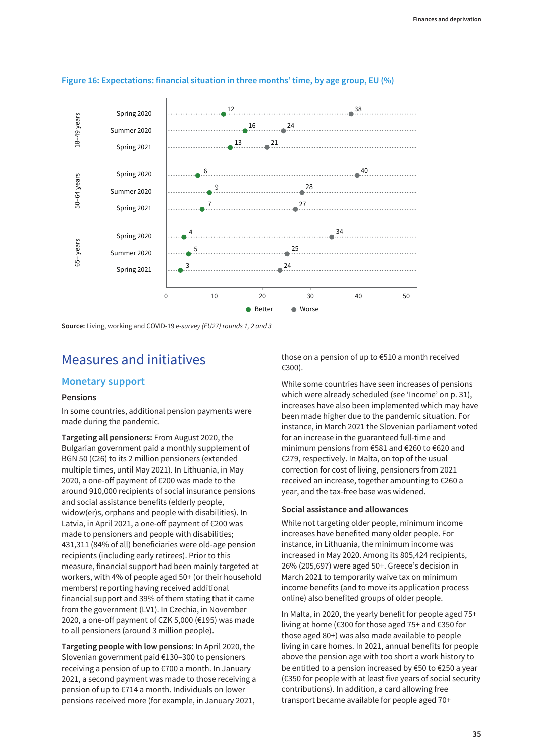**Figure 16: Expectations: financial situation in three months' time, by age group, EU (%)**

| Age group | Period | Better | Worse |
|---|---|---|---|
| 18–49 years | Spring 2020 | 12 | 38 |
| | Summer 2020 | 16 | 24 |
| | Spring 2021 | 13 | 21 |
| 50–64 years | Spring 2020 | 6 | 40 |
| | Summer 2020 | 9 | 28 |
| | Spring 2021 | 7 | 27 |
| 65+ years | Spring 2020 | 4 | 34 |
| | Summer 2020 | 5 | 25 |
| | Spring 2021 | 3 | 24 |

**Source:** Living, working and COVID-19 *e-survey (EU27) rounds 1, 2 and 3*

# Measures and initiatives

## Monetary support

### Pensions

In some countries, additional pension payments were made during the pandemic.

**Targeting all pensioners:** From August 2020, the Bulgarian government paid a monthly supplement of BGN 50 (€26) to its 2 million pensioners (extended multiple times, until May 2021). In Lithuania, in May 2020, a one-off payment of €200 was made to the around 910,000 recipients of social insurance pensions and social assistance benefits (elderly people, widow(er)s, orphans and people with disabilities). In Latvia, in April 2021, a one-off payment of €200 was made to pensioners and people with disabilities; 431,311 (84% of all) beneficiaries were old-age pension recipients (including early retirees). Prior to this measure, financial support had been mainly targeted at workers, with 4% of people aged 50+ (or their household members) reporting having received additional financial support and 39% of them stating that it came from the government (LV1). In Czechia, in November 2020, a one-off payment of CZK 5,000 (€195) was made to all pensioners (around 3 million people).

**Targeting people with low pensions**: In April 2020, the Slovenian government paid €130–300 to pensioners receiving a pension of up to €700 a month. In January 2021, a second payment was made to those receiving a pension of up to €714 a month. Individuals on lower pensions received more (for example, in January 2021, those on a pension of up to €510 a month received €300).

While some countries have seen increases of pensions which were already scheduled (see 'Income' on p. 31), increases have also been implemented which may have been made higher due to the pandemic situation. For instance, in March 2021 the Slovenian parliament voted for an increase in the guaranteed full-time and minimum pensions from €581 and €260 to €620 and €279, respectively. In Malta, on top of the usual correction for cost of living, pensioners from 2021 received an increase, together amounting to €260 a year, and the tax-free base was widened.

### Social assistance and allowances

While not targeting older people, minimum income increases have benefited many older people. For instance, in Lithuania, the minimum income was increased in May 2020. Among its 805,424 recipients, 26% (205,697) were aged 50+. Greece's decision in March 2021 to temporarily waive tax on minimum income benefits (and to move its application process online) also benefited groups of older people.

In Malta, in 2020, the yearly benefit for people aged 75+ living at home (€300 for those aged 75+ and €350 for those aged 80+) was also made available to people living in care homes. In 2021, annual benefits for people above the pension age with too short a work history to be entitled to a pension increased by €50 to €250 a year (€350 for people with at least five years of social security contributions). In addition, a card allowing free transport became available for people aged 70+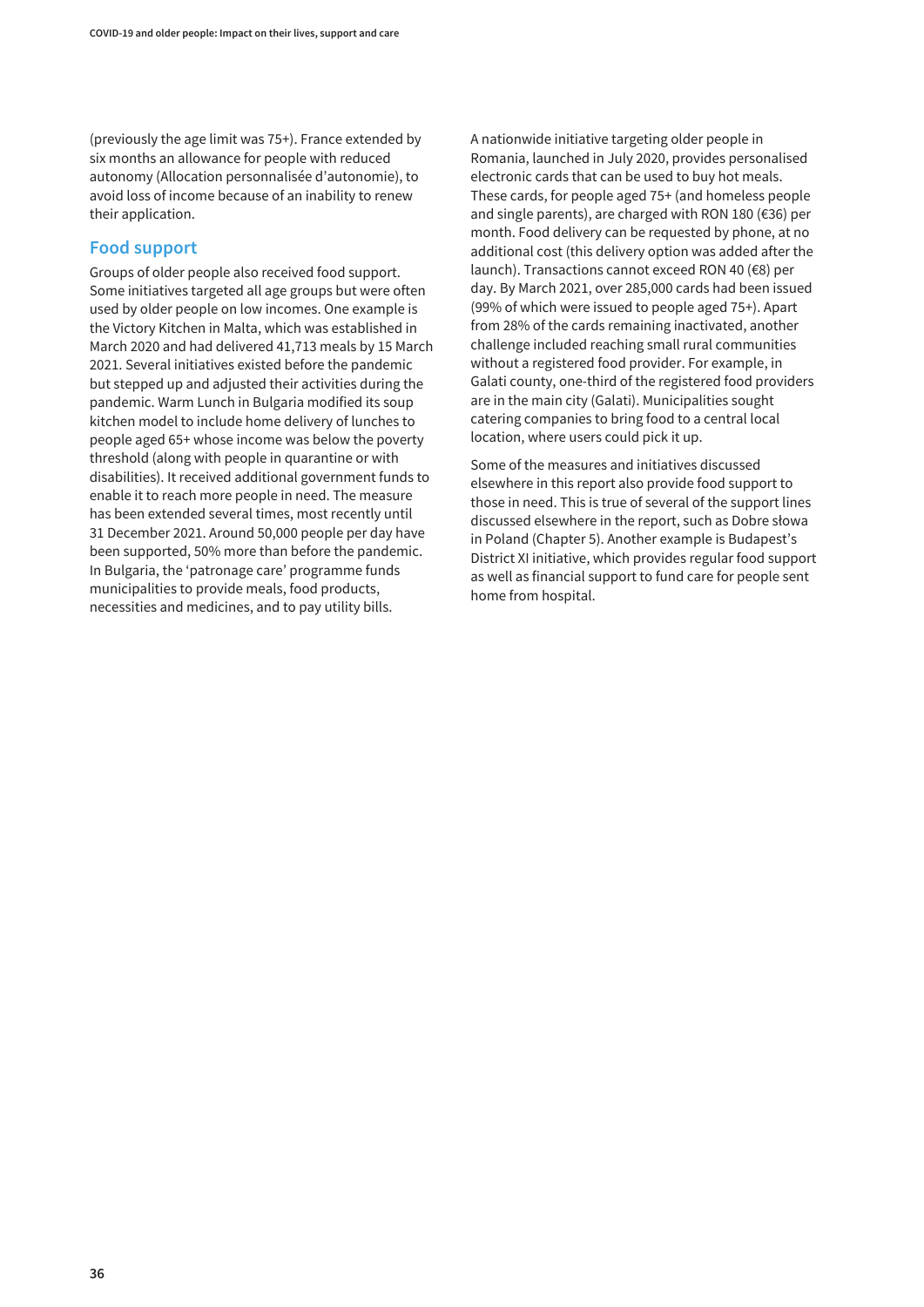(previously the age limit was 75+). France extended by six months an allowance for people with reduced autonomy (Allocation personnalisée d'autonomie), to avoid loss of income because of an inability to renew their application.

## Food support

Groups of older people also received food support. Some initiatives targeted all age groups but were often used by older people on low incomes. One example is the Victory Kitchen in Malta, which was established in March 2020 and had delivered 41,713 meals by 15 March 2021. Several initiatives existed before the pandemic but stepped up and adjusted their activities during the pandemic. Warm Lunch in Bulgaria modified its soup kitchen model to include home delivery of lunches to people aged 65+ whose income was below the poverty threshold (along with people in quarantine or with disabilities). It received additional government funds to enable it to reach more people in need. The measure has been extended several times, most recently until 31 December 2021. Around 50,000 people per day have been supported, 50% more than before the pandemic. In Bulgaria, the 'patronage care' programme funds municipalities to provide meals, food products, necessities and medicines, and to pay utility bills.

A nationwide initiative targeting older people in Romania, launched in July 2020, provides personalised electronic cards that can be used to buy hot meals. These cards, for people aged 75+ (and homeless people and single parents), are charged with RON 180 (€36) per month. Food delivery can be requested by phone, at no additional cost (this delivery option was added after the launch). Transactions cannot exceed RON 40 (€8) per day. By March 2021, over 285,000 cards had been issued (99% of which were issued to people aged 75+). Apart from 28% of the cards remaining inactivated, another challenge included reaching small rural communities without a registered food provider. For example, in Galati county, one-third of the registered food providers are in the main city (Galati). Municipalities sought catering companies to bring food to a central local location, where users could pick it up.

Some of the measures and initiatives discussed elsewhere in this report also provide food support to those in need. This is true of several of the support lines discussed elsewhere in the report, such as Dobre słowa in Poland (Chapter 5). Another example is Budapest's District XI initiative, which provides regular food support as well as financial support to fund care for people sent home from hospital.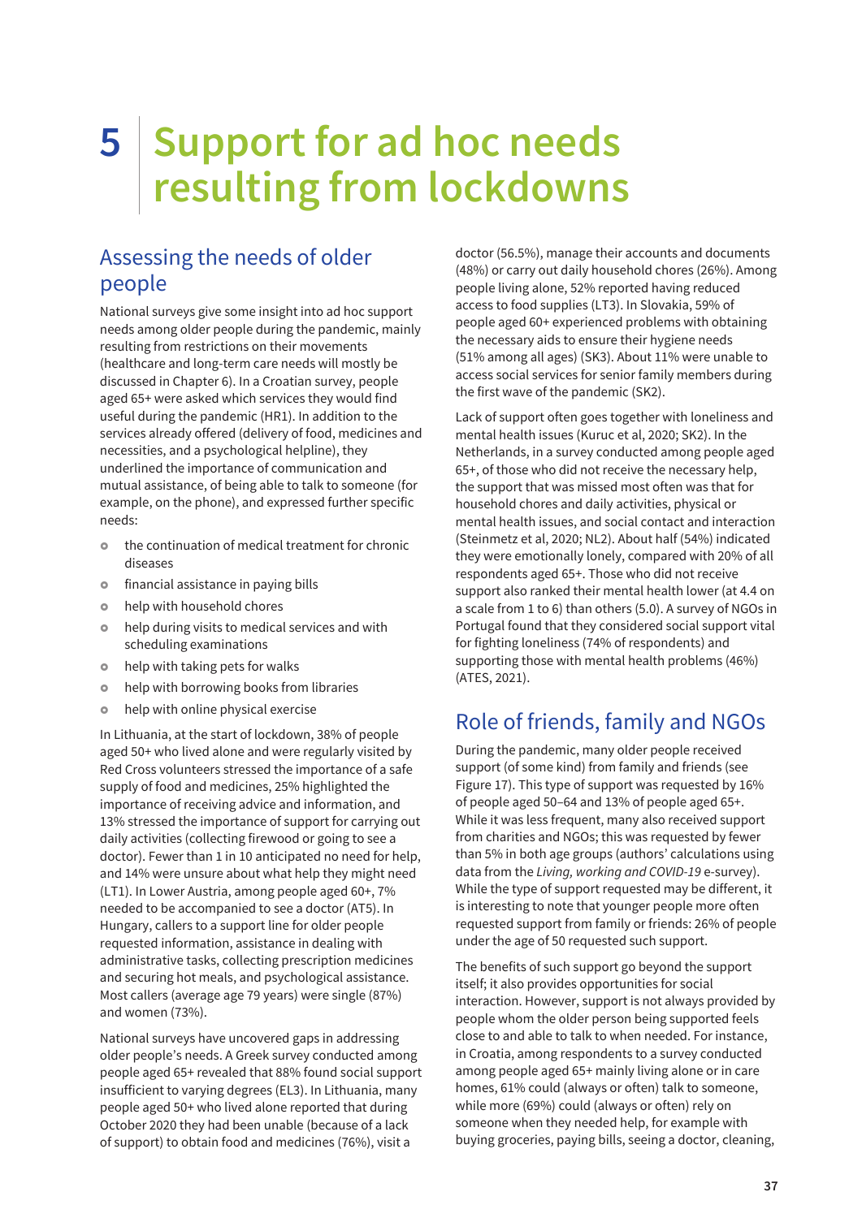# 5 Support for ad hoc needs resulting from lockdowns

## Assessing the needs of older people

National surveys give some insight into ad hoc support needs among older people during the pandemic, mainly resulting from restrictions on their movements (healthcare and long-term care needs will mostly be discussed in Chapter 6). In a Croatian survey, people aged 65+ were asked which services they would find useful during the pandemic (HR1). In addition to the services already offered (delivery of food, medicines and necessities, and a psychological helpline), they underlined the importance of communication and mutual assistance, of being able to talk to someone (for example, on the phone), and expressed further specific needs:

- the continuation of medical treatment for chronic diseases
- financial assistance in paying bills
- help with household chores
- help during visits to medical services and with scheduling examinations
- help with taking pets for walks
- help with borrowing books from libraries
- help with online physical exercise

In Lithuania, at the start of lockdown, 38% of people aged 50+ who lived alone and were regularly visited by Red Cross volunteers stressed the importance of a safe supply of food and medicines, 25% highlighted the importance of receiving advice and information, and 13% stressed the importance of support for carrying out daily activities (collecting firewood or going to see a doctor). Fewer than 1 in 10 anticipated no need for help, and 14% were unsure about what help they might need (LT1). In Lower Austria, among people aged 60+, 7% needed to be accompanied to see a doctor (AT5). In Hungary, callers to a support line for older people requested information, assistance in dealing with administrative tasks, collecting prescription medicines and securing hot meals, and psychological assistance. Most callers (average age 79 years) were single (87%) and women (73%).

National surveys have uncovered gaps in addressing older people's needs. A Greek survey conducted among people aged 65+ revealed that 88% found social support insufficient to varying degrees (EL3). In Lithuania, many people aged 50+ who lived alone reported that during October 2020 they had been unable (because of a lack of support) to obtain food and medicines (76%), visit a doctor (56.5%), manage their accounts and documents (48%) or carry out daily household chores (26%). Among people living alone, 52% reported having reduced access to food supplies (LT3). In Slovakia, 59% of people aged 60+ experienced problems with obtaining the necessary aids to ensure their hygiene needs (51% among all ages) (SK3). About 11% were unable to access social services for senior family members during the first wave of the pandemic (SK2).

Lack of support often goes together with loneliness and mental health issues (Kuruc et al, 2020; SK2). In the Netherlands, in a survey conducted among people aged 65+, of those who did not receive the necessary help, the support that was missed most often was that for household chores and daily activities, physical or mental health issues, and social contact and interaction (Steinmetz et al, 2020; NL2). About half (54%) indicated they were emotionally lonely, compared with 20% of all respondents aged 65+. Those who did not receive support also ranked their mental health lower (at 4.4 on a scale from 1 to 6) than others (5.0). A survey of NGOs in Portugal found that they considered social support vital for fighting loneliness (74% of respondents) and supporting those with mental health problems (46%) (ATES, 2021).

## Role of friends, family and NGOs

During the pandemic, many older people received support (of some kind) from family and friends (see Figure 17). This type of support was requested by 16% of people aged 50–64 and 13% of people aged 65+. While it was less frequent, many also received support from charities and NGOs; this was requested by fewer than 5% in both age groups (authors' calculations using data from the *Living, working and COVID-19* e-survey). While the type of support requested may be different, it is interesting to note that younger people more often requested support from family or friends: 26% of people under the age of 50 requested such support.

The benefits of such support go beyond the support itself; it also provides opportunities for social interaction. However, support is not always provided by people whom the older person being supported feels close to and able to talk to when needed. For instance, in Croatia, among respondents to a survey conducted among people aged 65+ mainly living alone or in care homes, 61% could (always or often) talk to someone, while more (69%) could (always or often) rely on someone when they needed help, for example with buying groceries, paying bills, seeing a doctor, cleaning,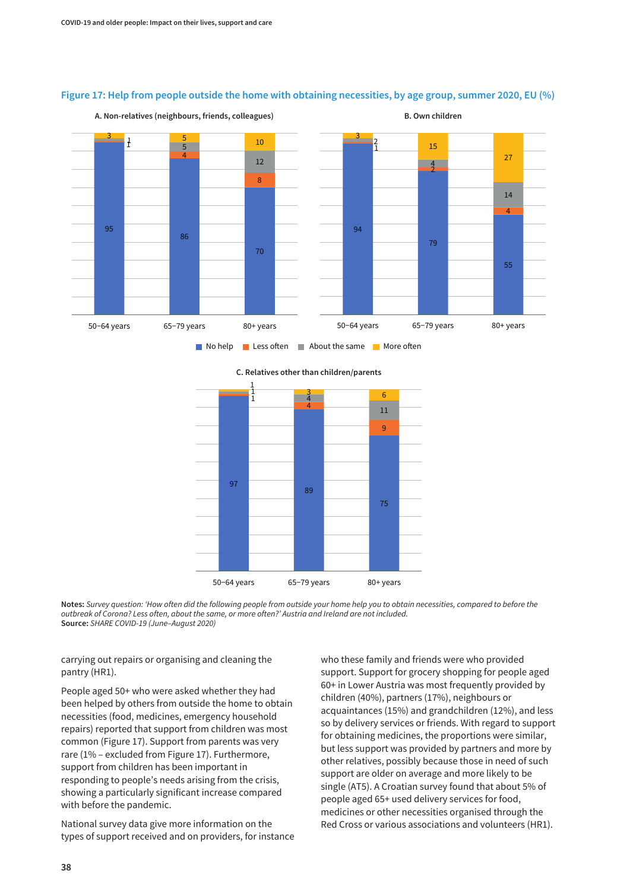## Figure 17: Help from people outside the home with obtaining necessities, by age group, summer 2020, EU (%)

**A. Non-relatives (neighbours, friends, colleagues)**

| | No help | Less often | About the same | More often |
|---|---|---|---|---|
| 50–64 years | 95 | 1 | 1 | 3 |
| 65–79 years | 86 | 4 | 5 | 5 |
| 80+ years | 70 | 8 | 12 | 10 |

**B. Own children**

| | No help | Less often | About the same | More often |
|---|---|---|---|---|
| 50–64 years | 94 | 1 | 2 | 3 |
| 65–79 years | 79 | 2 | 4 | 15 |
| 80+ years | 55 | 4 | 14 | 27 |

**C. Relatives other than children/parents**

| | No help | Less often | About the same | More often |
|---|---|---|---|---|
| 50–64 years | 97 | 1 | 1 | 1 |
| 65–79 years | 89 | 4 | 4 | 3 |
| 80+ years | 75 | 9 | 11 | 6 |

**Notes:** *Survey question: 'How often did the following people from outside your home help you to obtain necessities, compared to before the outbreak of Corona? Less often, about the same, or more often?' Austria and Ireland are not included.*
**Source:** *SHARE COVID-19 (June–August 2020)*

carrying out repairs or organising and cleaning the pantry (HR1).

People aged 50+ who were asked whether they had been helped by others from outside the home to obtain necessities (food, medicines, emergency household repairs) reported that support from children was most common (Figure 17). Support from parents was very rare (1% – excluded from Figure 17). Furthermore, support from children has been important in responding to people's needs arising from the crisis, showing a particularly significant increase compared with before the pandemic.

National survey data give more information on the types of support received and on providers, for instance who these family and friends were who provided support. Support for grocery shopping for people aged 60+ in Lower Austria was most frequently provided by children (40%), partners (17%), neighbours or acquaintances (15%) and grandchildren (12%), and less so by delivery services or friends. With regard to support for obtaining medicines, the proportions were similar, but less support was provided by partners and more by other relatives, possibly because those in need of such support are older on average and more likely to be single (AT5). A Croatian survey found that about 5% of people aged 65+ used delivery services for food, medicines or other necessities organised through the Red Cross or various associations and volunteers (HR1).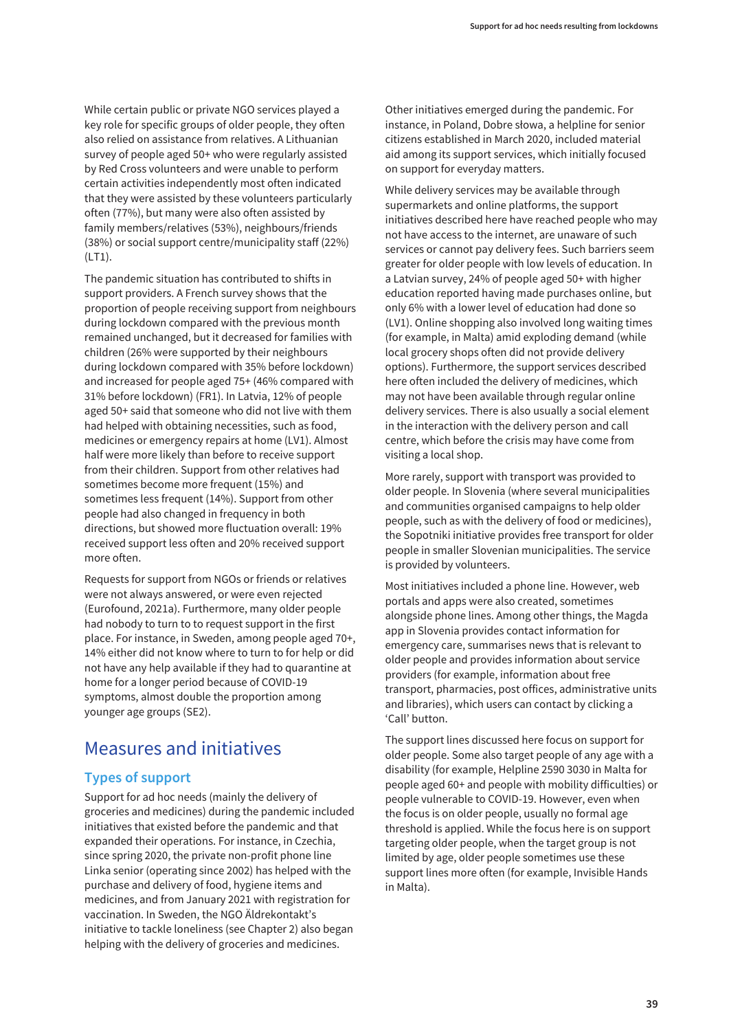While certain public or private NGO services played a key role for specific groups of older people, they often also relied on assistance from relatives. A Lithuanian survey of people aged 50+ who were regularly assisted by Red Cross volunteers and were unable to perform certain activities independently most often indicated that they were assisted by these volunteers particularly often (77%), but many were also often assisted by family members/relatives (53%), neighbours/friends (38%) or social support centre/municipality staff (22%) (LT1).

The pandemic situation has contributed to shifts in support providers. A French survey shows that the proportion of people receiving support from neighbours during lockdown compared with the previous month remained unchanged, but it decreased for families with children (26% were supported by their neighbours during lockdown compared with 35% before lockdown) and increased for people aged 75+ (46% compared with 31% before lockdown) (FR1). In Latvia, 12% of people aged 50+ said that someone who did not live with them had helped with obtaining necessities, such as food, medicines or emergency repairs at home (LV1). Almost half were more likely than before to receive support from their children. Support from other relatives had sometimes become more frequent (15%) and sometimes less frequent (14%). Support from other people had also changed in frequency in both directions, but showed more fluctuation overall: 19% received support less often and 20% received support more often.

Requests for support from NGOs or friends or relatives were not always answered, or were even rejected (Eurofound, 2021a). Furthermore, many older people had nobody to turn to to request support in the first place. For instance, in Sweden, among people aged 70+, 14% either did not know where to turn to for help or did not have any help available if they had to quarantine at home for a longer period because of COVID-19 symptoms, almost double the proportion among younger age groups (SE2).

## Measures and initiatives

### Types of support

Support for ad hoc needs (mainly the delivery of groceries and medicines) during the pandemic included initiatives that existed before the pandemic and that expanded their operations. For instance, in Czechia, since spring 2020, the private non-profit phone line Linka senior (operating since 2002) has helped with the purchase and delivery of food, hygiene items and medicines, and from January 2021 with registration for vaccination. In Sweden, the NGO Äldrekontakt's initiative to tackle loneliness (see Chapter 2) also began helping with the delivery of groceries and medicines.

Other initiatives emerged during the pandemic. For instance, in Poland, Dobre słowa, a helpline for senior citizens established in March 2020, included material aid among its support services, which initially focused on support for everyday matters.

While delivery services may be available through supermarkets and online platforms, the support initiatives described here have reached people who may not have access to the internet, are unaware of such services or cannot pay delivery fees. Such barriers seem greater for older people with low levels of education. In a Latvian survey, 24% of people aged 50+ with higher education reported having made purchases online, but only 6% with a lower level of education had done so (LV1). Online shopping also involved long waiting times (for example, in Malta) amid exploding demand (while local grocery shops often did not provide delivery options). Furthermore, the support services described here often included the delivery of medicines, which may not have been available through regular online delivery services. There is also usually a social element in the interaction with the delivery person and call centre, which before the crisis may have come from visiting a local shop.

More rarely, support with transport was provided to older people. In Slovenia (where several municipalities and communities organised campaigns to help older people, such as with the delivery of food or medicines), the Sopotniki initiative provides free transport for older people in smaller Slovenian municipalities. The service is provided by volunteers.

Most initiatives included a phone line. However, web portals and apps were also created, sometimes alongside phone lines. Among other things, the Magda app in Slovenia provides contact information for emergency care, summarises news that is relevant to older people and provides information about service providers (for example, information about free transport, pharmacies, post offices, administrative units and libraries), which users can contact by clicking a 'Call' button.

The support lines discussed here focus on support for older people. Some also target people of any age with a disability (for example, Helpline 2590 3030 in Malta for people aged 60+ and people with mobility difficulties) or people vulnerable to COVID-19. However, even when the focus is on older people, usually no formal age threshold is applied. While the focus here is on support targeting older people, when the target group is not limited by age, older people sometimes use these support lines more often (for example, Invisible Hands in Malta).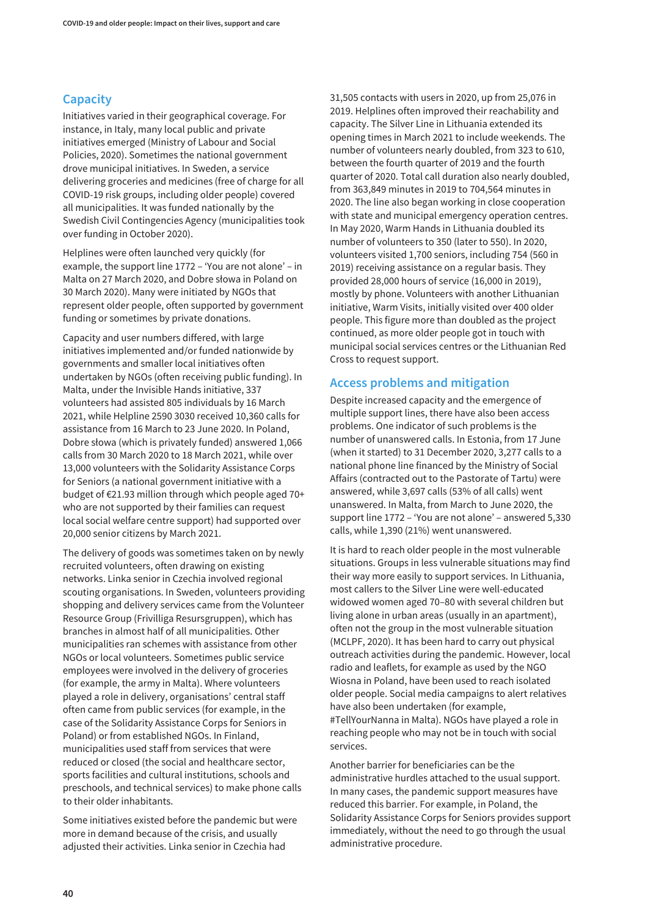## Capacity

Initiatives varied in their geographical coverage. For instance, in Italy, many local public and private initiatives emerged (Ministry of Labour and Social Policies, 2020). Sometimes the national government drove municipal initiatives. In Sweden, a service delivering groceries and medicines (free of charge for all COVID-19 risk groups, including older people) covered all municipalities. It was funded nationally by the Swedish Civil Contingencies Agency (municipalities took over funding in October 2020).

Helplines were often launched very quickly (for example, the support line 1772 – 'You are not alone' – in Malta on 27 March 2020, and Dobre słowa in Poland on 30 March 2020). Many were initiated by NGOs that represent older people, often supported by government funding or sometimes by private donations.

Capacity and user numbers differed, with large initiatives implemented and/or funded nationwide by governments and smaller local initiatives often undertaken by NGOs (often receiving public funding). In Malta, under the Invisible Hands initiative, 337 volunteers had assisted 805 individuals by 16 March 2021, while Helpline 2590 3030 received 10,360 calls for assistance from 16 March to 23 June 2020. In Poland, Dobre słowa (which is privately funded) answered 1,066 calls from 30 March 2020 to 18 March 2021, while over 13,000 volunteers with the Solidarity Assistance Corps for Seniors (a national government initiative with a budget of €21.93 million through which people aged 70+ who are not supported by their families can request local social welfare centre support) had supported over 20,000 senior citizens by March 2021.

The delivery of goods was sometimes taken on by newly recruited volunteers, often drawing on existing networks. Linka senior in Czechia involved regional scouting organisations. In Sweden, volunteers providing shopping and delivery services came from the Volunteer Resource Group (Frivilliga Resursgruppen), which has branches in almost half of all municipalities. Other municipalities ran schemes with assistance from other NGOs or local volunteers. Sometimes public service employees were involved in the delivery of groceries (for example, the army in Malta). Where volunteers played a role in delivery, organisations' central staff often came from public services (for example, in the case of the Solidarity Assistance Corps for Seniors in Poland) or from established NGOs. In Finland, municipalities used staff from services that were reduced or closed (the social and healthcare sector, sports facilities and cultural institutions, schools and preschools, and technical services) to make phone calls to their older inhabitants.

Some initiatives existed before the pandemic but were more in demand because of the crisis, and usually adjusted their activities. Linka senior in Czechia had 31,505 contacts with users in 2020, up from 25,076 in 2019. Helplines often improved their reachability and capacity. The Silver Line in Lithuania extended its opening times in March 2021 to include weekends. The number of volunteers nearly doubled, from 323 to 610, between the fourth quarter of 2019 and the fourth quarter of 2020. Total call duration also nearly doubled, from 363,849 minutes in 2019 to 704,564 minutes in 2020. The line also began working in close cooperation with state and municipal emergency operation centres. In May 2020, Warm Hands in Lithuania doubled its number of volunteers to 350 (later to 550). In 2020, volunteers visited 1,700 seniors, including 754 (560 in 2019) receiving assistance on a regular basis. They provided 28,000 hours of service (16,000 in 2019), mostly by phone. Volunteers with another Lithuanian initiative, Warm Visits, initially visited over 400 older people. This figure more than doubled as the project continued, as more older people got in touch with municipal social services centres or the Lithuanian Red Cross to request support.

## Access problems and mitigation

Despite increased capacity and the emergence of multiple support lines, there have also been access problems. One indicator of such problems is the number of unanswered calls. In Estonia, from 17 June (when it started) to 31 December 2020, 3,277 calls to a national phone line financed by the Ministry of Social Affairs (contracted out to the Pastorate of Tartu) were answered, while 3,697 calls (53% of all calls) went unanswered. In Malta, from March to June 2020, the support line 1772 – 'You are not alone' – answered 5,330 calls, while 1,390 (21%) went unanswered.

It is hard to reach older people in the most vulnerable situations. Groups in less vulnerable situations may find their way more easily to support services. In Lithuania, most callers to the Silver Line were well-educated widowed women aged 70–80 with several children but living alone in urban areas (usually in an apartment), often not the group in the most vulnerable situation (MCLPF, 2020). It has been hard to carry out physical outreach activities during the pandemic. However, local radio and leaflets, for example as used by the NGO Wiosna in Poland, have been used to reach isolated older people. Social media campaigns to alert relatives have also been undertaken (for example, #TellYourNanna in Malta). NGOs have played a role in reaching people who may not be in touch with social services.

Another barrier for beneficiaries can be the administrative hurdles attached to the usual support. In many cases, the pandemic support measures have reduced this barrier. For example, in Poland, the Solidarity Assistance Corps for Seniors provides support immediately, without the need to go through the usual administrative procedure.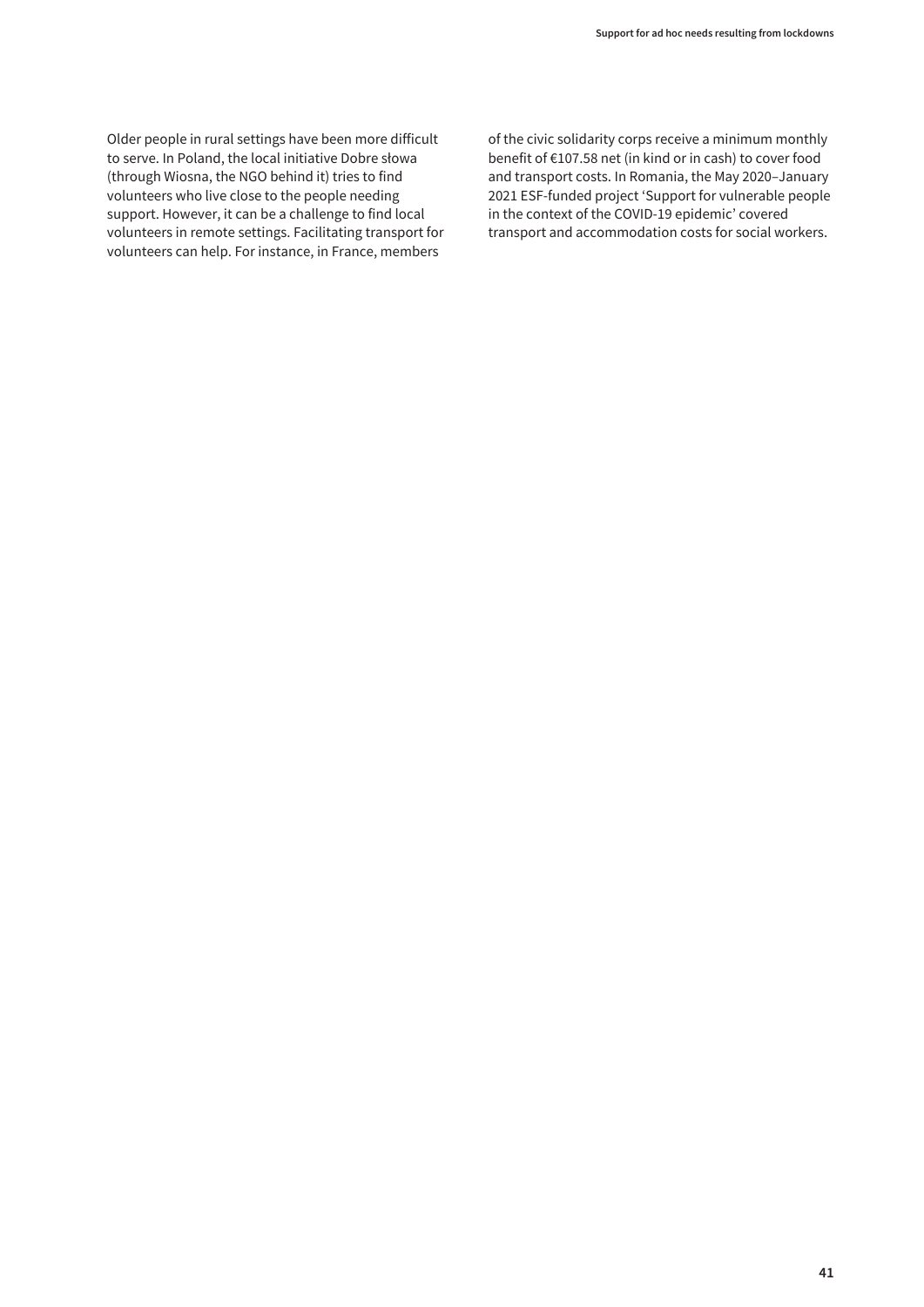Older people in rural settings have been more difficult to serve. In Poland, the local initiative Dobre słowa (through Wiosna, the NGO behind it) tries to find volunteers who live close to the people needing support. However, it can be a challenge to find local volunteers in remote settings. Facilitating transport for volunteers can help. For instance, in France, members of the civic solidarity corps receive a minimum monthly benefit of €107.58 net (in kind or in cash) to cover food and transport costs. In Romania, the May 2020–January 2021 ESF-funded project 'Support for vulnerable people in the context of the COVID-19 epidemic' covered transport and accommodation costs for social workers.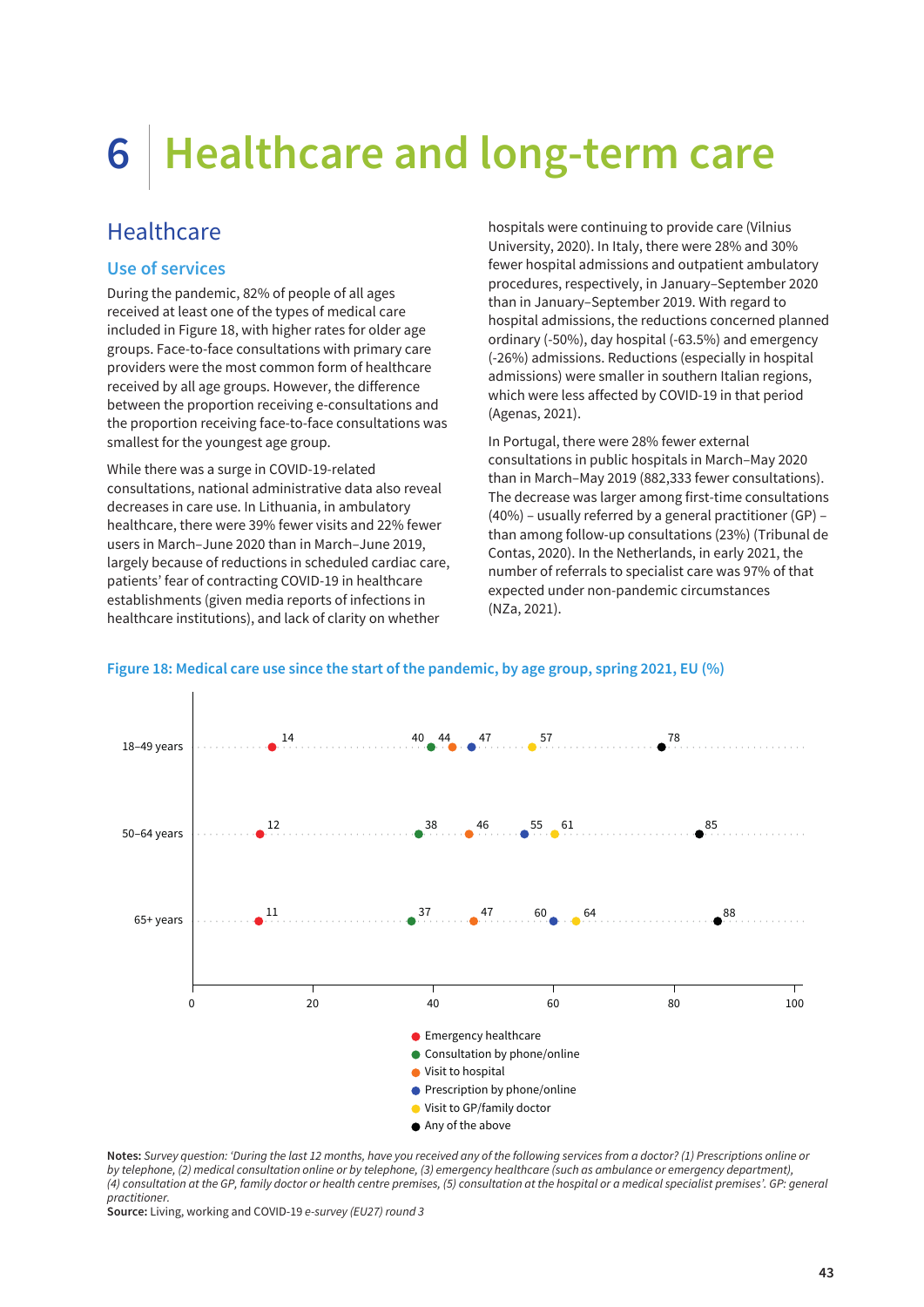# 6 Healthcare and long-term care

## Healthcare

### Use of services

During the pandemic, 82% of people of all ages received at least one of the types of medical care included in Figure 18, with higher rates for older age groups. Face-to-face consultations with primary care providers were the most common form of healthcare received by all age groups. However, the difference between the proportion receiving e-consultations and the proportion receiving face-to-face consultations was smallest for the youngest age group.

While there was a surge in COVID-19-related consultations, national administrative data also reveal decreases in care use. In Lithuania, in ambulatory healthcare, there were 39% fewer visits and 22% fewer users in March–June 2020 than in March–June 2019, largely because of reductions in scheduled cardiac care, patients' fear of contracting COVID-19 in healthcare establishments (given media reports of infections in healthcare institutions), and lack of clarity on whether hospitals were continuing to provide care (Vilnius University, 2020). In Italy, there were 28% and 30% fewer hospital admissions and outpatient ambulatory procedures, respectively, in January–September 2020 than in January–September 2019. With regard to hospital admissions, the reductions concerned planned ordinary (-50%), day hospital (-63.5%) and emergency (-26%) admissions. Reductions (especially in hospital admissions) were smaller in southern Italian regions, which were less affected by COVID-19 in that period (Agenas, 2021).

In Portugal, there were 28% fewer external consultations in public hospitals in March–May 2020 than in March–May 2019 (882,333 fewer consultations). The decrease was larger among first-time consultations (40%) – usually referred by a general practitioner (GP) – than among follow-up consultations (23%) (Tribunal de Contas, 2020). In the Netherlands, in early 2021, the number of referrals to specialist care was 97% of that expected under non-pandemic circumstances (NZa, 2021).

**Figure 18: Medical care use since the start of the pandemic, by age group, spring 2021, EU (%)**

| Age group | Emergency healthcare | Consultation by phone/online | Visit to hospital | Prescription by phone/online | Visit to GP/family doctor | Any of the above |
|---|---|---|---|---|---|---|
| 18–49 years | 14 | 40 | 44 | 47 | 57 | 78 |
| 50–64 years | 12 | 38 | 46 | 55 | 61 | 85 |
| 65+ years | 11 | 37 | 47 | 60 | 64 | 88 |

**Notes:** *Survey question: 'During the last 12 months, have you received any of the following services from a doctor? (1) Prescriptions online or by telephone, (2) medical consultation online or by telephone, (3) emergency healthcare (such as ambulance or emergency department), (4) consultation at the GP, family doctor or health centre premises, (5) consultation at the hospital or a medical specialist premises'. GP: general practitioner.*
**Source:** Living, working and COVID-19 *e-survey (EU27) round 3*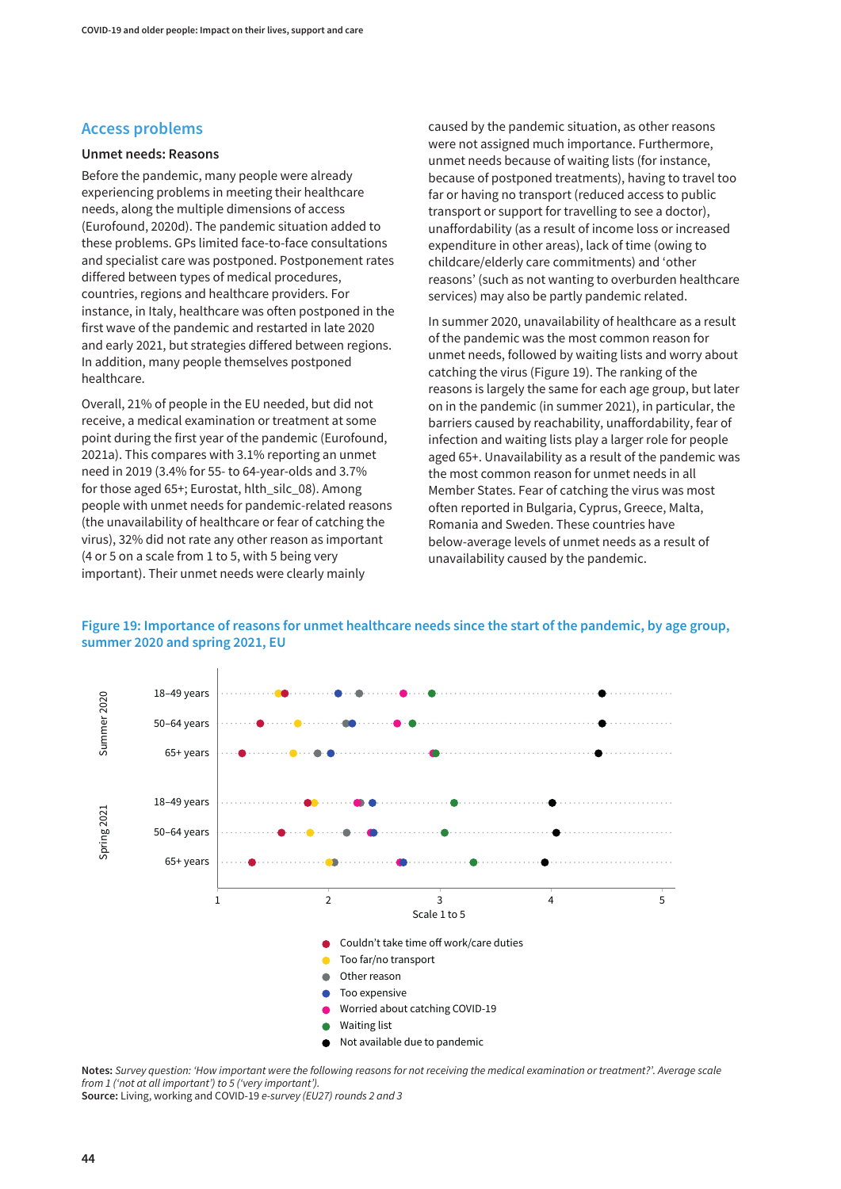## Access problems

### Unmet needs: Reasons

Before the pandemic, many people were already experiencing problems in meeting their healthcare needs, along the multiple dimensions of access (Eurofound, 2020d). The pandemic situation added to these problems. GPs limited face-to-face consultations and specialist care was postponed. Postponement rates differed between types of medical procedures, countries, regions and healthcare providers. For instance, in Italy, healthcare was often postponed in the first wave of the pandemic and restarted in late 2020 and early 2021, but strategies differed between regions. In addition, many people themselves postponed healthcare.

Overall, 21% of people in the EU needed, but did not receive, a medical examination or treatment at some point during the first year of the pandemic (Eurofound, 2021a). This compares with 3.1% reporting an unmet need in 2019 (3.4% for 55- to 64-year-olds and 3.7% for those aged 65+; Eurostat, hlth_silc_08). Among people with unmet needs for pandemic-related reasons (the unavailability of healthcare or fear of catching the virus), 32% did not rate any other reason as important (4 or 5 on a scale from 1 to 5, with 5 being very important). Their unmet needs were clearly mainly caused by the pandemic situation, as other reasons were not assigned much importance. Furthermore, unmet needs because of waiting lists (for instance, because of postponed treatments), having to travel too far or having no transport (reduced access to public transport or support for travelling to see a doctor), unaffordability (as a result of income loss or increased expenditure in other areas), lack of time (owing to childcare/elderly care commitments) and 'other reasons' (such as not wanting to overburden healthcare services) may also be partly pandemic related.

In summer 2020, unavailability of healthcare as a result of the pandemic was the most common reason for unmet needs, followed by waiting lists and worry about catching the virus (Figure 19). The ranking of the reasons is largely the same for each age group, but later on in the pandemic (in summer 2021), in particular, the barriers caused by reachability, unaffordability, fear of infection and waiting lists play a larger role for people aged 65+. Unavailability as a result of the pandemic was the most common reason for unmet needs in all Member States. Fear of catching the virus was most often reported in Bulgaria, Cyprus, Greece, Malta, Romania and Sweden. These countries have below-average levels of unmet needs as a result of unavailability caused by the pandemic.

**Figure 19: Importance of reasons for unmet healthcare needs since the start of the pandemic, by age group, summer 2020 and spring 2021, EU**

**Notes:** *Survey question: 'How important were the following reasons for not receiving the medical examination or treatment?'. Average scale from 1 ('not at all important') to 5 ('very important').*
**Source:** Living, working and COVID-19 *e-survey (EU27) rounds 2 and 3*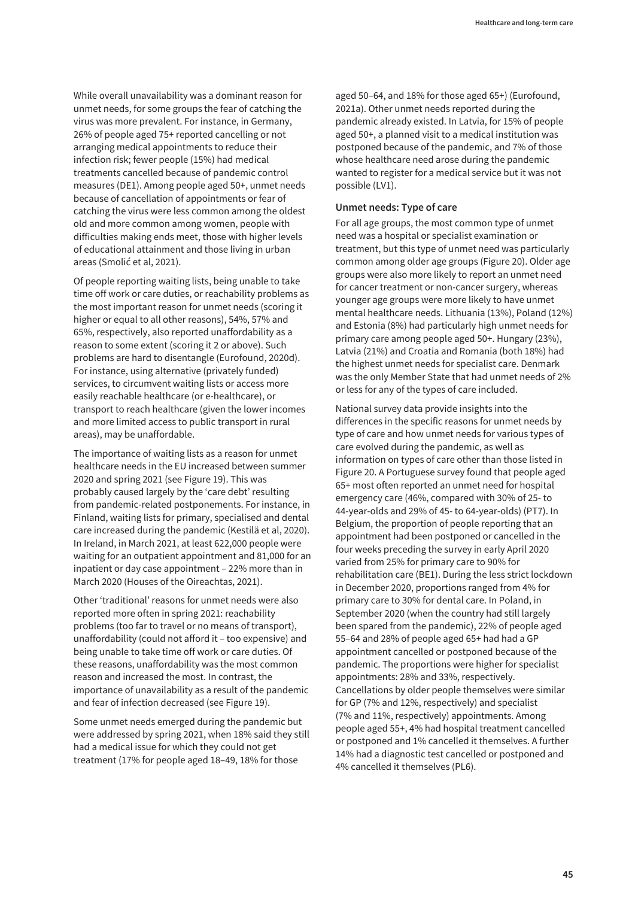While overall unavailability was a dominant reason for unmet needs, for some groups the fear of catching the virus was more prevalent. For instance, in Germany, 26% of people aged 75+ reported cancelling or not arranging medical appointments to reduce their infection risk; fewer people (15%) had medical treatments cancelled because of pandemic control measures (DE1). Among people aged 50+, unmet needs because of cancellation of appointments or fear of catching the virus were less common among the oldest old and more common among women, people with difficulties making ends meet, those with higher levels of educational attainment and those living in urban areas (Smolić et al, 2021).

Of people reporting waiting lists, being unable to take time off work or care duties, or reachability problems as the most important reason for unmet needs (scoring it higher or equal to all other reasons), 54%, 57% and 65%, respectively, also reported unaffordability as a reason to some extent (scoring it 2 or above). Such problems are hard to disentangle (Eurofound, 2020d). For instance, using alternative (privately funded) services, to circumvent waiting lists or access more easily reachable healthcare (or e-healthcare), or transport to reach healthcare (given the lower incomes and more limited access to public transport in rural areas), may be unaffordable.

The importance of waiting lists as a reason for unmet healthcare needs in the EU increased between summer 2020 and spring 2021 (see Figure 19). This was probably caused largely by the 'care debt' resulting from pandemic-related postponements. For instance, in Finland, waiting lists for primary, specialised and dental care increased during the pandemic (Kestilä et al, 2020). In Ireland, in March 2021, at least 622,000 people were waiting for an outpatient appointment and 81,000 for an inpatient or day case appointment – 22% more than in March 2020 (Houses of the Oireachtas, 2021).

Other 'traditional' reasons for unmet needs were also reported more often in spring 2021: reachability problems (too far to travel or no means of transport), unaffordability (could not afford it – too expensive) and being unable to take time off work or care duties. Of these reasons, unaffordability was the most common reason and increased the most. In contrast, the importance of unavailability as a result of the pandemic and fear of infection decreased (see Figure 19).

Some unmet needs emerged during the pandemic but were addressed by spring 2021, when 18% said they still had a medical issue for which they could not get treatment (17% for people aged 18–49, 18% for those aged 50–64, and 18% for those aged 65+) (Eurofound, 2021a). Other unmet needs reported during the pandemic already existed. In Latvia, for 15% of people aged 50+, a planned visit to a medical institution was postponed because of the pandemic, and 7% of those whose healthcare need arose during the pandemic wanted to register for a medical service but it was not possible (LV1).

### Unmet needs: Type of care

For all age groups, the most common type of unmet need was a hospital or specialist examination or treatment, but this type of unmet need was particularly common among older age groups (Figure 20). Older age groups were also more likely to report an unmet need for cancer treatment or non-cancer surgery, whereas younger age groups were more likely to have unmet mental healthcare needs. Lithuania (13%), Poland (12%) and Estonia (8%) had particularly high unmet needs for primary care among people aged 50+. Hungary (23%), Latvia (21%) and Croatia and Romania (both 18%) had the highest unmet needs for specialist care. Denmark was the only Member State that had unmet needs of 2% or less for any of the types of care included.

National survey data provide insights into the differences in the specific reasons for unmet needs by type of care and how unmet needs for various types of care evolved during the pandemic, as well as information on types of care other than those listed in Figure 20. A Portuguese survey found that people aged 65+ most often reported an unmet need for hospital emergency care (46%, compared with 30% of 25- to 44-year-olds and 29% of 45- to 64-year-olds) (PT7). In Belgium, the proportion of people reporting that an appointment had been postponed or cancelled in the four weeks preceding the survey in early April 2020 varied from 25% for primary care to 90% for rehabilitation care (BE1). During the less strict lockdown in December 2020, proportions ranged from 4% for primary care to 30% for dental care. In Poland, in September 2020 (when the country had still largely been spared from the pandemic), 22% of people aged 55–64 and 28% of people aged 65+ had had a GP appointment cancelled or postponed because of the pandemic. The proportions were higher for specialist appointments: 28% and 33%, respectively. Cancellations by older people themselves were similar for GP (7% and 12%, respectively) and specialist (7% and 11%, respectively) appointments. Among people aged 55+, 4% had hospital treatment cancelled or postponed and 1% cancelled it themselves. A further 14% had a diagnostic test cancelled or postponed and 4% cancelled it themselves (PL6).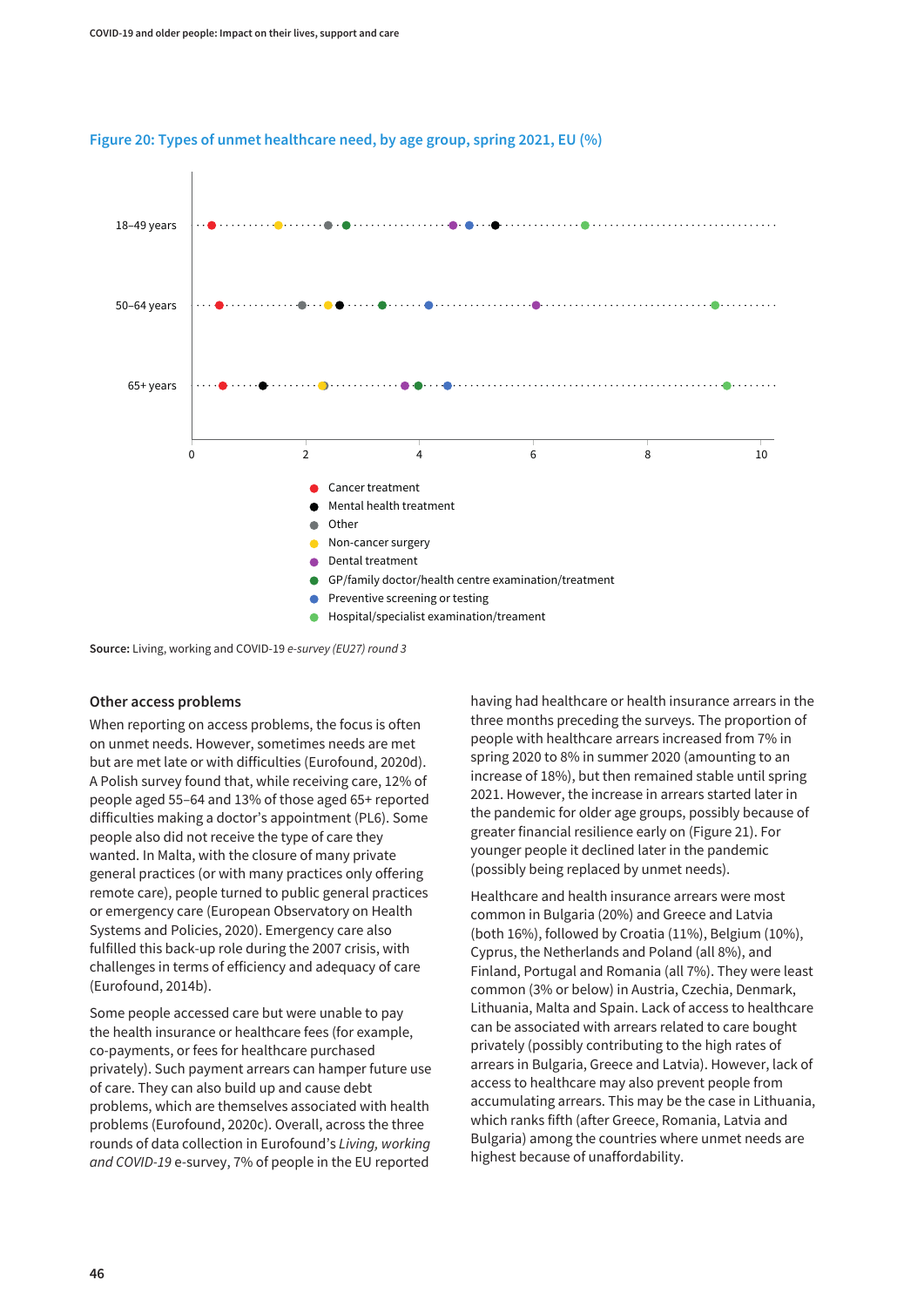**Figure 20: Types of unmet healthcare need, by age group, spring 2021, EU (%)**

- Cancer treatment
- Mental health treatment
- Other
- Non-cancer surgery
- Dental treatment
- GP/family doctor/health centre examination/treatment
- Preventive screening or testing
- Hospital/specialist examination/treament

**Source:** Living, working and COVID-19 *e-survey (EU27) round 3*

### Other access problems

When reporting on access problems, the focus is often on unmet needs. However, sometimes needs are met but are met late or with difficulties (Eurofound, 2020d). A Polish survey found that, while receiving care, 12% of people aged 55–64 and 13% of those aged 65+ reported difficulties making a doctor's appointment (PL6). Some people also did not receive the type of care they wanted. In Malta, with the closure of many private general practices (or with many practices only offering remote care), people turned to public general practices or emergency care (European Observatory on Health Systems and Policies, 2020). Emergency care also fulfilled this back-up role during the 2007 crisis, with challenges in terms of efficiency and adequacy of care (Eurofound, 2014b).

Some people accessed care but were unable to pay the health insurance or healthcare fees (for example, co-payments, or fees for healthcare purchased privately). Such payment arrears can hamper future use of care. They can also build up and cause debt problems, which are themselves associated with health problems (Eurofound, 2020c). Overall, across the three rounds of data collection in Eurofound's *Living, working and COVID-19* e-survey, 7% of people in the EU reported having had healthcare or health insurance arrears in the three months preceding the surveys. The proportion of people with healthcare arrears increased from 7% in spring 2020 to 8% in summer 2020 (amounting to an increase of 18%), but then remained stable until spring 2021. However, the increase in arrears started later in the pandemic for older age groups, possibly because of greater financial resilience early on (Figure 21). For younger people it declined later in the pandemic (possibly being replaced by unmet needs).

Healthcare and health insurance arrears were most common in Bulgaria (20%) and Greece and Latvia (both 16%), followed by Croatia (11%), Belgium (10%), Cyprus, the Netherlands and Poland (all 8%), and Finland, Portugal and Romania (all 7%). They were least common (3% or below) in Austria, Czechia, Denmark, Lithuania, Malta and Spain. Lack of access to healthcare can be associated with arrears related to care bought privately (possibly contributing to the high rates of arrears in Bulgaria, Greece and Latvia). However, lack of access to healthcare may also prevent people from accumulating arrears. This may be the case in Lithuania, which ranks fifth (after Greece, Romania, Latvia and Bulgaria) among the countries where unmet needs are highest because of unaffordability.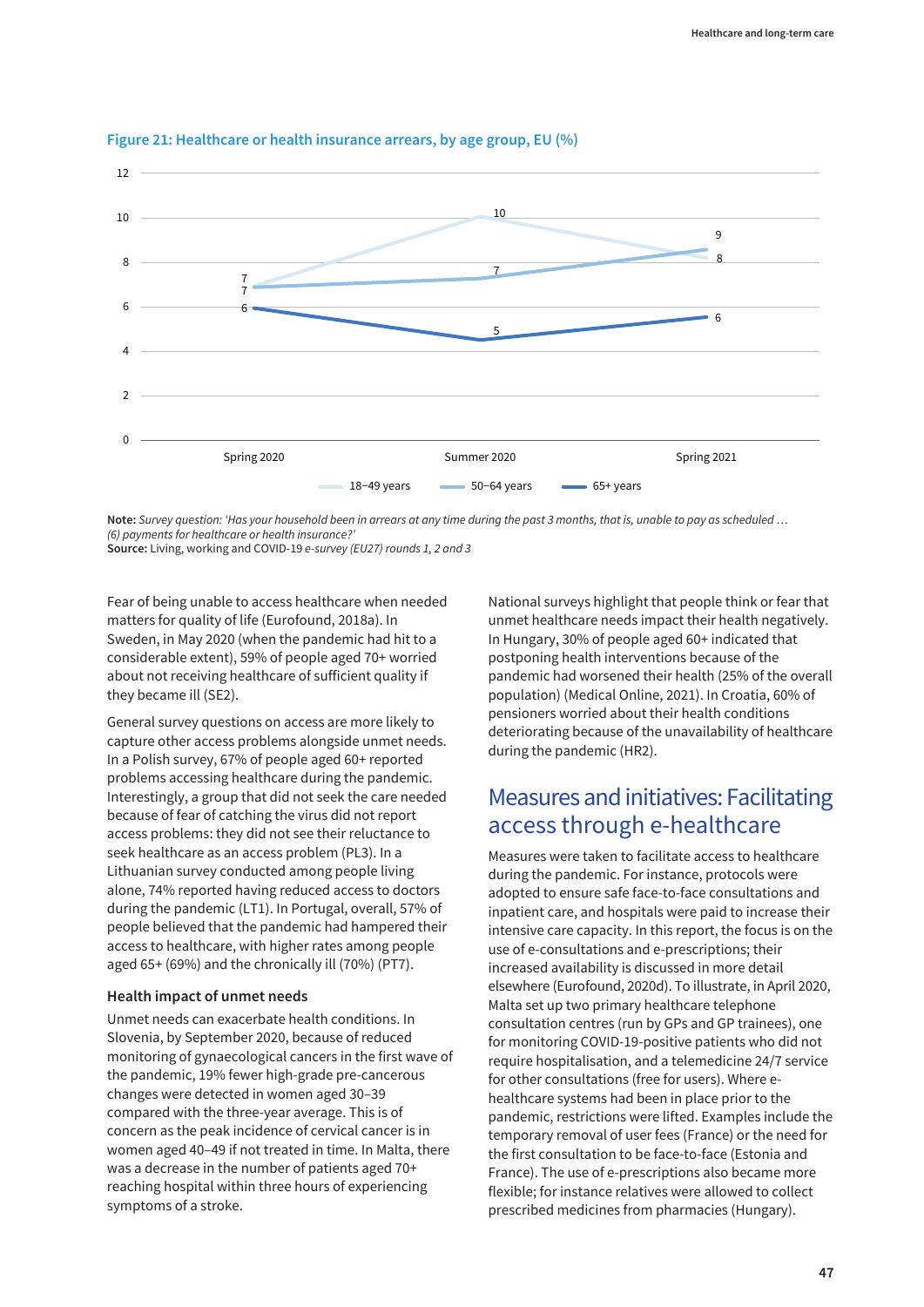**Figure 21: Healthcare or health insurance arrears, by age group, EU (%)**

| | Spring 2020 | Summer 2020 | Spring 2021 |
|---|---|---|---|
| 18–49 years | 7 | 10 | 8 |
| 50–64 years | 7 | 7 | 9 |
| 65+ years | 6 | 5 | 6 |

**Note:** *Survey question: 'Has your household been in arrears at any time during the past 3 months, that is, unable to pay as scheduled … (6) payments for healthcare or health insurance?'*
**Source:** Living, working and COVID-19 *e-survey (EU27) rounds 1, 2 and 3*

Fear of being unable to access healthcare when needed matters for quality of life (Eurofound, 2018a). In Sweden, in May 2020 (when the pandemic had hit to a considerable extent), 59% of people aged 70+ worried about not receiving healthcare of sufficient quality if they became ill (SE2).

General survey questions on access are more likely to capture other access problems alongside unmet needs. In a Polish survey, 67% of people aged 60+ reported problems accessing healthcare during the pandemic. Interestingly, a group that did not seek the care needed because of fear of catching the virus did not report access problems: they did not see their reluctance to seek healthcare as an access problem (PL3). In a Lithuanian survey conducted among people living alone, 74% reported having reduced access to doctors during the pandemic (LT1). In Portugal, overall, 57% of people believed that the pandemic had hampered their access to healthcare, with higher rates among people aged 65+ (69%) and the chronically ill (70%) (PT7).

### Health impact of unmet needs

Unmet needs can exacerbate health conditions. In Slovenia, by September 2020, because of reduced monitoring of gynaecological cancers in the first wave of the pandemic, 19% fewer high-grade pre-cancerous changes were detected in women aged 30–39 compared with the three-year average. This is of concern as the peak incidence of cervical cancer is in women aged 40–49 if not treated in time. In Malta, there was a decrease in the number of patients aged 70+ reaching hospital within three hours of experiencing symptoms of a stroke.

National surveys highlight that people think or fear that unmet healthcare needs impact their health negatively. In Hungary, 30% of people aged 60+ indicated that postponing health interventions because of the pandemic had worsened their health (25% of the overall population) (Medical Online, 2021). In Croatia, 60% of pensioners worried about their health conditions deteriorating because of the unavailability of healthcare during the pandemic (HR2).

## Measures and initiatives: Facilitating access through e-healthcare

Measures were taken to facilitate access to healthcare during the pandemic. For instance, protocols were adopted to ensure safe face-to-face consultations and inpatient care, and hospitals were paid to increase their intensive care capacity. In this report, the focus is on the use of e-consultations and e-prescriptions; their increased availability is discussed in more detail elsewhere (Eurofound, 2020d). To illustrate, in April 2020, Malta set up two primary healthcare telephone consultation centres (run by GPs and GP trainees), one for monitoring COVID-19-positive patients who did not require hospitalisation, and a telemedicine 24/7 service for other consultations (free for users). Where e-healthcare systems had been in place prior to the pandemic, restrictions were lifted. Examples include the temporary removal of user fees (France) or the need for the first consultation to be face-to-face (Estonia and France). The use of e-prescriptions also became more flexible; for instance relatives were allowed to collect prescribed medicines from pharmacies (Hungary).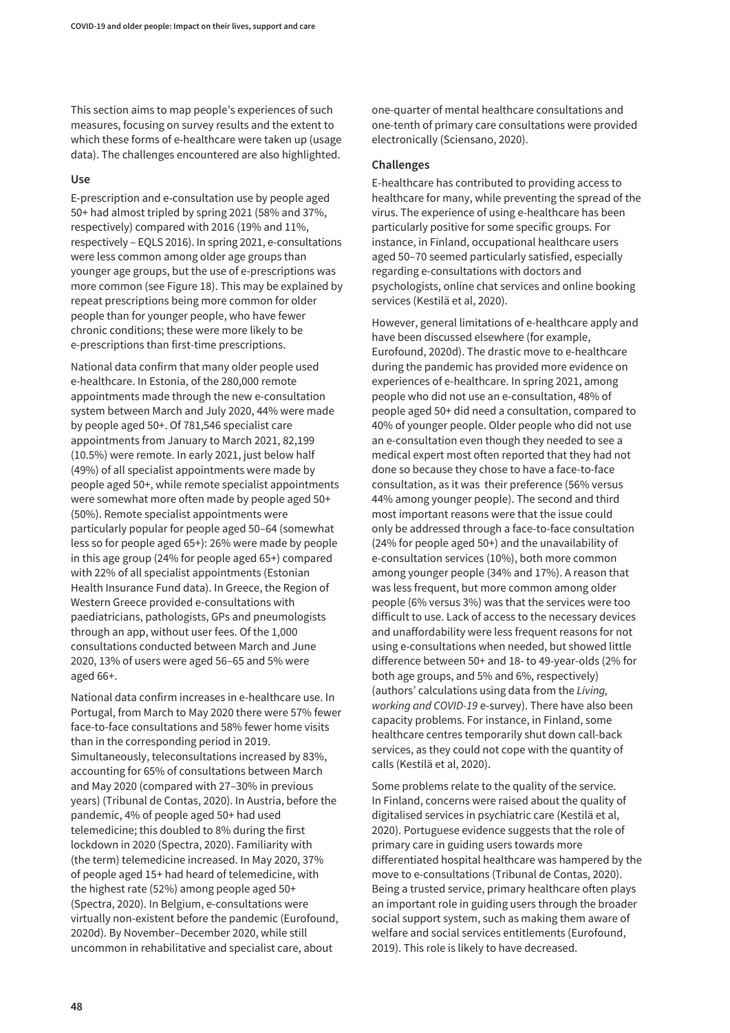This section aims to map people's experiences of such measures, focusing on survey results and the extent to which these forms of e-healthcare were taken up (usage data). The challenges encountered are also highlighted.

### Use

E-prescription and e-consultation use by people aged 50+ had almost tripled by spring 2021 (58% and 37%, respectively) compared with 2016 (19% and 11%, respectively – EQLS 2016). In spring 2021, e-consultations were less common among older age groups than younger age groups, but the use of e-prescriptions was more common (see Figure 18). This may be explained by repeat prescriptions being more common for older people than for younger people, who have fewer chronic conditions; these were more likely to be e-prescriptions than first-time prescriptions.

National data confirm that many older people used e-healthcare. In Estonia, of the 280,000 remote appointments made through the new e-consultation system between March and July 2020, 44% were made by people aged 50+. Of 781,546 specialist care appointments from January to March 2021, 82,199 (10.5%) were remote. In early 2021, just below half (49%) of all specialist appointments were made by people aged 50+, while remote specialist appointments were somewhat more often made by people aged 50+ (50%). Remote specialist appointments were particularly popular for people aged 50–64 (somewhat less so for people aged 65+): 26% were made by people in this age group (24% for people aged 65+) compared with 22% of all specialist appointments (Estonian Health Insurance Fund data). In Greece, the Region of Western Greece provided e-consultations with paediatricians, pathologists, GPs and pneumologists through an app, without user fees. Of the 1,000 consultations conducted between March and June 2020, 13% of users were aged 56–65 and 5% were aged 66+.

National data confirm increases in e-healthcare use. In Portugal, from March to May 2020 there were 57% fewer face-to-face consultations and 58% fewer home visits than in the corresponding period in 2019. Simultaneously, teleconsultations increased by 83%, accounting for 65% of consultations between March and May 2020 (compared with 27–30% in previous years) (Tribunal de Contas, 2020). In Austria, before the pandemic, 4% of people aged 50+ had used telemedicine; this doubled to 8% during the first lockdown in 2020 (Spectra, 2020). Familiarity with (the term) telemedicine increased. In May 2020, 37% of people aged 15+ had heard of telemedicine, with the highest rate (52%) among people aged 50+ (Spectra, 2020). In Belgium, e-consultations were virtually non-existent before the pandemic (Eurofound, 2020d). By November–December 2020, while still uncommon in rehabilitative and specialist care, about one-quarter of mental healthcare consultations and one-tenth of primary care consultations were provided electronically (Sciensano, 2020).

### Challenges

E-healthcare has contributed to providing access to healthcare for many, while preventing the spread of the virus. The experience of using e-healthcare has been particularly positive for some specific groups. For instance, in Finland, occupational healthcare users aged 50–70 seemed particularly satisfied, especially regarding e-consultations with doctors and psychologists, online chat services and online booking services (Kestilä et al, 2020).

However, general limitations of e-healthcare apply and have been discussed elsewhere (for example, Eurofound, 2020d). The drastic move to e-healthcare during the pandemic has provided more evidence on experiences of e-healthcare. In spring 2021, among people who did not use an e-consultation, 48% of people aged 50+ did need a consultation, compared to 40% of younger people. Older people who did not use an e-consultation even though they needed to see a medical expert most often reported that they had not done so because they chose to have a face-to-face consultation, as it was their preference (56% versus 44% among younger people). The second and third most important reasons were that the issue could only be addressed through a face-to-face consultation (24% for people aged 50+) and the unavailability of e-consultation services (10%), both more common among younger people (34% and 17%). A reason that was less frequent, but more common among older people (6% versus 3%) was that the services were too difficult to use. Lack of access to the necessary devices and unaffordability were less frequent reasons for not using e-consultations when needed, but showed little difference between 50+ and 18- to 49-year-olds (2% for both age groups, and 5% and 6%, respectively) (authors' calculations using data from the *Living, working and COVID-19* e-survey). There have also been capacity problems. For instance, in Finland, some healthcare centres temporarily shut down call-back services, as they could not cope with the quantity of calls (Kestilä et al, 2020).

Some problems relate to the quality of the service. In Finland, concerns were raised about the quality of digitalised services in psychiatric care (Kestilä et al, 2020). Portuguese evidence suggests that the role of primary care in guiding users towards more differentiated hospital healthcare was hampered by the move to e-consultations (Tribunal de Contas, 2020). Being a trusted service, primary healthcare often plays an important role in guiding users through the broader social support system, such as making them aware of welfare and social services entitlements (Eurofound, 2019). This role is likely to have decreased.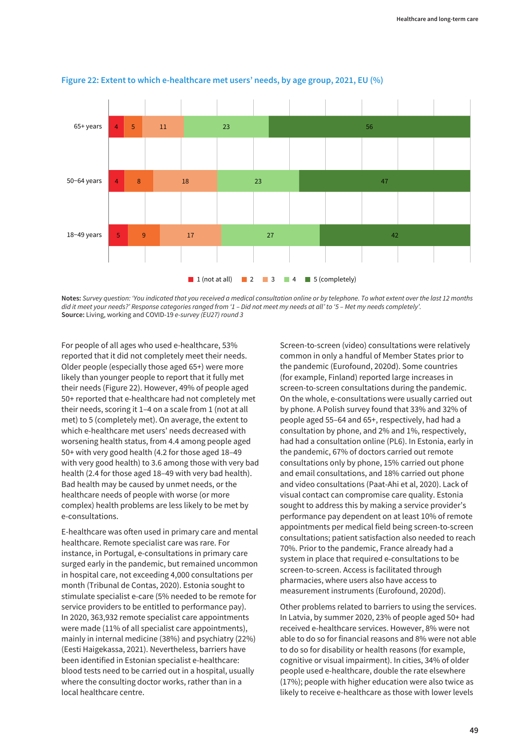**Figure 22: Extent to which e-healthcare met users' needs, by age group, 2021, EU (%)**

| Age group | 1 (not at all) | 2 | 3 | 4 | 5 (completely) |
|---|---|---|---|---|---|
| 65+ years | 4 | 5 | 11 | 23 | 56 |
| 50–64 years | 4 | 8 | 18 | 23 | 47 |
| 18–49 years | 5 | 9 | 17 | 27 | 42 |

**Notes:** *Survey question: 'You indicated that you received a medical consultation online or by telephone. To what extent over the last 12 months did it meet your needs?' Response categories ranged from '1 – Did not meet my needs at all' to '5 – Met my needs completely'.*
**Source:** Living, working and COVID-19 *e-survey (EU27) round 3*

For people of all ages who used e-healthcare, 53% reported that it did not completely meet their needs. Older people (especially those aged 65+) were more likely than younger people to report that it fully met their needs (Figure 22). However, 49% of people aged 50+ reported that e-healthcare had not completely met their needs, scoring it 1–4 on a scale from 1 (not at all met) to 5 (completely met). On average, the extent to which e-healthcare met users' needs decreased with worsening health status, from 4.4 among people aged 50+ with very good health (4.2 for those aged 18–49 with very good health) to 3.6 among those with very bad health (2.4 for those aged 18–49 with very bad health). Bad health may be caused by unmet needs, or the healthcare needs of people with worse (or more complex) health problems are less likely to be met by e-consultations.

E-healthcare was often used in primary care and mental healthcare. Remote specialist care was rare. For instance, in Portugal, e-consultations in primary care surged early in the pandemic, but remained uncommon in hospital care, not exceeding 4,000 consultations per month (Tribunal de Contas, 2020). Estonia sought to stimulate specialist e-care (5% needed to be remote for service providers to be entitled to performance pay). In 2020, 363,932 remote specialist care appointments were made (11% of all specialist care appointments), mainly in internal medicine (38%) and psychiatry (22%) (Eesti Haigekassa, 2021). Nevertheless, barriers have been identified in Estonian specialist e-healthcare: blood tests need to be carried out in a hospital, usually where the consulting doctor works, rather than in a local healthcare centre.

Screen-to-screen (video) consultations were relatively common in only a handful of Member States prior to the pandemic (Eurofound, 2020d). Some countries (for example, Finland) reported large increases in screen-to-screen consultations during the pandemic. On the whole, e-consultations were usually carried out by phone. A Polish survey found that 33% and 32% of people aged 55–64 and 65+, respectively, had had a consultation by phone, and 2% and 1%, respectively, had had a consultation online (PL6). In Estonia, early in the pandemic, 67% of doctors carried out remote consultations only by phone, 15% carried out phone and email consultations, and 18% carried out phone and video consultations (Paat-Ahi et al, 2020). Lack of visual contact can compromise care quality. Estonia sought to address this by making a service provider's performance pay dependent on at least 10% of remote appointments per medical field being screen-to-screen consultations; patient satisfaction also needed to reach 70%. Prior to the pandemic, France already had a system in place that required e-consultations to be screen-to-screen. Access is facilitated through pharmacies, where users also have access to measurement instruments (Eurofound, 2020d).

Other problems related to barriers to using the services. In Latvia, by summer 2020, 23% of people aged 50+ had received e-healthcare services. However, 8% were not able to do so for financial reasons and 8% were not able to do so for disability or health reasons (for example, cognitive or visual impairment). In cities, 34% of older people used e-healthcare, double the rate elsewhere (17%); people with higher education were also twice as likely to receive e-healthcare as those with lower levels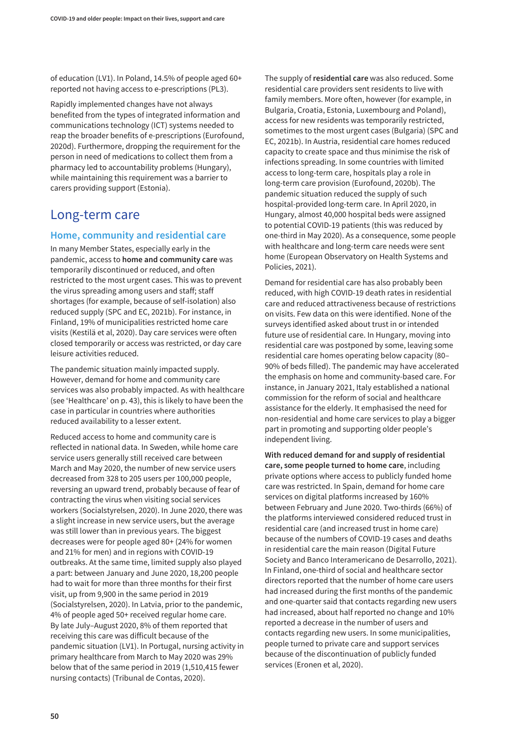of education (LV1). In Poland, 14.5% of people aged 60+ reported not having access to e-prescriptions (PL3).

Rapidly implemented changes have not always benefited from the types of integrated information and communications technology (ICT) systems needed to reap the broader benefits of e-prescriptions (Eurofound, 2020d). Furthermore, dropping the requirement for the person in need of medications to collect them from a pharmacy led to accountability problems (Hungary), while maintaining this requirement was a barrier to carers providing support (Estonia).

## Long-term care

### Home, community and residential care

In many Member States, especially early in the pandemic, access to **home and community care** was temporarily discontinued or reduced, and often restricted to the most urgent cases. This was to prevent the virus spreading among users and staff; staff shortages (for example, because of self-isolation) also reduced supply (SPC and EC, 2021b). For instance, in Finland, 19% of municipalities restricted home care visits (Kestilä et al, 2020). Day care services were often closed temporarily or access was restricted, or day care leisure activities reduced.

The pandemic situation mainly impacted supply. However, demand for home and community care services was also probably impacted. As with healthcare (see 'Healthcare' on p. 43), this is likely to have been the case in particular in countries where authorities reduced availability to a lesser extent.

Reduced access to home and community care is reflected in national data. In Sweden, while home care service users generally still received care between March and May 2020, the number of new service users decreased from 328 to 205 users per 100,000 people, reversing an upward trend, probably because of fear of contracting the virus when visiting social services workers (Socialstyrelsen, 2020). In June 2020, there was a slight increase in new service users, but the average was still lower than in previous years. The biggest decreases were for people aged 80+ (24% for women and 21% for men) and in regions with COVID-19 outbreaks. At the same time, limited supply also played a part: between January and June 2020, 18,200 people had to wait for more than three months for their first visit, up from 9,900 in the same period in 2019 (Socialstyrelsen, 2020). In Latvia, prior to the pandemic, 4% of people aged 50+ received regular home care. By late July–August 2020, 8% of them reported that receiving this care was difficult because of the pandemic situation (LV1). In Portugal, nursing activity in primary healthcare from March to May 2020 was 29% below that of the same period in 2019 (1,510,415 fewer nursing contacts) (Tribunal de Contas, 2020).

The supply of **residential care** was also reduced. Some residential care providers sent residents to live with family members. More often, however (for example, in Bulgaria, Croatia, Estonia, Luxembourg and Poland), access for new residents was temporarily restricted, sometimes to the most urgent cases (Bulgaria) (SPC and EC, 2021b). In Austria, residential care homes reduced capacity to create space and thus minimise the risk of infections spreading. In some countries with limited access to long-term care, hospitals play a role in long-term care provision (Eurofound, 2020b). The pandemic situation reduced the supply of such hospital-provided long-term care. In April 2020, in Hungary, almost 40,000 hospital beds were assigned to potential COVID-19 patients (this was reduced by one-third in May 2020). As a consequence, some people with healthcare and long-term care needs were sent home (European Observatory on Health Systems and Policies, 2021).

Demand for residential care has also probably been reduced, with high COVID-19 death rates in residential care and reduced attractiveness because of restrictions on visits. Few data on this were identified. None of the surveys identified asked about trust in or intended future use of residential care. In Hungary, moving into residential care was postponed by some, leaving some residential care homes operating below capacity (80–90% of beds filled). The pandemic may have accelerated the emphasis on home and community-based care. For instance, in January 2021, Italy established a national commission for the reform of social and healthcare assistance for the elderly. It emphasised the need for non-residential and home care services to play a bigger part in promoting and supporting older people's independent living.

**With reduced demand for and supply of residential care, some people turned to home care**, including private options where access to publicly funded home care was restricted. In Spain, demand for home care services on digital platforms increased by 160% between February and June 2020. Two-thirds (66%) of the platforms interviewed considered reduced trust in residential care (and increased trust in home care) because of the numbers of COVID-19 cases and deaths in residential care the main reason (Digital Future Society and Banco Interamericano de Desarrollo, 2021). In Finland, one-third of social and healthcare sector directors reported that the number of home care users had increased during the first months of the pandemic and one-quarter said that contacts regarding new users had increased, about half reported no change and 10% reported a decrease in the number of users and contacts regarding new users. In some municipalities, people turned to private care and support services because of the discontinuation of publicly funded services (Eronen et al, 2020).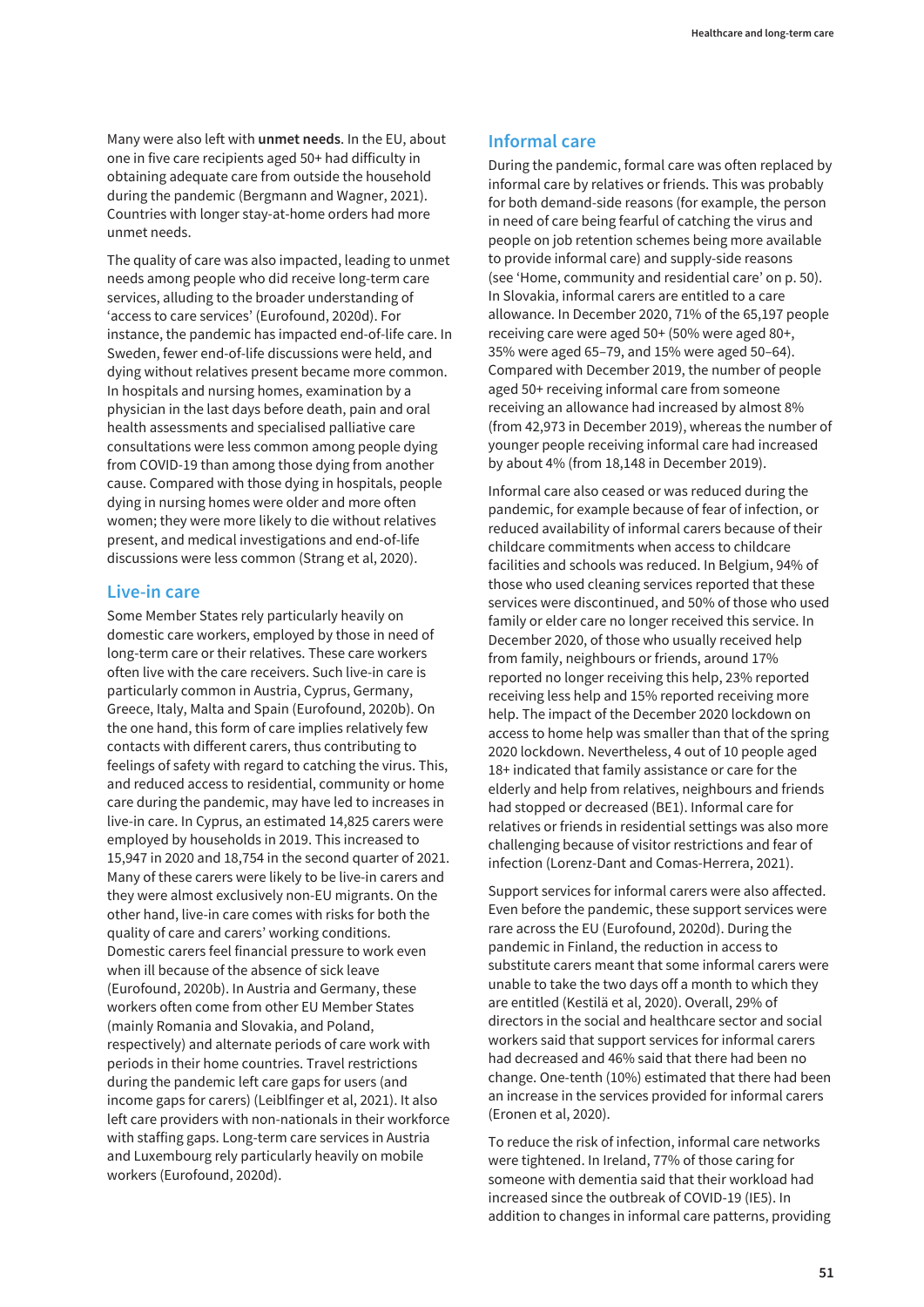Many were also left with **unmet needs**. In the EU, about one in five care recipients aged 50+ had difficulty in obtaining adequate care from outside the household during the pandemic (Bergmann and Wagner, 2021). Countries with longer stay-at-home orders had more unmet needs.

The quality of care was also impacted, leading to unmet needs among people who did receive long-term care services, alluding to the broader understanding of 'access to care services' (Eurofound, 2020d). For instance, the pandemic has impacted end-of-life care. In Sweden, fewer end-of-life discussions were held, and dying without relatives present became more common. In hospitals and nursing homes, examination by a physician in the last days before death, pain and oral health assessments and specialised palliative care consultations were less common among people dying from COVID-19 than among those dying from another cause. Compared with those dying in hospitals, people dying in nursing homes were older and more often women; they were more likely to die without relatives present, and medical investigations and end-of-life discussions were less common (Strang et al, 2020).

## Live-in care

Some Member States rely particularly heavily on domestic care workers, employed by those in need of long-term care or their relatives. These care workers often live with the care receivers. Such live-in care is particularly common in Austria, Cyprus, Germany, Greece, Italy, Malta and Spain (Eurofound, 2020b). On the one hand, this form of care implies relatively few contacts with different carers, thus contributing to feelings of safety with regard to catching the virus. This, and reduced access to residential, community or home care during the pandemic, may have led to increases in live-in care. In Cyprus, an estimated 14,825 carers were employed by households in 2019. This increased to 15,947 in 2020 and 18,754 in the second quarter of 2021. Many of these carers were likely to be live-in carers and they were almost exclusively non-EU migrants. On the other hand, live-in care comes with risks for both the quality of care and carers' working conditions. Domestic carers feel financial pressure to work even when ill because of the absence of sick leave (Eurofound, 2020b). In Austria and Germany, these workers often come from other EU Member States (mainly Romania and Slovakia, and Poland, respectively) and alternate periods of care work with periods in their home countries. Travel restrictions during the pandemic left care gaps for users (and income gaps for carers) (Leiblfinger et al, 2021). It also left care providers with non-nationals in their workforce with staffing gaps. Long-term care services in Austria and Luxembourg rely particularly heavily on mobile workers (Eurofound, 2020d).

## Informal care

During the pandemic, formal care was often replaced by informal care by relatives or friends. This was probably for both demand-side reasons (for example, the person in need of care being fearful of catching the virus and people on job retention schemes being more available to provide informal care) and supply-side reasons (see 'Home, community and residential care' on p. 50). In Slovakia, informal carers are entitled to a care allowance. In December 2020, 71% of the 65,197 people receiving care were aged 50+ (50% were aged 80+, 35% were aged 65–79, and 15% were aged 50–64). Compared with December 2019, the number of people aged 50+ receiving informal care from someone receiving an allowance had increased by almost 8% (from 42,973 in December 2019), whereas the number of younger people receiving informal care had increased by about 4% (from 18,148 in December 2019).

Informal care also ceased or was reduced during the pandemic, for example because of fear of infection, or reduced availability of informal carers because of their childcare commitments when access to childcare facilities and schools was reduced. In Belgium, 94% of those who used cleaning services reported that these services were discontinued, and 50% of those who used family or elder care no longer received this service. In December 2020, of those who usually received help from family, neighbours or friends, around 17% reported no longer receiving this help, 23% reported receiving less help and 15% reported receiving more help. The impact of the December 2020 lockdown on access to home help was smaller than that of the spring 2020 lockdown. Nevertheless, 4 out of 10 people aged 18+ indicated that family assistance or care for the elderly and help from relatives, neighbours and friends had stopped or decreased (BE1). Informal care for relatives or friends in residential settings was also more challenging because of visitor restrictions and fear of infection (Lorenz-Dant and Comas-Herrera, 2021).

Support services for informal carers were also affected. Even before the pandemic, these support services were rare across the EU (Eurofound, 2020d). During the pandemic in Finland, the reduction in access to substitute carers meant that some informal carers were unable to take the two days off a month to which they are entitled (Kestilä et al, 2020). Overall, 29% of directors in the social and healthcare sector and social workers said that support services for informal carers had decreased and 46% said that there had been no change. One-tenth (10%) estimated that there had been an increase in the services provided for informal carers (Eronen et al, 2020).

To reduce the risk of infection, informal care networks were tightened. In Ireland, 77% of those caring for someone with dementia said that their workload had increased since the outbreak of COVID-19 (IE5). In addition to changes in informal care patterns, providing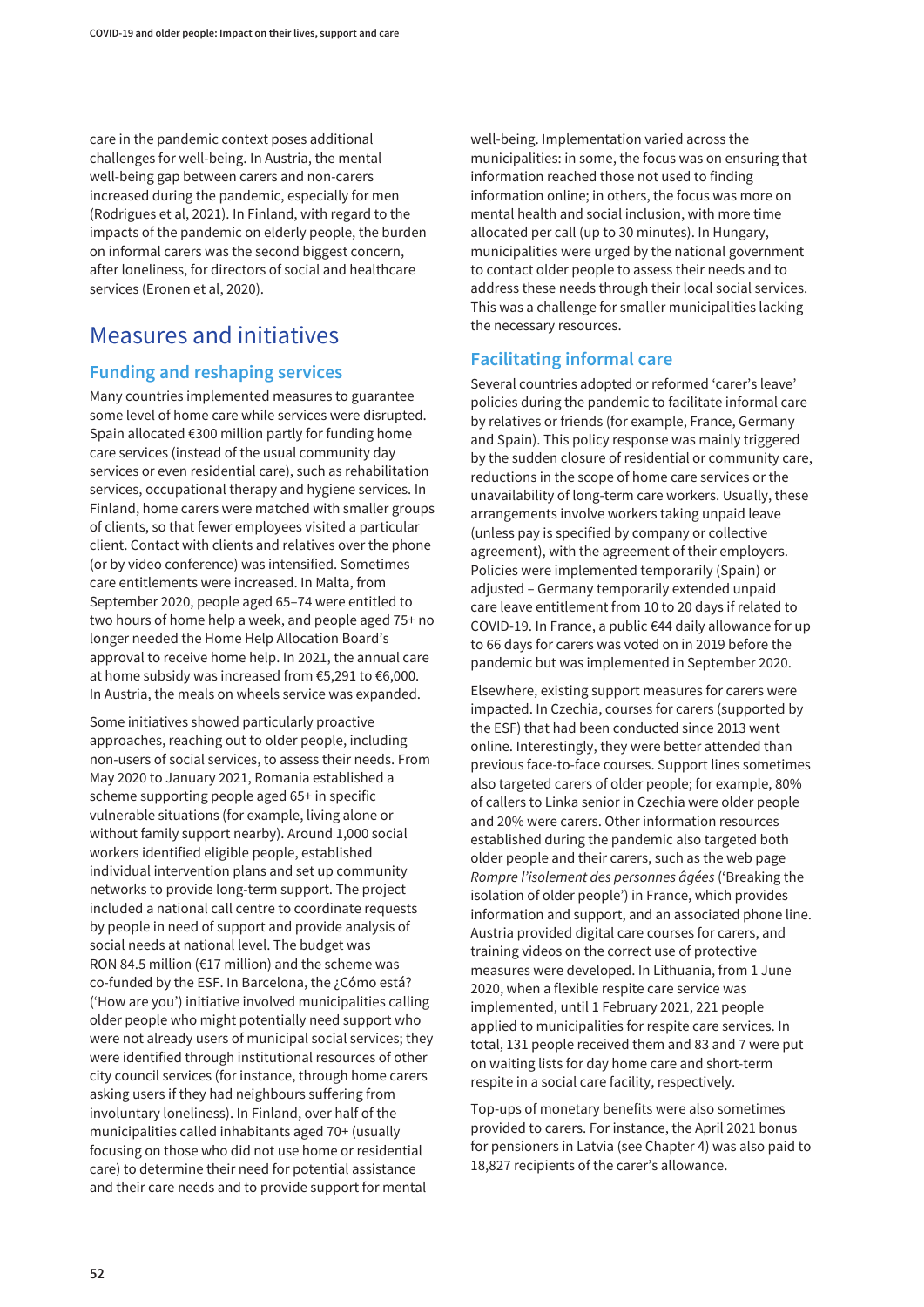care in the pandemic context poses additional challenges for well-being. In Austria, the mental well-being gap between carers and non-carers increased during the pandemic, especially for men (Rodrigues et al, 2021). In Finland, with regard to the impacts of the pandemic on elderly people, the burden on informal carers was the second biggest concern, after loneliness, for directors of social and healthcare services (Eronen et al, 2020).

## Measures and initiatives

### Funding and reshaping services

Many countries implemented measures to guarantee some level of home care while services were disrupted. Spain allocated €300 million partly for funding home care services (instead of the usual community day services or even residential care), such as rehabilitation services, occupational therapy and hygiene services. In Finland, home carers were matched with smaller groups of clients, so that fewer employees visited a particular client. Contact with clients and relatives over the phone (or by video conference) was intensified. Sometimes care entitlements were increased. In Malta, from September 2020, people aged 65–74 were entitled to two hours of home help a week, and people aged 75+ no longer needed the Home Help Allocation Board's approval to receive home help. In 2021, the annual care at home subsidy was increased from €5,291 to €6,000. In Austria, the meals on wheels service was expanded.

Some initiatives showed particularly proactive approaches, reaching out to older people, including non-users of social services, to assess their needs. From May 2020 to January 2021, Romania established a scheme supporting people aged 65+ in specific vulnerable situations (for example, living alone or without family support nearby). Around 1,000 social workers identified eligible people, established individual intervention plans and set up community networks to provide long-term support. The project included a national call centre to coordinate requests by people in need of support and provide analysis of social needs at national level. The budget was RON 84.5 million (€17 million) and the scheme was co-funded by the ESF. In Barcelona, the ¿Cómo está? ('How are you') initiative involved municipalities calling older people who might potentially need support who were not already users of municipal social services; they were identified through institutional resources of other city council services (for instance, through home carers asking users if they had neighbours suffering from involuntary loneliness). In Finland, over half of the municipalities called inhabitants aged 70+ (usually focusing on those who did not use home or residential care) to determine their need for potential assistance and their care needs and to provide support for mental well-being. Implementation varied across the municipalities: in some, the focus was on ensuring that information reached those not used to finding information online; in others, the focus was more on mental health and social inclusion, with more time allocated per call (up to 30 minutes). In Hungary, municipalities were urged by the national government to contact older people to assess their needs and to address these needs through their local social services. This was a challenge for smaller municipalities lacking the necessary resources.

### Facilitating informal care

Several countries adopted or reformed 'carer's leave' policies during the pandemic to facilitate informal care by relatives or friends (for example, France, Germany and Spain). This policy response was mainly triggered by the sudden closure of residential or community care, reductions in the scope of home care services or the unavailability of long-term care workers. Usually, these arrangements involve workers taking unpaid leave (unless pay is specified by company or collective agreement), with the agreement of their employers. Policies were implemented temporarily (Spain) or adjusted – Germany temporarily extended unpaid care leave entitlement from 10 to 20 days if related to COVID-19. In France, a public €44 daily allowance for up to 66 days for carers was voted on in 2019 before the pandemic but was implemented in September 2020.

Elsewhere, existing support measures for carers were impacted. In Czechia, courses for carers (supported by the ESF) that had been conducted since 2013 went online. Interestingly, they were better attended than previous face-to-face courses. Support lines sometimes also targeted carers of older people; for example, 80% of callers to Linka senior in Czechia were older people and 20% were carers. Other information resources established during the pandemic also targeted both older people and their carers, such as the web page *Rompre l'isolement des personnes âgées* ('Breaking the isolation of older people') in France, which provides information and support, and an associated phone line. Austria provided digital care courses for carers, and training videos on the correct use of protective measures were developed. In Lithuania, from 1 June 2020, when a flexible respite care service was implemented, until 1 February 2021, 221 people applied to municipalities for respite care services. In total, 131 people received them and 83 and 7 were put on waiting lists for day home care and short-term respite in a social care facility, respectively.

Top-ups of monetary benefits were also sometimes provided to carers. For instance, the April 2021 bonus for pensioners in Latvia (see Chapter 4) was also paid to 18,827 recipients of the carer's allowance.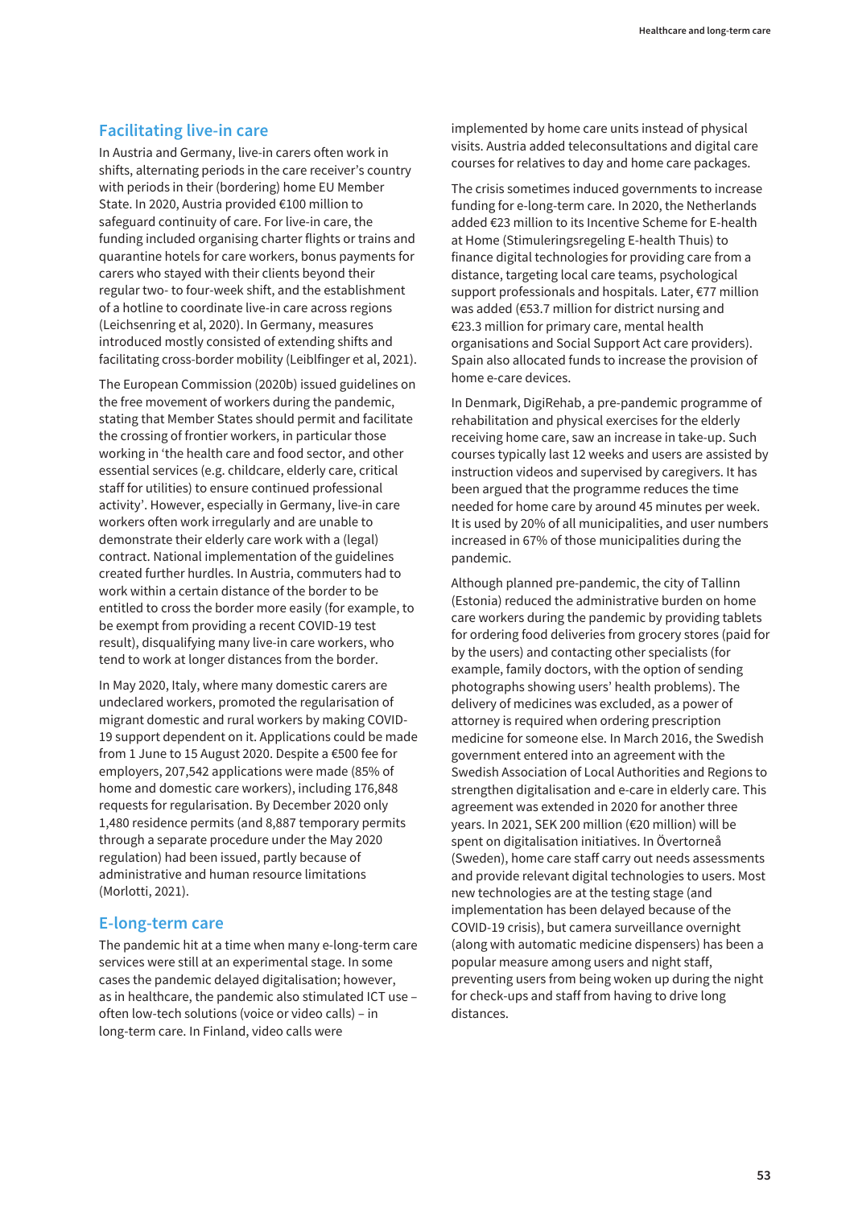## Facilitating live-in care

In Austria and Germany, live-in carers often work in shifts, alternating periods in the care receiver's country with periods in their (bordering) home EU Member State. In 2020, Austria provided €100 million to safeguard continuity of care. For live-in care, the funding included organising charter flights or trains and quarantine hotels for care workers, bonus payments for carers who stayed with their clients beyond their regular two- to four-week shift, and the establishment of a hotline to coordinate live-in care across regions (Leichsenring et al, 2020). In Germany, measures introduced mostly consisted of extending shifts and facilitating cross-border mobility (Leiblfinger et al, 2021).

The European Commission (2020b) issued guidelines on the free movement of workers during the pandemic, stating that Member States should permit and facilitate the crossing of frontier workers, in particular those working in 'the health care and food sector, and other essential services (e.g. childcare, elderly care, critical staff for utilities) to ensure continued professional activity'. However, especially in Germany, live-in care workers often work irregularly and are unable to demonstrate their elderly care work with a (legal) contract. National implementation of the guidelines created further hurdles. In Austria, commuters had to work within a certain distance of the border to be entitled to cross the border more easily (for example, to be exempt from providing a recent COVID-19 test result), disqualifying many live-in care workers, who tend to work at longer distances from the border.

In May 2020, Italy, where many domestic carers are undeclared workers, promoted the regularisation of migrant domestic and rural workers by making COVID-19 support dependent on it. Applications could be made from 1 June to 15 August 2020. Despite a €500 fee for employers, 207,542 applications were made (85% of home and domestic care workers), including 176,848 requests for regularisation. By December 2020 only 1,480 residence permits (and 8,887 temporary permits through a separate procedure under the May 2020 regulation) had been issued, partly because of administrative and human resource limitations (Morlotti, 2021).

## E-long-term care

The pandemic hit at a time when many e-long-term care services were still at an experimental stage. In some cases the pandemic delayed digitalisation; however, as in healthcare, the pandemic also stimulated ICT use – often low-tech solutions (voice or video calls) – in long-term care. In Finland, video calls were implemented by home care units instead of physical visits. Austria added teleconsultations and digital care courses for relatives to day and home care packages.

The crisis sometimes induced governments to increase funding for e-long-term care. In 2020, the Netherlands added €23 million to its Incentive Scheme for E-health at Home (Stimuleringsregeling E-health Thuis) to finance digital technologies for providing care from a distance, targeting local care teams, psychological support professionals and hospitals. Later, €77 million was added (€53.7 million for district nursing and €23.3 million for primary care, mental health organisations and Social Support Act care providers). Spain also allocated funds to increase the provision of home e-care devices.

In Denmark, DigiRehab, a pre-pandemic programme of rehabilitation and physical exercises for the elderly receiving home care, saw an increase in take-up. Such courses typically last 12 weeks and users are assisted by instruction videos and supervised by caregivers. It has been argued that the programme reduces the time needed for home care by around 45 minutes per week. It is used by 20% of all municipalities, and user numbers increased in 67% of those municipalities during the pandemic.

Although planned pre-pandemic, the city of Tallinn (Estonia) reduced the administrative burden on home care workers during the pandemic by providing tablets for ordering food deliveries from grocery stores (paid for by the users) and contacting other specialists (for example, family doctors, with the option of sending photographs showing users' health problems). The delivery of medicines was excluded, as a power of attorney is required when ordering prescription medicine for someone else. In March 2016, the Swedish government entered into an agreement with the Swedish Association of Local Authorities and Regions to strengthen digitalisation and e-care in elderly care. This agreement was extended in 2020 for another three years. In 2021, SEK 200 million (€20 million) will be spent on digitalisation initiatives. In Övertorneå (Sweden), home care staff carry out needs assessments and provide relevant digital technologies to users. Most new technologies are at the testing stage (and implementation has been delayed because of the COVID-19 crisis), but camera surveillance overnight (along with automatic medicine dispensers) has been a popular measure among users and night staff, preventing users from being woken up during the night for check-ups and staff from having to drive long distances.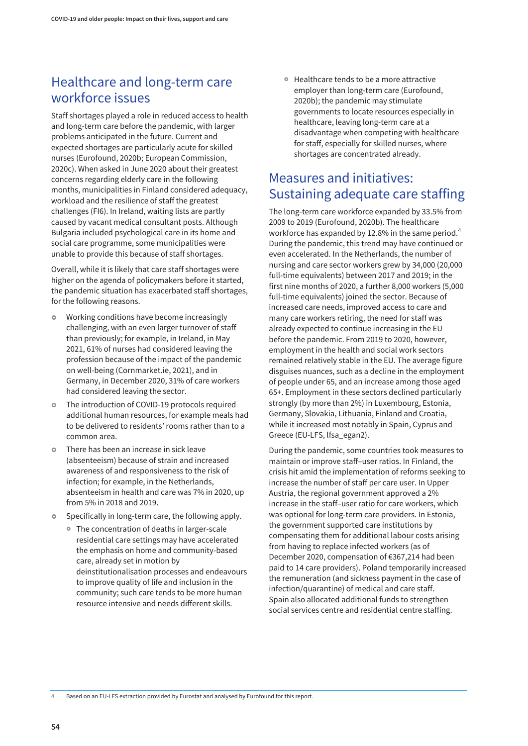## Healthcare and long-term care workforce issues

Staff shortages played a role in reduced access to health and long-term care before the pandemic, with larger problems anticipated in the future. Current and expected shortages are particularly acute for skilled nurses (Eurofound, 2020b; European Commission, 2020c). When asked in June 2020 about their greatest concerns regarding elderly care in the following months, municipalities in Finland considered adequacy, workload and the resilience of staff the greatest challenges (FI6). In Ireland, waiting lists are partly caused by vacant medical consultant posts. Although Bulgaria included psychological care in its home and social care programme, some municipalities were unable to provide this because of staff shortages.

Overall, while it is likely that care staff shortages were higher on the agenda of policymakers before it started, the pandemic situation has exacerbated staff shortages, for the following reasons.

- Working conditions have become increasingly challenging, with an even larger turnover of staff than previously; for example, in Ireland, in May 2021, 61% of nurses had considered leaving the profession because of the impact of the pandemic on well-being (Cornmarket.ie, 2021), and in Germany, in December 2020, 31% of care workers had considered leaving the sector.
- The introduction of COVID-19 protocols required additional human resources, for example meals had to be delivered to residents' rooms rather than to a common area.
- There has been an increase in sick leave (absenteeism) because of strain and increased awareness of and responsiveness to the risk of infection; for example, in the Netherlands, absenteeism in health and care was 7% in 2020, up from 5% in 2018 and 2019.
- Specifically in long-term care, the following apply.
  - The concentration of deaths in larger-scale residential care settings may have accelerated the emphasis on home and community-based care, already set in motion by deinstitutionalisation processes and endeavours to improve quality of life and inclusion in the community; such care tends to be more human resource intensive and needs different skills.
  - Healthcare tends to be a more attractive employer than long-term care (Eurofound, 2020b); the pandemic may stimulate governments to locate resources especially in healthcare, leaving long-term care at a disadvantage when competing with healthcare for staff, especially for skilled nurses, where shortages are concentrated already.

## Measures and initiatives: Sustaining adequate care staffing

The long-term care workforce expanded by 33.5% from 2009 to 2019 (Eurofound, 2020b). The healthcare workforce has expanded by 12.8% in the same period.[4] During the pandemic, this trend may have continued or even accelerated. In the Netherlands, the number of nursing and care sector workers grew by 34,000 (20,000 full-time equivalents) between 2017 and 2019; in the first nine months of 2020, a further 8,000 workers (5,000 full-time equivalents) joined the sector. Because of increased care needs, improved access to care and many care workers retiring, the need for staff was already expected to continue increasing in the EU before the pandemic. From 2019 to 2020, however, employment in the health and social work sectors remained relatively stable in the EU. The average figure disguises nuances, such as a decline in the employment of people under 65, and an increase among those aged 65+. Employment in these sectors declined particularly strongly (by more than 2%) in Luxembourg, Estonia, Germany, Slovakia, Lithuania, Finland and Croatia, while it increased most notably in Spain, Cyprus and Greece (EU-LFS, lfsa_egan2).

During the pandemic, some countries took measures to maintain or improve staff–user ratios. In Finland, the crisis hit amid the implementation of reforms seeking to increase the number of staff per care user. In Upper Austria, the regional government approved a 2% increase in the staff–user ratio for care workers, which was optional for long-term care providers. In Estonia, the government supported care institutions by compensating them for additional labour costs arising from having to replace infected workers (as of December 2020, compensation of €367,214 had been paid to 14 care providers). Poland temporarily increased the remuneration (and sickness payment in the case of infection/quarantine) of medical and care staff. Spain also allocated additional funds to strengthen social services centre and residential centre staffing.

4 Based on an EU-LFS extraction provided by Eurostat and analysed by Eurofound for this report.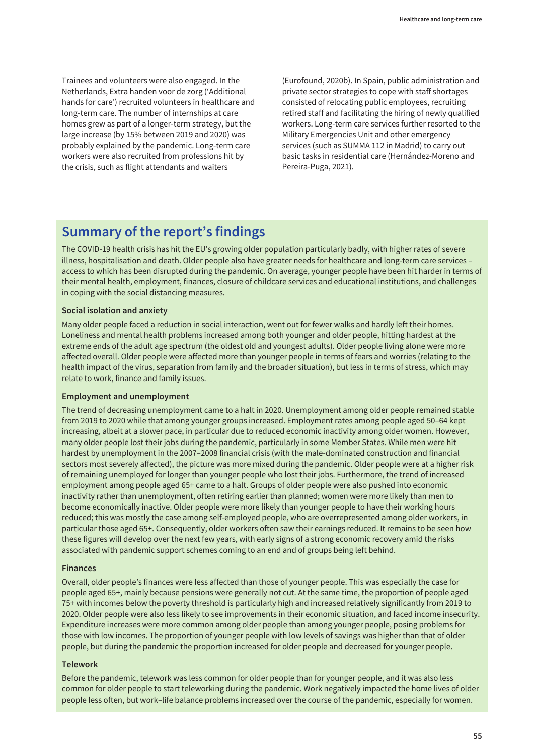Trainees and volunteers were also engaged. In the Netherlands, Extra handen voor de zorg ('Additional hands for care') recruited volunteers in healthcare and long-term care. The number of internships at care homes grew as part of a longer-term strategy, but the large increase (by 15% between 2019 and 2020) was probably explained by the pandemic. Long-term care workers were also recruited from professions hit by the crisis, such as flight attendants and waiters (Eurofound, 2020b). In Spain, public administration and private sector strategies to cope with staff shortages consisted of relocating public employees, recruiting retired staff and facilitating the hiring of newly qualified workers. Long-term care services further resorted to the Military Emergencies Unit and other emergency services (such as SUMMA 112 in Madrid) to carry out basic tasks in residential care (Hernández-Moreno and Pereira-Puga, 2021).

## Summary of the report's findings

The COVID-19 health crisis has hit the EU's growing older population particularly badly, with higher rates of severe illness, hospitalisation and death. Older people also have greater needs for healthcare and long-term care services – access to which has been disrupted during the pandemic. On average, younger people have been hit harder in terms of their mental health, employment, finances, closure of childcare services and educational institutions, and challenges in coping with the social distancing measures.

### Social isolation and anxiety

Many older people faced a reduction in social interaction, went out for fewer walks and hardly left their homes. Loneliness and mental health problems increased among both younger and older people, hitting hardest at the extreme ends of the adult age spectrum (the oldest old and youngest adults). Older people living alone were more affected overall. Older people were affected more than younger people in terms of fears and worries (relating to the health impact of the virus, separation from family and the broader situation), but less in terms of stress, which may relate to work, finance and family issues.

### Employment and unemployment

The trend of decreasing unemployment came to a halt in 2020. Unemployment among older people remained stable from 2019 to 2020 while that among younger groups increased. Employment rates among people aged 50–64 kept increasing, albeit at a slower pace, in particular due to reduced economic inactivity among older women. However, many older people lost their jobs during the pandemic, particularly in some Member States. While men were hit hardest by unemployment in the 2007–2008 financial crisis (with the male-dominated construction and financial sectors most severely affected), the picture was more mixed during the pandemic. Older people were at a higher risk of remaining unemployed for longer than younger people who lost their jobs. Furthermore, the trend of increased employment among people aged 65+ came to a halt. Groups of older people were also pushed into economic inactivity rather than unemployment, often retiring earlier than planned; women were more likely than men to become economically inactive. Older people were more likely than younger people to have their working hours reduced; this was mostly the case among self-employed people, who are overrepresented among older workers, in particular those aged 65+. Consequently, older workers often saw their earnings reduced. It remains to be seen how these figures will develop over the next few years, with early signs of a strong economic recovery amid the risks associated with pandemic support schemes coming to an end and of groups being left behind.

### Finances

Overall, older people's finances were less affected than those of younger people. This was especially the case for people aged 65+, mainly because pensions were generally not cut. At the same time, the proportion of people aged 75+ with incomes below the poverty threshold is particularly high and increased relatively significantly from 2019 to 2020. Older people were also less likely to see improvements in their economic situation, and faced income insecurity. Expenditure increases were more common among older people than among younger people, posing problems for those with low incomes. The proportion of younger people with low levels of savings was higher than that of older people, but during the pandemic the proportion increased for older people and decreased for younger people.

### Telework

Before the pandemic, telework was less common for older people than for younger people, and it was also less common for older people to start teleworking during the pandemic. Work negatively impacted the home lives of older people less often, but work–life balance problems increased over the course of the pandemic, especially for women.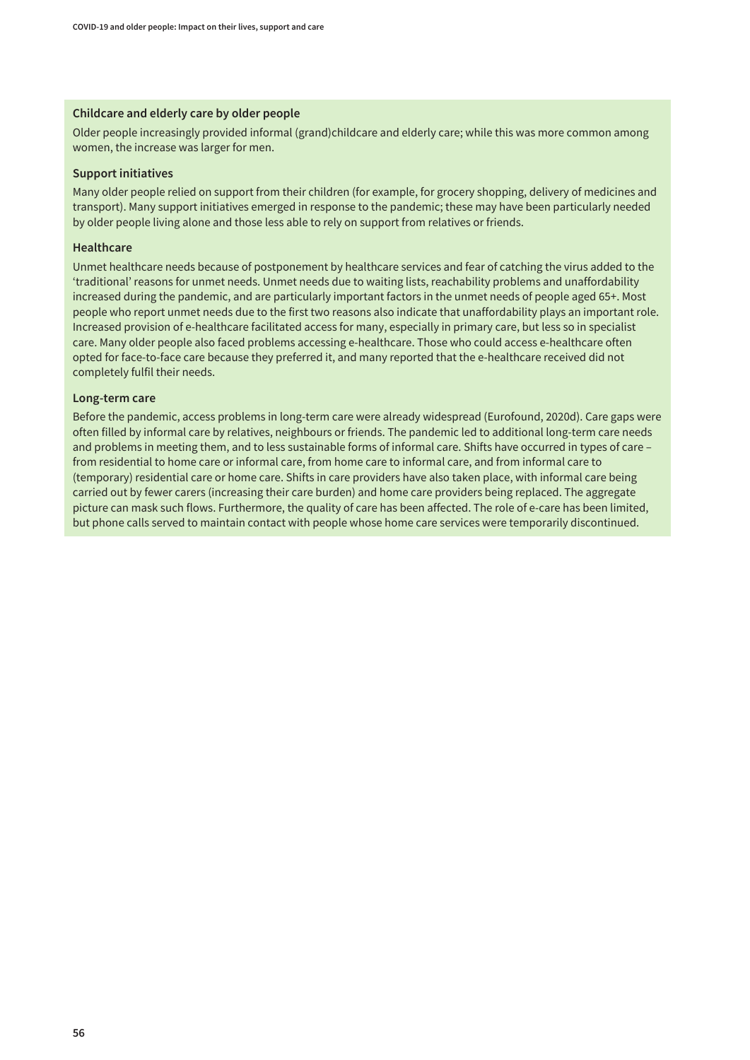### Childcare and elderly care by older people

Older people increasingly provided informal (grand)childcare and elderly care; while this was more common among women, the increase was larger for men.

### Support initiatives

Many older people relied on support from their children (for example, for grocery shopping, delivery of medicines and transport). Many support initiatives emerged in response to the pandemic; these may have been particularly needed by older people living alone and those less able to rely on support from relatives or friends.

### Healthcare

Unmet healthcare needs because of postponement by healthcare services and fear of catching the virus added to the 'traditional' reasons for unmet needs. Unmet needs due to waiting lists, reachability problems and unaffordability increased during the pandemic, and are particularly important factors in the unmet needs of people aged 65+. Most people who report unmet needs due to the first two reasons also indicate that unaffordability plays an important role. Increased provision of e-healthcare facilitated access for many, especially in primary care, but less so in specialist care. Many older people also faced problems accessing e-healthcare. Those who could access e-healthcare often opted for face-to-face care because they preferred it, and many reported that the e-healthcare received did not completely fulfil their needs.

### Long-term care

Before the pandemic, access problems in long-term care were already widespread (Eurofound, 2020d). Care gaps were often filled by informal care by relatives, neighbours or friends. The pandemic led to additional long-term care needs and problems in meeting them, and to less sustainable forms of informal care. Shifts have occurred in types of care – from residential to home care or informal care, from home care to informal care, and from informal care to (temporary) residential care or home care. Shifts in care providers have also taken place, with informal care being carried out by fewer carers (increasing their care burden) and home care providers being replaced. The aggregate picture can mask such flows. Furthermore, the quality of care has been affected. The role of e-care has been limited, but phone calls served to maintain contact with people whose home care services were temporarily discontinued.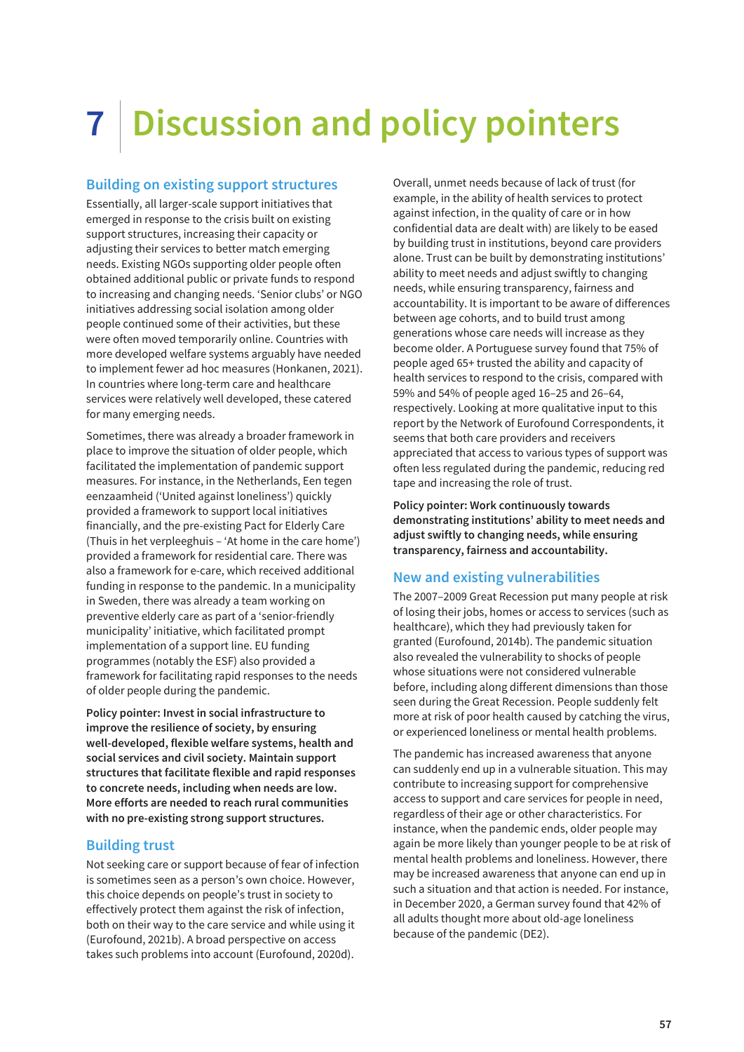# 7 Discussion and policy pointers

## Building on existing support structures

Essentially, all larger-scale support initiatives that emerged in response to the crisis built on existing support structures, increasing their capacity or adjusting their services to better match emerging needs. Existing NGOs supporting older people often obtained additional public or private funds to respond to increasing and changing needs. 'Senior clubs' or NGO initiatives addressing social isolation among older people continued some of their activities, but these were often moved temporarily online. Countries with more developed welfare systems arguably have needed to implement fewer ad hoc measures (Honkanen, 2021). In countries where long-term care and healthcare services were relatively well developed, these catered for many emerging needs.

Sometimes, there was already a broader framework in place to improve the situation of older people, which facilitated the implementation of pandemic support measures. For instance, in the Netherlands, Een tegen eenzaamheid ('United against loneliness') quickly provided a framework to support local initiatives financially, and the pre-existing Pact for Elderly Care (Thuis in het verpleeghuis – 'At home in the care home') provided a framework for residential care. There was also a framework for e-care, which received additional funding in response to the pandemic. In a municipality in Sweden, there was already a team working on preventive elderly care as part of a 'senior-friendly municipality' initiative, which facilitated prompt implementation of a support line. EU funding programmes (notably the ESF) also provided a framework for facilitating rapid responses to the needs of older people during the pandemic.

**Policy pointer: Invest in social infrastructure to improve the resilience of society, by ensuring well-developed, flexible welfare systems, health and social services and civil society. Maintain support structures that facilitate flexible and rapid responses to concrete needs, including when needs are low. More efforts are needed to reach rural communities with no pre-existing strong support structures.**

## Building trust

Not seeking care or support because of fear of infection is sometimes seen as a person's own choice. However, this choice depends on people's trust in society to effectively protect them against the risk of infection, both on their way to the care service and while using it (Eurofound, 2021b). A broad perspective on access takes such problems into account (Eurofound, 2020d).

Overall, unmet needs because of lack of trust (for example, in the ability of health services to protect against infection, in the quality of care or in how confidential data are dealt with) are likely to be eased by building trust in institutions, beyond care providers alone. Trust can be built by demonstrating institutions' ability to meet needs and adjust swiftly to changing needs, while ensuring transparency, fairness and accountability. It is important to be aware of differences between age cohorts, and to build trust among generations whose care needs will increase as they become older. A Portuguese survey found that 75% of people aged 65+ trusted the ability and capacity of health services to respond to the crisis, compared with 59% and 54% of people aged 16–25 and 26–64, respectively. Looking at more qualitative input to this report by the Network of Eurofound Correspondents, it seems that both care providers and receivers appreciated that access to various types of support was often less regulated during the pandemic, reducing red tape and increasing the role of trust.

**Policy pointer: Work continuously towards demonstrating institutions' ability to meet needs and adjust swiftly to changing needs, while ensuring transparency, fairness and accountability.**

## New and existing vulnerabilities

The 2007–2009 Great Recession put many people at risk of losing their jobs, homes or access to services (such as healthcare), which they had previously taken for granted (Eurofound, 2014b). The pandemic situation also revealed the vulnerability to shocks of people whose situations were not considered vulnerable before, including along different dimensions than those seen during the Great Recession. People suddenly felt more at risk of poor health caused by catching the virus, or experienced loneliness or mental health problems.

The pandemic has increased awareness that anyone can suddenly end up in a vulnerable situation. This may contribute to increasing support for comprehensive access to support and care services for people in need, regardless of their age or other characteristics. For instance, when the pandemic ends, older people may again be more likely than younger people to be at risk of mental health problems and loneliness. However, there may be increased awareness that anyone can end up in such a situation and that action is needed. For instance, in December 2020, a German survey found that 42% of all adults thought more about old-age loneliness because of the pandemic (DE2).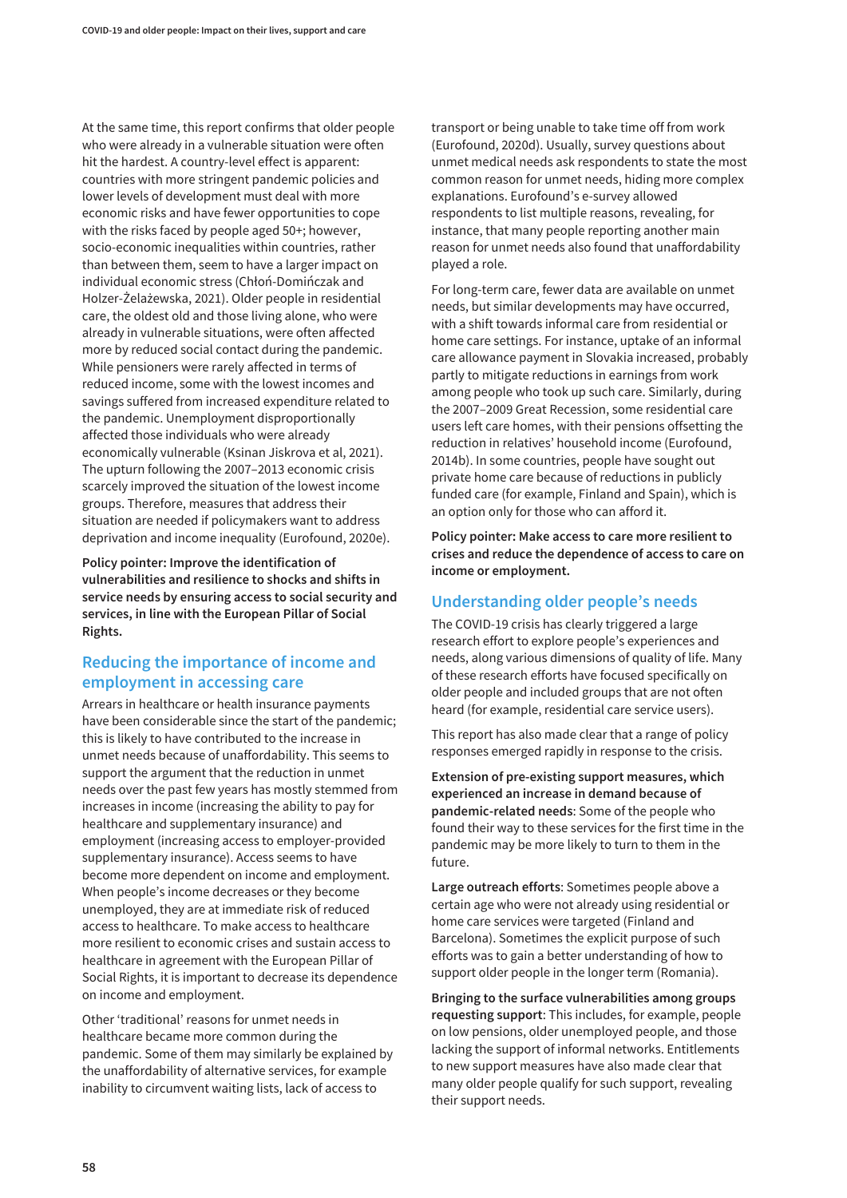At the same time, this report confirms that older people who were already in a vulnerable situation were often hit the hardest. A country-level effect is apparent: countries with more stringent pandemic policies and lower levels of development must deal with more economic risks and have fewer opportunities to cope with the risks faced by people aged 50+; however, socio-economic inequalities within countries, rather than between them, seem to have a larger impact on individual economic stress (Chłoń-Domińczak and Holzer-Żelażewska, 2021). Older people in residential care, the oldest old and those living alone, who were already in vulnerable situations, were often affected more by reduced social contact during the pandemic. While pensioners were rarely affected in terms of reduced income, some with the lowest incomes and savings suffered from increased expenditure related to the pandemic. Unemployment disproportionally affected those individuals who were already economically vulnerable (Ksinan Jiskrova et al, 2021). The upturn following the 2007–2013 economic crisis scarcely improved the situation of the lowest income groups. Therefore, measures that address their situation are needed if policymakers want to address deprivation and income inequality (Eurofound, 2020e).

**Policy pointer: Improve the identification of vulnerabilities and resilience to shocks and shifts in service needs by ensuring access to social security and services, in line with the European Pillar of Social Rights.**

## Reducing the importance of income and employment in accessing care

Arrears in healthcare or health insurance payments have been considerable since the start of the pandemic; this is likely to have contributed to the increase in unmet needs because of unaffordability. This seems to support the argument that the reduction in unmet needs over the past few years has mostly stemmed from increases in income (increasing the ability to pay for healthcare and supplementary insurance) and employment (increasing access to employer-provided supplementary insurance). Access seems to have become more dependent on income and employment. When people's income decreases or they become unemployed, they are at immediate risk of reduced access to healthcare. To make access to healthcare more resilient to economic crises and sustain access to healthcare in agreement with the European Pillar of Social Rights, it is important to decrease its dependence on income and employment.

Other 'traditional' reasons for unmet needs in healthcare became more common during the pandemic. Some of them may similarly be explained by the unaffordability of alternative services, for example inability to circumvent waiting lists, lack of access to transport or being unable to take time off from work (Eurofound, 2020d). Usually, survey questions about unmet medical needs ask respondents to state the most common reason for unmet needs, hiding more complex explanations. Eurofound's e-survey allowed respondents to list multiple reasons, revealing, for instance, that many people reporting another main reason for unmet needs also found that unaffordability played a role.

For long-term care, fewer data are available on unmet needs, but similar developments may have occurred, with a shift towards informal care from residential or home care settings. For instance, uptake of an informal care allowance payment in Slovakia increased, probably partly to mitigate reductions in earnings from work among people who took up such care. Similarly, during the 2007–2009 Great Recession, some residential care users left care homes, with their pensions offsetting the reduction in relatives' household income (Eurofound, 2014b). In some countries, people have sought out private home care because of reductions in publicly funded care (for example, Finland and Spain), which is an option only for those who can afford it.

**Policy pointer: Make access to care more resilient to crises and reduce the dependence of access to care on income or employment.**

## Understanding older people's needs

The COVID-19 crisis has clearly triggered a large research effort to explore people's experiences and needs, along various dimensions of quality of life. Many of these research efforts have focused specifically on older people and included groups that are not often heard (for example, residential care service users).

This report has also made clear that a range of policy responses emerged rapidly in response to the crisis.

**Extension of pre-existing support measures, which experienced an increase in demand because of pandemic-related needs**: Some of the people who found their way to these services for the first time in the pandemic may be more likely to turn to them in the future.

**Large outreach efforts**: Sometimes people above a certain age who were not already using residential or home care services were targeted (Finland and Barcelona). Sometimes the explicit purpose of such efforts was to gain a better understanding of how to support older people in the longer term (Romania).

**Bringing to the surface vulnerabilities among groups requesting support**: This includes, for example, people on low pensions, older unemployed people, and those lacking the support of informal networks. Entitlements to new support measures have also made clear that many older people qualify for such support, revealing their support needs.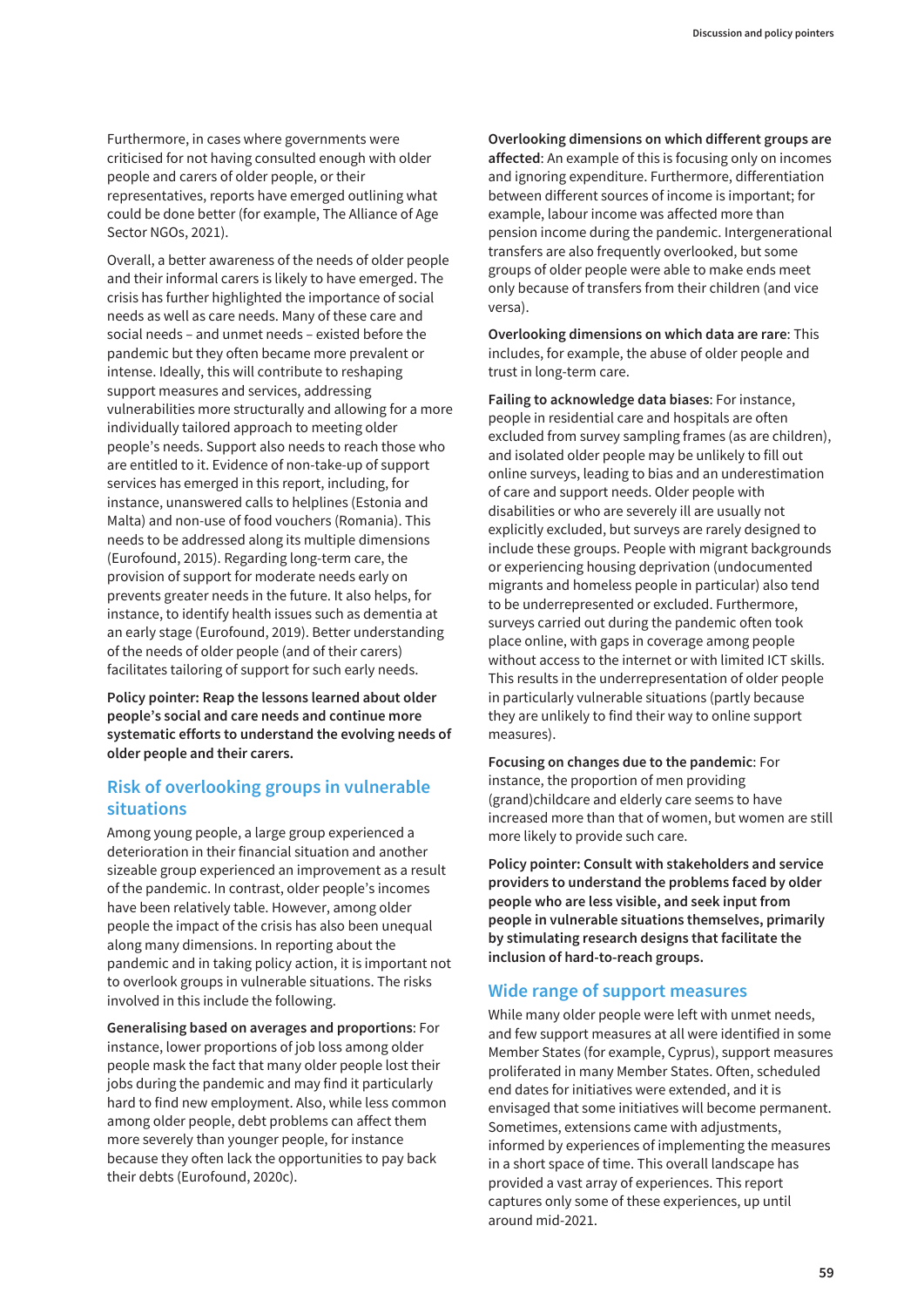Furthermore, in cases where governments were criticised for not having consulted enough with older people and carers of older people, or their representatives, reports have emerged outlining what could be done better (for example, The Alliance of Age Sector NGOs, 2021).

Overall, a better awareness of the needs of older people and their informal carers is likely to have emerged. The crisis has further highlighted the importance of social needs as well as care needs. Many of these care and social needs – and unmet needs – existed before the pandemic but they often became more prevalent or intense. Ideally, this will contribute to reshaping support measures and services, addressing vulnerabilities more structurally and allowing for a more individually tailored approach to meeting older people's needs. Support also needs to reach those who are entitled to it. Evidence of non-take-up of support services has emerged in this report, including, for instance, unanswered calls to helplines (Estonia and Malta) and non-use of food vouchers (Romania). This needs to be addressed along its multiple dimensions (Eurofound, 2015). Regarding long-term care, the provision of support for moderate needs early on prevents greater needs in the future. It also helps, for instance, to identify health issues such as dementia at an early stage (Eurofound, 2019). Better understanding of the needs of older people (and of their carers) facilitates tailoring of support for such early needs.

**Policy pointer: Reap the lessons learned about older people's social and care needs and continue more systematic efforts to understand the evolving needs of older people and their carers.**

## Risk of overlooking groups in vulnerable situations

Among young people, a large group experienced a deterioration in their financial situation and another sizeable group experienced an improvement as a result of the pandemic. In contrast, older people's incomes have been relatively table. However, among older people the impact of the crisis has also been unequal along many dimensions. In reporting about the pandemic and in taking policy action, it is important not to overlook groups in vulnerable situations. The risks involved in this include the following.

**Generalising based on averages and proportions**: For instance, lower proportions of job loss among older people mask the fact that many older people lost their jobs during the pandemic and may find it particularly hard to find new employment. Also, while less common among older people, debt problems can affect them more severely than younger people, for instance because they often lack the opportunities to pay back their debts (Eurofound, 2020c).

**Overlooking dimensions on which different groups are affected**: An example of this is focusing only on incomes and ignoring expenditure. Furthermore, differentiation between different sources of income is important; for example, labour income was affected more than pension income during the pandemic. Intergenerational transfers are also frequently overlooked, but some groups of older people were able to make ends meet only because of transfers from their children (and vice versa).

**Overlooking dimensions on which data are rare**: This includes, for example, the abuse of older people and trust in long-term care.

**Failing to acknowledge data biases**: For instance, people in residential care and hospitals are often excluded from survey sampling frames (as are children), and isolated older people may be unlikely to fill out online surveys, leading to bias and an underestimation of care and support needs. Older people with disabilities or who are severely ill are usually not explicitly excluded, but surveys are rarely designed to include these groups. People with migrant backgrounds or experiencing housing deprivation (undocumented migrants and homeless people in particular) also tend to be underrepresented or excluded. Furthermore, surveys carried out during the pandemic often took place online, with gaps in coverage among people without access to the internet or with limited ICT skills. This results in the underrepresentation of older people in particularly vulnerable situations (partly because they are unlikely to find their way to online support measures).

**Focusing on changes due to the pandemic**: For instance, the proportion of men providing (grand)childcare and elderly care seems to have increased more than that of women, but women are still more likely to provide such care.

**Policy pointer: Consult with stakeholders and service providers to understand the problems faced by older people who are less visible, and seek input from people in vulnerable situations themselves, primarily by stimulating research designs that facilitate the inclusion of hard-to-reach groups.**

## Wide range of support measures

While many older people were left with unmet needs, and few support measures at all were identified in some Member States (for example, Cyprus), support measures proliferated in many Member States. Often, scheduled end dates for initiatives were extended, and it is envisaged that some initiatives will become permanent. Sometimes, extensions came with adjustments, informed by experiences of implementing the measures in a short space of time. This overall landscape has provided a vast array of experiences. This report captures only some of these experiences, up until around mid-2021.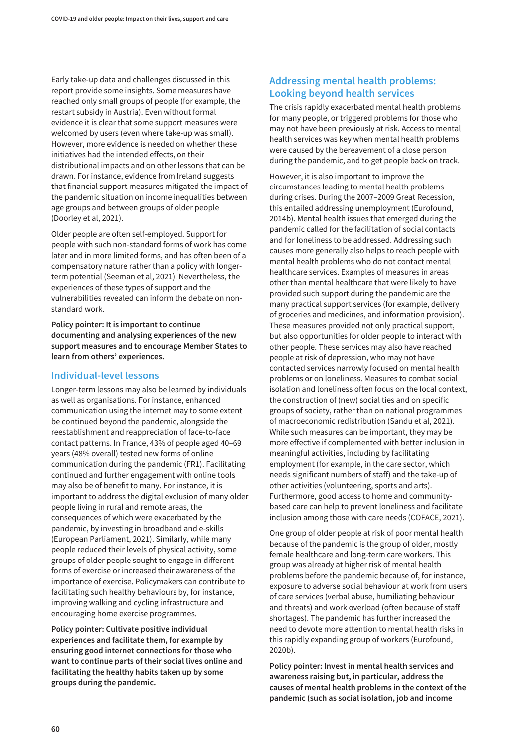Early take-up data and challenges discussed in this report provide some insights. Some measures have reached only small groups of people (for example, the restart subsidy in Austria). Even without formal evidence it is clear that some support measures were welcomed by users (even where take-up was small). However, more evidence is needed on whether these initiatives had the intended effects, on their distributional impacts and on other lessons that can be drawn. For instance, evidence from Ireland suggests that financial support measures mitigated the impact of the pandemic situation on income inequalities between age groups and between groups of older people (Doorley et al, 2021).

Older people are often self-employed. Support for people with such non-standard forms of work has come later and in more limited forms, and has often been of a compensatory nature rather than a policy with longer-term potential (Seeman et al, 2021). Nevertheless, the experiences of these types of support and the vulnerabilities revealed can inform the debate on non-standard work.

**Policy pointer: It is important to continue documenting and analysing experiences of the new support measures and to encourage Member States to learn from others' experiences.**

## Individual-level lessons

Longer-term lessons may also be learned by individuals as well as organisations. For instance, enhanced communication using the internet may to some extent be continued beyond the pandemic, alongside the reestablishment and reappreciation of face-to-face contact patterns. In France, 43% of people aged 40–69 years (48% overall) tested new forms of online communication during the pandemic (FR1). Facilitating continued and further engagement with online tools may also be of benefit to many. For instance, it is important to address the digital exclusion of many older people living in rural and remote areas, the consequences of which were exacerbated by the pandemic, by investing in broadband and e-skills (European Parliament, 2021). Similarly, while many people reduced their levels of physical activity, some groups of older people sought to engage in different forms of exercise or increased their awareness of the importance of exercise. Policymakers can contribute to facilitating such healthy behaviours by, for instance, improving walking and cycling infrastructure and encouraging home exercise programmes.

**Policy pointer: Cultivate positive individual experiences and facilitate them, for example by ensuring good internet connections for those who want to continue parts of their social lives online and facilitating the healthy habits taken up by some groups during the pandemic.**

## Addressing mental health problems: Looking beyond health services

The crisis rapidly exacerbated mental health problems for many people, or triggered problems for those who may not have been previously at risk. Access to mental health services was key when mental health problems were caused by the bereavement of a close person during the pandemic, and to get people back on track.

However, it is also important to improve the circumstances leading to mental health problems during crises. During the 2007–2009 Great Recession, this entailed addressing unemployment (Eurofound, 2014b). Mental health issues that emerged during the pandemic called for the facilitation of social contacts and for loneliness to be addressed. Addressing such causes more generally also helps to reach people with mental health problems who do not contact mental healthcare services. Examples of measures in areas other than mental healthcare that were likely to have provided such support during the pandemic are the many practical support services (for example, delivery of groceries and medicines, and information provision). These measures provided not only practical support, but also opportunities for older people to interact with other people. These services may also have reached people at risk of depression, who may not have contacted services narrowly focused on mental health problems or on loneliness. Measures to combat social isolation and loneliness often focus on the local context, the construction of (new) social ties and on specific groups of society, rather than on national programmes of macroeconomic redistribution (Sandu et al, 2021). While such measures can be important, they may be more effective if complemented with better inclusion in meaningful activities, including by facilitating employment (for example, in the care sector, which needs significant numbers of staff) and the take-up of other activities (volunteering, sports and arts). Furthermore, good access to home and community-based care can help to prevent loneliness and facilitate inclusion among those with care needs (COFACE, 2021).

One group of older people at risk of poor mental health because of the pandemic is the group of older, mostly female healthcare and long-term care workers. This group was already at higher risk of mental health problems before the pandemic because of, for instance, exposure to adverse social behaviour at work from users of care services (verbal abuse, humiliating behaviour and threats) and work overload (often because of staff shortages). The pandemic has further increased the need to devote more attention to mental health risks in this rapidly expanding group of workers (Eurofound, 2020b).

**Policy pointer: Invest in mental health services and awareness raising but, in particular, address the causes of mental health problems in the context of the pandemic (such as social isolation, job and income**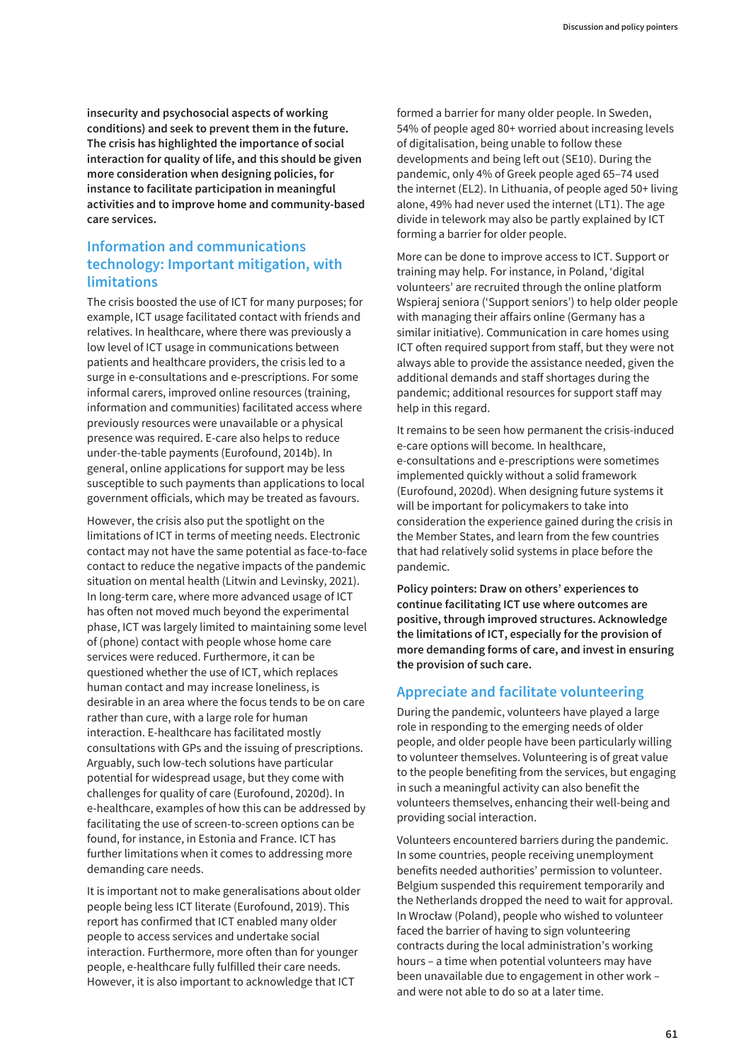**insecurity and psychosocial aspects of working conditions) and seek to prevent them in the future. The crisis has highlighted the importance of social interaction for quality of life, and this should be given more consideration when designing policies, for instance to facilitate participation in meaningful activities and to improve home and community-based care services.**

## Information and communications technology: Important mitigation, with limitations

The crisis boosted the use of ICT for many purposes; for example, ICT usage facilitated contact with friends and relatives. In healthcare, where there was previously a low level of ICT usage in communications between patients and healthcare providers, the crisis led to a surge in e-consultations and e-prescriptions. For some informal carers, improved online resources (training, information and communities) facilitated access where previously resources were unavailable or a physical presence was required. E-care also helps to reduce under-the-table payments (Eurofound, 2014b). In general, online applications for support may be less susceptible to such payments than applications to local government officials, which may be treated as favours.

However, the crisis also put the spotlight on the limitations of ICT in terms of meeting needs. Electronic contact may not have the same potential as face-to-face contact to reduce the negative impacts of the pandemic situation on mental health (Litwin and Levinsky, 2021). In long-term care, where more advanced usage of ICT has often not moved much beyond the experimental phase, ICT was largely limited to maintaining some level of (phone) contact with people whose home care services were reduced. Furthermore, it can be questioned whether the use of ICT, which replaces human contact and may increase loneliness, is desirable in an area where the focus tends to be on care rather than cure, with a large role for human interaction. E-healthcare has facilitated mostly consultations with GPs and the issuing of prescriptions. Arguably, such low-tech solutions have particular potential for widespread usage, but they come with challenges for quality of care (Eurofound, 2020d). In e-healthcare, examples of how this can be addressed by facilitating the use of screen-to-screen options can be found, for instance, in Estonia and France. ICT has further limitations when it comes to addressing more demanding care needs.

It is important not to make generalisations about older people being less ICT literate (Eurofound, 2019). This report has confirmed that ICT enabled many older people to access services and undertake social interaction. Furthermore, more often than for younger people, e-healthcare fully fulfilled their care needs. However, it is also important to acknowledge that ICT formed a barrier for many older people. In Sweden, 54% of people aged 80+ worried about increasing levels of digitalisation, being unable to follow these developments and being left out (SE10). During the pandemic, only 4% of Greek people aged 65–74 used the internet (EL2). In Lithuania, of people aged 50+ living alone, 49% had never used the internet (LT1). The age divide in telework may also be partly explained by ICT forming a barrier for older people.

More can be done to improve access to ICT. Support or training may help. For instance, in Poland, 'digital volunteers' are recruited through the online platform Wspieraj seniora ('Support seniors') to help older people with managing their affairs online (Germany has a similar initiative). Communication in care homes using ICT often required support from staff, but they were not always able to provide the assistance needed, given the additional demands and staff shortages during the pandemic; additional resources for support staff may help in this regard.

It remains to be seen how permanent the crisis-induced e-care options will become. In healthcare, e-consultations and e-prescriptions were sometimes implemented quickly without a solid framework (Eurofound, 2020d). When designing future systems it will be important for policymakers to take into consideration the experience gained during the crisis in the Member States, and learn from the few countries that had relatively solid systems in place before the pandemic.

**Policy pointers: Draw on others' experiences to continue facilitating ICT use where outcomes are positive, through improved structures. Acknowledge the limitations of ICT, especially for the provision of more demanding forms of care, and invest in ensuring the provision of such care.**

## Appreciate and facilitate volunteering

During the pandemic, volunteers have played a large role in responding to the emerging needs of older people, and older people have been particularly willing to volunteer themselves. Volunteering is of great value to the people benefiting from the services, but engaging in such a meaningful activity can also benefit the volunteers themselves, enhancing their well-being and providing social interaction.

Volunteers encountered barriers during the pandemic. In some countries, people receiving unemployment benefits needed authorities' permission to volunteer. Belgium suspended this requirement temporarily and the Netherlands dropped the need to wait for approval. In Wrocław (Poland), people who wished to volunteer faced the barrier of having to sign volunteering contracts during the local administration's working hours – a time when potential volunteers may have been unavailable due to engagement in other work – and were not able to do so at a later time.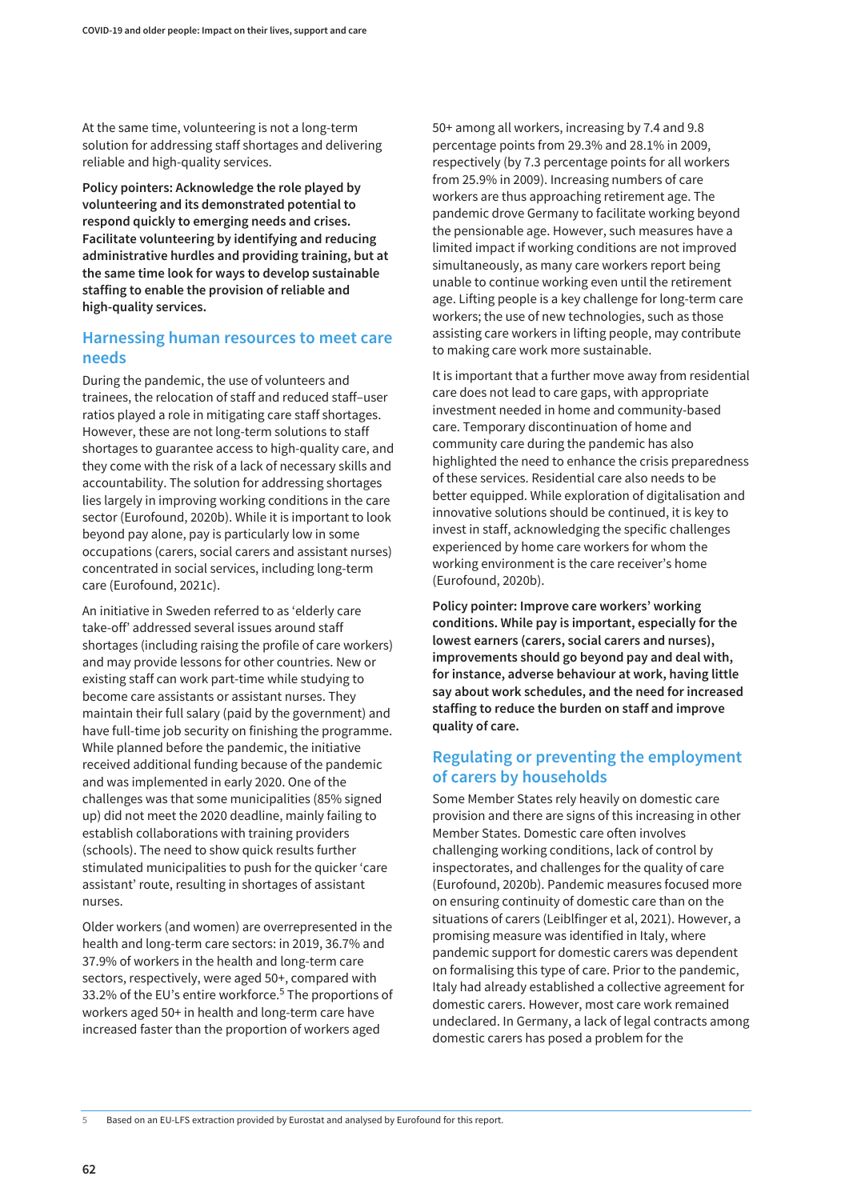At the same time, volunteering is not a long-term solution for addressing staff shortages and delivering reliable and high-quality services.

**Policy pointers: Acknowledge the role played by volunteering and its demonstrated potential to respond quickly to emerging needs and crises. Facilitate volunteering by identifying and reducing administrative hurdles and providing training, but at the same time look for ways to develop sustainable staffing to enable the provision of reliable and high-quality services.**

## Harnessing human resources to meet care needs

During the pandemic, the use of volunteers and trainees, the relocation of staff and reduced staff–user ratios played a role in mitigating care staff shortages. However, these are not long-term solutions to staff shortages to guarantee access to high-quality care, and they come with the risk of a lack of necessary skills and accountability. The solution for addressing shortages lies largely in improving working conditions in the care sector (Eurofound, 2020b). While it is important to look beyond pay alone, pay is particularly low in some occupations (carers, social carers and assistant nurses) concentrated in social services, including long-term care (Eurofound, 2021c).

An initiative in Sweden referred to as 'elderly care take-off' addressed several issues around staff shortages (including raising the profile of care workers) and may provide lessons for other countries. New or existing staff can work part-time while studying to become care assistants or assistant nurses. They maintain their full salary (paid by the government) and have full-time job security on finishing the programme. While planned before the pandemic, the initiative received additional funding because of the pandemic and was implemented in early 2020. One of the challenges was that some municipalities (85% signed up) did not meet the 2020 deadline, mainly failing to establish collaborations with training providers (schools). The need to show quick results further stimulated municipalities to push for the quicker 'care assistant' route, resulting in shortages of assistant nurses.

Older workers (and women) are overrepresented in the health and long-term care sectors: in 2019, 36.7% and 37.9% of workers in the health and long-term care sectors, respectively, were aged 50+, compared with 33.2% of the EU's entire workforce.[5] The proportions of workers aged 50+ in health and long-term care have increased faster than the proportion of workers aged 50+ among all workers, increasing by 7.4 and 9.8 percentage points from 29.3% and 28.1% in 2009, respectively (by 7.3 percentage points for all workers from 25.9% in 2009). Increasing numbers of care workers are thus approaching retirement age. The pandemic drove Germany to facilitate working beyond the pensionable age. However, such measures have a limited impact if working conditions are not improved simultaneously, as many care workers report being unable to continue working even until the retirement age. Lifting people is a key challenge for long-term care workers; the use of new technologies, such as those assisting care workers in lifting people, may contribute to making care work more sustainable.

It is important that a further move away from residential care does not lead to care gaps, with appropriate investment needed in home and community-based care. Temporary discontinuation of home and community care during the pandemic has also highlighted the need to enhance the crisis preparedness of these services. Residential care also needs to be better equipped. While exploration of digitalisation and innovative solutions should be continued, it is key to invest in staff, acknowledging the specific challenges experienced by home care workers for whom the working environment is the care receiver's home (Eurofound, 2020b).

**Policy pointer: Improve care workers' working conditions. While pay is important, especially for the lowest earners (carers, social carers and nurses), improvements should go beyond pay and deal with, for instance, adverse behaviour at work, having little say about work schedules, and the need for increased staffing to reduce the burden on staff and improve quality of care.**

## Regulating or preventing the employment of carers by households

Some Member States rely heavily on domestic care provision and there are signs of this increasing in other Member States. Domestic care often involves challenging working conditions, lack of control by inspectorates, and challenges for the quality of care (Eurofound, 2020b). Pandemic measures focused more on ensuring continuity of domestic care than on the situations of carers (Leiblfinger et al, 2021). However, a promising measure was identified in Italy, where pandemic support for domestic carers was dependent on formalising this type of care. Prior to the pandemic, Italy had already established a collective agreement for domestic carers. However, most care work remained undeclared. In Germany, a lack of legal contracts among domestic carers has posed a problem for the

---

5 Based on an EU-LFS extraction provided by Eurostat and analysed by Eurofound for this report.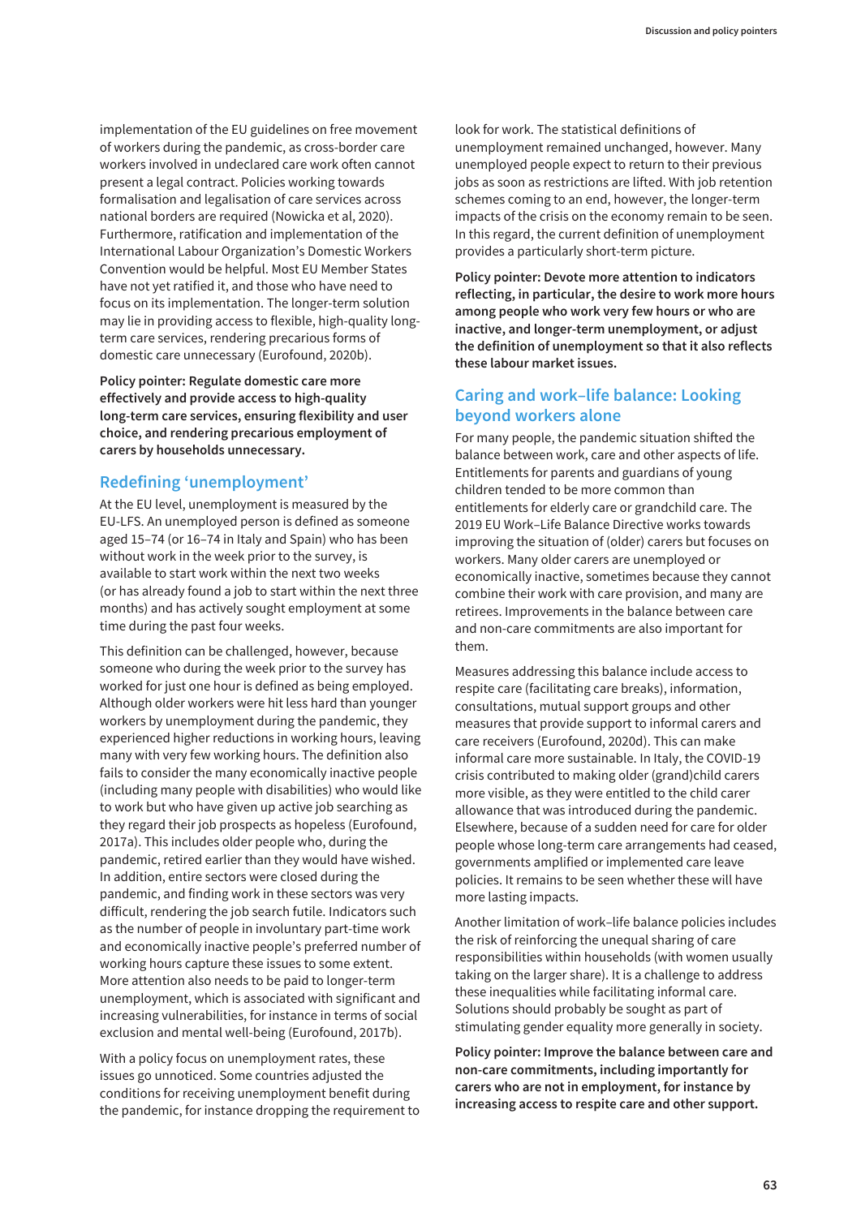implementation of the EU guidelines on free movement of workers during the pandemic, as cross-border care workers involved in undeclared care work often cannot present a legal contract. Policies working towards formalisation and legalisation of care services across national borders are required (Nowicka et al, 2020). Furthermore, ratification and implementation of the International Labour Organization's Domestic Workers Convention would be helpful. Most EU Member States have not yet ratified it, and those who have need to focus on its implementation. The longer-term solution may lie in providing access to flexible, high-quality long-term care services, rendering precarious forms of domestic care unnecessary (Eurofound, 2020b).

**Policy pointer: Regulate domestic care more effectively and provide access to high-quality long-term care services, ensuring flexibility and user choice, and rendering precarious employment of carers by households unnecessary.**

## Redefining 'unemployment'

At the EU level, unemployment is measured by the EU-LFS. An unemployed person is defined as someone aged 15–74 (or 16–74 in Italy and Spain) who has been without work in the week prior to the survey, is available to start work within the next two weeks (or has already found a job to start within the next three months) and has actively sought employment at some time during the past four weeks.

This definition can be challenged, however, because someone who during the week prior to the survey has worked for just one hour is defined as being employed. Although older workers were hit less hard than younger workers by unemployment during the pandemic, they experienced higher reductions in working hours, leaving many with very few working hours. The definition also fails to consider the many economically inactive people (including many people with disabilities) who would like to work but who have given up active job searching as they regard their job prospects as hopeless (Eurofound, 2017a). This includes older people who, during the pandemic, retired earlier than they would have wished. In addition, entire sectors were closed during the pandemic, and finding work in these sectors was very difficult, rendering the job search futile. Indicators such as the number of people in involuntary part-time work and economically inactive people's preferred number of working hours capture these issues to some extent. More attention also needs to be paid to longer-term unemployment, which is associated with significant and increasing vulnerabilities, for instance in terms of social exclusion and mental well-being (Eurofound, 2017b).

With a policy focus on unemployment rates, these issues go unnoticed. Some countries adjusted the conditions for receiving unemployment benefit during the pandemic, for instance dropping the requirement to look for work. The statistical definitions of unemployment remained unchanged, however. Many unemployed people expect to return to their previous jobs as soon as restrictions are lifted. With job retention schemes coming to an end, however, the longer-term impacts of the crisis on the economy remain to be seen. In this regard, the current definition of unemployment provides a particularly short-term picture.

**Policy pointer: Devote more attention to indicators reflecting, in particular, the desire to work more hours among people who work very few hours or who are inactive, and longer-term unemployment, or adjust the definition of unemployment so that it also reflects these labour market issues.**

## Caring and work–life balance: Looking beyond workers alone

For many people, the pandemic situation shifted the balance between work, care and other aspects of life. Entitlements for parents and guardians of young children tended to be more common than entitlements for elderly care or grandchild care. The 2019 EU Work–Life Balance Directive works towards improving the situation of (older) carers but focuses on workers. Many older carers are unemployed or economically inactive, sometimes because they cannot combine their work with care provision, and many are retirees. Improvements in the balance between care and non-care commitments are also important for them.

Measures addressing this balance include access to respite care (facilitating care breaks), information, consultations, mutual support groups and other measures that provide support to informal carers and care receivers (Eurofound, 2020d). This can make informal care more sustainable. In Italy, the COVID-19 crisis contributed to making older (grand)child carers more visible, as they were entitled to the child carer allowance that was introduced during the pandemic. Elsewhere, because of a sudden need for care for older people whose long-term care arrangements had ceased, governments amplified or implemented care leave policies. It remains to be seen whether these will have more lasting impacts.

Another limitation of work–life balance policies includes the risk of reinforcing the unequal sharing of care responsibilities within households (with women usually taking on the larger share). It is a challenge to address these inequalities while facilitating informal care. Solutions should probably be sought as part of stimulating gender equality more generally in society.

**Policy pointer: Improve the balance between care and non-care commitments, including importantly for carers who are not in employment, for instance by increasing access to respite care and other support.**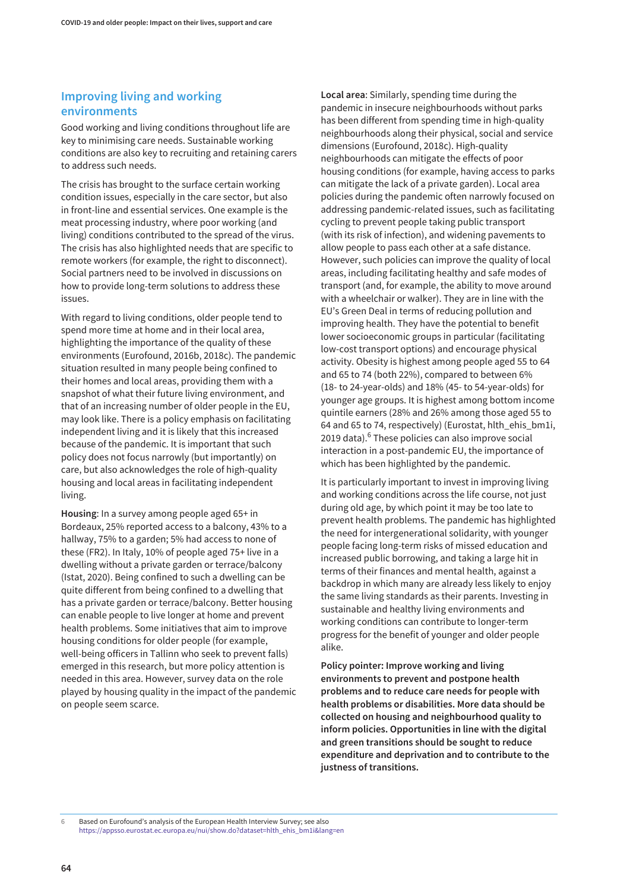## Improving living and working environments

Good working and living conditions throughout life are key to minimising care needs. Sustainable working conditions are also key to recruiting and retaining carers to address such needs.

The crisis has brought to the surface certain working condition issues, especially in the care sector, but also in front-line and essential services. One example is the meat processing industry, where poor working (and living) conditions contributed to the spread of the virus. The crisis has also highlighted needs that are specific to remote workers (for example, the right to disconnect). Social partners need to be involved in discussions on how to provide long-term solutions to address these issues.

With regard to living conditions, older people tend to spend more time at home and in their local area, highlighting the importance of the quality of these environments (Eurofound, 2016b, 2018c). The pandemic situation resulted in many people being confined to their homes and local areas, providing them with a snapshot of what their future living environment, and that of an increasing number of older people in the EU, may look like. There is a policy emphasis on facilitating independent living and it is likely that this increased because of the pandemic. It is important that such policy does not focus narrowly (but importantly) on care, but also acknowledges the role of high-quality housing and local areas in facilitating independent living.

**Housing**: In a survey among people aged 65+ in Bordeaux, 25% reported access to a balcony, 43% to a hallway, 75% to a garden; 5% had access to none of these (FR2). In Italy, 10% of people aged 75+ live in a dwelling without a private garden or terrace/balcony (Istat, 2020). Being confined to such a dwelling can be quite different from being confined to a dwelling that has a private garden or terrace/balcony. Better housing can enable people to live longer at home and prevent health problems. Some initiatives that aim to improve housing conditions for older people (for example, well-being officers in Tallinn who seek to prevent falls) emerged in this research, but more policy attention is needed in this area. However, survey data on the role played by housing quality in the impact of the pandemic on people seem scarce.

**Local area**: Similarly, spending time during the pandemic in insecure neighbourhoods without parks has been different from spending time in high-quality neighbourhoods along their physical, social and service dimensions (Eurofound, 2018c). High-quality neighbourhoods can mitigate the effects of poor housing conditions (for example, having access to parks can mitigate the lack of a private garden). Local area policies during the pandemic often narrowly focused on addressing pandemic-related issues, such as facilitating cycling to prevent people taking public transport (with its risk of infection), and widening pavements to allow people to pass each other at a safe distance. However, such policies can improve the quality of local areas, including facilitating healthy and safe modes of transport (and, for example, the ability to move around with a wheelchair or walker). They are in line with the EU's Green Deal in terms of reducing pollution and improving health. They have the potential to benefit lower socioeconomic groups in particular (facilitating low-cost transport options) and encourage physical activity. Obesity is highest among people aged 55 to 64 and 65 to 74 (both 22%), compared to between 6% (18- to 24-year-olds) and 18% (45- to 54-year-olds) for younger age groups. It is highest among bottom income quintile earners (28% and 26% among those aged 55 to 64 and 65 to 74, respectively) (Eurostat, hlth_ehis_bm1i, 2019 data).[6] These policies can also improve social interaction in a post-pandemic EU, the importance of which has been highlighted by the pandemic.

It is particularly important to invest in improving living and working conditions across the life course, not just during old age, by which point it may be too late to prevent health problems. The pandemic has highlighted the need for intergenerational solidarity, with younger people facing long-term risks of missed education and increased public borrowing, and taking a large hit in terms of their finances and mental health, against a backdrop in which many are already less likely to enjoy the same living standards as their parents. Investing in sustainable and healthy living environments and working conditions can contribute to longer-term progress for the benefit of younger and older people alike.

**Policy pointer: Improve working and living environments to prevent and postpone health problems and to reduce care needs for people with health problems or disabilities. More data should be collected on housing and neighbourhood quality to inform policies. Opportunities in line with the digital and green transitions should be sought to reduce expenditure and deprivation and to contribute to the justness of transitions.**

6 Based on Eurofound's analysis of the European Health Interview Survey; see also https://appsso.eurostat.ec.europa.eu/nui/show.do?dataset=hlth_ehis_bm1i&lang=en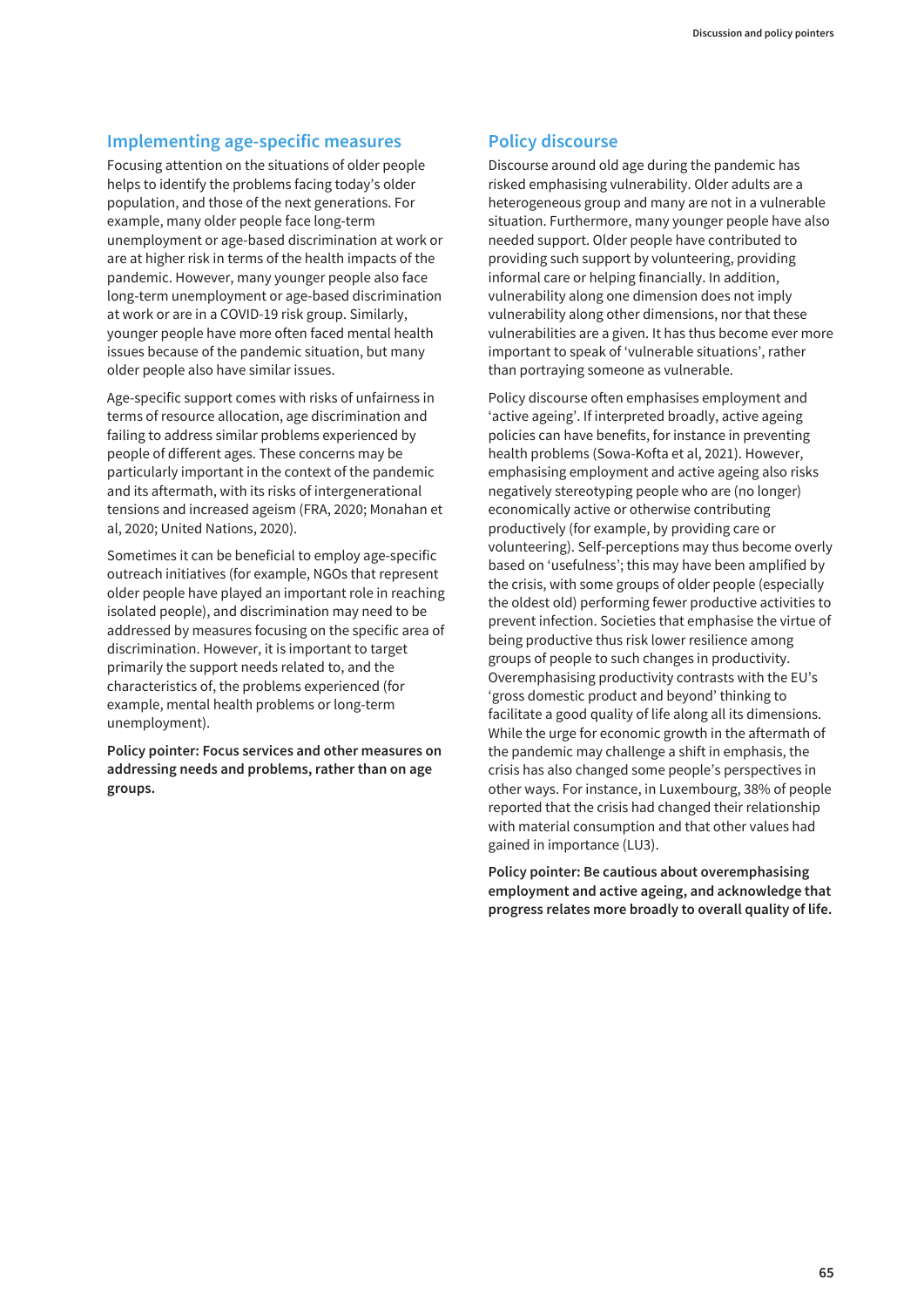## Implementing age-specific measures

Focusing attention on the situations of older people helps to identify the problems facing today's older population, and those of the next generations. For example, many older people face long-term unemployment or age-based discrimination at work or are at higher risk in terms of the health impacts of the pandemic. However, many younger people also face long-term unemployment or age-based discrimination at work or are in a COVID-19 risk group. Similarly, younger people have more often faced mental health issues because of the pandemic situation, but many older people also have similar issues.

Age-specific support comes with risks of unfairness in terms of resource allocation, age discrimination and failing to address similar problems experienced by people of different ages. These concerns may be particularly important in the context of the pandemic and its aftermath, with its risks of intergenerational tensions and increased ageism (FRA, 2020; Monahan et al, 2020; United Nations, 2020).

Sometimes it can be beneficial to employ age-specific outreach initiatives (for example, NGOs that represent older people have played an important role in reaching isolated people), and discrimination may need to be addressed by measures focusing on the specific area of discrimination. However, it is important to target primarily the support needs related to, and the characteristics of, the problems experienced (for example, mental health problems or long-term unemployment).

**Policy pointer: Focus services and other measures on addressing needs and problems, rather than on age groups.**

## Policy discourse

Discourse around old age during the pandemic has risked emphasising vulnerability. Older adults are a heterogeneous group and many are not in a vulnerable situation. Furthermore, many younger people have also needed support. Older people have contributed to providing such support by volunteering, providing informal care or helping financially. In addition, vulnerability along one dimension does not imply vulnerability along other dimensions, nor that these vulnerabilities are a given. It has thus become ever more important to speak of 'vulnerable situations', rather than portraying someone as vulnerable.

Policy discourse often emphasises employment and 'active ageing'. If interpreted broadly, active ageing policies can have benefits, for instance in preventing health problems (Sowa-Kofta et al, 2021). However, emphasising employment and active ageing also risks negatively stereotyping people who are (no longer) economically active or otherwise contributing productively (for example, by providing care or volunteering). Self-perceptions may thus become overly based on 'usefulness'; this may have been amplified by the crisis, with some groups of older people (especially the oldest old) performing fewer productive activities to prevent infection. Societies that emphasise the virtue of being productive thus risk lower resilience among groups of people to such changes in productivity. Overemphasising productivity contrasts with the EU's 'gross domestic product and beyond' thinking to facilitate a good quality of life along all its dimensions. While the urge for economic growth in the aftermath of the pandemic may challenge a shift in emphasis, the crisis has also changed some people's perspectives in other ways. For instance, in Luxembourg, 38% of people reported that the crisis had changed their relationship with material consumption and that other values had gained in importance (LU3).

**Policy pointer: Be cautious about overemphasising employment and active ageing, and acknowledge that progress relates more broadly to overall quality of life.**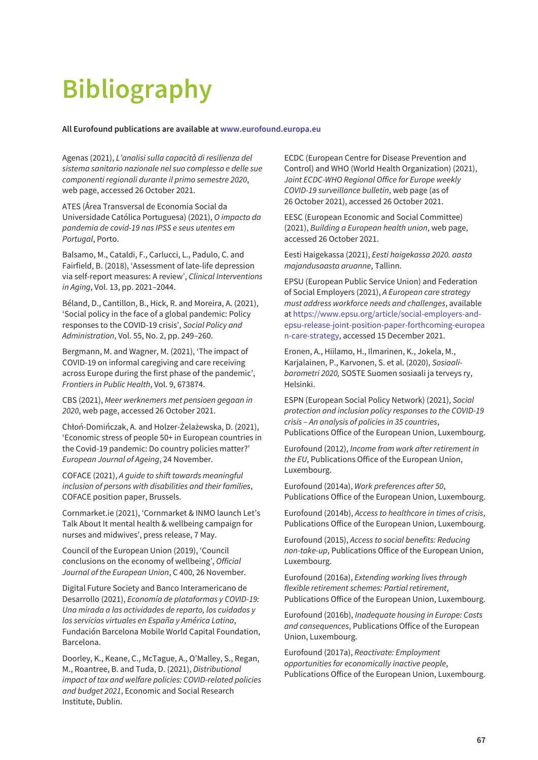# Bibliography

**All Eurofound publications are available at www.eurofound.europa.eu**

Agenas (2021), *L'analisi sulla capacità di resilienza del sistema sanitario nazionale nel suo complesso e delle sue componenti regionali durante il primo semestre 2020*, web page, accessed 26 October 2021.

ATES (Área Transversal de Economia Social da Universidade Católica Portuguesa) (2021), *O impacto da pandemia de covid-19 nas IPSS e seus utentes em Portugal*, Porto.

Balsamo, M., Cataldi, F., Carlucci, L., Padulo, C. and Fairfield, B. (2018), 'Assessment of late-life depression via self-report measures: A review', *Clinical Interventions in Aging*, Vol. 13, pp. 2021–2044.

Béland, D., Cantillon, B., Hick, R. and Moreira, A. (2021), 'Social policy in the face of a global pandemic: Policy responses to the COVID-19 crisis', *Social Policy and Administration*, Vol. 55, No. 2, pp. 249–260.

Bergmann, M. and Wagner, M. (2021), 'The impact of COVID-19 on informal caregiving and care receiving across Europe during the first phase of the pandemic', *Frontiers in Public Health*, Vol. 9, 673874.

CBS (2021), *Meer werknemers met pensioen gegaan in 2020*, web page, accessed 26 October 2021.

Chłoń-Domińczak, A. and Holzer-Żelażewska, D. (2021), 'Economic stress of people 50+ in European countries in the Covid-19 pandemic: Do country policies matter?' *European Journal of Ageing*, 24 November.

COFACE (2021), *A guide to shift towards meaningful inclusion of persons with disabilities and their families*, COFACE position paper, Brussels.

Cornmarket.ie (2021), 'Cornmarket & INMO launch Let's Talk About It mental health & wellbeing campaign for nurses and midwives', press release, 7 May.

Council of the European Union (2019), 'Council conclusions on the economy of wellbeing', *Official Journal of the European Union*, C 400, 26 November.

Digital Future Society and Banco Interamericano de Desarrollo (2021), *Economía de plataformas y COVID-19: Una mirada a las actividades de reparto, los cuidados y los servicios virtuales en España y América Latina*, Fundación Barcelona Mobile World Capital Foundation, Barcelona.

Doorley, K., Keane, C., McTague, A., O'Malley, S., Regan, M., Roantree, B. and Tuda, D. (2021), *Distributional impact of tax and welfare policies: COVID-related policies and budget 2021*, Economic and Social Research Institute, Dublin.

ECDC (European Centre for Disease Prevention and Control) and WHO (World Health Organization) (2021), *Joint ECDC-WHO Regional Office for Europe weekly COVID-19 surveillance bulletin*, web page (as of 26 October 2021), accessed 26 October 2021.

EESC (European Economic and Social Committee) (2021), *Building a European health union*, web page, accessed 26 October 2021.

Eesti Haigekassa (2021), *Eesti haigekassa 2020. aasta majandusaasta aruanne*, Tallinn.

EPSU (European Public Service Union) and Federation of Social Employers (2021), *A European care strategy must address workforce needs and challenges*, available at https://www.epsu.org/article/social-employers-and-epsu-release-joint-position-paper-forthcoming-european-care-strategy, accessed 15 December 2021.

Eronen, A., Hiilamo, H., Ilmarinen, K., Jokela, M., Karjalainen, P., Karvonen, S. et al. (2020), *Sosiaalibarometri 2020,* SOSTE Suomen sosiaali ja terveys ry, Helsinki.

ESPN (European Social Policy Network) (2021), *Social protection and inclusion policy responses to the COVID-19 crisis – An analysis of policies in 35 countries*, Publications Office of the European Union, Luxembourg.

Eurofound (2012), *Income from work after retirement in the EU*, Publications Office of the European Union, Luxembourg.

Eurofound (2014a), *Work preferences after 50*, Publications Office of the European Union, Luxembourg.

Eurofound (2014b), *Access to healthcare in times of crisis*, Publications Office of the European Union, Luxembourg.

Eurofound (2015), *Access to social benefits: Reducing non-take-up*, Publications Office of the European Union, Luxembourg.

Eurofound (2016a), *Extending working lives through flexible retirement schemes: Partial retirement*, Publications Office of the European Union, Luxembourg.

Eurofound (2016b), *Inadequate housing in Europe: Costs and consequences*, Publications Office of the European Union, Luxembourg.

Eurofound (2017a), *Reactivate: Employment opportunities for economically inactive people*, Publications Office of the European Union, Luxembourg.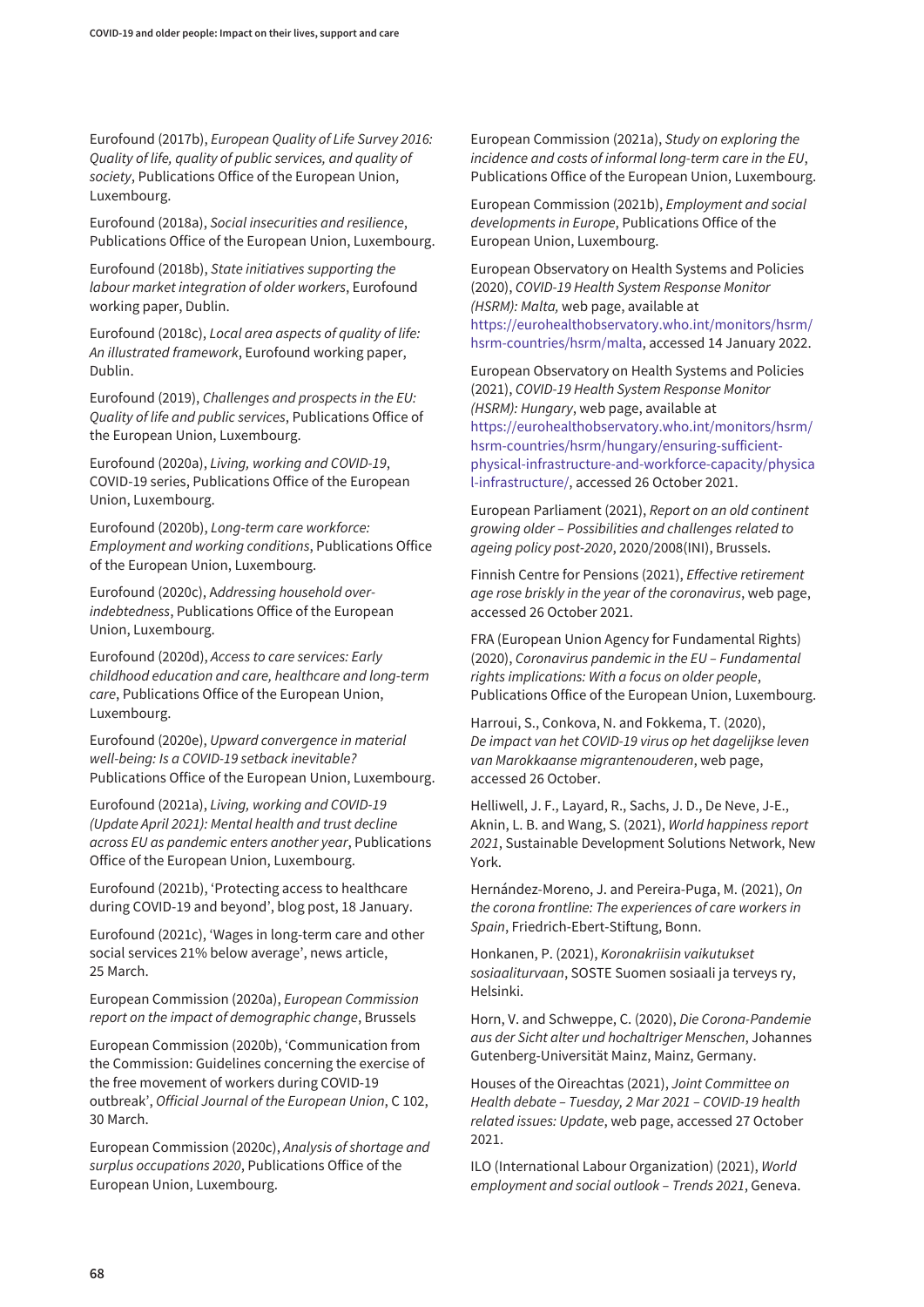Eurofound (2017b), *European Quality of Life Survey 2016: Quality of life, quality of public services, and quality of society*, Publications Office of the European Union, Luxembourg.

Eurofound (2018a), *Social insecurities and resilience*, Publications Office of the European Union, Luxembourg.

Eurofound (2018b), *State initiatives supporting the labour market integration of older workers*, Eurofound working paper, Dublin.

Eurofound (2018c), *Local area aspects of quality of life: An illustrated framework*, Eurofound working paper, Dublin.

Eurofound (2019), *Challenges and prospects in the EU: Quality of life and public services*, Publications Office of the European Union, Luxembourg.

Eurofound (2020a), *Living, working and COVID-19*, COVID-19 series, Publications Office of the European Union, Luxembourg.

Eurofound (2020b), *Long-term care workforce: Employment and working conditions*, Publications Office of the European Union, Luxembourg.

Eurofound (2020c), *Addressing household over-indebtedness*, Publications Office of the European Union, Luxembourg.

Eurofound (2020d), *Access to care services: Early childhood education and care, healthcare and long-term care*, Publications Office of the European Union, Luxembourg.

Eurofound (2020e), *Upward convergence in material well-being: Is a COVID-19 setback inevitable?* Publications Office of the European Union, Luxembourg.

Eurofound (2021a), *Living, working and COVID-19 (Update April 2021): Mental health and trust decline across EU as pandemic enters another year*, Publications Office of the European Union, Luxembourg.

Eurofound (2021b), 'Protecting access to healthcare during COVID-19 and beyond', blog post, 18 January.

Eurofound (2021c), 'Wages in long-term care and other social services 21% below average', news article, 25 March.

European Commission (2020a), *European Commission report on the impact of demographic change*, Brussels

European Commission (2020b), 'Communication from the Commission: Guidelines concerning the exercise of the free movement of workers during COVID-19 outbreak', *Official Journal of the European Union*, C 102, 30 March.

European Commission (2020c), *Analysis of shortage and surplus occupations 2020*, Publications Office of the European Union, Luxembourg.

European Commission (2021a), *Study on exploring the incidence and costs of informal long-term care in the EU*, Publications Office of the European Union, Luxembourg.

European Commission (2021b), *Employment and social developments in Europe*, Publications Office of the European Union, Luxembourg.

European Observatory on Health Systems and Policies (2020), *COVID-19 Health System Response Monitor (HSRM): Malta,* web page, available at https://eurohealthobservatory.who.int/monitors/hsrm/hsrm-countries/hsrm/malta, accessed 14 January 2022.

European Observatory on Health Systems and Policies (2021), *COVID-19 Health System Response Monitor (HSRM): Hungary*, web page, available at https://eurohealthobservatory.who.int/monitors/hsrm/hsrm-countries/hsrm/hungary/ensuring-sufficient-physical-infrastructure-and-workforce-capacity/physical-infrastructure/, accessed 26 October 2021.

European Parliament (2021), *Report on an old continent growing older – Possibilities and challenges related to ageing policy post-2020*, 2020/2008(INI), Brussels.

Finnish Centre for Pensions (2021), *Effective retirement age rose briskly in the year of the coronavirus*, web page, accessed 26 October 2021.

FRA (European Union Agency for Fundamental Rights) (2020), *Coronavirus pandemic in the EU – Fundamental rights implications: With a focus on older people*, Publications Office of the European Union, Luxembourg.

Harroui, S., Conkova, N. and Fokkema, T. (2020), *De impact van het COVID-19 virus op het dagelijkse leven van Marokkaanse migrantenouderen*, web page, accessed 26 October.

Helliwell, J. F., Layard, R., Sachs, J. D., De Neve, J-E., Aknin, L. B. and Wang, S. (2021), *World happiness report 2021*, Sustainable Development Solutions Network, New York.

Hernández-Moreno, J. and Pereira-Puga, M. (2021), *On the corona frontline: The experiences of care workers in Spain*, Friedrich-Ebert-Stiftung, Bonn.

Honkanen, P. (2021), *Koronakriisin vaikutukset sosiaaliturvaan*, SOSTE Suomen sosiaali ja terveys ry, Helsinki.

Horn, V. and Schweppe, C. (2020), *Die Corona-Pandemie aus der Sicht alter und hochaltriger Menschen*, Johannes Gutenberg-Universität Mainz, Mainz, Germany.

Houses of the Oireachtas (2021), *Joint Committee on Health debate – Tuesday, 2 Mar 2021 – COVID-19 health related issues: Update*, web page, accessed 27 October 2021.

ILO (International Labour Organization) (2021), *World employment and social outlook – Trends 2021*, Geneva.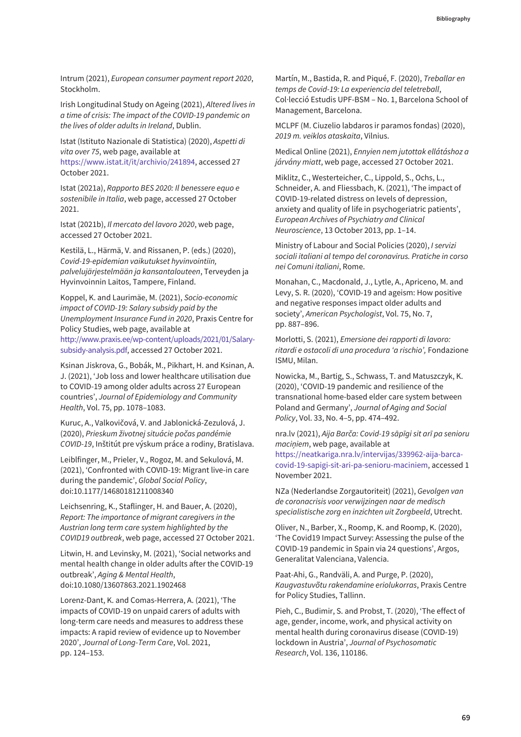Intrum (2021), *European consumer payment report 2020*, Stockholm.

Irish Longitudinal Study on Ageing (2021), *Altered lives in a time of crisis: The impact of the COVID-19 pandemic on the lives of older adults in Ireland*, Dublin.

Istat (Istituto Nazionale di Statistica) (2020), *Aspetti di vita over 75*, web page, available at https://www.istat.it/it/archivio/241894, accessed 27 October 2021.

Istat (2021a), *Rapporto BES 2020: Il benessere equo e sostenibile in Italia*, web page, accessed 27 October 2021.

Istat (2021b), *Il mercato del lavoro 2020*, web page, accessed 27 October 2021.

Kestilä, L., Härmä, V. and Rissanen, P. (eds.) (2020), *Covid-19-epidemian vaikutukset hyvinvointiin, palvelujärjestelmään ja kansantalouteen*, Terveyden ja Hyvinvoinnin Laitos, Tampere, Finland.

Koppel, K. and Laurimäe, M. (2021), *Socio-economic impact of COVID-19: Salary subsidy paid by the Unemployment Insurance Fund in 2020*, Praxis Centre for Policy Studies, web page, available at http://www.praxis.ee/wp-content/uploads/2021/01/Salary-subsidy-analysis.pdf, accessed 27 October 2021.

Ksinan Jiskrova, G., Bobák, M., Pikhart, H. and Ksinan, A. J. (2021), 'Job loss and lower healthcare utilisation due to COVID-19 among older adults across 27 European countries', *Journal of Epidemiology and Community Health*, Vol. 75, pp. 1078–1083.

Kuruc, A., Valkovičová, V. and Jablonická-Zezulová, J. (2020), *Prieskum životnej situácie počas pandémie COVID-19*, Inštitút pre výskum práce a rodiny, Bratislava.

Leiblfinger, M., Prieler, V., Rogoz, M. and Sekulová, M. (2021), 'Confronted with COVID-19: Migrant live-in care during the pandemic', *Global Social Policy*, doi:10.1177/14680181211008340

Leichsenring, K., Staflinger, H. and Bauer, A. (2020), *Report: The importance of migrant caregivers in the Austrian long term care system highlighted by the COVID19 outbreak*, web page, accessed 27 October 2021.

Litwin, H. and Levinsky, M. (2021), 'Social networks and mental health change in older adults after the COVID-19 outbreak', *Aging & Mental Health*, doi:10.1080/13607863.2021.1902468

Lorenz-Dant, K. and Comas-Herrera, A. (2021), 'The impacts of COVID-19 on unpaid carers of adults with long-term care needs and measures to address these impacts: A rapid review of evidence up to November 2020', *Journal of Long-Term Care*, Vol. 2021, pp. 124–153.

Martín, M., Bastida, R. and Piqué, F. (2020), *Treballar en temps de Covid-19: La experiencia del teletreball*, Col·lecció Estudis UPF-BSM – No. 1, Barcelona School of Management, Barcelona.

MCLPF (M. Ciuzelio labdaros ir paramos fondas) (2020), *2019 m. veiklos ataskaita*, Vilnius.

Medical Online (2021), *Ennyien nem jutottak ellátáshoz a járvány miatt*, web page, accessed 27 October 2021.

Miklitz, C., Westerteicher, C., Lippold, S., Ochs, L., Schneider, A. and Fliessbach, K. (2021), 'The impact of COVID-19-related distress on levels of depression, anxiety and quality of life in psychogeriatric patients', *European Archives of Psychiatry and Clinical Neuroscience*, 13 October 2013, pp. 1–14.

Ministry of Labour and Social Policies (2020), *I servizi sociali italiani al tempo del coronavirus. Pratiche in corso nei Comuni italiani*, Rome.

Monahan, C., Macdonald, J., Lytle, A., Apriceno, M. and Levy, S. R. (2020), 'COVID-19 and ageism: How positive and negative responses impact older adults and society', *American Psychologist*, Vol. 75, No. 7, pp. 887–896.

Morlotti, S. (2021), *Emersione dei rapporti di lavoro: ritardi e ostacoli di una procedura 'a rischio',* Fondazione ISMU, Milan.

Nowicka, M., Bartig, S., Schwass, T. and Matuszczyk, K. (2020), 'COVID-19 pandemic and resilience of the transnational home-based elder care system between Poland and Germany', *Journal of Aging and Social Policy*, Vol. 33, No. 4–5, pp. 474–492.

nra.lv (2021), *Aija Barča: Covid-19 sāpīgi sit arī pa senioru maciņiem*, web page, available at https://neatkariga.nra.lv/intervijas/339962-aija-barca-covid-19-sapigi-sit-ari-pa-senioru-maciniem, accessed 1 November 2021.

NZa (Nederlandse Zorgautoriteit) (2021), *Gevolgen van de coronacrisis voor verwijzingen naar de medisch specialistische zorg en inzichten uit Zorgbeeld*, Utrecht.

Oliver, N., Barber, X., Roomp, K. and Roomp, K. (2020), 'The Covid19 Impact Survey: Assessing the pulse of the COVID-19 pandemic in Spain via 24 questions', Argos, Generalitat Valenciana, Valencia.

Paat-Ahi, G., Randväli, A. and Purge, P. (2020), *Kaugvastuvõtu rakendamine eriolukorras*, Praxis Centre for Policy Studies, Tallinn.

Pieh, C., Budimir, S. and Probst, T. (2020), 'The effect of age, gender, income, work, and physical activity on mental health during coronavirus disease (COVID-19) lockdown in Austria', *Journal of Psychosomatic Research*, Vol. 136, 110186.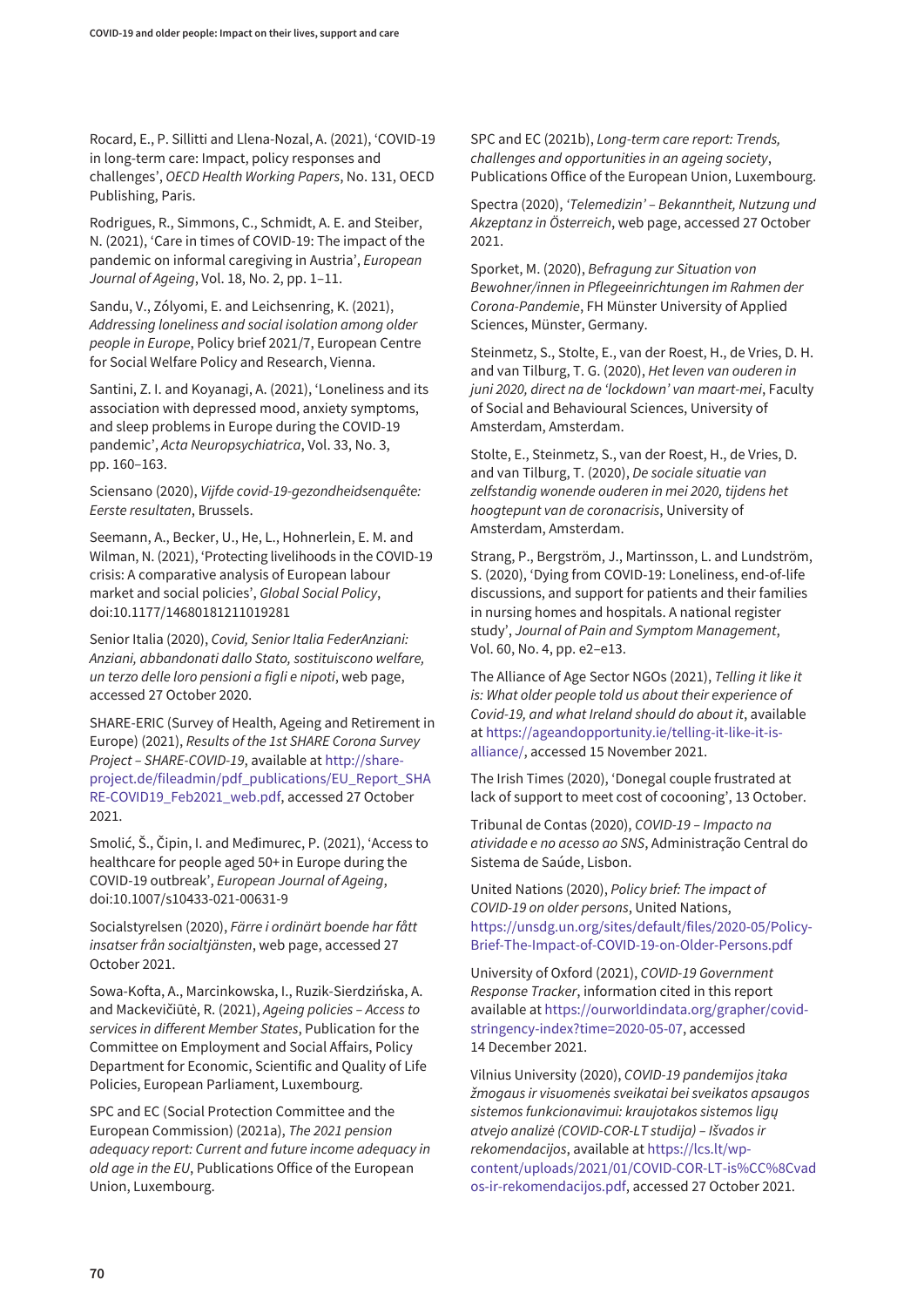Rocard, E., P. Sillitti and Llena-Nozal, A. (2021), 'COVID-19 in long-term care: Impact, policy responses and challenges', *OECD Health Working Papers*, No. 131, OECD Publishing, Paris.

Rodrigues, R., Simmons, C., Schmidt, A. E. and Steiber, N. (2021), 'Care in times of COVID-19: The impact of the pandemic on informal caregiving in Austria', *European Journal of Ageing*, Vol. 18, No. 2, pp. 1–11.

Sandu, V., Zólyomi, E. and Leichsenring, K. (2021), *Addressing loneliness and social isolation among older people in Europe*, Policy brief 2021/7, European Centre for Social Welfare Policy and Research, Vienna.

Santini, Z. I. and Koyanagi, A. (2021), 'Loneliness and its association with depressed mood, anxiety symptoms, and sleep problems in Europe during the COVID-19 pandemic', *Acta Neuropsychiatrica*, Vol. 33, No. 3, pp. 160–163.

Sciensano (2020), *Vijfde covid-19-gezondheidsenquête: Eerste resultaten*, Brussels.

Seemann, A., Becker, U., He, L., Hohnerlein, E. M. and Wilman, N. (2021), 'Protecting livelihoods in the COVID-19 crisis: A comparative analysis of European labour market and social policies', *Global Social Policy*, doi:10.1177/14680181211019281

Senior Italia (2020), *Covid, Senior Italia FederAnziani: Anziani, abbandonati dallo Stato, sostituiscono welfare, un terzo delle loro pensioni a figli e nipoti*, web page, accessed 27 October 2020.

SHARE-ERIC (Survey of Health, Ageing and Retirement in Europe) (2021), *Results of the 1st SHARE Corona Survey Project – SHARE-COVID-19*, available at http://share-project.de/fileadmin/pdf_publications/EU_Report_SHARE-COVID19_Feb2021_web.pdf, accessed 27 October 2021.

Smolić, Š., Čipin, I. and Međimurec, P. (2021), 'Access to healthcare for people aged 50+ in Europe during the COVID-19 outbreak', *European Journal of Ageing*, doi:10.1007/s10433-021-00631-9

Socialstyrelsen (2020), *Färre i ordinärt boende har fått insatser från socialtjänsten*, web page, accessed 27 October 2021.

Sowa-Kofta, A., Marcinkowska, I., Ruzik-Sierdzińska, A. and Mackevičiūtė, R. (2021), *Ageing policies – Access to services in different Member States*, Publication for the Committee on Employment and Social Affairs, Policy Department for Economic, Scientific and Quality of Life Policies, European Parliament, Luxembourg.

SPC and EC (Social Protection Committee and the European Commission) (2021a), *The 2021 pension adequacy report: Current and future income adequacy in old age in the EU*, Publications Office of the European Union, Luxembourg.

SPC and EC (2021b), *Long-term care report: Trends, challenges and opportunities in an ageing society*, Publications Office of the European Union, Luxembourg.

Spectra (2020), *'Telemedizin' – Bekanntheit, Nutzung und Akzeptanz in Österreich*, web page, accessed 27 October 2021.

Sporket, M. (2020), *Befragung zur Situation von Bewohner/innen in Pflegeeinrichtungen im Rahmen der Corona-Pandemie*, FH Münster University of Applied Sciences, Münster, Germany.

Steinmetz, S., Stolte, E., van der Roest, H., de Vries, D. H. and van Tilburg, T. G. (2020), *Het leven van ouderen in juni 2020, direct na de 'lockdown' van maart-mei*, Faculty of Social and Behavioural Sciences, University of Amsterdam, Amsterdam.

Stolte, E., Steinmetz, S., van der Roest, H., de Vries, D. and van Tilburg, T. (2020), *De sociale situatie van zelfstandig wonende ouderen in mei 2020, tijdens het hoogtepunt van de coronacrisis*, University of Amsterdam, Amsterdam.

Strang, P., Bergström, J., Martinsson, L. and Lundström, S. (2020), 'Dying from COVID-19: Loneliness, end-of-life discussions, and support for patients and their families in nursing homes and hospitals. A national register study', *Journal of Pain and Symptom Management*, Vol. 60, No. 4, pp. e2–e13.

The Alliance of Age Sector NGOs (2021), *Telling it like it is: What older people told us about their experience of Covid-19, and what Ireland should do about it*, available at https://ageandopportunity.ie/telling-it-like-it-is-alliance/, accessed 15 November 2021.

The Irish Times (2020), 'Donegal couple frustrated at lack of support to meet cost of cocooning', 13 October.

Tribunal de Contas (2020), *COVID-19 – Impacto na atividade e no acesso ao SNS*, Administração Central do Sistema de Saúde, Lisbon.

United Nations (2020), *Policy brief: The impact of COVID-19 on older persons*, United Nations, https://unsdg.un.org/sites/default/files/2020-05/Policy-Brief-The-Impact-of-COVID-19-on-Older-Persons.pdf

University of Oxford (2021), *COVID-19 Government Response Tracker*, information cited in this report available at https://ourworldindata.org/grapher/covid-stringency-index?time=2020-05-07, accessed 14 December 2021.

Vilnius University (2020), *COVID-19 pandemijos įtaka žmogaus ir visuomenės sveikatai bei sveikatos apsaugos sistemos funkcionavimui: kraujotakos sistemos ligų atvejo analizė (COVID-COR-LT studija) – Išvados ir rekomendacijos*, available at https://lcs.lt/wp-content/uploads/2021/01/COVID-COR-LT-is%CC%8Cvados-ir-rekomendacijos.pdf, accessed 27 October 2021.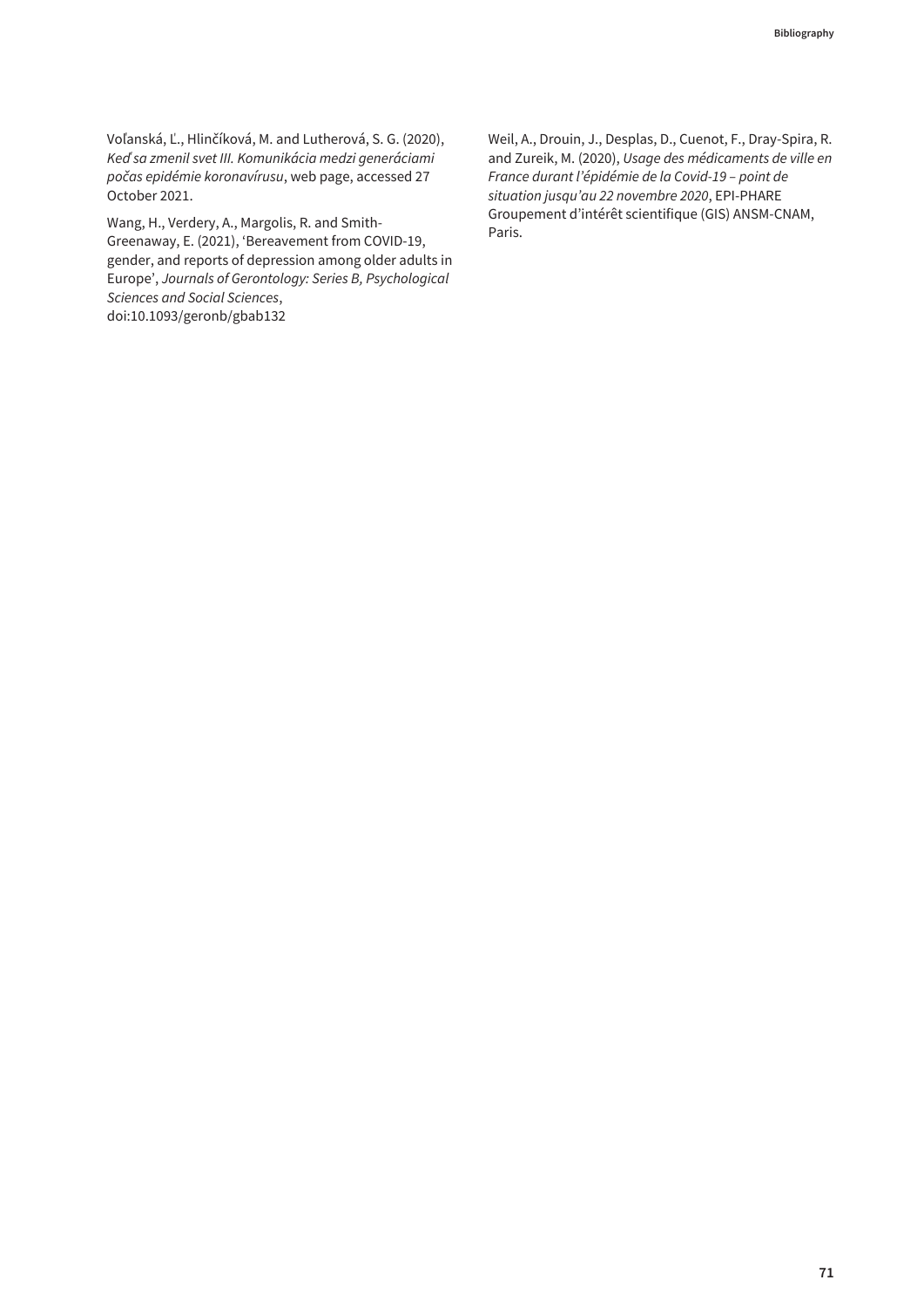Voľanská, Ľ., Hlinčíková, M. and Lutherová, S. G. (2020), *Keď sa zmenil svet III. Komunikácia medzi generáciami počas epidémie koronavírusu*, web page, accessed 27 October 2021.

Wang, H., Verdery, A., Margolis, R. and Smith-Greenaway, E. (2021), 'Bereavement from COVID-19, gender, and reports of depression among older adults in Europe', *Journals of Gerontology: Series B, Psychological Sciences and Social Sciences*, doi:10.1093/geronb/gbab132

Weil, A., Drouin, J., Desplas, D., Cuenot, F., Dray-Spira, R. and Zureik, M. (2020), *Usage des médicaments de ville en France durant l'épidémie de la Covid-19 – point de situation jusqu'au 22 novembre 2020*, EPI-PHARE Groupement d'intérêt scientifique (GIS) ANSM-CNAM, Paris.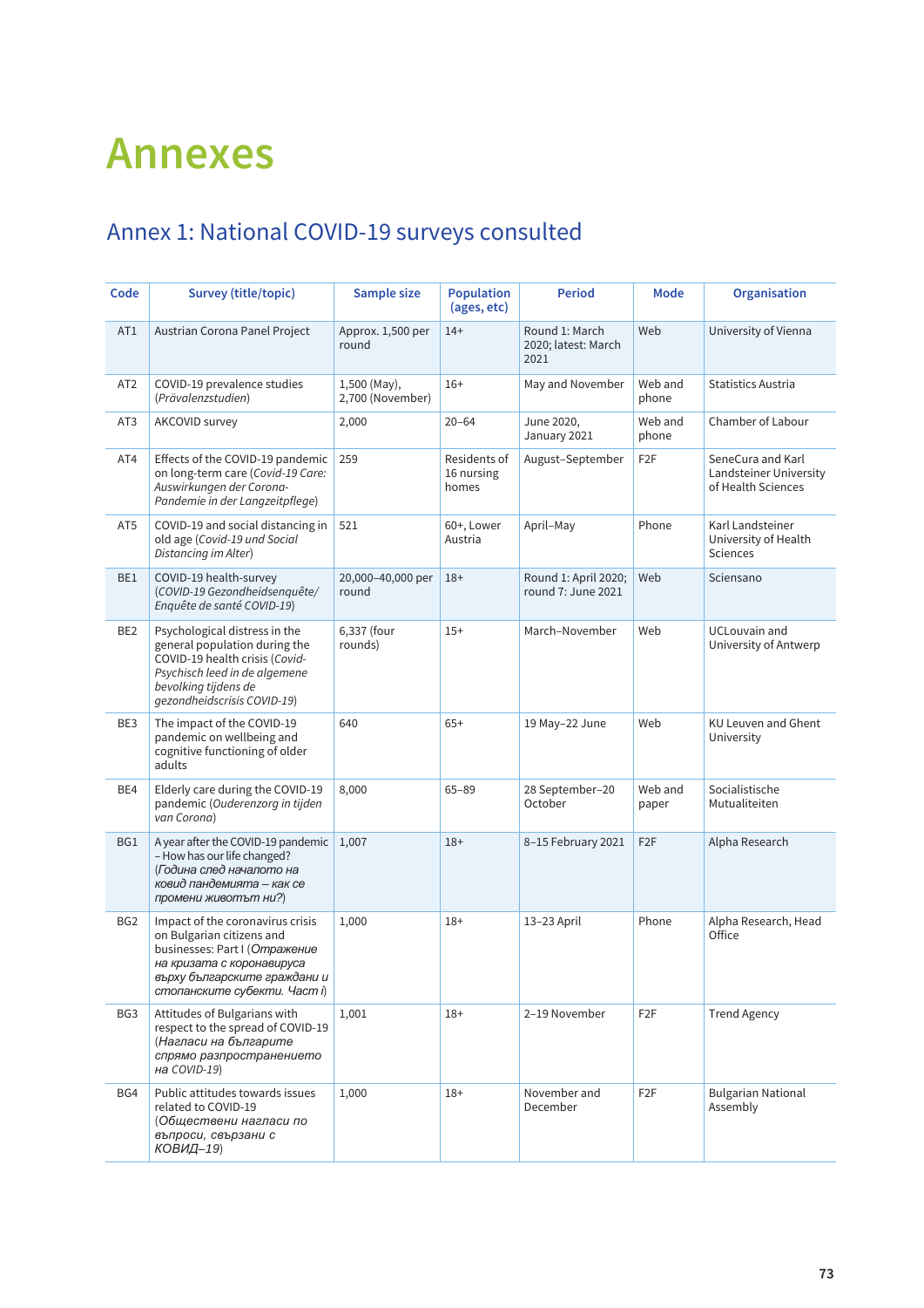# Annexes

## Annex 1: National COVID-19 surveys consulted

| Code | Survey (title/topic) | Sample size | Population (ages, etc) | Period | Mode | Organisation |
|---|---|---|---|---|---|---|
| AT1 | Austrian Corona Panel Project | Approx. 1,500 per round | 14+ | Round 1: March 2020; latest: March 2021 | Web | University of Vienna |
| AT2 | COVID-19 prevalence studies (*Prävalenzstudien*) | 1,500 (May), 2,700 (November) | 16+ | May and November | Web and phone | Statistics Austria |
| AT3 | AKCOVID survey | 2,000 | 20–64 | June 2020, January 2021 | Web and phone | Chamber of Labour |
| AT4 | Effects of the COVID-19 pandemic on long-term care (*Covid-19 Care: Auswirkungen der Corona-Pandemie in der Langzeitpflege*) | 259 | Residents of 16 nursing homes | August–September | F2F | SeneCura and Karl Landsteiner University of Health Sciences |
| AT5 | COVID-19 and social distancing in old age (*Covid-19 und Social Distancing im Alter*) | 521 | 60+, Lower Austria | April–May | Phone | Karl Landsteiner University of Health Sciences |
| BE1 | COVID-19 health-survey (*COVID-19 Gezondheidsenquête/ Enquête de santé COVID-19*) | 20,000–40,000 per round | 18+ | Round 1: April 2020; round 7: June 2021 | Web | Sciensano |
| BE2 | Psychological distress in the general population during the COVID-19 health crisis (*Covid-Psychisch leed in de algemene bevolking tijdens de gezondheidscrisis COVID-19*) | 6,337 (four rounds) | 15+ | March–November | Web | UCLouvain and University of Antwerp |
| BE3 | The impact of the COVID-19 pandemic on wellbeing and cognitive functioning of older adults | 640 | 65+ | 19 May–22 June | Web | KU Leuven and Ghent University |
| BE4 | Elderly care during the COVID-19 pandemic (*Ouderenzorg in tijden van Corona*) | 8,000 | 65–89 | 28 September–20 October | Web and paper | Socialistische Mutualiteiten |
| BG1 | A year after the COVID-19 pandemic – How has our life changed? (*Година след началото на ковид пандемията – как се промени животът ни?*) | 1,007 | 18+ | 8–15 February 2021 | F2F | Alpha Research |
| BG2 | Impact of the coronavirus crisis on Bulgarian citizens and businesses: Part I (*Отражение на кризата с коронавируса върху българските граждани и стопанските субекти. Част I*) | 1,000 | 18+ | 13–23 April | Phone | Alpha Research, Head Office |
| BG3 | Attitudes of Bulgarians with respect to the spread of COVID-19 (*Нагласи на българите спрямо разпространението на COVID-19*) | 1,001 | 18+ | 2–19 November | F2F | Trend Agency |
| BG4 | Public attitudes towards issues related to COVID-19 (*Обществени нагласи по въпроси, свързани с КОВИД–19*) | 1,000 | 18+ | November and December | F2F | Bulgarian National Assembly |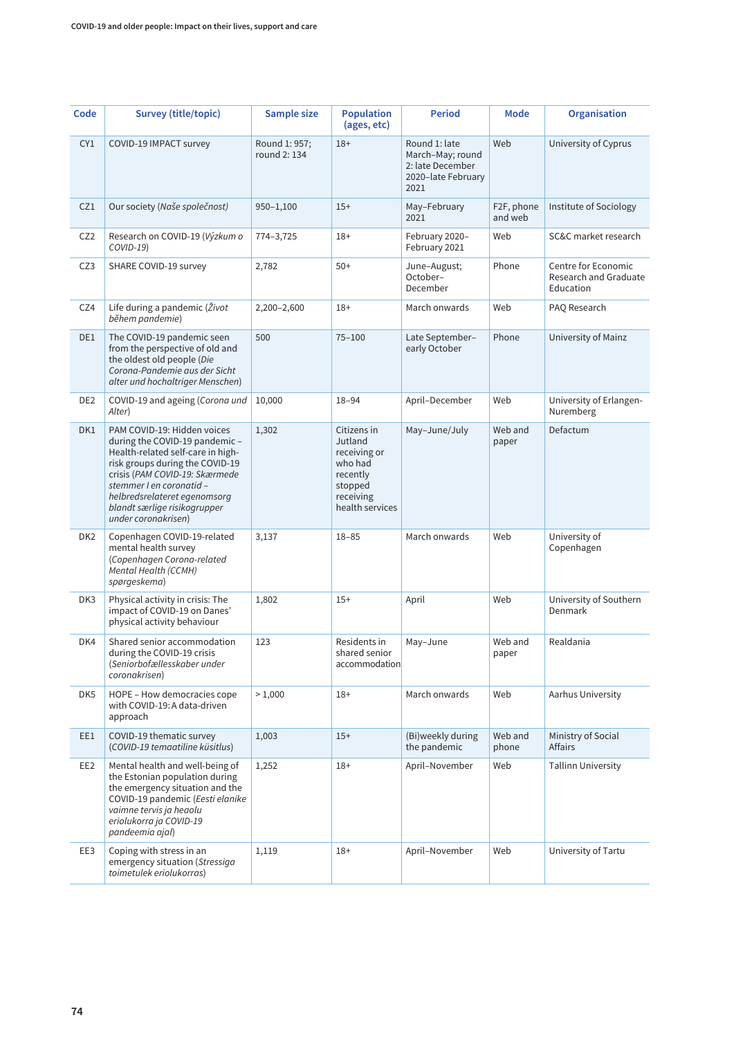| Code | Survey (title/topic) | Sample size | Population (ages, etc) | Period | Mode | Organisation |
|---|---|---|---|---|---|---|
| CY1 | COVID-19 IMPACT survey | Round 1: 957; round 2: 134 | 18+ | Round 1: late March–May; round 2: late December 2020–late February 2021 | Web | University of Cyprus |
| CZ1 | Our society (*Naše společnost*) | 950–1,100 | 15+ | May–February 2021 | F2F, phone and web | Institute of Sociology |
| CZ2 | Research on COVID-19 (*Výzkum o COVID-19*) | 774–3,725 | 18+ | February 2020–February 2021 | Web | SC&C market research |
| CZ3 | SHARE COVID-19 survey | 2,782 | 50+ | June–August; October–December | Phone | Centre for Economic Research and Graduate Education |
| CZ4 | Life during a pandemic (*Život během pandemie*) | 2,200–2,600 | 18+ | March onwards | Web | PAQ Research |
| DE1 | The COVID-19 pandemic seen from the perspective of old and the oldest old people (*Die Corona-Pandemie aus der Sicht alter und hochaltriger Menschen*) | 500 | 75–100 | Late September–early October | Phone | University of Mainz |
| DE2 | COVID-19 and ageing (*Corona und Alter*) | 10,000 | 18–94 | April–December | Web | University of Erlangen-Nuremberg |
| DK1 | PAM COVID-19: Hidden voices during the COVID-19 pandemic – Health-related self-care in high-risk groups during the COVID-19 crisis (*PAM COVID-19: Skærmede stemmer I en coronatid – helbredsrelateret egenomsorg blandt særlige risikogrupper under coronakrisen*) | 1,302 | Citizens in Jutland receiving or who had recently stopped receiving health services | May–June/July | Web and paper | Defactum |
| DK2 | Copenhagen COVID-19-related mental health survey (*Copenhagen Corona-related Mental Health (CCMH) spørgeskema*) | 3,137 | 18–85 | March onwards | Web | University of Copenhagen |
| DK3 | Physical activity in crisis: The impact of COVID-19 on Danes' physical activity behaviour | 1,802 | 15+ | April | Web | University of Southern Denmark |
| DK4 | Shared senior accommodation during the COVID-19 crisis (*Seniorbofællesskaber under coronakrisen*) | 123 | Residents in shared senior accommodation | May–June | Web and paper | Realdania |
| DK5 | HOPE – How democracies cope with COVID-19: A data-driven approach | > 1,000 | 18+ | March onwards | Web | Aarhus University |
| EE1 | COVID-19 thematic survey (*COVID-19 temaatiline küsitlus*) | 1,003 | 15+ | (Bi)weekly during the pandemic | Web and phone | Ministry of Social Affairs |
| EE2 | Mental health and well-being of the Estonian population during the emergency situation and the COVID-19 pandemic (*Eesti elanike vaimne tervis ja heaolu eriolukorra ja COVID-19 pandeemia ajal*) | 1,252 | 18+ | April–November | Web | Tallinn University |
| EE3 | Coping with stress in an emergency situation (*Stressiga toimetulek eriolukorras*) | 1,119 | 18+ | April–November | Web | University of Tartu |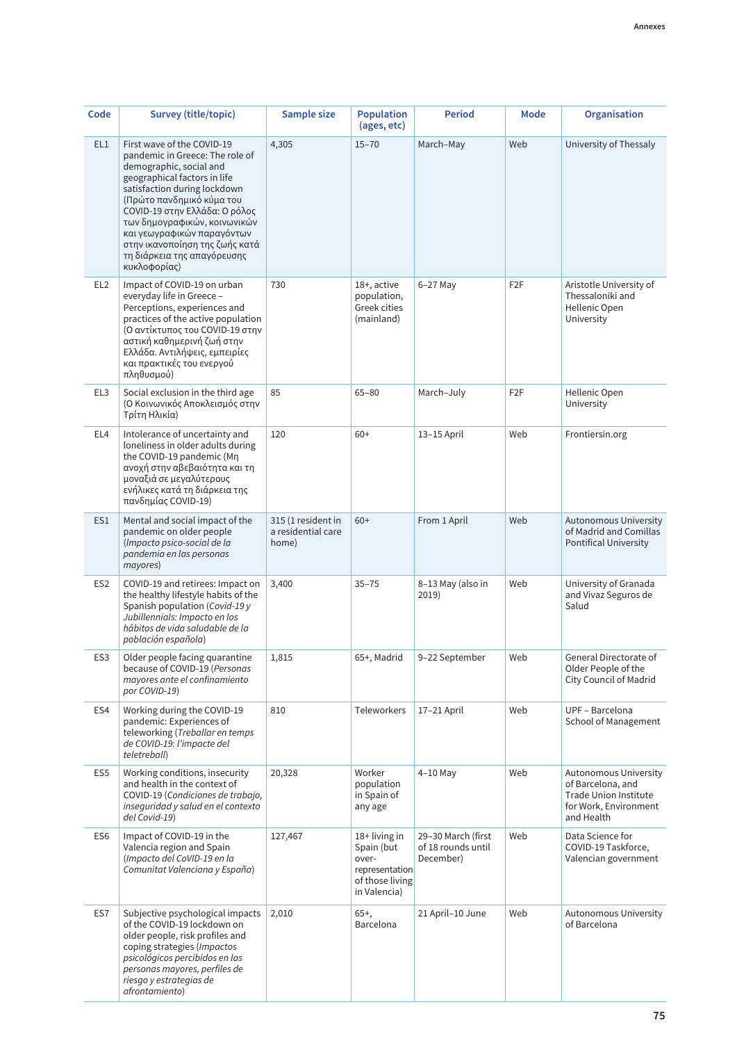| Code | Survey (title/topic) | Sample size | Population (ages, etc) | Period | Mode | Organisation |
|---|---|---|---|---|---|---|
| EL1 | First wave of the COVID-19 pandemic in Greece: The role of demographic, social and geographical factors in life satisfaction during lockdown (Πρώτο πανδημικό κύμα του COVID-19 στην Ελλάδα: Ο ρόλος των δημογραφικών, κοινωνικών και γεωγραφικών παραγόντων στην ικανοποίηση της ζωής κατά τη διάρκεια της απαγόρευσης κυκλοφορίας) | 4,305 | 15–70 | March–May | Web | University of Thessaly |
| EL2 | Impact of COVID-19 on urban everyday life in Greece – Perceptions, experiences and practices of the active population (Ο αντίκτυπος του COVID-19 στην αστική καθημερινή ζωή στην Ελλάδα. Αντιλήψεις, εμπειρίες και πρακτικές του ενεργού πληθυσμού) | 730 | 18+, active population, Greek cities (mainland) | 6–27 May | F2F | Aristotle University of Thessaloniki and Hellenic Open University |
| EL3 | Social exclusion in the third age (Ο Κοινωνικός Αποκλεισμός στην Τρίτη Ηλικία) | 85 | 65–80 | March–July | F2F | Hellenic Open University |
| EL4 | Intolerance of uncertainty and loneliness in older adults during the COVID-19 pandemic (Μη ανοχή στην αβεβαιότητα και τη μοναξιά σε μεγαλύτερους ενήλικες κατά τη διάρκεια της πανδημίας COVID-19) | 120 | 60+ | 13–15 April | Web | Frontiersin.org |
| ES1 | Mental and social impact of the pandemic on older people (*Impacto psico-social de la pandemia en las personas mayores*) | 315 (1 resident in a residential care home) | 60+ | From 1 April | Web | Autonomous University of Madrid and Comillas Pontifical University |
| ES2 | COVID-19 and retirees: Impact on the healthy lifestyle habits of the Spanish population (*Covid-19 y Jubillennials: Impacto en los hábitos de vida saludable de la población española*) | 3,400 | 35–75 | 8–13 May (also in 2019) | Web | University of Granada and Vivaz Seguros de Salud |
| ES3 | Older people facing quarantine because of COVID-19 (*Personas mayores ante el confinamiento por COVID-19*) | 1,815 | 65+, Madrid | 9–22 September | Web | General Directorate of Older People of the City Council of Madrid |
| ES4 | Working during the COVID-19 pandemic: Experiences of teleworking (*Treballar en temps de COVID-19: l'impacte del teletreball*) | 810 | Teleworkers | 17–21 April | Web | UPF – Barcelona School of Management |
| ES5 | Working conditions, insecurity and health in the context of COVID-19 (*Condiciones de trabajo, inseguridad y salud en el contexto del Covid-19*) | 20,328 | Worker population in Spain of any age | 4–10 May | Web | Autonomous University of Barcelona, and Trade Union Institute for Work, Environment and Health |
| ES6 | Impact of COVID-19 in the Valencia region and Spain (*Impacto del CoVID-19 en la Comunitat Valenciana y España*) | 127,467 | 18+ living in Spain (but over-representation of those living in Valencia) | 29–30 March (first of 18 rounds until December) | Web | Data Science for COVID-19 Taskforce, Valencian government |
| ES7 | Subjective psychological impacts of the COVID-19 lockdown on older people, risk profiles and coping strategies (*Impactos psicológicos percibidos en las personas mayores, perfiles de riesgo y estrategias de afrontamiento*) | 2,010 | 65+, Barcelona | 21 April–10 June | Web | Autonomous University of Barcelona |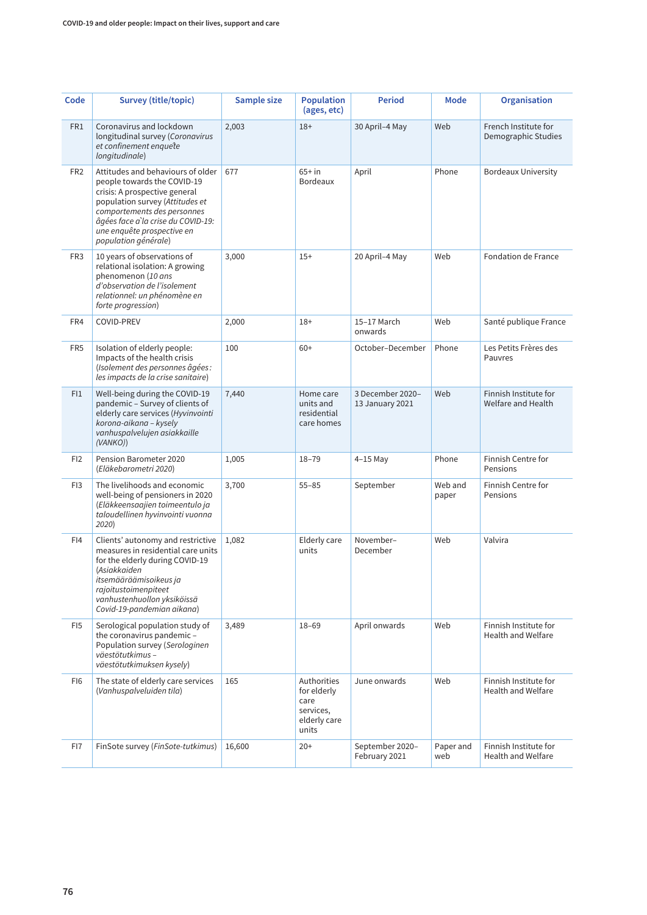| Code | Survey (title/topic) | Sample size | Population (ages, etc) | Period | Mode | Organisation |
|---|---|---|---|---|---|---|
| FR1 | Coronavirus and lockdown longitudinal survey (*Coronavirus et confinement enquête longitudinale*) | 2,003 | 18+ | 30 April–4 May | Web | French Institute for Demographic Studies |
| FR2 | Attitudes and behaviours of older people towards the COVID-19 crisis: A prospective general population survey (*Attitudes et comportements des personnes âgées face à la crise du COVID-19: une enquête prospective en population générale*) | 677 | 65+ in Bordeaux | April | Phone | Bordeaux University |
| FR3 | 10 years of observations of relational isolation: A growing phenomenon (*10 ans d'observation de l'isolement relationnel: un phénomène en forte progression*) | 3,000 | 15+ | 20 April–4 May | Web | Fondation de France |
| FR4 | COVID-PREV | 2,000 | 18+ | 15–17 March onwards | Web | Santé publique France |
| FR5 | Isolation of elderly people: Impacts of the health crisis (*Isolement des personnes âgées : les impacts de la crise sanitaire*) | 100 | 60+ | October–December | Phone | Les Petits Frères des Pauvres |
| FI1 | Well-being during the COVID-19 pandemic – Survey of clients of elderly care services (*Hyvinvointi korona-aikana – kysely vanhuspalvelujen asiakkaille (VANKO)*) | 7,440 | Home care units and residential care homes | 3 December 2020–13 January 2021 | Web | Finnish Institute for Welfare and Health |
| FI2 | Pension Barometer 2020 (*Eläkebarometri 2020*) | 1,005 | 18–79 | 4–15 May | Phone | Finnish Centre for Pensions |
| FI3 | The livelihoods and economic well-being of pensioners in 2020 (*Eläkkeensaajien toimeentulo ja taloudellinen hyvinvointi vuonna 2020*) | 3,700 | 55–85 | September | Web and paper | Finnish Centre for Pensions |
| FI4 | Clients' autonomy and restrictive measures in residential care units for the elderly during COVID-19 (*Asiakkaiden itsemääräämisoikeus ja rajoitustoimenpiteet vanhustenhuollon yksiköissä Covid-19-pandemian aikana*) | 1,082 | Elderly care units | November–December | Web | Valvira |
| FI5 | Serological population study of the coronavirus pandemic – Population survey (*Serologinen väestötutkimus – väestötutkimuksen kysely*) | 3,489 | 18–69 | April onwards | Web | Finnish Institute for Health and Welfare |
| FI6 | The state of elderly care services (*Vanhuspalveluiden tila*) | 165 | Authorities for elderly care services, elderly care units | June onwards | Web | Finnish Institute for Health and Welfare |
| FI7 | FinSote survey (*FinSote-tutkimus*) | 16,600 | 20+ | September 2020–February 2021 | Paper and web | Finnish Institute for Health and Welfare |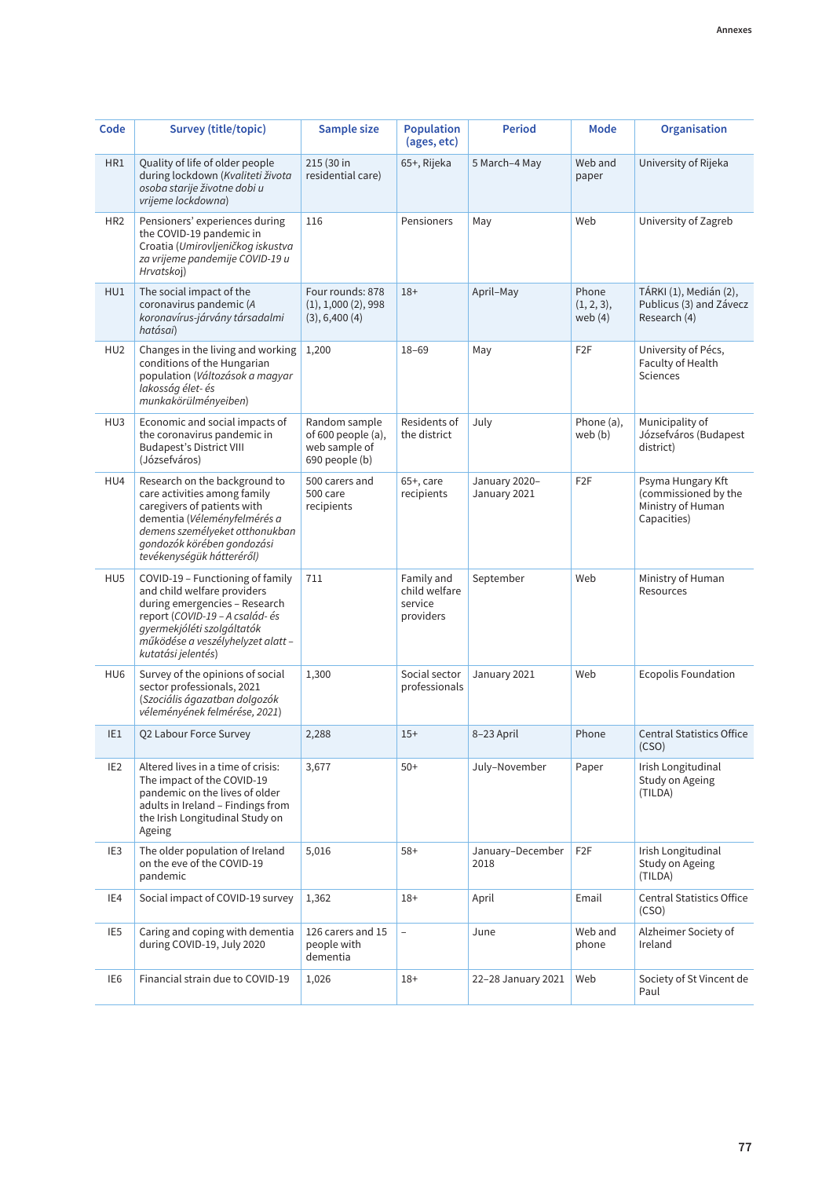| Code | Survey (title/topic) | Sample size | Population (ages, etc) | Period | Mode | Organisation |
|---|---|---|---|---|---|---|
| HR1 | Quality of life of older people during lockdown (*Kvaliteti života osoba starije životne dobi u vrijeme lockdowna*) | 215 (30 in residential care) | 65+, Rijeka | 5 March–4 May | Web and paper | University of Rijeka |
| HR2 | Pensioners' experiences during the COVID-19 pandemic in Croatia (*Umirovljeničkog iskustva za vrijeme pandemije COVID-19 u Hrvatskoj*) | 116 | Pensioners | May | Web | University of Zagreb |
| HU1 | The social impact of the coronavirus pandemic (*A koronavírus-járvány társadalmi hatásai*) | Four rounds: 878 (1), 1,000 (2), 998 (3), 6,400 (4) | 18+ | April–May | Phone (1, 2, 3), web (4) | TÁRKI (1), Medián (2), Publicus (3) and Závecz Research (4) |
| HU2 | Changes in the living and working conditions of the Hungarian population (*Változások a magyar lakosság élet- és munkakörülményeiben*) | 1,200 | 18–69 | May | F2F | University of Pécs, Faculty of Health Sciences |
| HU3 | Economic and social impacts of the coronavirus pandemic in Budapest's District VIII (Józsefváros) | Random sample of 600 people (a), web sample of 690 people (b) | Residents of the district | July | Phone (a), web (b) | Municipality of Józsefváros (Budapest district) |
| HU4 | Research on the background to care activities among family caregivers of patients with dementia (*Véleményfelmérés a demens személyeket otthonukban gondozók körében gondozási tevékenységük hátteréről*) | 500 carers and 500 care recipients | 65+, care recipients | January 2020–January 2021 | F2F | Psyma Hungary Kft (commissioned by the Ministry of Human Capacities) |
| HU5 | COVID-19 – Functioning of family and child welfare providers during emergencies – Research report (*COVID-19 – A család- és gyermekjóléti szolgáltatók működése a veszélyhelyzet alatt – kutatási jelentés*) | 711 | Family and child welfare service providers | September | Web | Ministry of Human Resources |
| HU6 | Survey of the opinions of social sector professionals, 2021 (*Szociális ágazatban dolgozók véleményének felmérése, 2021*) | 1,300 | Social sector professionals | January 2021 | Web | Ecopolis Foundation |
| IE1 | Q2 Labour Force Survey | 2,288 | 15+ | 8–23 April | Phone | Central Statistics Office (CSO) |
| IE2 | Altered lives in a time of crisis: The impact of the COVID-19 pandemic on the lives of older adults in Ireland – Findings from the Irish Longitudinal Study on Ageing | 3,677 | 50+ | July–November | Paper | Irish Longitudinal Study on Ageing (TILDA) |
| IE3 | The older population of Ireland on the eve of the COVID-19 pandemic | 5,016 | 58+ | January–December 2018 | F2F | Irish Longitudinal Study on Ageing (TILDA) |
| IE4 | Social impact of COVID-19 survey | 1,362 | 18+ | April | Email | Central Statistics Office (CSO) |
| IE5 | Caring and coping with dementia during COVID-19, July 2020 | 126 carers and 15 people with dementia | – | June | Web and phone | Alzheimer Society of Ireland |
| IE6 | Financial strain due to COVID-19 | 1,026 | 18+ | 22–28 January 2021 | Web | Society of St Vincent de Paul |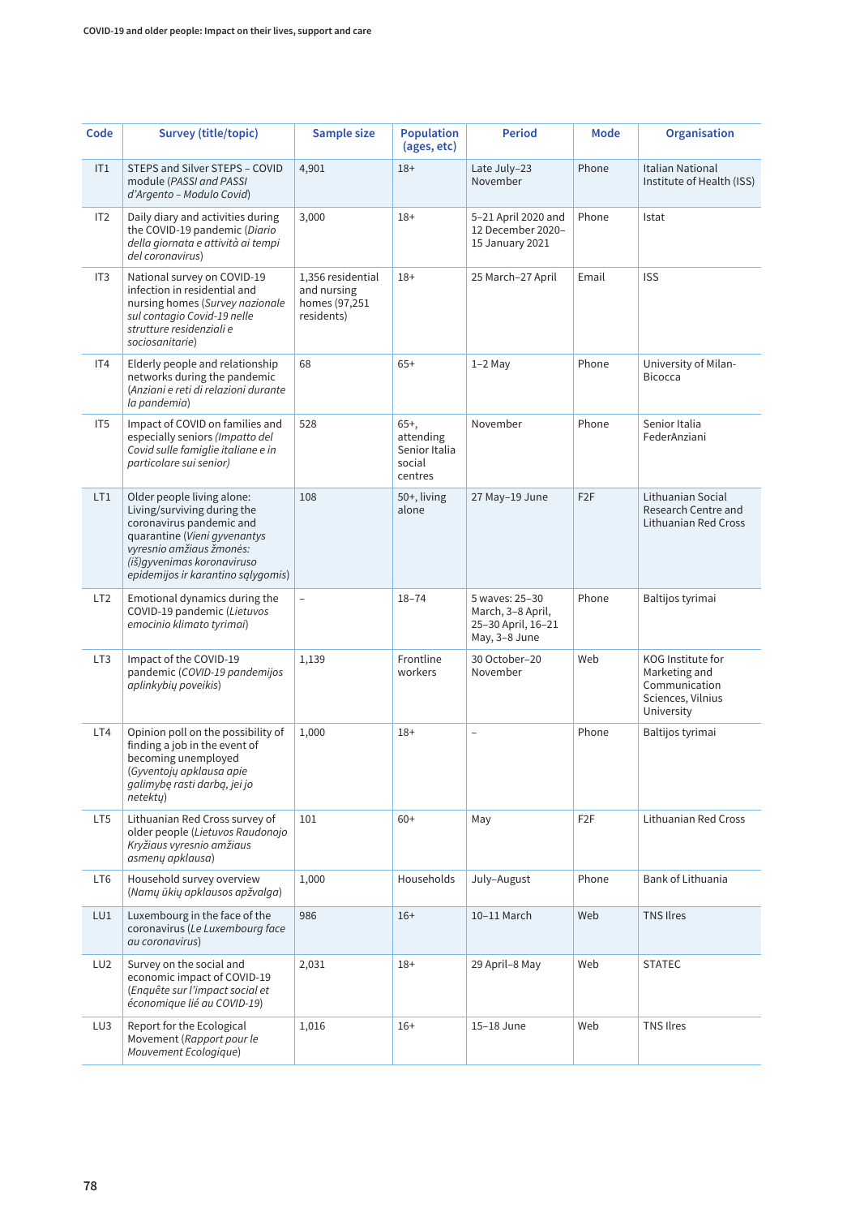| Code | Survey (title/topic) | Sample size | Population (ages, etc) | Period | Mode | Organisation |
|---|---|---|---|---|---|---|
| IT1 | STEPS and Silver STEPS – COVID module (*PASSI and PASSI d'Argento – Modulo Covid*) | 4,901 | 18+ | Late July–23 November | Phone | Italian National Institute of Health (ISS) |
| IT2 | Daily diary and activities during the COVID-19 pandemic (*Diario della giornata e attività ai tempi del coronavirus*) | 3,000 | 18+ | 5–21 April 2020 and 12 December 2020–15 January 2021 | Phone | Istat |
| IT3 | National survey on COVID-19 infection in residential and nursing homes (*Survey nazionale sul contagio Covid-19 nelle strutture residenziali e sociosanitarie*) | 1,356 residential and nursing homes (97,251 residents) | 18+ | 25 March–27 April | Email | ISS |
| IT4 | Elderly people and relationship networks during the pandemic (*Anziani e reti di relazioni durante la pandemia*) | 68 | 65+ | 1–2 May | Phone | University of Milan-Bicocca |
| IT5 | Impact of COVID on families and especially seniors *(Impatto del Covid sulle famiglie italiane e in particolare sui senior)* | 528 | 65+, attending Senior Italia social centres | November | Phone | Senior Italia FederAnziani |
| LT1 | Older people living alone: Living/surviving during the coronavirus pandemic and quarantine (*Vieni gyvenantys vyresnio amžiaus žmonės: (iš)gyvenimas koronaviruso epidemijos ir karantino sąlygomis*) | 108 | 50+, living alone | 27 May–19 June | F2F | Lithuanian Social Research Centre and Lithuanian Red Cross |
| LT2 | Emotional dynamics during the COVID-19 pandemic (*Lietuvos emocinio klimato tyrimai*) | – | 18–74 | 5 waves: 25–30 March, 3–8 April, 25–30 April, 16–21 May, 3–8 June | Phone | Baltijos tyrimai |
| LT3 | Impact of the COVID-19 pandemic (*COVID-19 pandemijos aplinkybių poveikis*) | 1,139 | Frontline workers | 30 October–20 November | Web | KOG Institute for Marketing and Communication Sciences, Vilnius University |
| LT4 | Opinion poll on the possibility of finding a job in the event of becoming unemployed (*Gyventojų apklausa apie galimybę rasti darbą, jei jo netektų*) | 1,000 | 18+ | – | Phone | Baltijos tyrimai |
| LT5 | Lithuanian Red Cross survey of older people (*Lietuvos Raudonojo Kryžiaus vyresnio amžiaus asmenų apklausa*) | 101 | 60+ | May | F2F | Lithuanian Red Cross |
| LT6 | Household survey overview (*Namų ūkių apklausos apžvalga*) | 1,000 | Households | July–August | Phone | Bank of Lithuania |
| LU1 | Luxembourg in the face of the coronavirus (*Le Luxembourg face au coronavirus*) | 986 | 16+ | 10–11 March | Web | TNS Ilres |
| LU2 | Survey on the social and economic impact of COVID-19 (*Enquête sur l'impact social et économique lié au COVID-19*) | 2,031 | 18+ | 29 April–8 May | Web | STATEC |
| LU3 | Report for the Ecological Movement (*Rapport pour le Mouvement Ecologique*) | 1,016 | 16+ | 15–18 June | Web | TNS Ilres |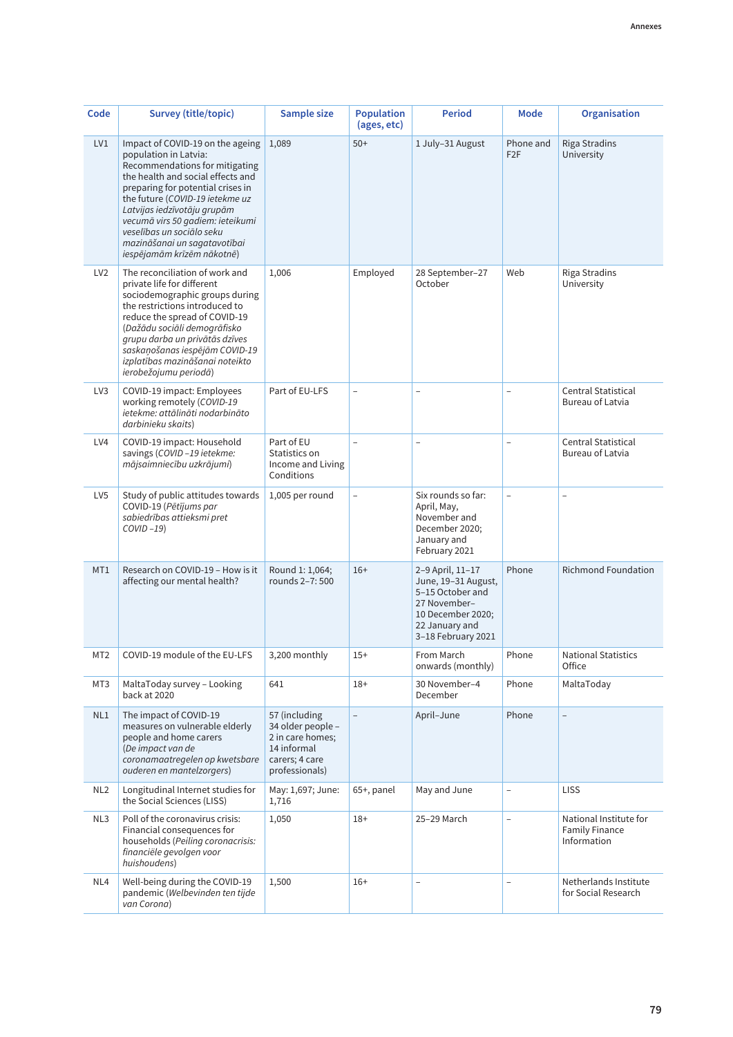| Code | Survey (title/topic) | Sample size | Population (ages, etc) | Period | Mode | Organisation |
|---|---|---|---|---|---|---|
| LV1 | Impact of COVID-19 on the ageing population in Latvia: Recommendations for mitigating the health and social effects and preparing for potential crises in the future (*COVID-19 ietekme uz Latvijas iedzīvotāju grupām vecumā virs 50 gadiem: ieteikumi veselības un sociālo seku mazināšanai un sagatavotībai iespējamām krīzēm nākotnē*) | 1,089 | 50+ | 1 July–31 August | Phone and F2F | Riga Stradins University |
| LV2 | The reconciliation of work and private life for different sociodemographic groups during the restrictions introduced to reduce the spread of COVID-19 (*Dažādu sociāli demogrāfisko grupu darba un privātās dzīves saskaņošanas iespējām COVID-19 izplatības mazināšanai noteikto ierobežojumu periodā*) | 1,006 | Employed | 28 September–27 October | Web | Riga Stradins University |
| LV3 | COVID-19 impact: Employees working remotely (*COVID-19 ietekme: attālināti nodarbināto darbinieku skaits*) | Part of EU-LFS | – | – | – | Central Statistical Bureau of Latvia |
| LV4 | COVID-19 impact: Household savings (*COVID –19 ietekme: mājsaimniecību uzkrājumi*) | Part of EU Statistics on Income and Living Conditions | – | – | – | Central Statistical Bureau of Latvia |
| LV5 | Study of public attitudes towards COVID-19 (*Pētījums par sabiedrības attieksmi pret COVID –19*) | 1,005 per round | – | Six rounds so far: April, May, November and December 2020; January and February 2021 | – | – |
| MT1 | Research on COVID-19 – How is it affecting our mental health? | Round 1: 1,064; rounds 2–7: 500 | 16+ | 2–9 April, 11–17 June, 19–31 August, 5–15 October and 27 November–10 December 2020; 22 January and 3–18 February 2021 | Phone | Richmond Foundation |
| MT2 | COVID-19 module of the EU-LFS | 3,200 monthly | 15+ | From March onwards (monthly) | Phone | National Statistics Office |
| MT3 | MaltaToday survey – Looking back at 2020 | 641 | 18+ | 30 November–4 December | Phone | MaltaToday |
| NL1 | The impact of COVID-19 measures on vulnerable elderly people and home carers (*De impact van de coronamaatregelen op kwetsbare ouderen en mantelzorgers*) | 57 (including 34 older people – 2 in care homes; 14 informal carers; 4 care professionals) | – | April–June | Phone | – |
| NL2 | Longitudinal Internet studies for the Social Sciences (LISS) | May: 1,697; June: 1,716 | 65+, panel | May and June | – | LISS |
| NL3 | Poll of the coronavirus crisis: Financial consequences for households (*Peiling coronacrisis: financiële gevolgen voor huishoudens*) | 1,050 | 18+ | 25–29 March | – | National Institute for Family Finance Information |
| NL4 | Well-being during the COVID-19 pandemic (*Welbevinden ten tijde van Corona*) | 1,500 | 16+ | – | – | Netherlands Institute for Social Research |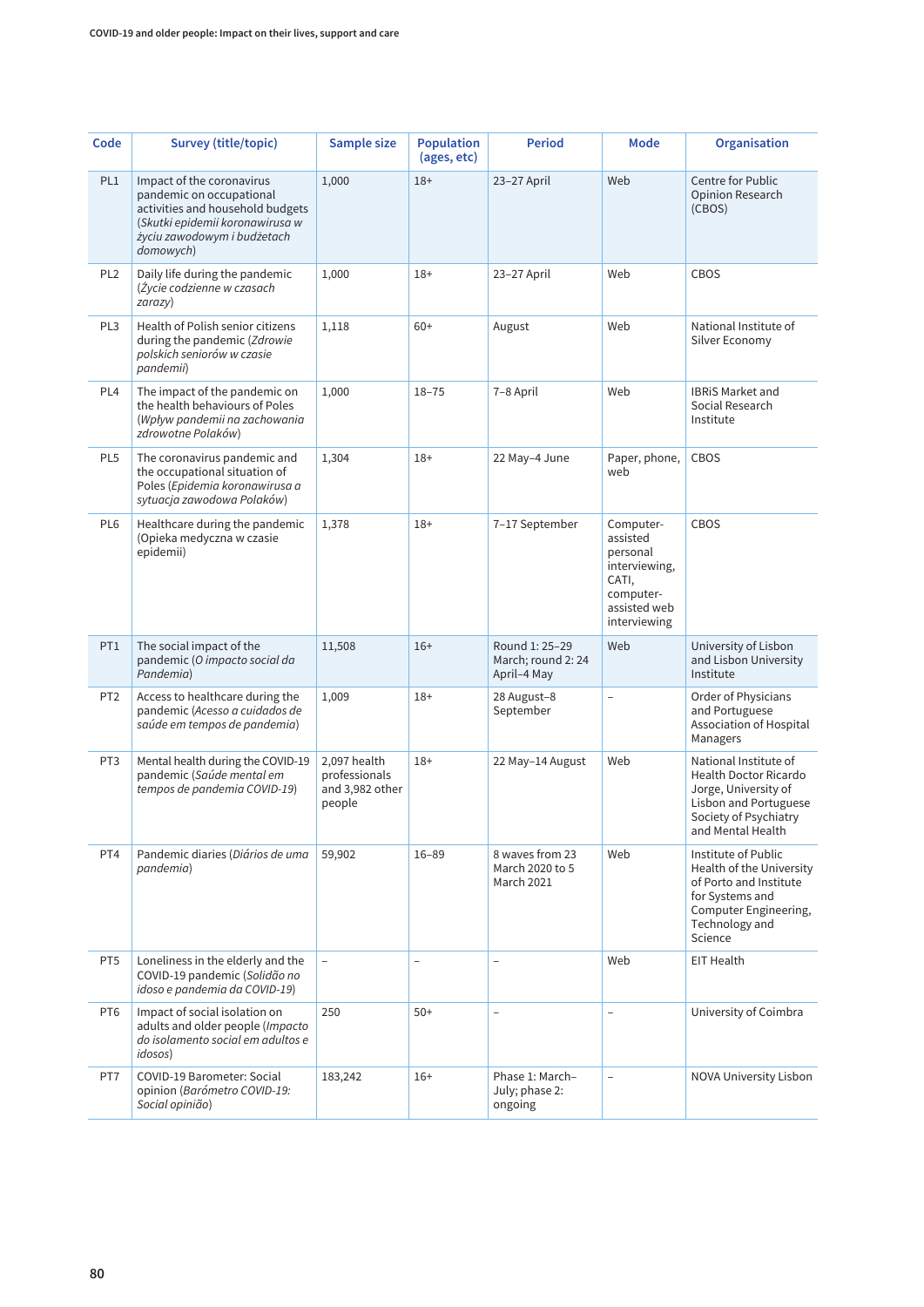| Code | Survey (title/topic) | Sample size | Population (ages, etc) | Period | Mode | Organisation |
|---|---|---|---|---|---|---|
| PL1 | Impact of the coronavirus pandemic on occupational activities and household budgets (*Skutki epidemii koronawirusa w życiu zawodowym i budżetach domowych*) | 1,000 | 18+ | 23–27 April | Web | Centre for Public Opinion Research (CBOS) |
| PL2 | Daily life during the pandemic (*Życie codzienne w czasach zarazy*) | 1,000 | 18+ | 23–27 April | Web | CBOS |
| PL3 | Health of Polish senior citizens during the pandemic (*Zdrowie polskich seniorów w czasie pandemii*) | 1,118 | 60+ | August | Web | National Institute of Silver Economy |
| PL4 | The impact of the pandemic on the health behaviours of Poles (*Wpływ pandemii na zachowania zdrowotne Polaków*) | 1,000 | 18–75 | 7–8 April | Web | IBRiS Market and Social Research Institute |
| PL5 | The coronavirus pandemic and the occupational situation of Poles (*Epidemia koronawirusa a sytuacja zawodowa Polaków*) | 1,304 | 18+ | 22 May–4 June | Paper, phone, web | CBOS |
| PL6 | Healthcare during the pandemic (Opieka medyczna w czasie epidemii) | 1,378 | 18+ | 7–17 September | Computer-assisted personal interviewing, CATI, computer-assisted web interviewing | CBOS |
| PT1 | The social impact of the pandemic (*O impacto social da Pandemia*) | 11,508 | 16+ | Round 1: 25–29 March; round 2: 24 April–4 May | Web | University of Lisbon and Lisbon University Institute |
| PT2 | Access to healthcare during the pandemic (*Acesso a cuidados de saúde em tempos de pandemia*) | 1,009 | 18+ | 28 August–8 September | – | Order of Physicians and Portuguese Association of Hospital Managers |
| PT3 | Mental health during the COVID-19 pandemic (*Saúde mental em tempos de pandemia COVID-19*) | 2,097 health professionals and 3,982 other people | 18+ | 22 May–14 August | Web | National Institute of Health Doctor Ricardo Jorge, University of Lisbon and Portuguese Society of Psychiatry and Mental Health |
| PT4 | Pandemic diaries (*Diários de uma pandemia*) | 59,902 | 16–89 | 8 waves from 23 March 2020 to 5 March 2021 | Web | Institute of Public Health of the University of Porto and Institute for Systems and Computer Engineering, Technology and Science |
| PT5 | Loneliness in the elderly and the COVID-19 pandemic (*Solidão no idoso e pandemia da COVID-19*) | – | – | – | Web | EIT Health |
| PT6 | Impact of social isolation on adults and older people (*Impacto do isolamento social em adultos e idosos*) | 250 | 50+ | – | – | University of Coimbra |
| PT7 | COVID-19 Barometer: Social opinion (*Barómetro COVID-19: Social opinião*) | 183,242 | 16+ | Phase 1: March–July; phase 2: ongoing | – | NOVA University Lisbon |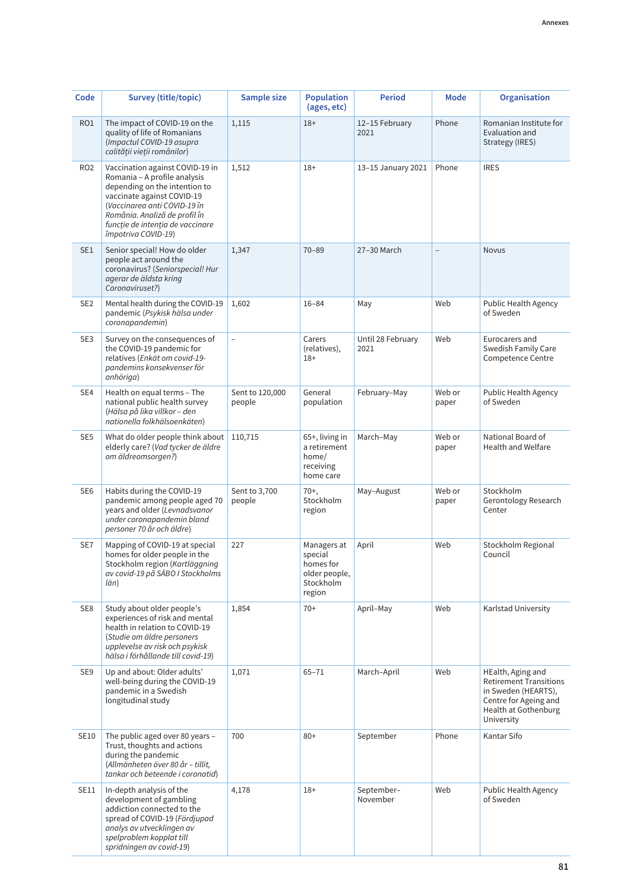| Code | Survey (title/topic) | Sample size | Population (ages, etc) | Period | Mode | Organisation |
|---|---|---|---|---|---|---|
| RO1 | The impact of COVID-19 on the quality of life of Romanians (*Impactul COVID-19 asupra calității vieții românilor*) | 1,115 | 18+ | 12–15 February 2021 | Phone | Romanian Institute for Evaluation and Strategy (IRES) |
| RO2 | Vaccination against COVID-19 in Romania – A profile analysis depending on the intention to vaccinate against COVID-19 (*Vaccinarea anti COVID-19 în România. Analiză de profil în funcție de intenția de vaccinare împotriva COVID-19*) | 1,512 | 18+ | 13–15 January 2021 | Phone | IRES |
| SE1 | Senior special! How do older people act around the coronavirus? (*Seniorspecial! Hur agerar de äldsta kring Coronaviruset?*) | 1,347 | 70–89 | 27–30 March | – | Novus |
| SE2 | Mental health during the COVID-19 pandemic (*Psykisk hälsa under coronapandemin*) | 1,602 | 16–84 | May | Web | Public Health Agency of Sweden |
| SE3 | Survey on the consequences of the COVID-19 pandemic for relatives (*Enkät om covid-19-pandemins konsekvenser för anhöriga*) | – | Carers (relatives), 18+ | Until 28 February 2021 | Web | Eurocarers and Swedish Family Care Competence Centre |
| SE4 | Health on equal terms – The national public health survey (*Hälsa på lika villkor – den nationella folkhälsoenkäten*) | Sent to 120,000 people | General population | February–May | Web or paper | Public Health Agency of Sweden |
| SE5 | What do older people think about elderly care? (*Vad tycker de äldre om äldreomsorgen?*) | 110,715 | 65+, living in a retirement home/ receiving home care | March–May | Web or paper | National Board of Health and Welfare |
| SE6 | Habits during the COVID-19 pandemic among people aged 70 years and older (*Levnadsvanor under coronapandemin bland personer 70 år och äldre*) | Sent to 3,700 people | 70+, Stockholm region | May–August | Web or paper | Stockholm Gerontology Research Center |
| SE7 | Mapping of COVID-19 at special homes for older people in the Stockholm region (*Kartläggning av covid-19 på SÄBO I Stockholms län*) | 227 | Managers at special homes for older people, Stockholm region | April | Web | Stockholm Regional Council |
| SE8 | Study about older people's experiences of risk and mental health in relation to COVID-19 (*Studie om äldre personers upplevelse av risk och psykisk hälsa i förhållande till covid-19*) | 1,854 | 70+ | April–May | Web | Karlstad University |
| SE9 | Up and about: Older adults' well-being during the COVID-19 pandemic in a Swedish longitudinal study | 1,071 | 65–71 | March–April | Web | HEalth, Aging and Retirement Transitions in Sweden (HEARTS), Centre for Ageing and Health at Gothenburg University |
| SE10 | The public aged over 80 years – Trust, thoughts and actions during the pandemic (*Allmänheten över 80 år – tillit, tankar och beteende i coronatid*) | 700 | 80+ | September | Phone | Kantar Sifo |
| SE11 | In-depth analysis of the development of gambling addiction connected to the spread of COVID-19 (*Fördjupad analys av utvecklingen av spelproblem kopplat till spridningen av covid-19*) | 4,178 | 18+ | September–November | Web | Public Health Agency of Sweden |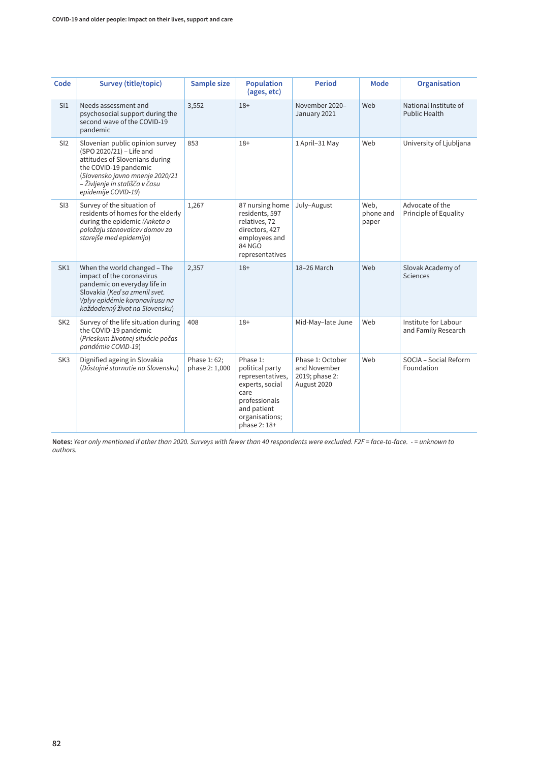| Code | Survey (title/topic) | Sample size | Population (ages, etc) | Period | Mode | Organisation |
|---|---|---|---|---|---|---|
| SI1 | Needs assessment and psychosocial support during the second wave of the COVID-19 pandemic | 3,552 | 18+ | November 2020–January 2021 | Web | National Institute of Public Health |
| SI2 | Slovenian public opinion survey (SPO 2020/21) – Life and attitudes of Slovenians during the COVID-19 pandemic (*Slovensko javno mnenje 2020/21 – Življenje in stališča v času epidemije COVID-19*) | 853 | 18+ | 1 April–31 May | Web | University of Ljubljana |
| SI3 | Survey of the situation of residents of homes for the elderly during the epidemic (*Anketa o položaju stanovalcev domov za starejše med epidemijo*) | 1,267 | 87 nursing home residents, 597 relatives, 72 directors, 427 employees and 84 NGO representatives | July–August | Web, phone and paper | Advocate of the Principle of Equality |
| SK1 | When the world changed – The impact of the coronavirus pandemic on everyday life in Slovakia (*Keď sa zmenil svet. Vplyv epidémie koronavírusu na každodenný život na Slovensku*) | 2,357 | 18+ | 18–26 March | Web | Slovak Academy of Sciences |
| SK2 | Survey of the life situation during the COVID-19 pandemic (*Prieskum životnej situácie počas pandémie COVID-19*) | 408 | 18+ | Mid-May–late June | Web | Institute for Labour and Family Research |
| SK3 | Dignified ageing in Slovakia (*Dôstojné starnutie na Slovensku*) | Phase 1: 62; phase 2: 1,000 | Phase 1: political party representatives, experts, social care professionals and patient organisations; phase 2: 18+ | Phase 1: October and November 2019; phase 2: August 2020 | Web | SOCIA – Social Reform Foundation |

**Notes:** *Year only mentioned if other than 2020. Surveys with fewer than 40 respondents were excluded. F2F = face-to-face. - = unknown to authors.*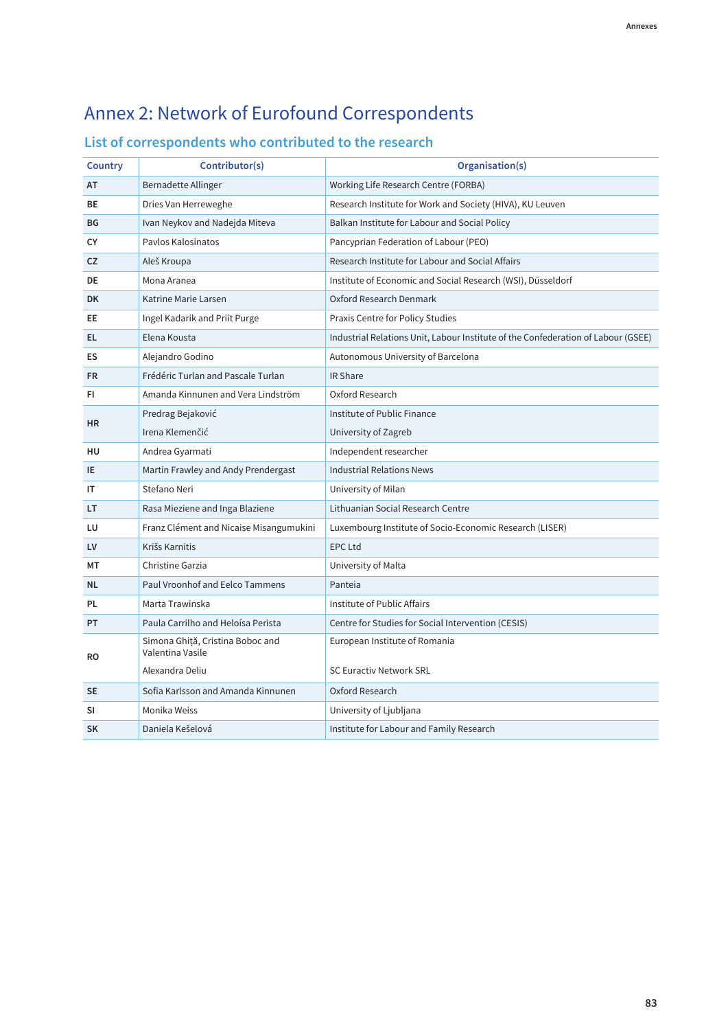# Annex 2: Network of Eurofound Correspondents

## List of correspondents who contributed to the research

| Country | Contributor(s) | Organisation(s) |
|---|---|---|
| AT | Bernadette Allinger | Working Life Research Centre (FORBA) |
| BE | Dries Van Herreweghe | Research Institute for Work and Society (HIVA), KU Leuven |
| BG | Ivan Neykov and Nadejda Miteva | Balkan Institute for Labour and Social Policy |
| CY | Pavlos Kalosinatos | Pancyprian Federation of Labour (PEO) |
| CZ | Aleš Kroupa | Research Institute for Labour and Social Affairs |
| DE | Mona Aranea | Institute of Economic and Social Research (WSI), Düsseldorf |
| DK | Katrine Marie Larsen | Oxford Research Denmark |
| EE | Ingel Kadarik and Priit Purge | Praxis Centre for Policy Studies |
| EL | Elena Kousta | Industrial Relations Unit, Labour Institute of the Confederation of Labour (GSEE) |
| ES | Alejandro Godino | Autonomous University of Barcelona |
| FR | Frédéric Turlan and Pascale Turlan | IR Share |
| FI | Amanda Kinnunen and Vera Lindström | Oxford Research |
| HR | Predrag Bejaković | Institute of Public Finance |
| | Irena Klemenčić | University of Zagreb |
| HU | Andrea Gyarmati | Independent researcher |
| IE | Martin Frawley and Andy Prendergast | Industrial Relations News |
| IT | Stefano Neri | University of Milan |
| LT | Rasa Mieziene and Inga Blaziene | Lithuanian Social Research Centre |
| LU | Franz Clément and Nicaise Misangumukini | Luxembourg Institute of Socio-Economic Research (LISER) |
| LV | Krišs Karnitis | EPC Ltd |
| MT | Christine Garzia | University of Malta |
| NL | Paul Vroonhof and Eelco Tammens | Panteia |
| PL | Marta Trawinska | Institute of Public Affairs |
| PT | Paula Carrilho and Heloísa Perista | Centre for Studies for Social Intervention (CESIS) |
| RO | Simona Ghiță, Cristina Boboc and Valentina Vasile | European Institute of Romania |
| | Alexandra Deliu | SC Euractiv Network SRL |
| SE | Sofia Karlsson and Amanda Kinnunen | Oxford Research |
| SI | Monika Weiss | University of Ljubljana |
| SK | Daniela Kešelová | Institute for Labour and Family Research |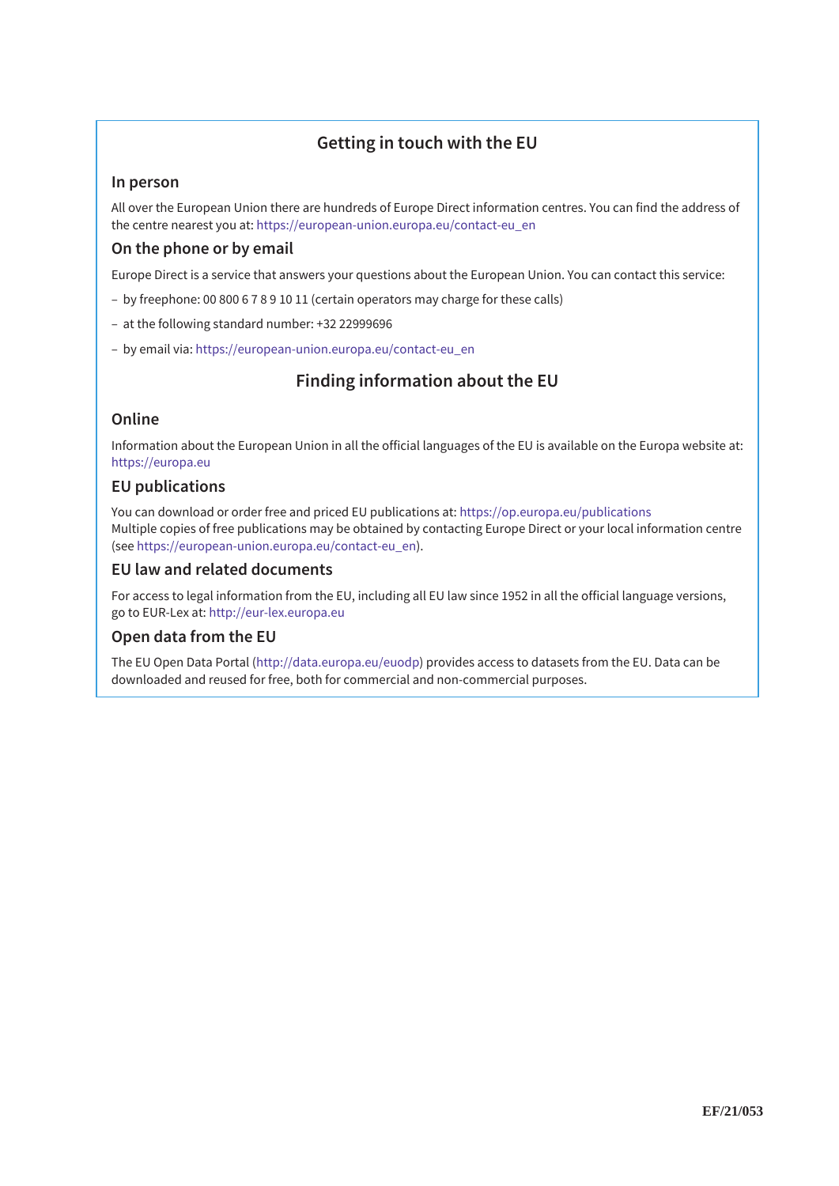## Getting in touch with the EU

### In person

All over the European Union there are hundreds of Europe Direct information centres. You can find the address of the centre nearest you at: https://european-union.europa.eu/contact-eu_en

### On the phone or by email

Europe Direct is a service that answers your questions about the European Union. You can contact this service:

- by freephone: 00 800 6 7 8 9 10 11 (certain operators may charge for these calls)
- at the following standard number: +32 22999696
- by email via: https://european-union.europa.eu/contact-eu_en

## Finding information about the EU

### Online

Information about the European Union in all the official languages of the EU is available on the Europa website at: https://europa.eu

### EU publications

You can download or order free and priced EU publications at: https://op.europa.eu/publications
Multiple copies of free publications may be obtained by contacting Europe Direct or your local information centre (see https://european-union.europa.eu/contact-eu_en).

### EU law and related documents

For access to legal information from the EU, including all EU law since 1952 in all the official language versions, go to EUR-Lex at: http://eur-lex.europa.eu

### Open data from the EU

The EU Open Data Portal (http://data.europa.eu/euodp) provides access to datasets from the EU. Data can be downloaded and reused for free, both for commercial and non-commercial purposes.

**EF/21/053**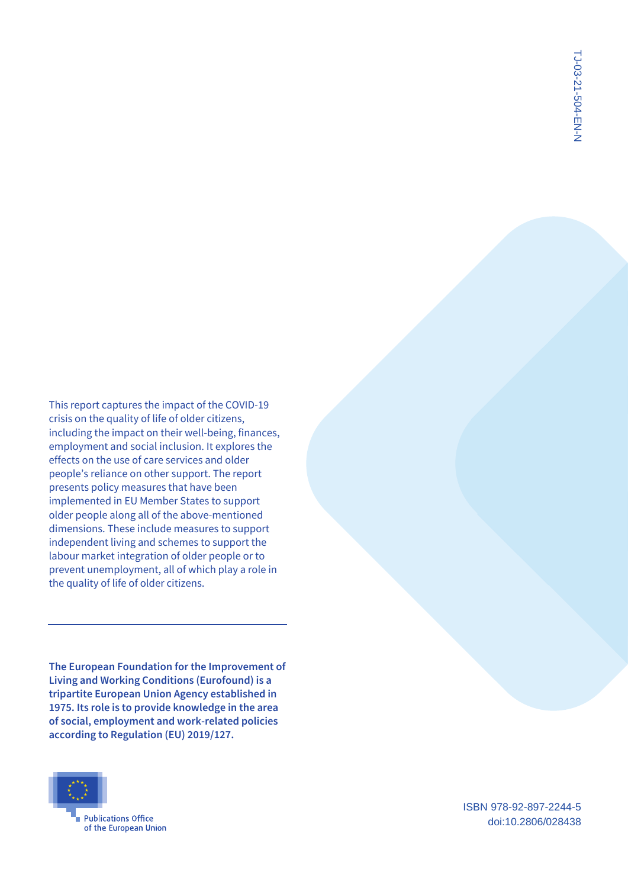TJ-03-21-504-EN-N

This report captures the impact of the COVID-19 crisis on the quality of life of older citizens, including the impact on their well-being, finances, employment and social inclusion. It explores the effects on the use of care services and older people's reliance on other support. The report presents policy measures that have been implemented in EU Member States to support older people along all of the above-mentioned dimensions. These include measures to support independent living and schemes to support the labour market integration of older people or to prevent unemployment, all of which play a role in the quality of life of older citizens.

**The European Foundation for the Improvement of Living and Working Conditions (Eurofound) is a tripartite European Union Agency established in 1975. Its role is to provide knowledge in the area of social, employment and work-related policies according to Regulation (EU) 2019/127.**

Publications Office of the European Union

ISBN 978-92-897-2244-5
doi:10.2806/028438